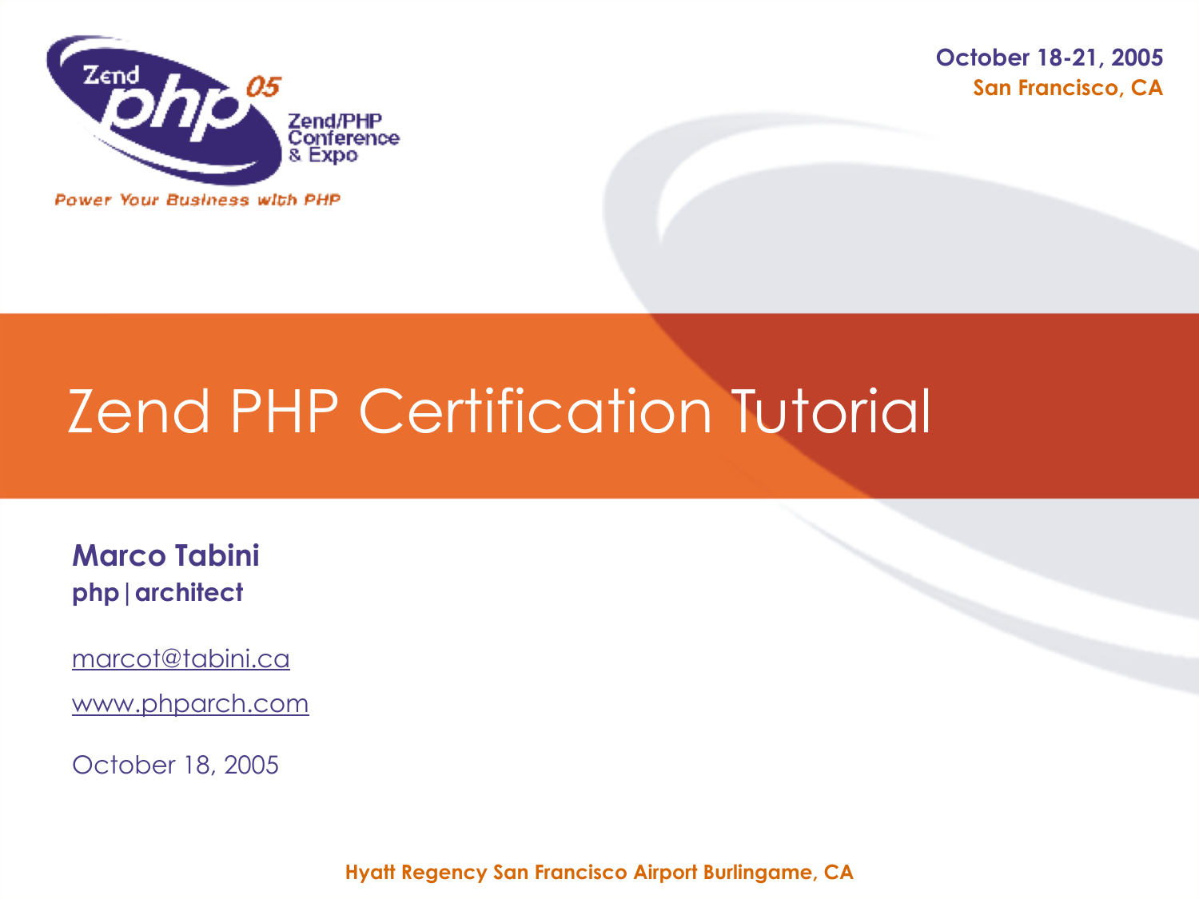October 18-21, 2005
San Francisco, CA

# Zend PHP Certification Tutorial

**Marco Tabini**
**php|architect**

marcot@tabini.ca

www.phparch.com

October 18, 2005

Hyatt Regency San Francisco Airport Burlingame, CA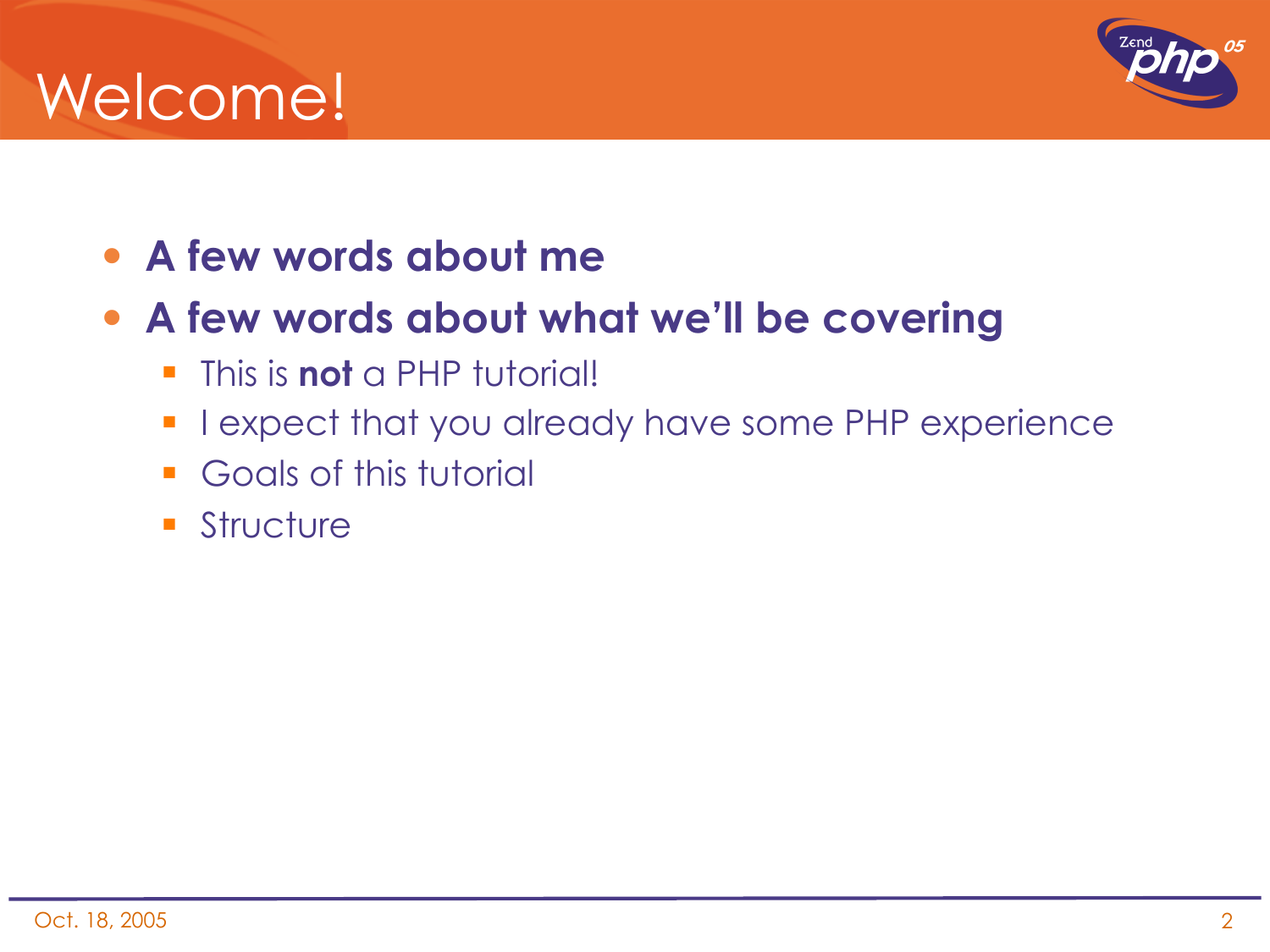# Welcome!

- **A few words about me**
- **A few words about what we'll be covering**
  - This is **not** a PHP tutorial!
  - I expect that you already have some PHP experience
  - Goals of this tutorial
  - Structure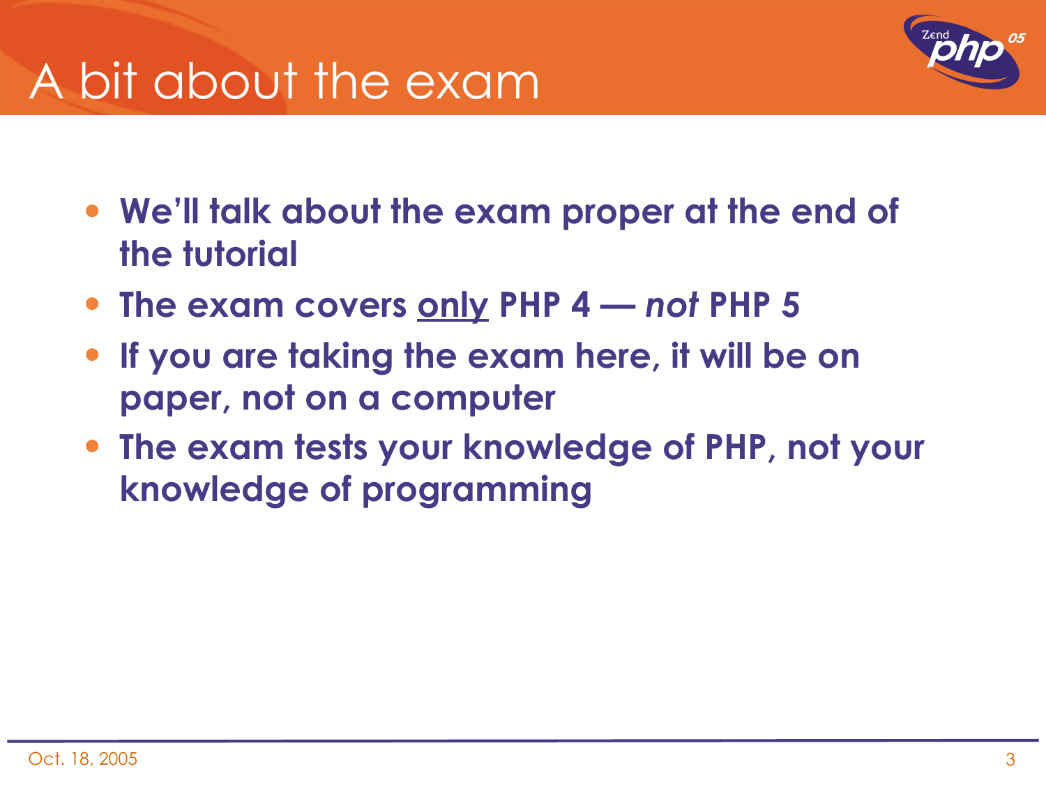# A bit about the exam

- **We'll talk about the exam proper at the end of the tutorial**
- **The exam covers <u>only</u> PHP 4 — *not* PHP 5**
- **If you are taking the exam here, it will be on paper, not on a computer**
- **The exam tests your knowledge of PHP, not your knowledge of programming**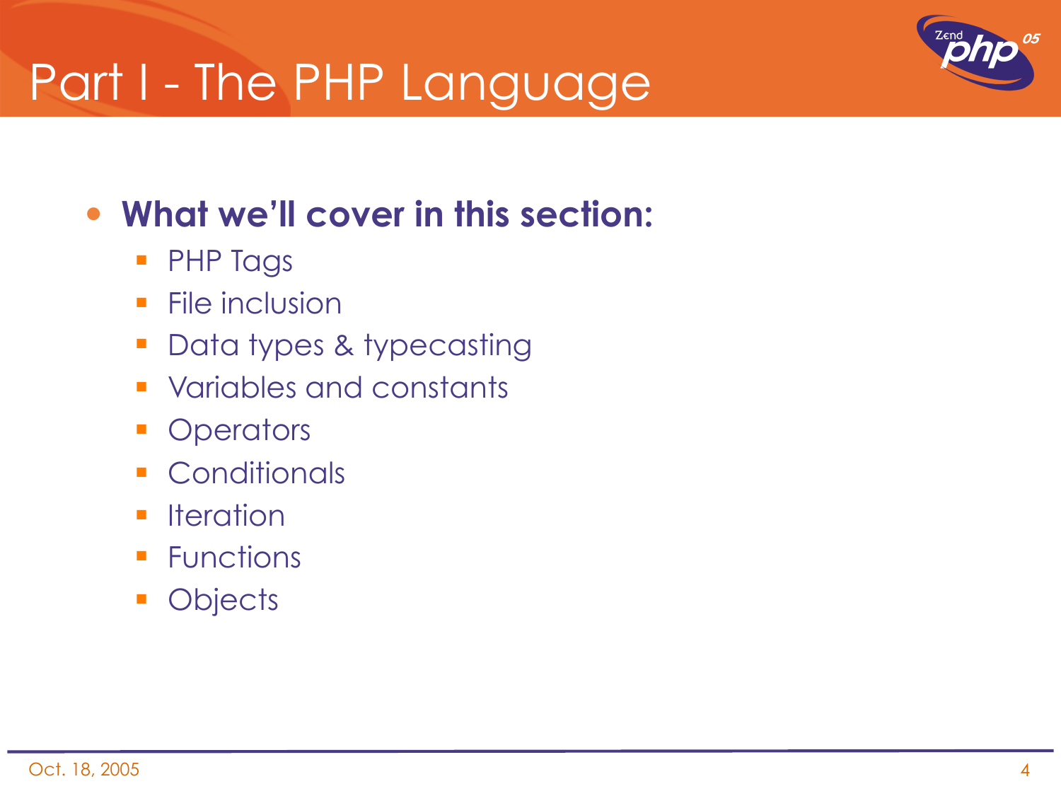# Part I - The PHP Language

- **What we'll cover in this section:**
  - PHP Tags
  - File inclusion
  - Data types & typecasting
  - Variables and constants
  - Operators
  - Conditionals
  - Iteration
  - Functions
  - Objects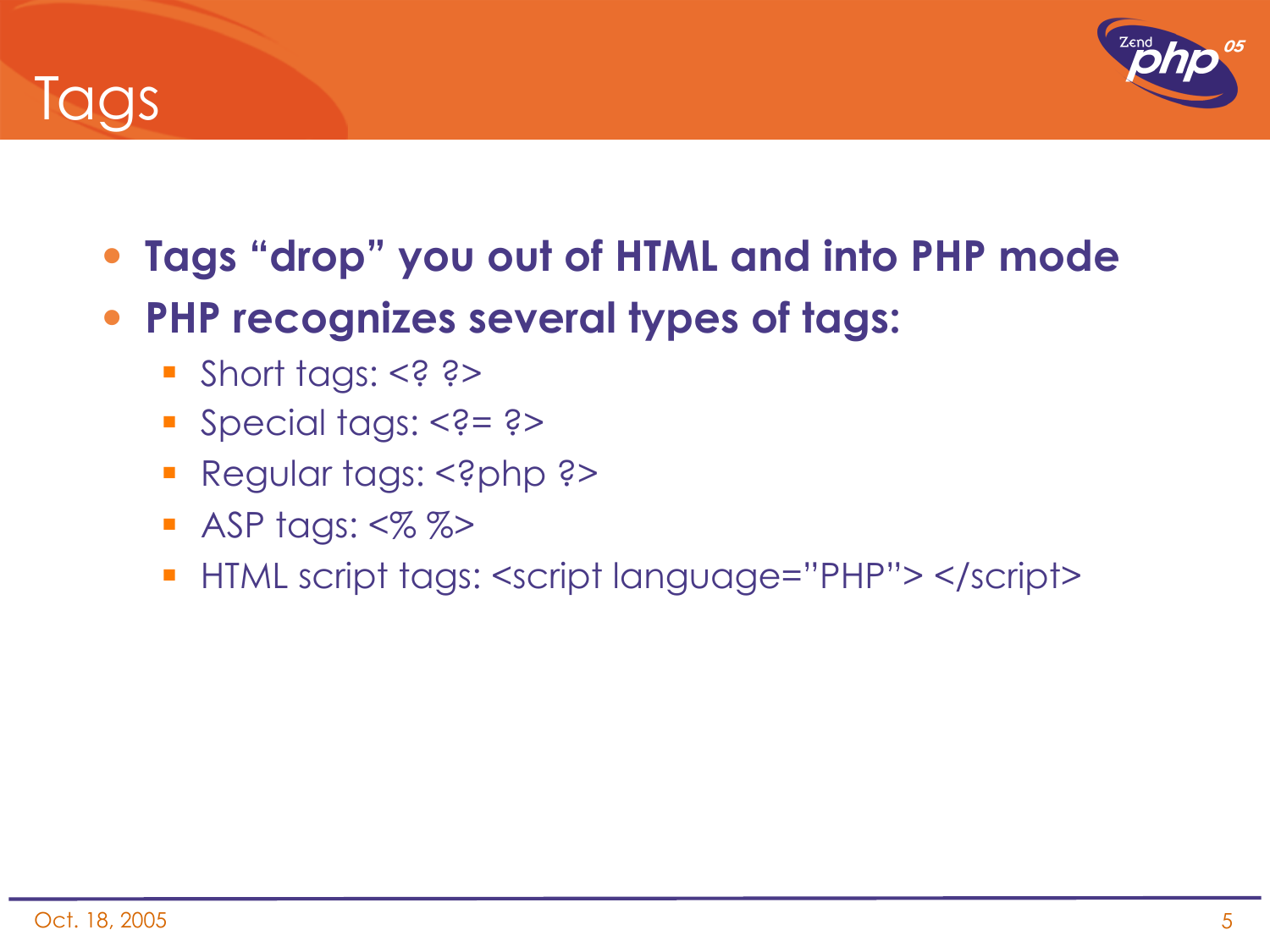# Tags

- **Tags "drop" you out of HTML and into PHP mode**
- **PHP recognizes several types of tags:**
  - Short tags: <? ?>
  - Special tags: <?= ?>
  - Regular tags: <?php ?>
  - ASP tags: <% %>
  - HTML script tags: <script language="PHP"> </script>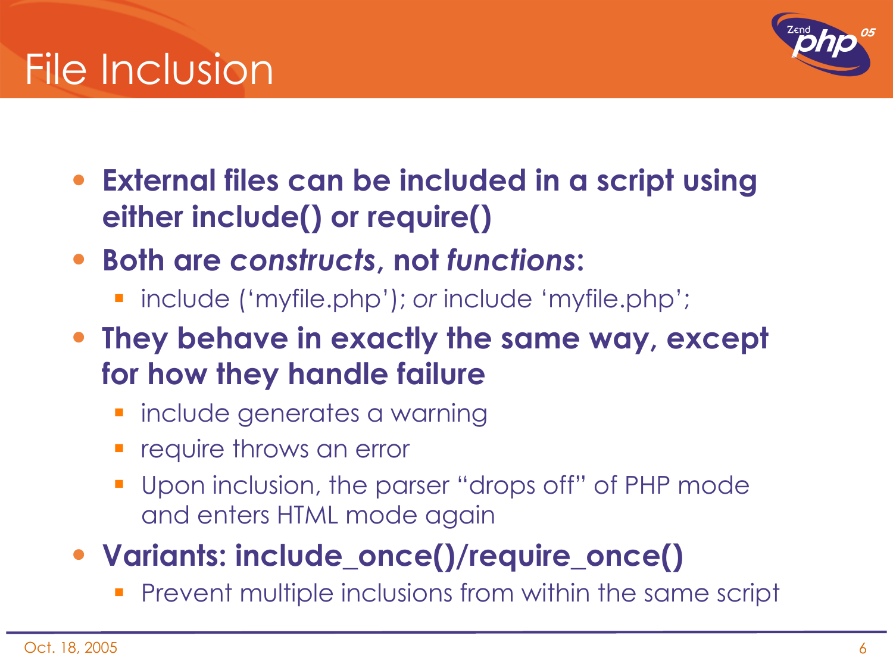# File Inclusion

- **External files can be included in a script using either include() or require()**
- **Both are *constructs*, not *functions*:**
  - include ('myfile.php'); *or* include 'myfile.php';
- **They behave in exactly the same way, except for how they handle failure**
  - include generates a warning
  - require throws an error
  - Upon inclusion, the parser "drops off" of PHP mode and enters HTML mode again
- **Variants: include_once()/require_once()**
  - Prevent multiple inclusions from within the same script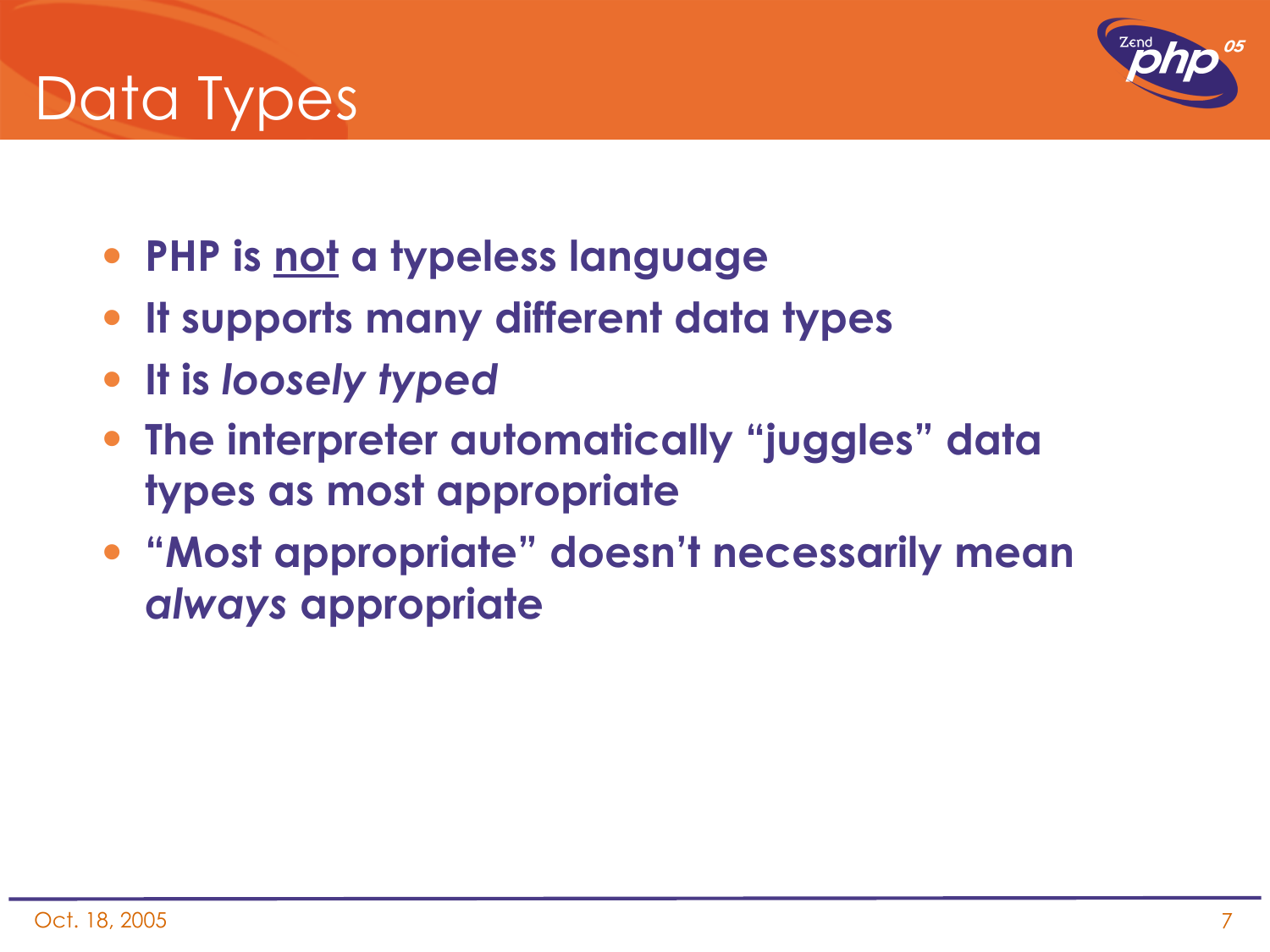# Data Types

- **PHP is <u>not</u> a typeless language**
- **It supports many different data types**
- **It is *loosely typed***
- **The interpreter automatically "juggles" data types as most appropriate**
- **"Most appropriate" doesn't necessarily mean *always* appropriate**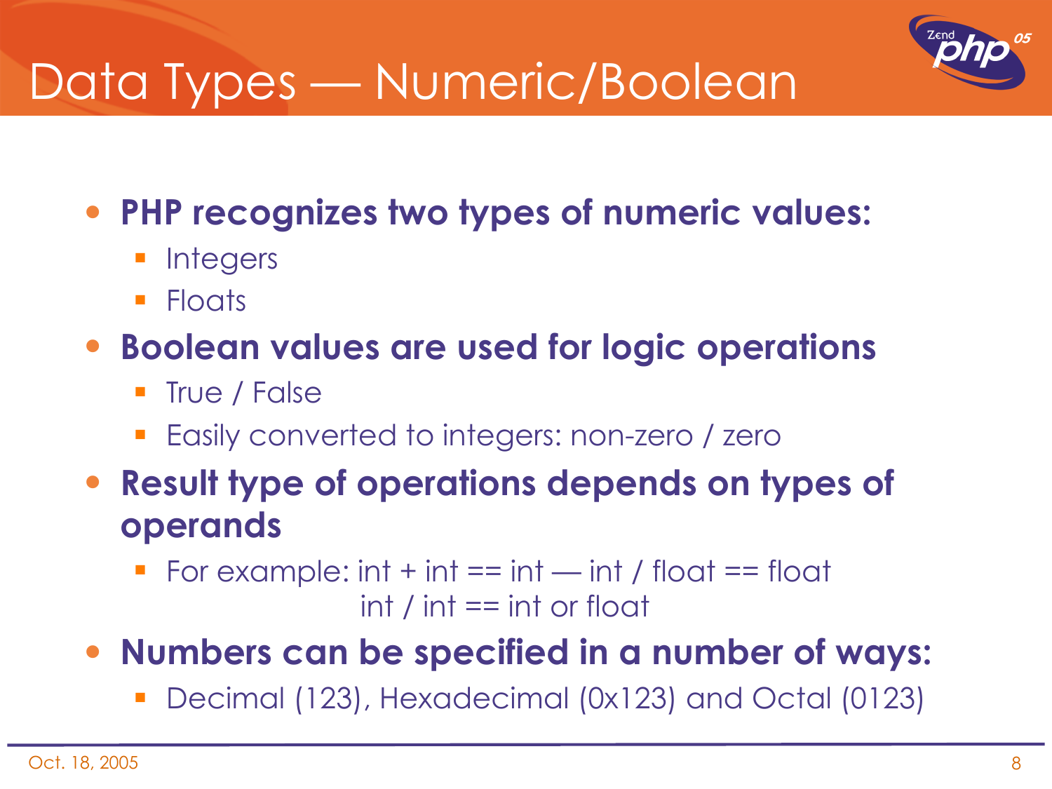# Data Types — Numeric/Boolean

- **PHP recognizes two types of numeric values:**
  - Integers
  - Floats
- **Boolean values are used for logic operations**
  - True / False
  - Easily converted to integers: non-zero / zero
- **Result type of operations depends on types of operands**
  - For example: int + int == int — int / float == float
    int / int == int or float
- **Numbers can be specified in a number of ways:**
  - Decimal (123), Hexadecimal (0x123) and Octal (0123)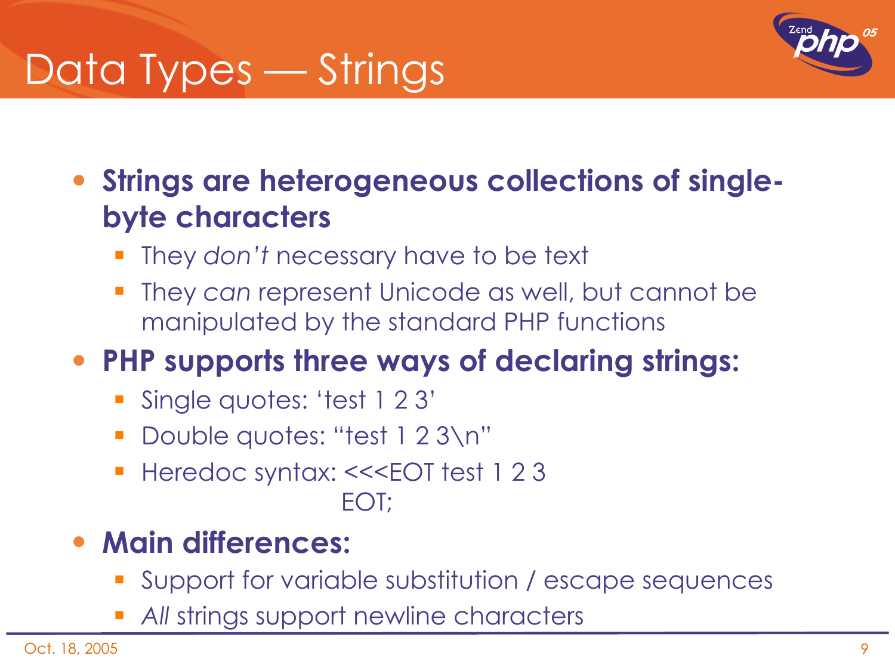# Data Types — Strings

- **Strings are heterogeneous collections of single-byte characters**
  - They *don't* necessary have to be text
  - They *can* represent Unicode as well, but cannot be manipulated by the standard PHP functions
- **PHP supports three ways of declaring strings:**
  - Single quotes: 'test 1 2 3'
  - Double quotes: "test 1 2 3\n"
  - Heredoc syntax: <<<EOT test 1 2 3
    EOT;
- **Main differences:**
  - Support for variable substitution / escape sequences
  - *All* strings support newline characters

Oct. 18, 2005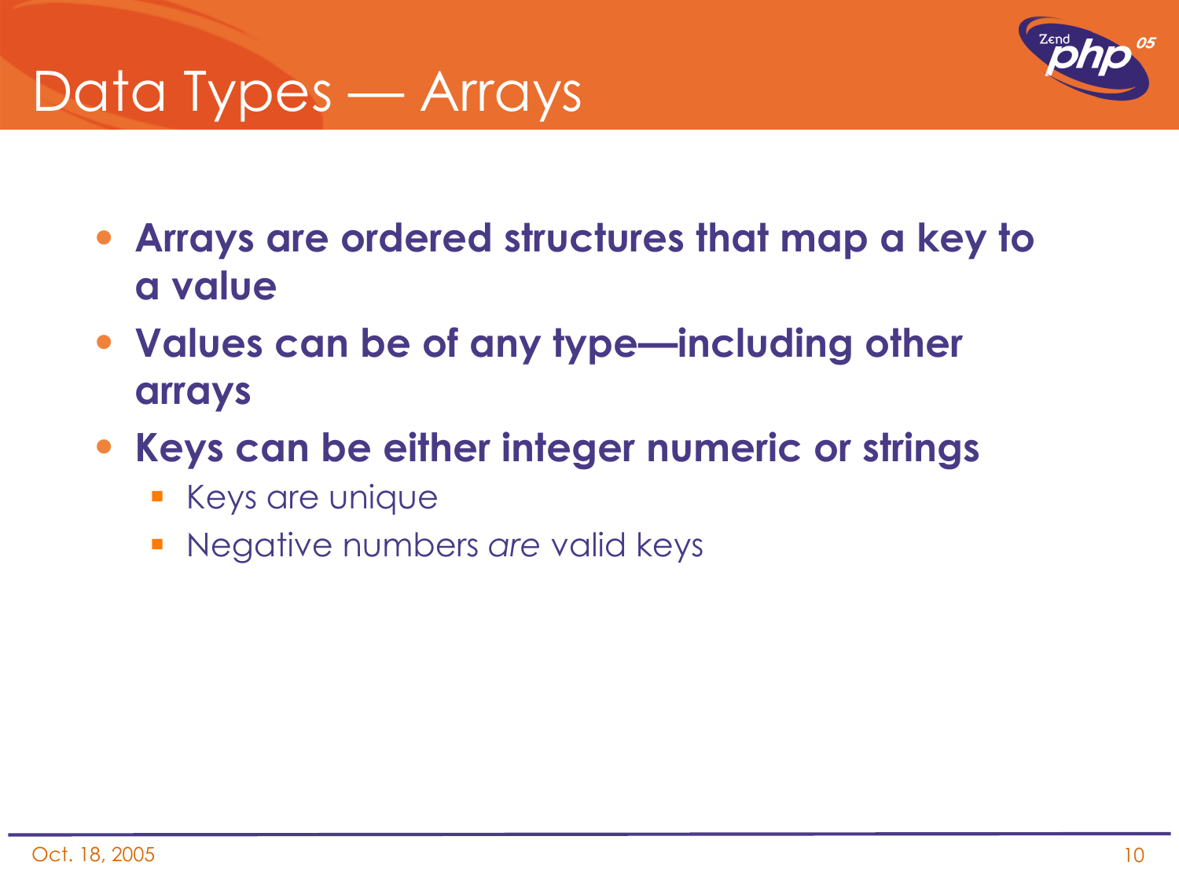# Data Types — Arrays

- **Arrays are ordered structures that map a key to a value**
- **Values can be of any type—including other arrays**
- **Keys can be either integer numeric or strings**
  - Keys are unique
  - Negative numbers *are* valid keys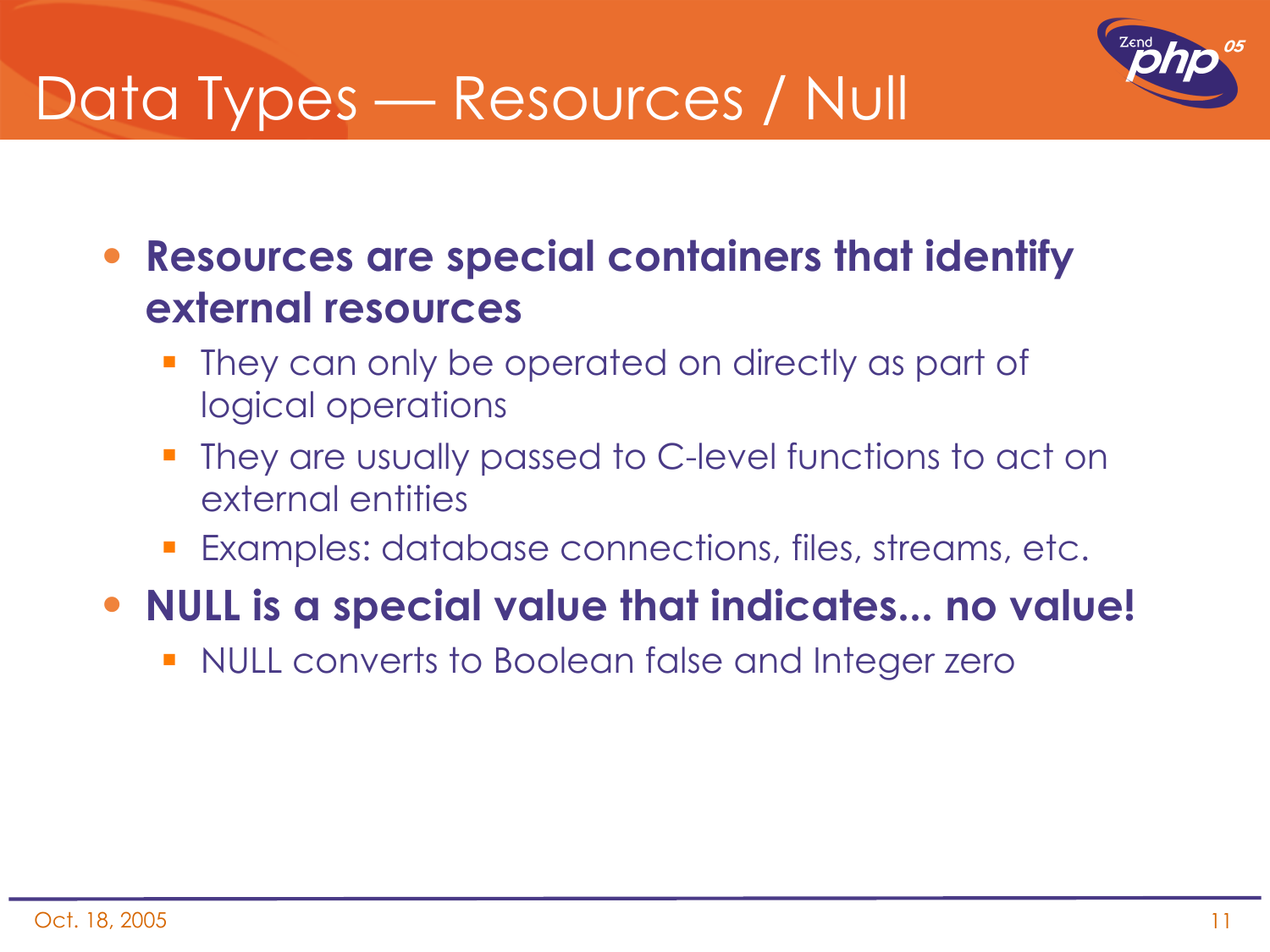# Data Types — Resources / Null

- **Resources are special containers that identify external resources**
  - They can only be operated on directly as part of logical operations
  - They are usually passed to C-level functions to act on external entities
  - Examples: database connections, files, streams, etc.
- **NULL is a special value that indicates... no value!**
  - NULL converts to Boolean false and Integer zero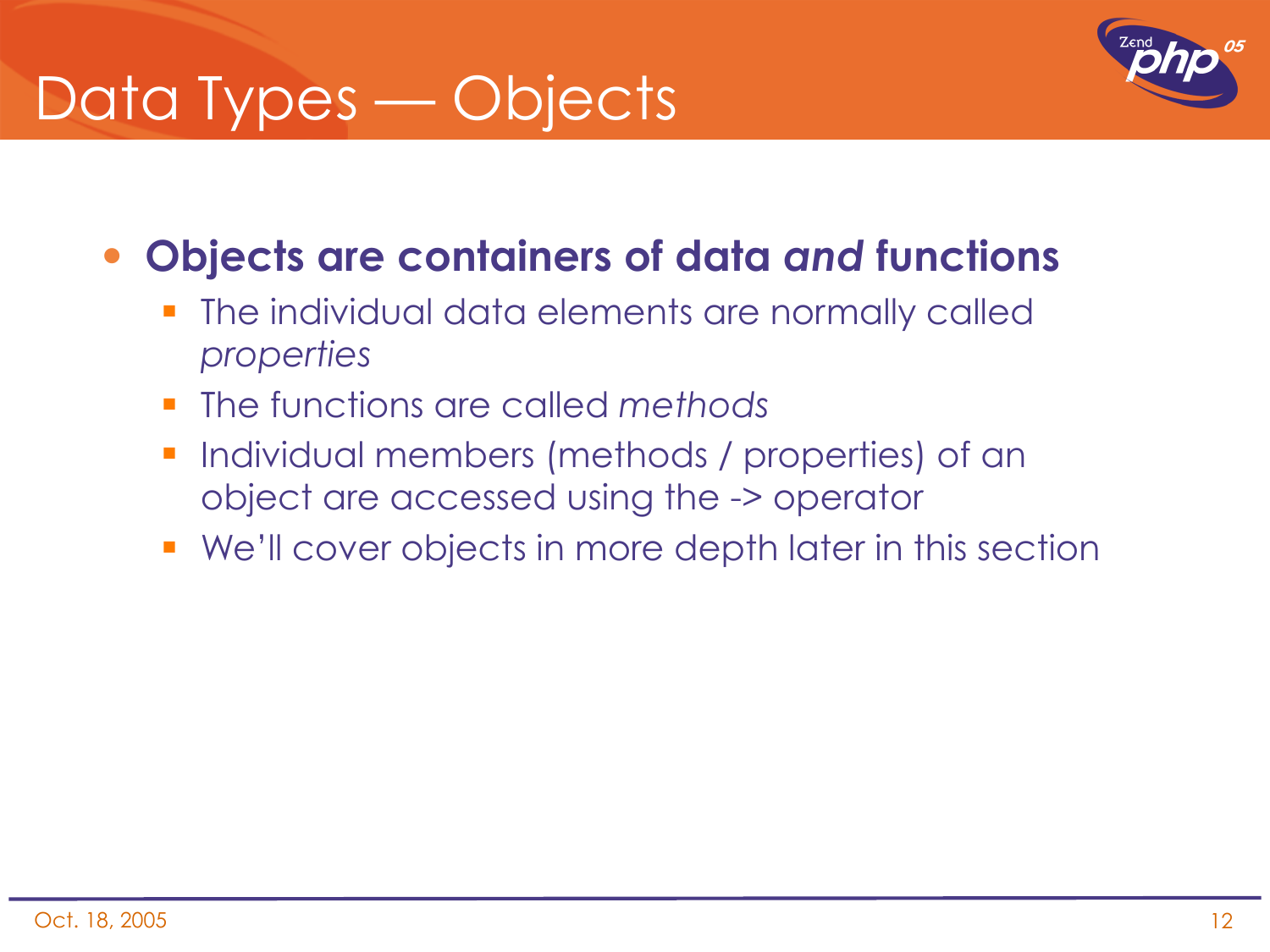# Data Types — Objects

- **Objects are containers of data *and* functions**
  - The individual data elements are normally called *properties*
  - The functions are called *methods*
  - Individual members (methods / properties) of an object are accessed using the -> operator
  - We'll cover objects in more depth later in this section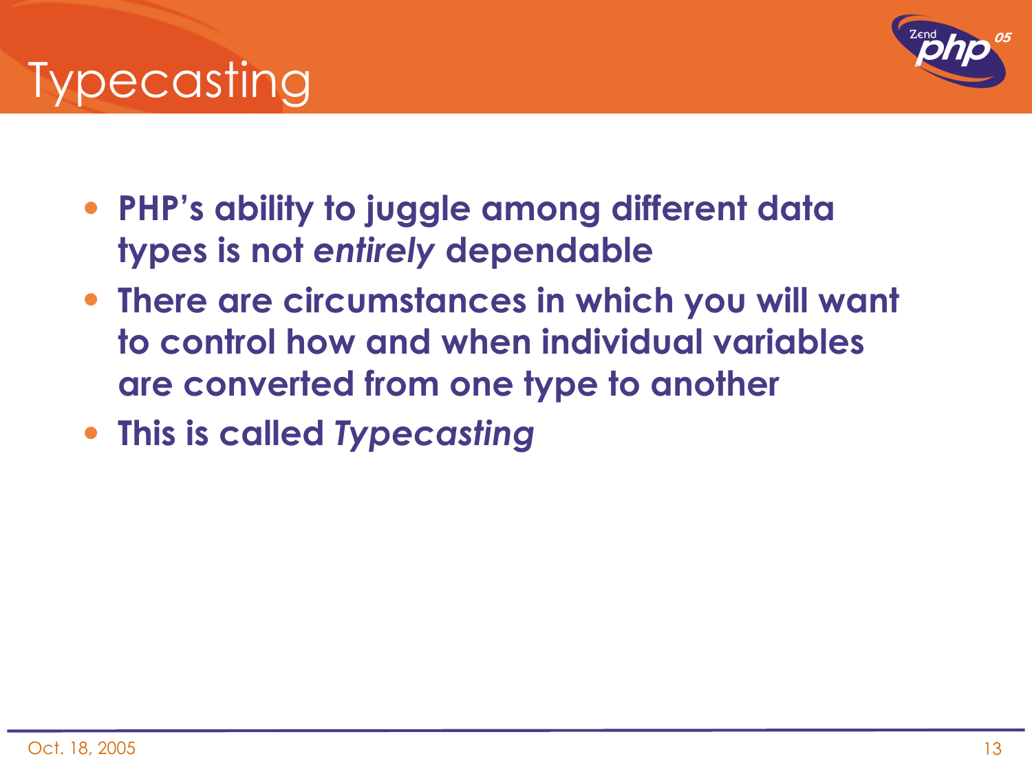# Typecasting

- **PHP's ability to juggle among different data types is not *entirely* dependable**
- **There are circumstances in which you will want to control how and when individual variables are converted from one type to another**
- **This is called *Typecasting***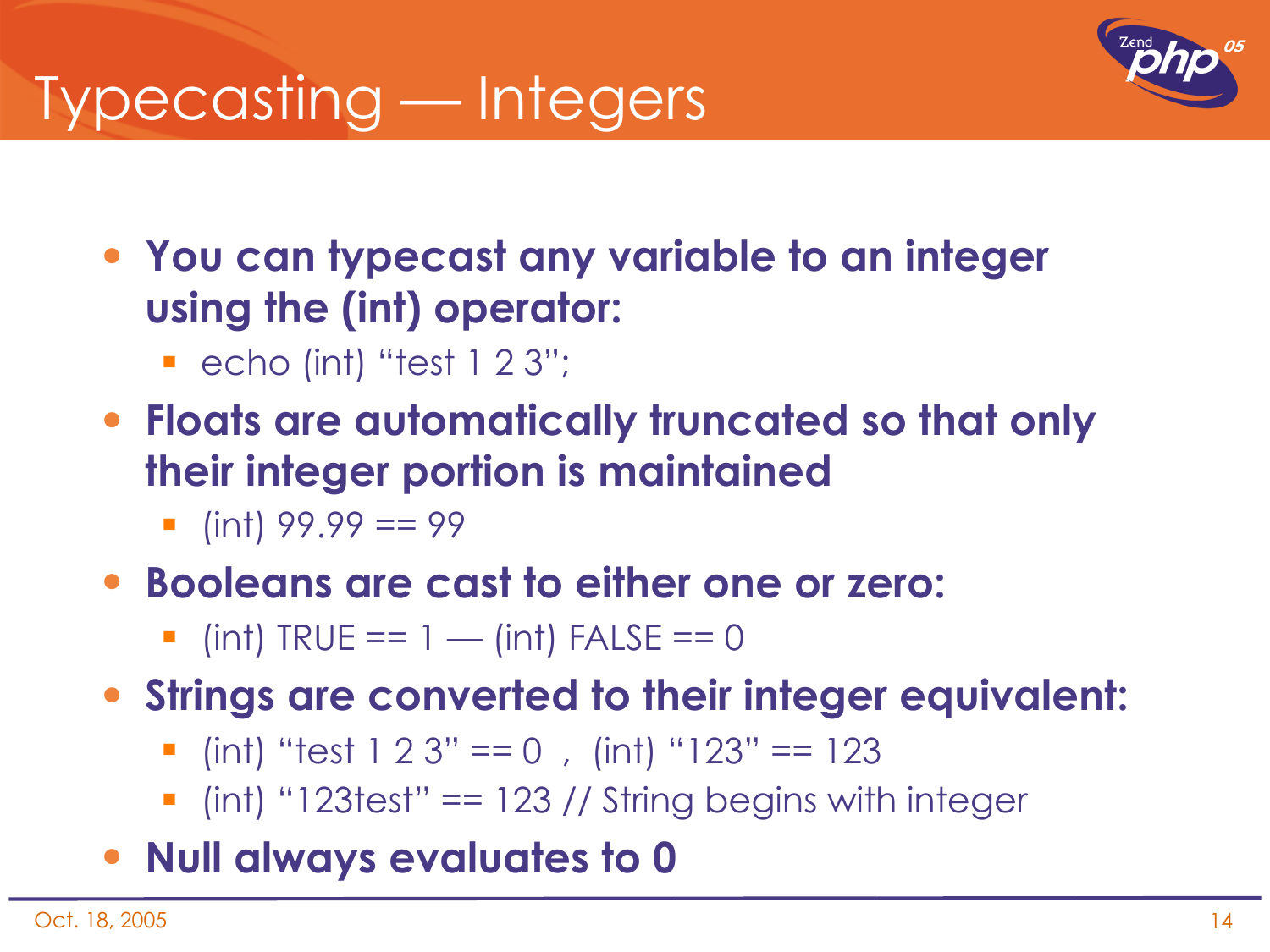# Typecasting — Integers

- **You can typecast any variable to an integer using the (int) operator:**
  - echo (int) “test 1 2 3”;
- **Floats are automatically truncated so that only their integer portion is maintained**
  - (int) 99.99 == 99
- **Booleans are cast to either one or zero:**
  - (int) TRUE == 1 — (int) FALSE == 0
- **Strings are converted to their integer equivalent:**
  - (int) “test 1 2 3” == 0 , (int) “123” == 123
  - (int) “123test” == 123 // String begins with integer
- **Null always evaluates to 0**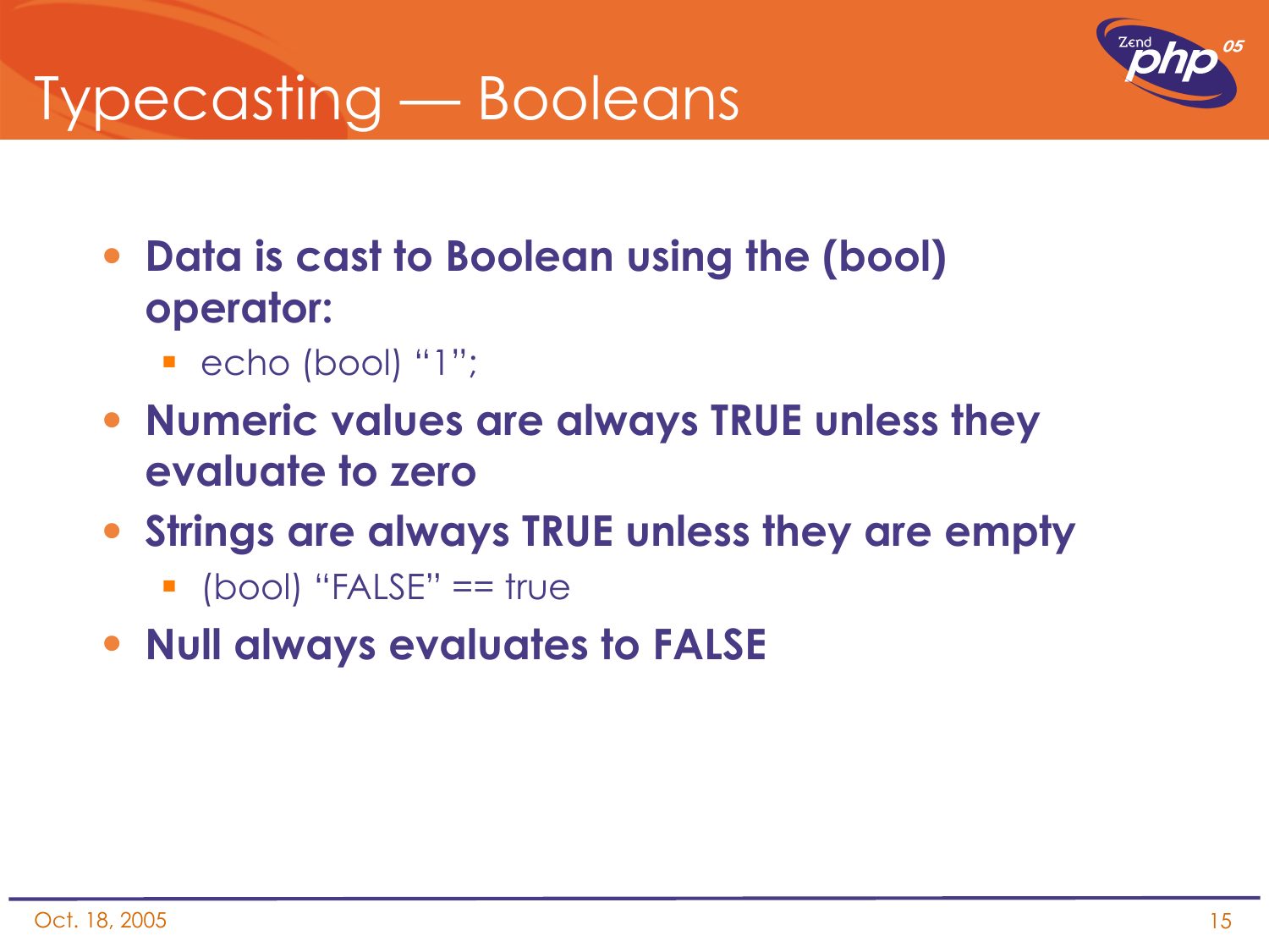# Typecasting — Booleans

- **Data is cast to Boolean using the (bool) operator:**
  - echo (bool) “1”;
- **Numeric values are always TRUE unless they evaluate to zero**
- **Strings are always TRUE unless they are empty**
  - (bool) “FALSE” == true
- **Null always evaluates to FALSE**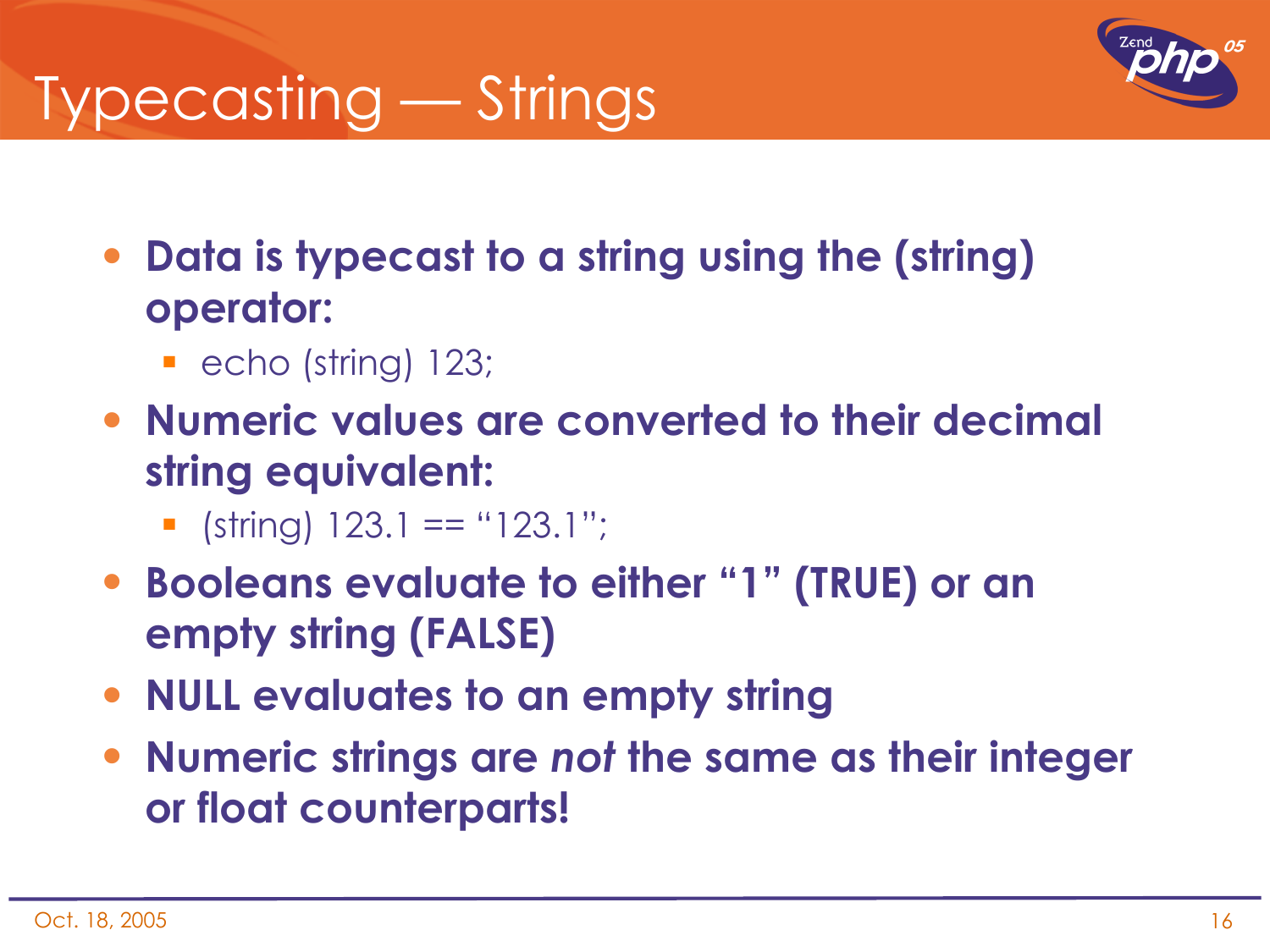# Typecasting — Strings

- **Data is typecast to a string using the (string) operator:**
  - echo (string) 123;
- **Numeric values are converted to their decimal string equivalent:**
  - (string) 123.1 == “123.1”;
- **Booleans evaluate to either “1” (TRUE) or an empty string (FALSE)**
- **NULL evaluates to an empty string**
- **Numeric strings are *not* the same as their integer or float counterparts!**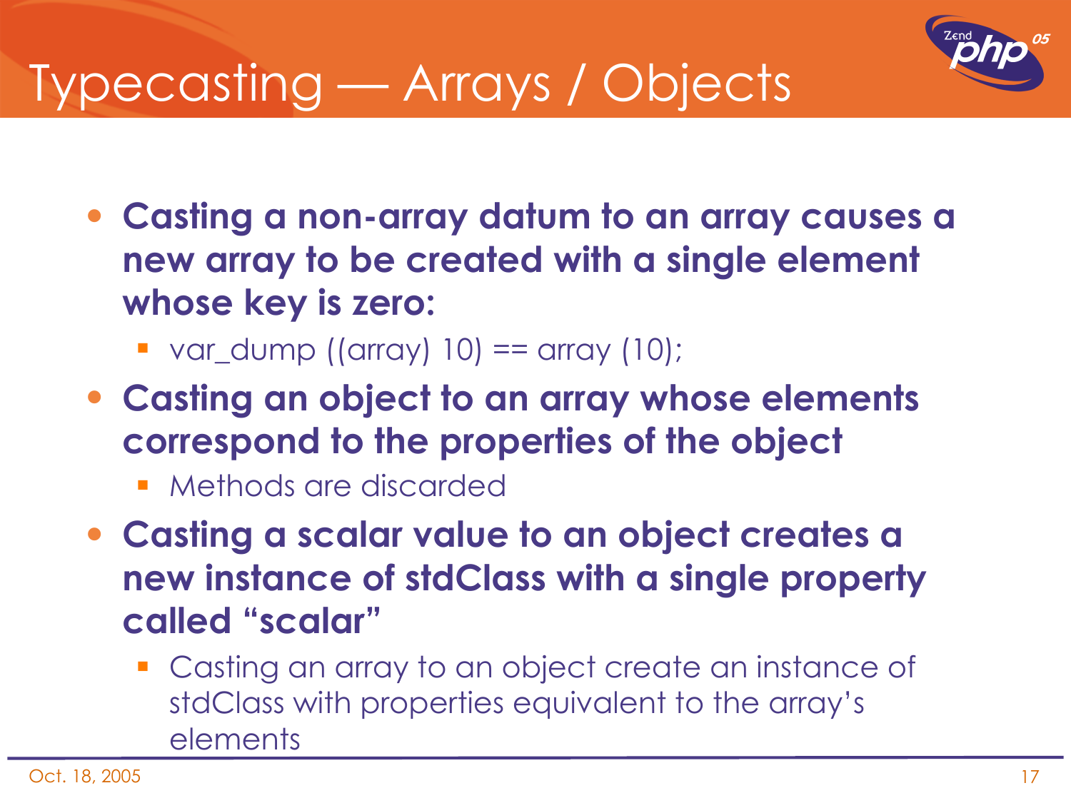# Typecasting — Arrays / Objects

- **Casting a non-array datum to an array causes a new array to be created with a single element whose key is zero:**
  - var_dump ((array) 10) == array (10);
- **Casting an object to an array whose elements correspond to the properties of the object**
  - Methods are discarded
- **Casting a scalar value to an object creates a new instance of stdClass with a single property called "scalar"**
  - Casting an array to an object create an instance of stdClass with properties equivalent to the array's elements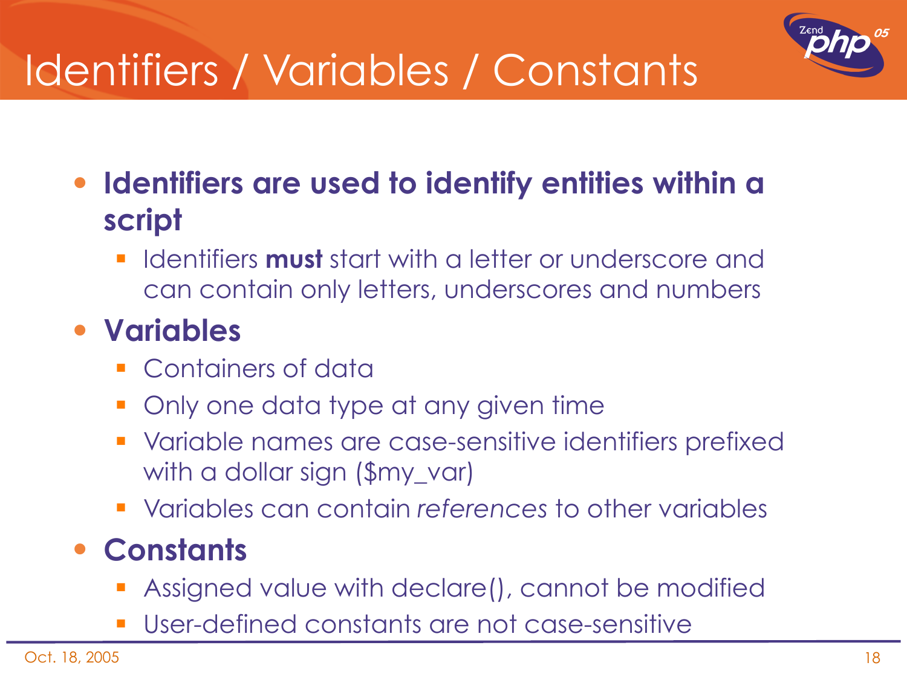# Identifiers / Variables / Constants

- **Identifiers are used to identify entities within a script**
  - Identifiers **must** start with a letter or underscore and can contain only letters, underscores and numbers
- **Variables**
  - Containers of data
  - Only one data type at any given time
  - Variable names are case-sensitive identifiers prefixed with a dollar sign ($my_var)
  - Variables can contain *references* to other variables
- **Constants**
  - Assigned value with declare(), cannot be modified
  - User-defined constants are not case-sensitive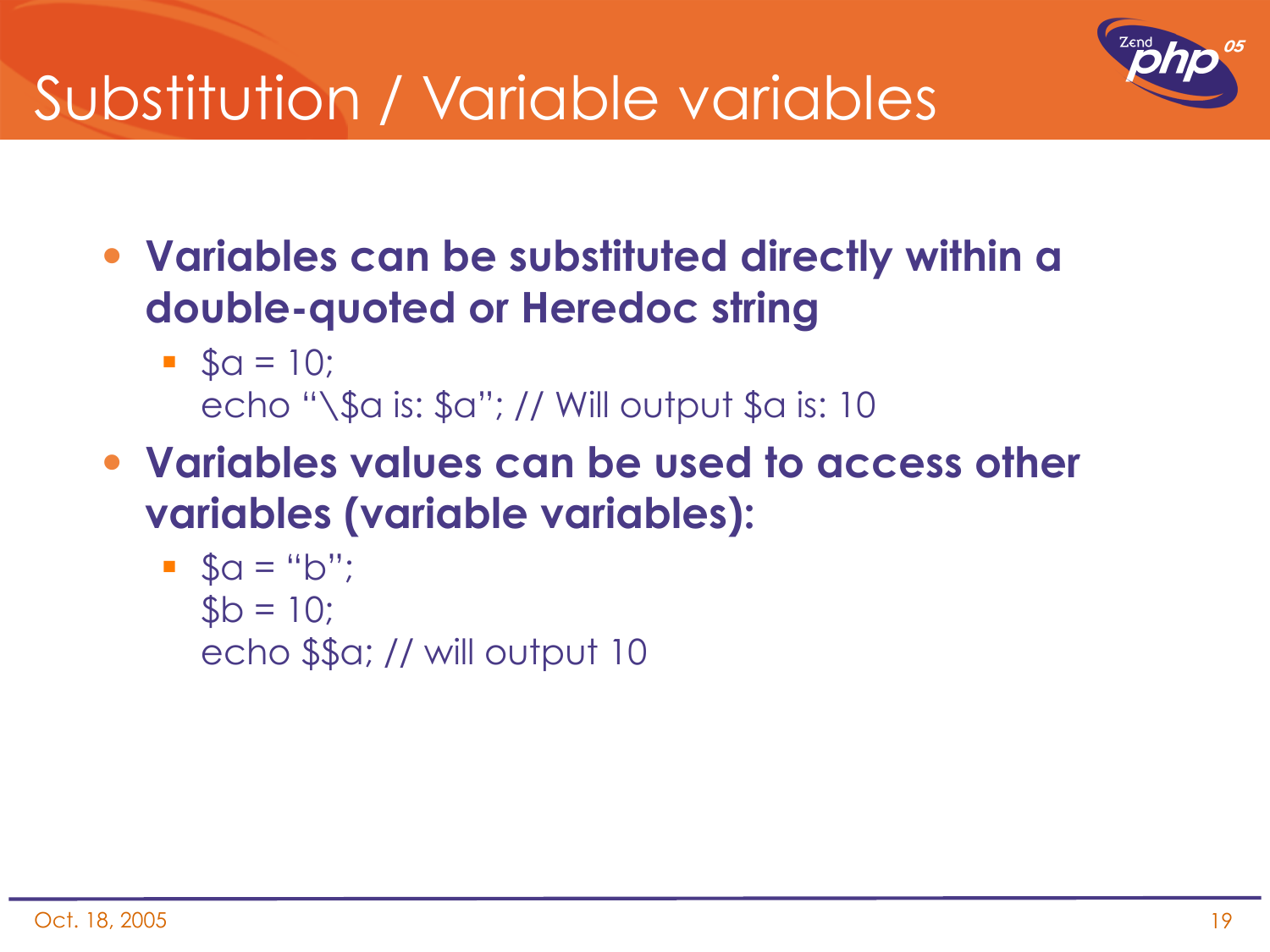# Substitution / Variable variables

- **Variables can be substituted directly within a double-quoted or Heredoc string**
  - ```
    $a = 10;
    echo "\$a is: $a"; // Will output $a is: 10
    ```
- **Variables values can be used to access other variables (variable variables):**
  - ```
    $a = "b";
    $b = 10;
    echo $$a; // will output 10
    ```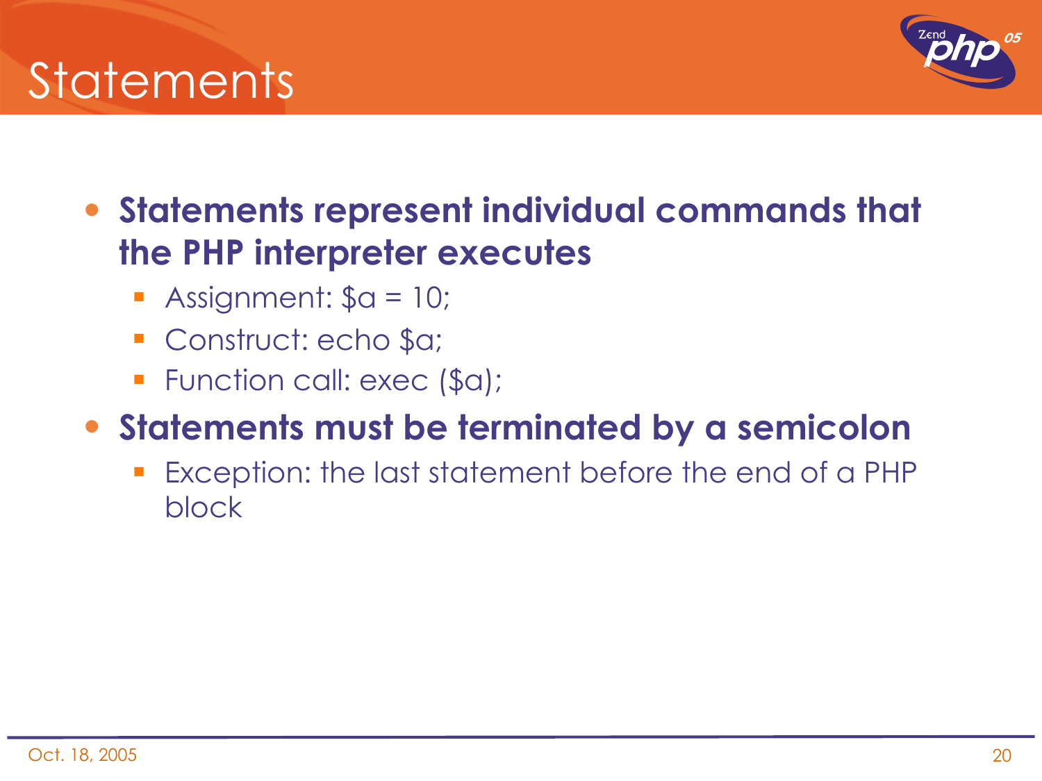# Statements

- **Statements represent individual commands that the PHP interpreter executes**
  - Assignment: $a = 10;
  - Construct: echo $a;
  - Function call: exec ($a);
- **Statements must be terminated by a semicolon**
  - Exception: the last statement before the end of a PHP block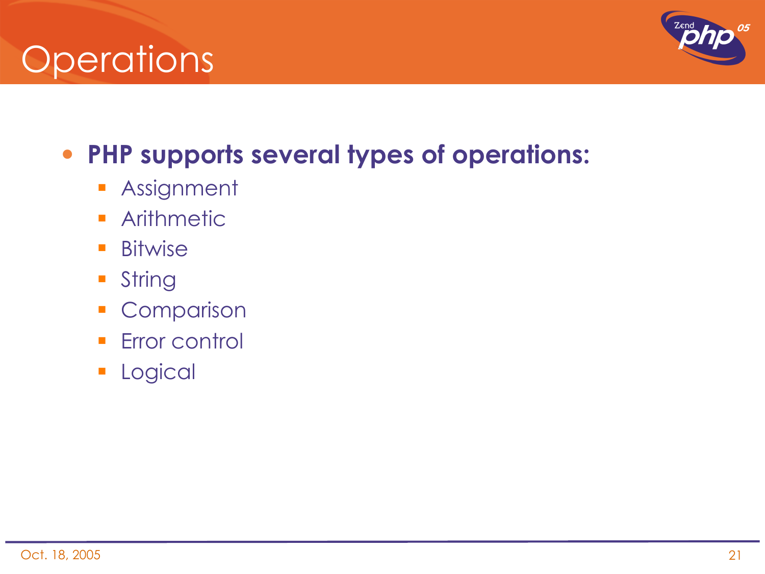# Operations

- **PHP supports several types of operations:**
  - Assignment
  - Arithmetic
  - Bitwise
  - String
  - Comparison
  - Error control
  - Logical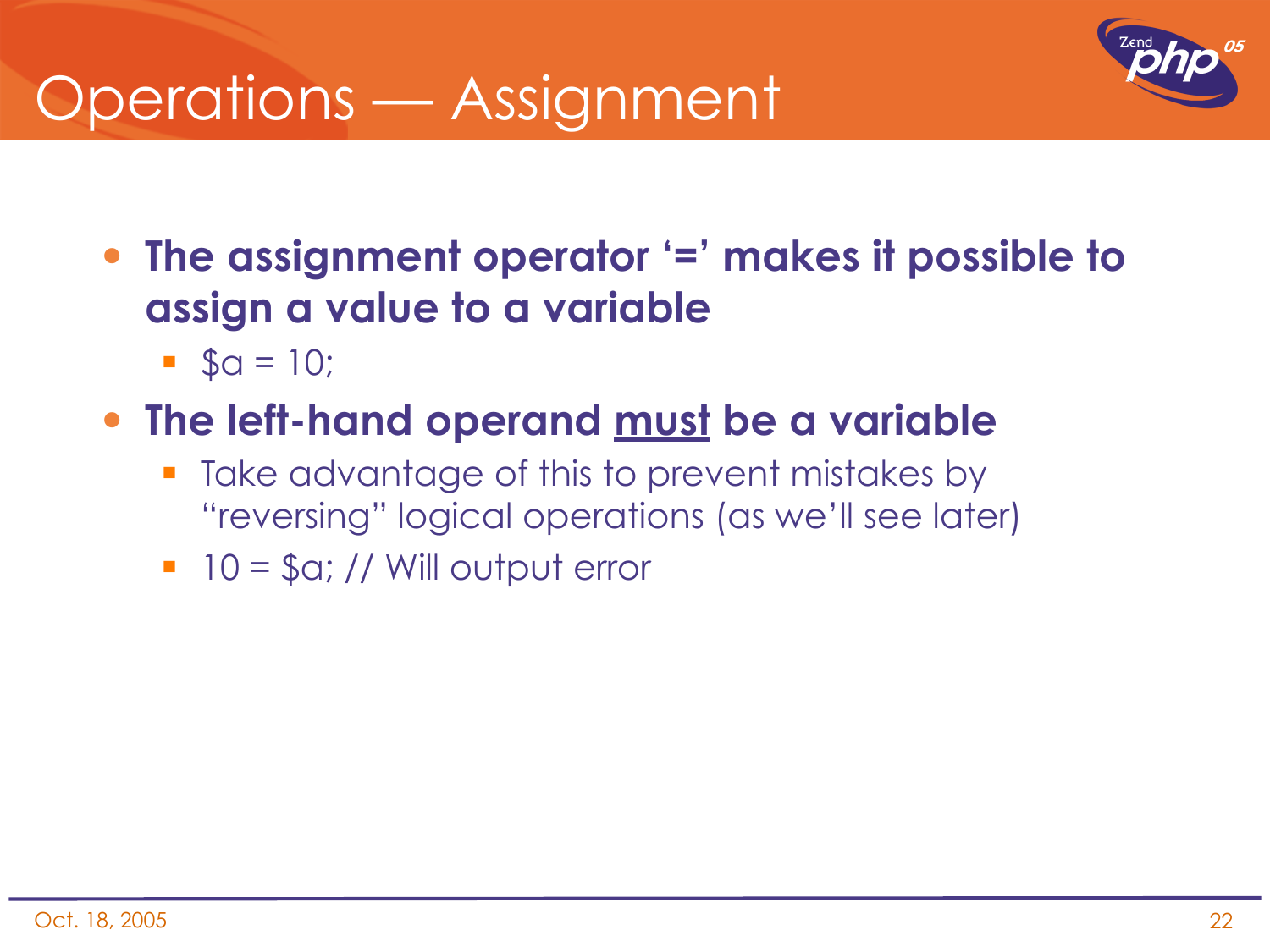# Operations — Assignment

- **The assignment operator '=' makes it possible to assign a value to a variable**
  - $a = 10;
- **The left-hand operand <u>must</u> be a variable**
  - Take advantage of this to prevent mistakes by "reversing" logical operations (as we'll see later)
  - 10 = $a; // Will output error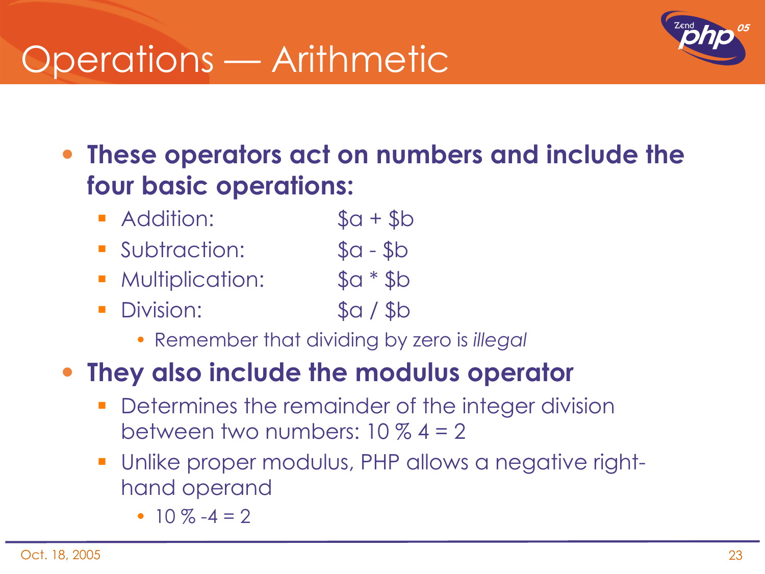# Operations — Arithmetic

- **These operators act on numbers and include the four basic operations:**
  - Addition: `$a + $b`
  - Subtraction: `$a - $b`
  - Multiplication: `$a * $b`
  - Division: `$a / $b`
    - Remember that dividing by zero is *illegal*
- **They also include the modulus operator**
  - Determines the remainder of the integer division between two numbers: 10 % 4 = 2
  - Unlike proper modulus, PHP allows a negative right-hand operand
    - 10 % -4 = 2

Oct. 18, 2005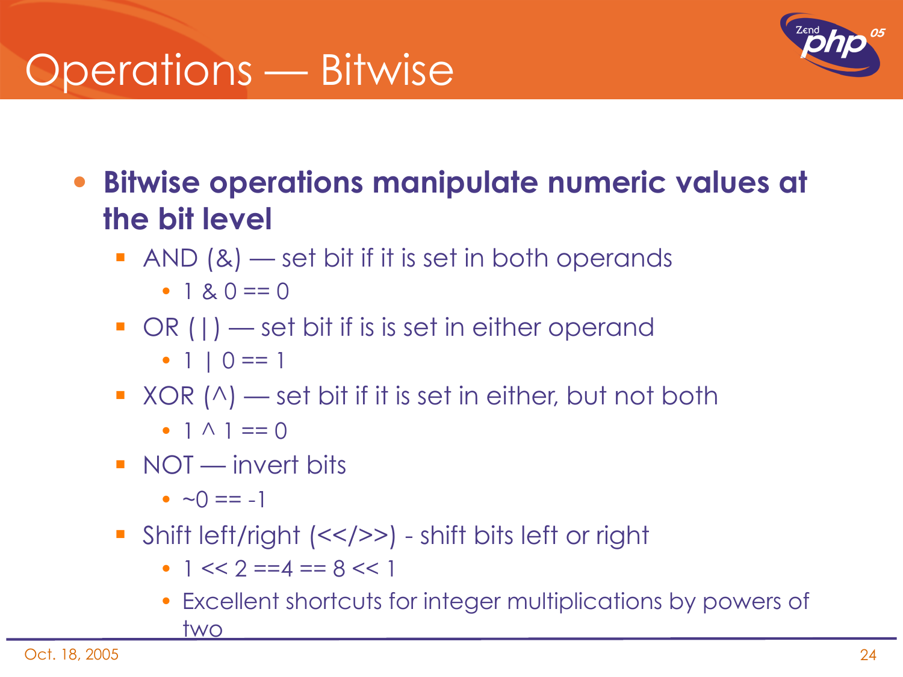# Operations — Bitwise

- **Bitwise operations manipulate numeric values at the bit level**
  - AND (&) — set bit if it is set in both operands
    - 1 & 0 == 0
  - OR (|) — set bit if is is set in either operand
    - 1 | 0 == 1
  - XOR (^) — set bit if it is set in either, but not both
    - 1 ^ 1 == 0
  - NOT — invert bits
    - ~0 == -1
  - Shift left/right (<</>>) - shift bits left or right
    - 1 << 2 ==4 == 8 << 1
    - Excellent shortcuts for integer multiplications by powers of two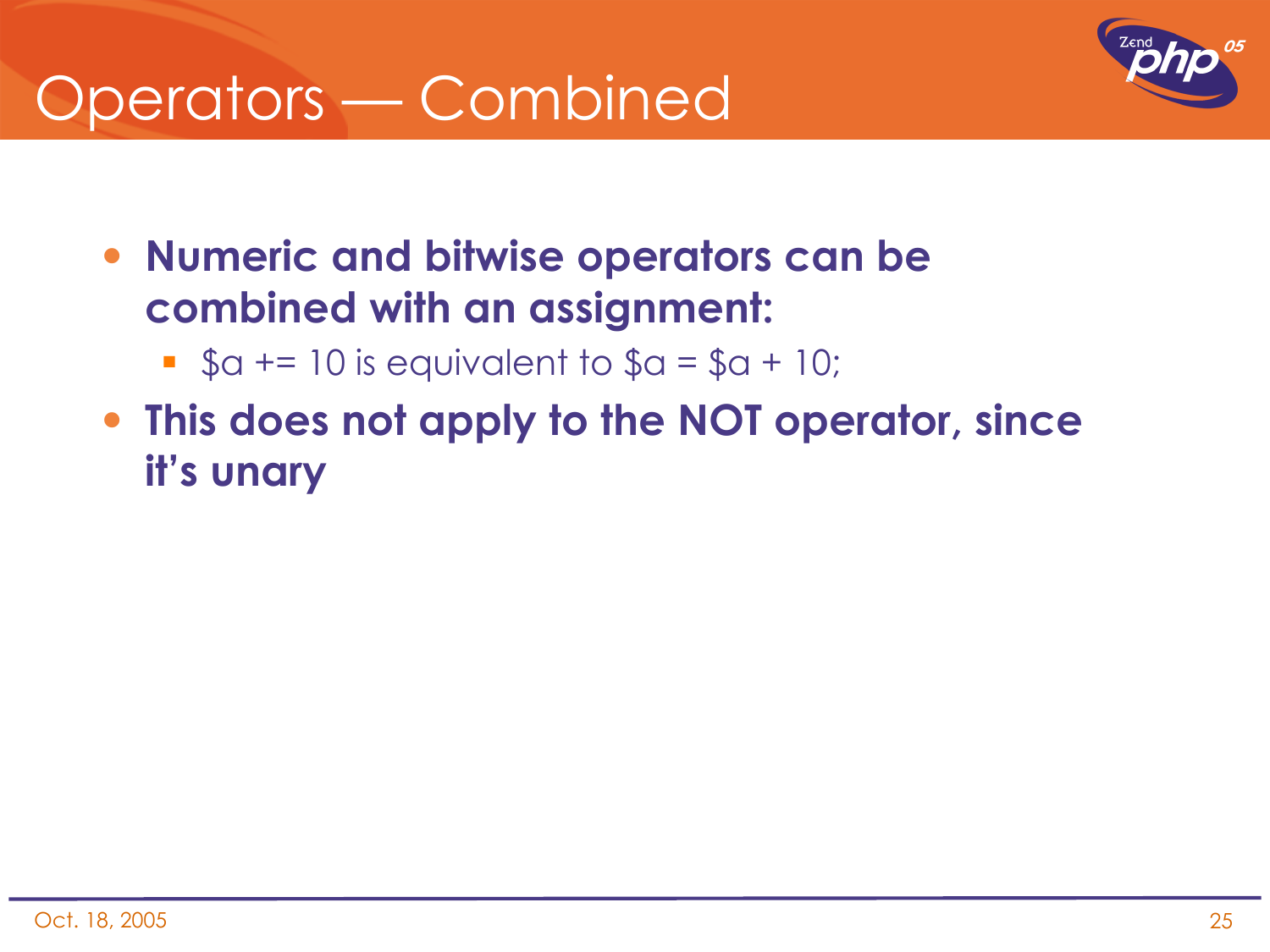# Operators — Combined

- **Numeric and bitwise operators can be combined with an assignment:**
  - $a += 10 is equivalent to $a = $a + 10;
- **This does not apply to the NOT operator, since it's unary**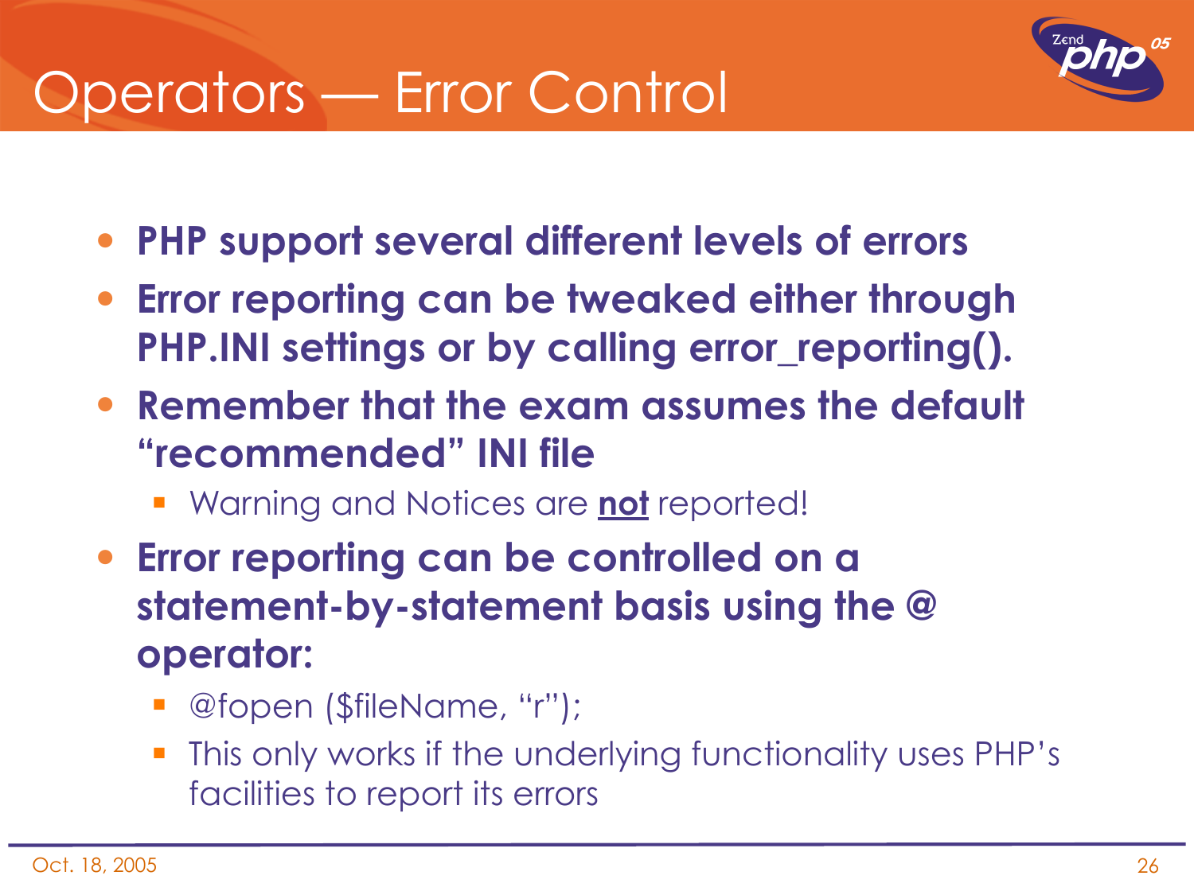# Operators — Error Control

- **PHP support several different levels of errors**
- **Error reporting can be tweaked either through PHP.INI settings or by calling error_reporting().**
- **Remember that the exam assumes the default "recommended" INI file**
  - Warning and Notices are **not** reported!
- **Error reporting can be controlled on a statement-by-statement basis using the @ operator:**
  - @fopen ($fileName, "r");
  - This only works if the underlying functionality uses PHP's facilities to report its errors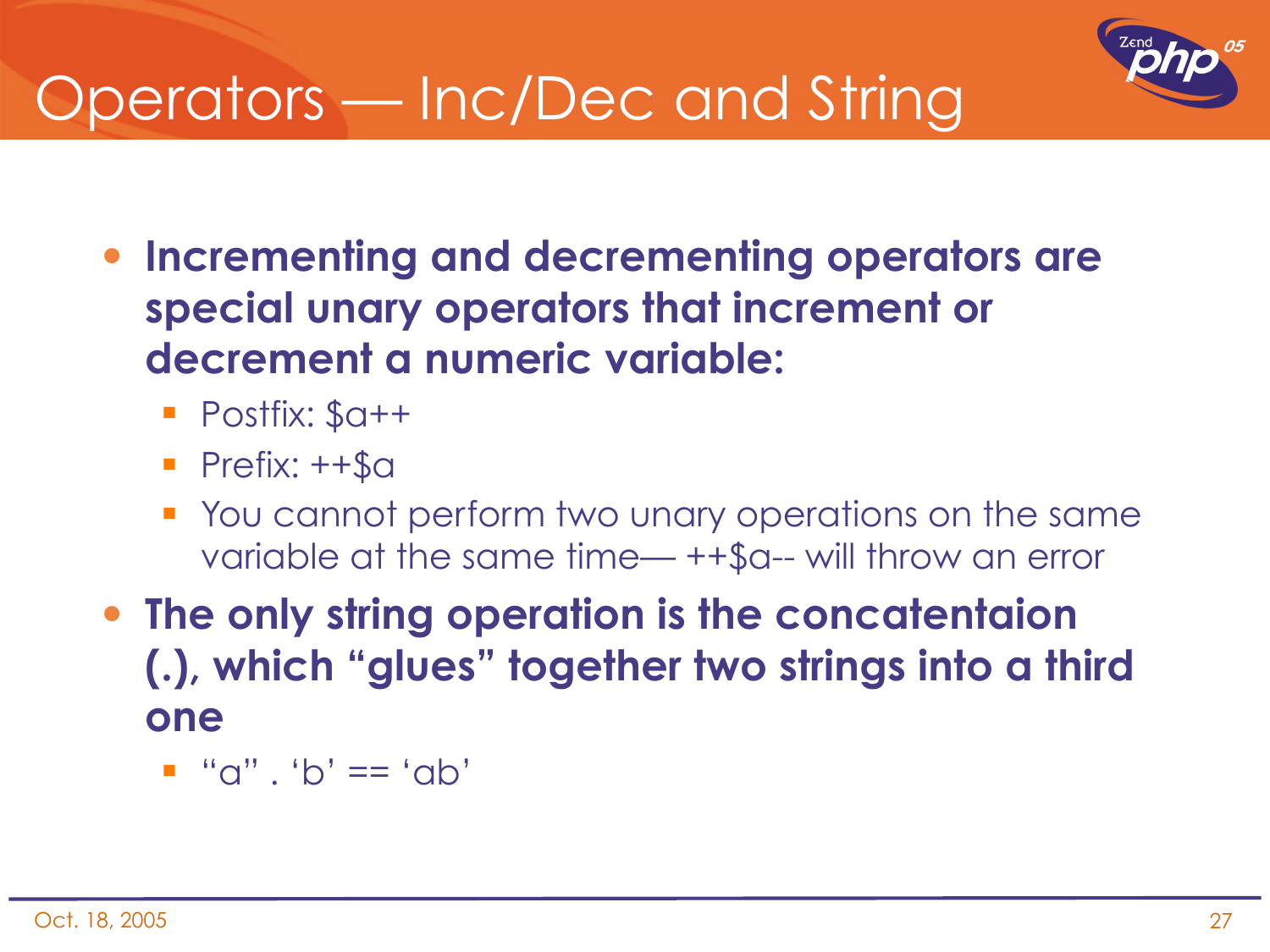# Operators — Inc/Dec and String

- **Incrementing and decrementing operators are special unary operators that increment or decrement a numeric variable:**
  - Postfix: $a++
  - Prefix: ++$a
  - You cannot perform two unary operations on the same variable at the same time— ++$a-- will throw an error
- **The only string operation is the concatentaion (.), which "glues" together two strings into a third one**
  - "a" . 'b' == 'ab'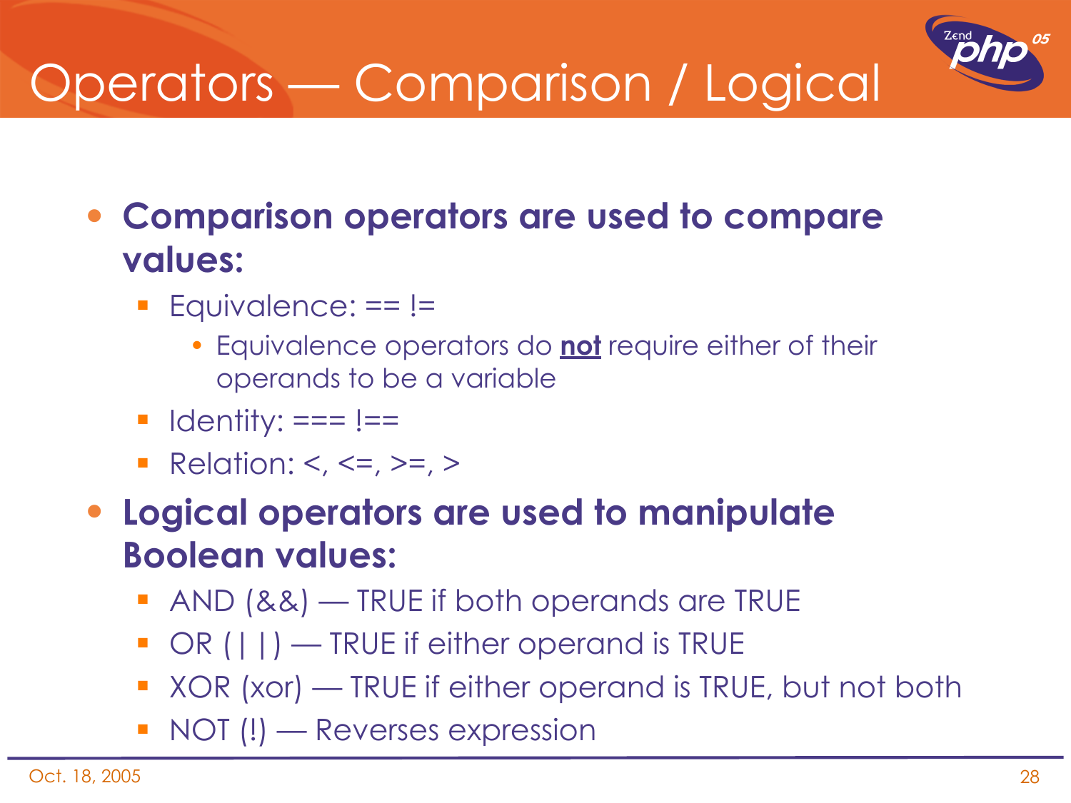# Operators — Comparison / Logical

- **Comparison operators are used to compare values:**
  - Equivalence: == !=
    - Equivalence operators do **not** require either of their operands to be a variable
  - Identity: === !==
  - Relation: <, <=, >=, >
- **Logical operators are used to manipulate Boolean values:**
  - AND (&&) — TRUE if both operands are TRUE
  - OR (||) — TRUE if either operand is TRUE
  - XOR (xor) — TRUE if either operand is TRUE, but not both
  - NOT (!) — Reverses expression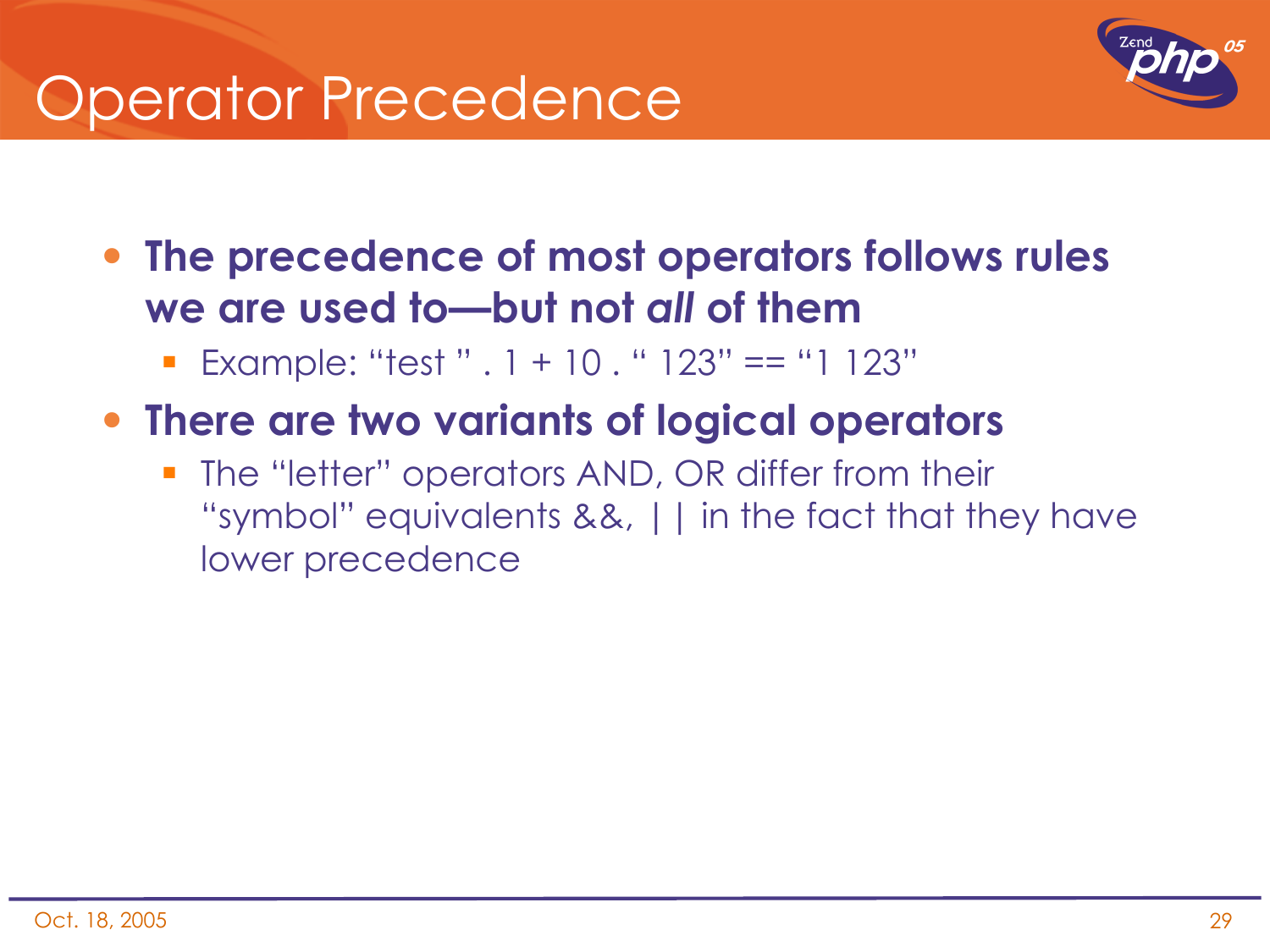# Operator Precedence

- **The precedence of most operators follows rules we are used to—but not *all* of them**
  - Example: “test ” . 1 + 10 . “ 123” == “1 123”
- **There are two variants of logical operators**
  - The “letter” operators AND, OR differ from their “symbol” equivalents &&, || in the fact that they have lower precedence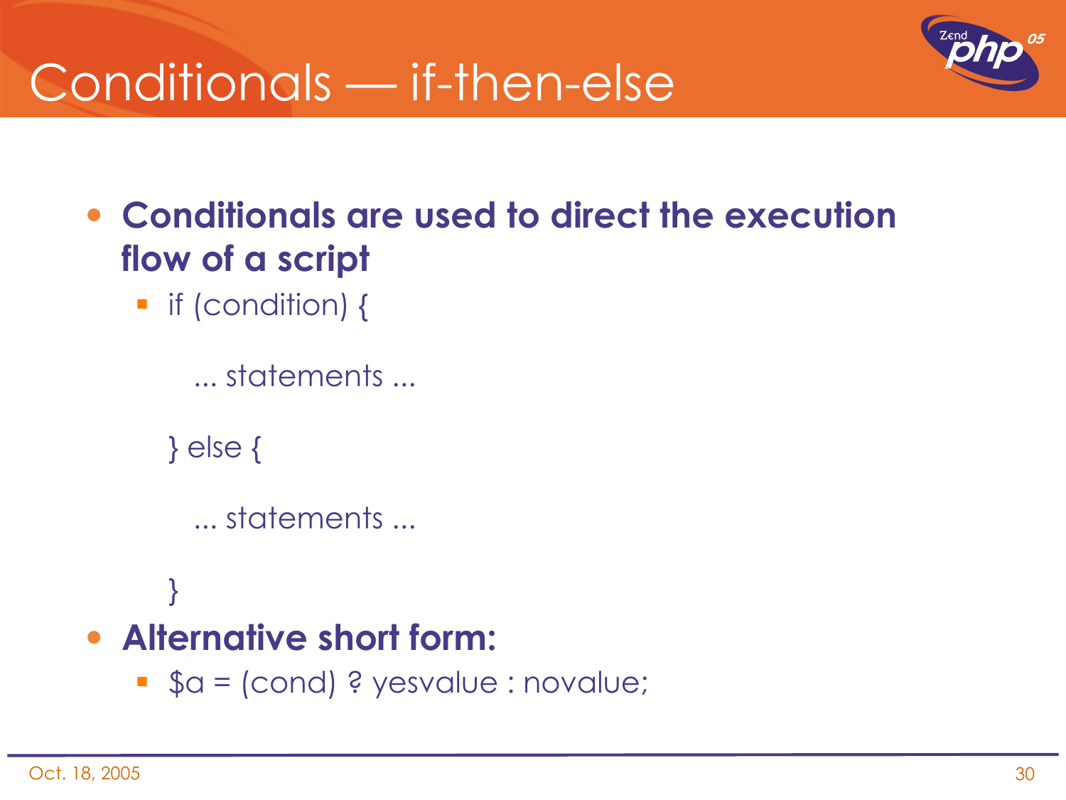# Conditionals — if-then-else

- **Conditionals are used to direct the execution flow of a script**
  - if (condition) {

    ... statements ...

    } else {

    ... statements ...

    }
- **Alternative short form:**
  - $a = (cond) ? yesvalue : novalue;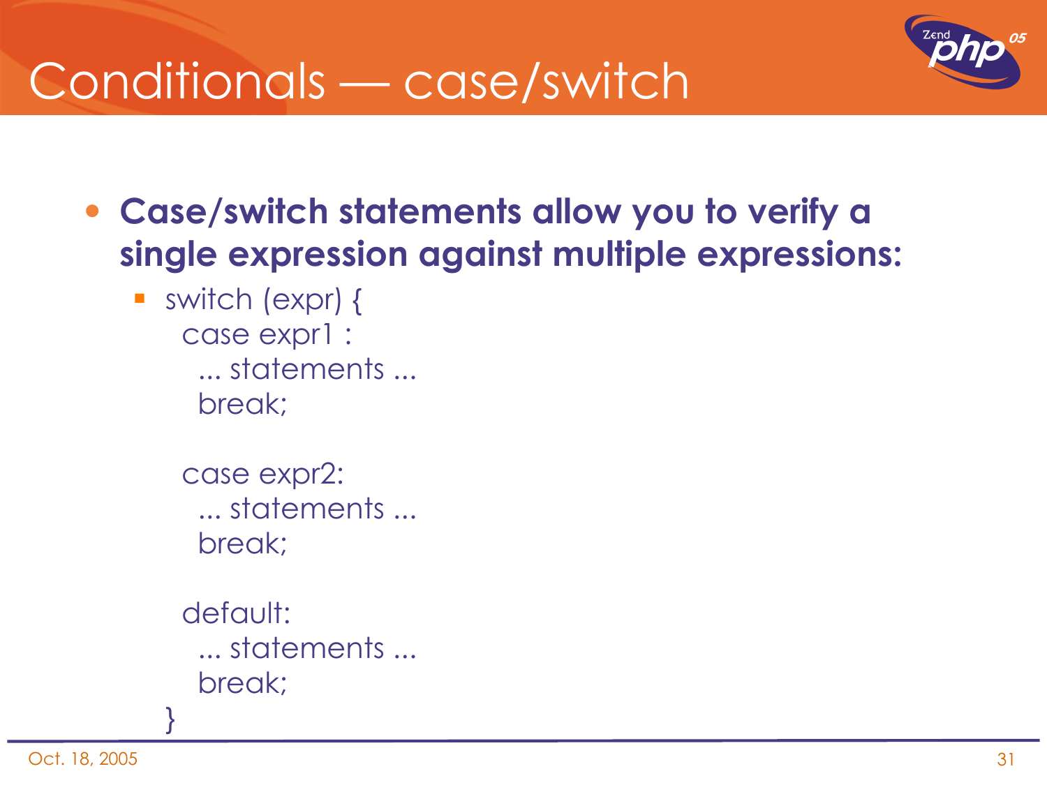# Conditionals — case/switch

- **Case/switch statements allow you to verify a single expression against multiple expressions:**
  - ```
    switch (expr) {
      case expr1 :
        ... statements ...
        break;

      case expr2:
        ... statements ...
        break;

      default:
        ... statements ...
        break;
    }
    ```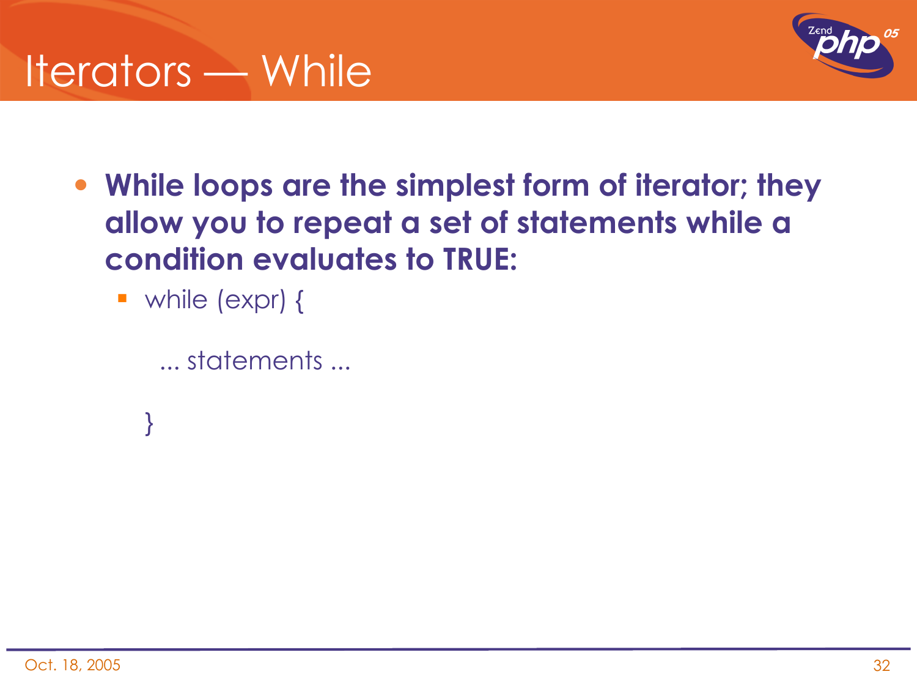# Iterators — While

- **While loops are the simplest form of iterator; they allow you to repeat a set of statements while a condition evaluates to TRUE:**
  - ```
    while (expr) {
      ... statements ...
    }
    ```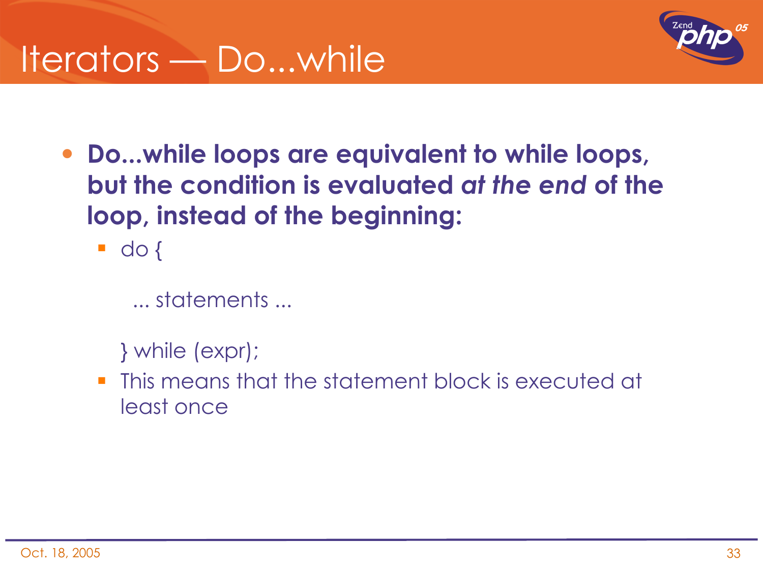# Iterators — Do...while

- **Do...while loops are equivalent to while loops, but the condition is evaluated *at the end* of the loop, instead of the beginning:**
  - do {

    ... statements ...

    } while (expr);
  - This means that the statement block is executed at least once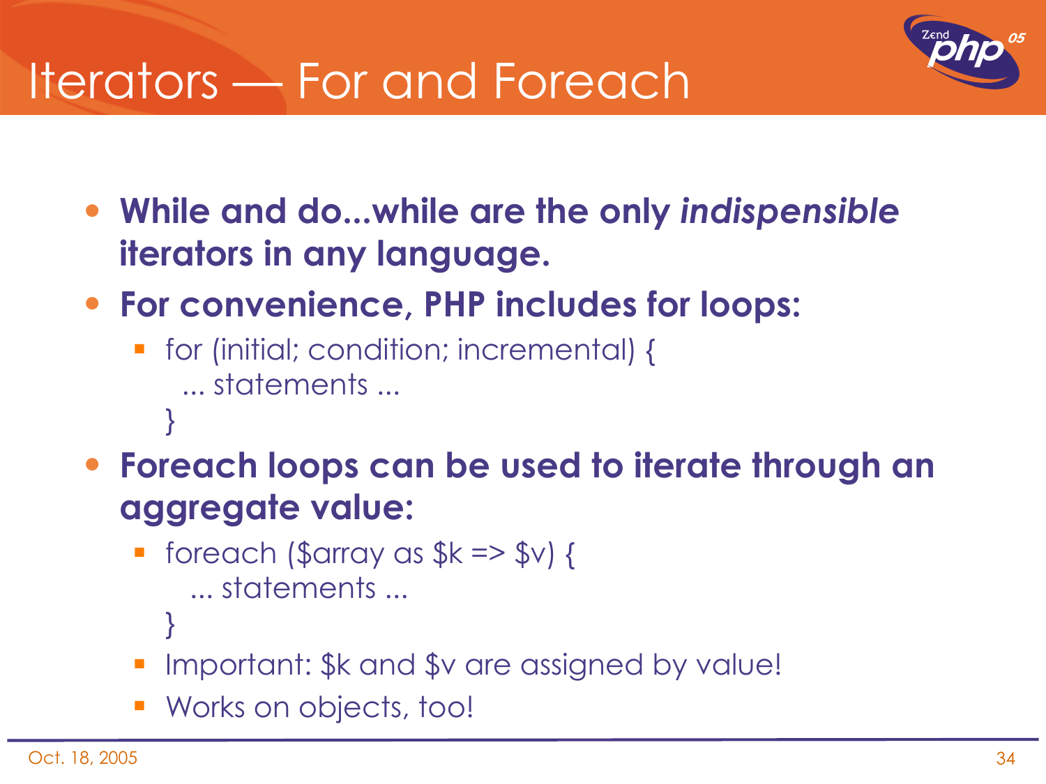# Iterators — For and Foreach

- **While and do...while are the only *indispensible* iterators in any language.**
- **For convenience, PHP includes for loops:**
  - ```
    for (initial; condition; incremental) {
      ... statements ...
    }
    ```
- **Foreach loops can be used to iterate through an aggregate value:**
  - ```
    foreach ($array as $k => $v) {
       ... statements ...
    }
    ```
  - Important: $k and $v are assigned by value!
  - Works on objects, too!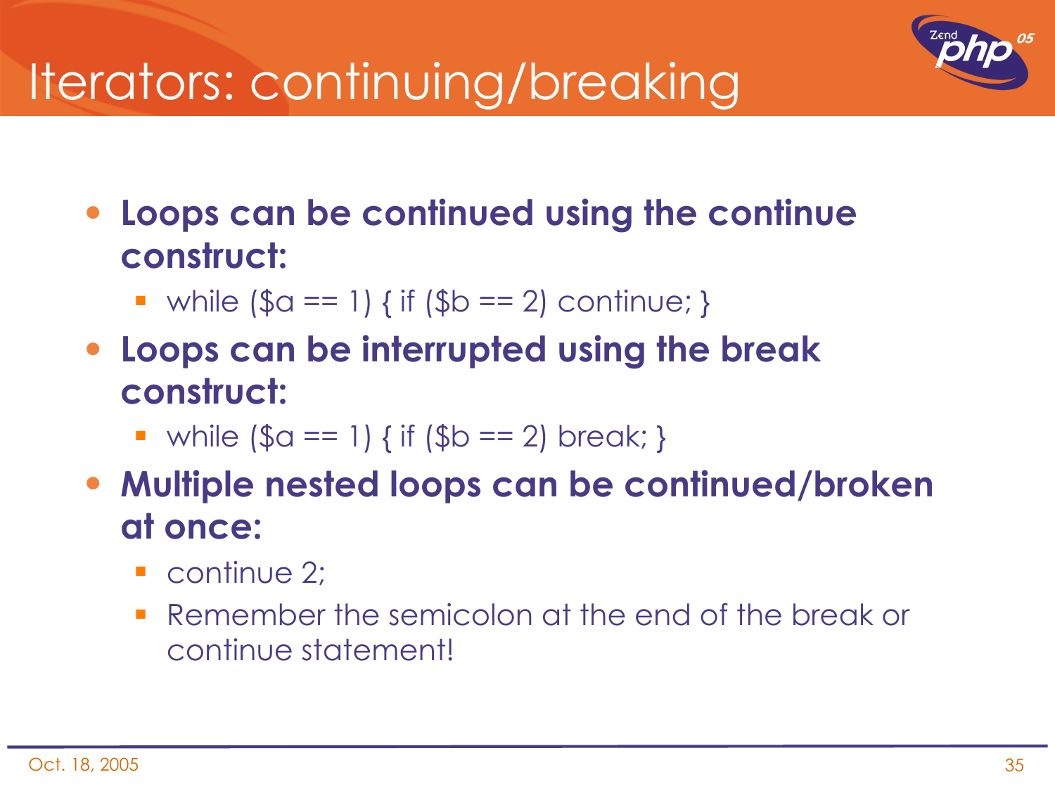# Iterators: continuing/breaking

- **Loops can be continued using the continue construct:**
  - while ($a == 1) { if ($b == 2) continue; }
- **Loops can be interrupted using the break construct:**
  - while ($a == 1) { if ($b == 2) break; }
- **Multiple nested loops can be continued/broken at once:**
  - continue 2;
  - Remember the semicolon at the end of the break or continue statement!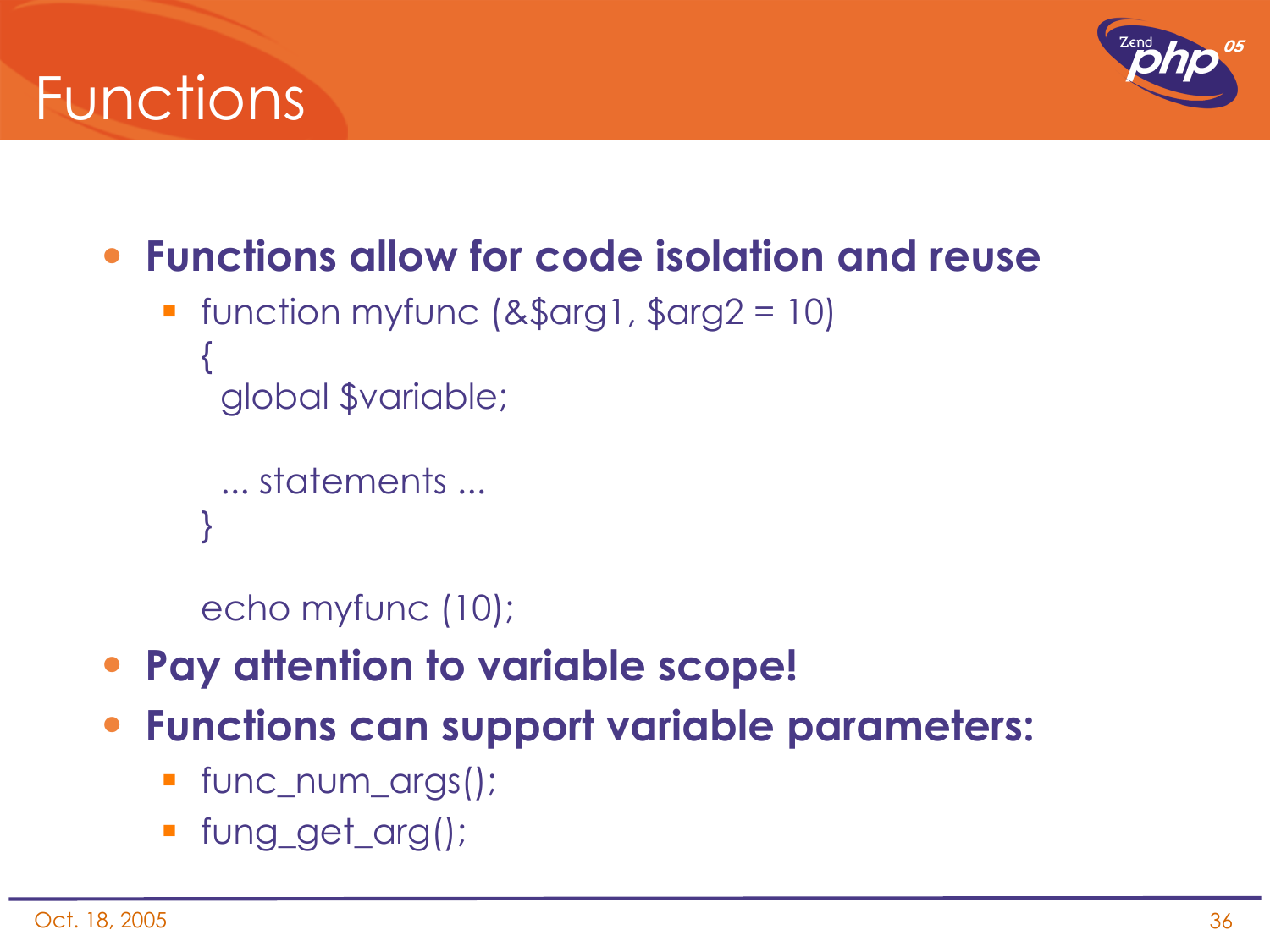# Functions

- **Functions allow for code isolation and reuse**
  - ```
    function myfunc (&$arg1, $arg2 = 10)
    {
      global $variable;

      ... statements ...
    }

    echo myfunc (10);
    ```
- **Pay attention to variable scope!**
- **Functions can support variable parameters:**
  - func_num_args();
  - fung_get_arg();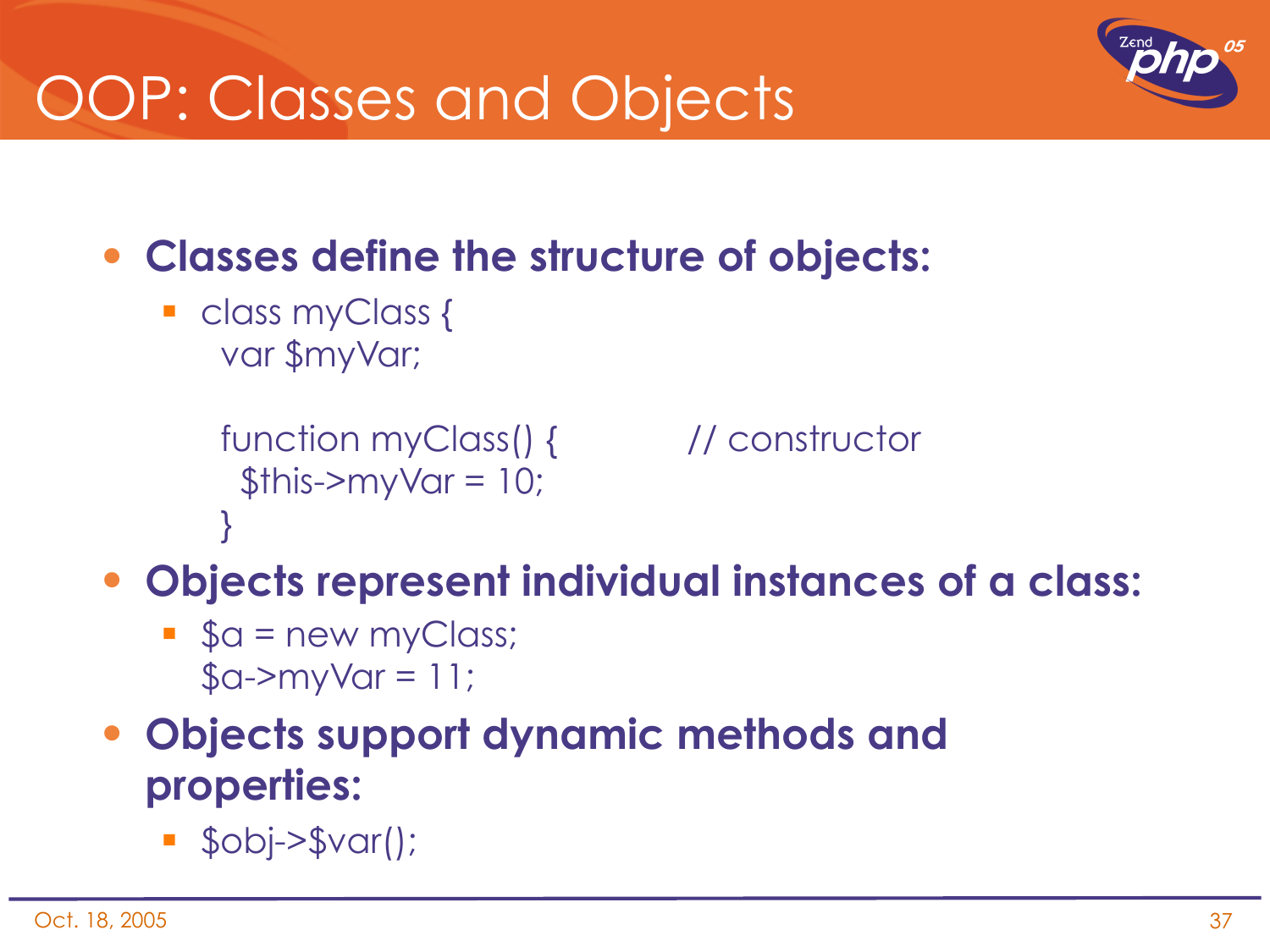# OOP: Classes and Objects

- **Classes define the structure of objects:**
  - ```
    class myClass {
      var $myVar;

      function myClass() {          // constructor
        $this->myVar = 10;
      }
    ```
- **Objects represent individual instances of a class:**
  - ```
    $a = new myClass;
    $a->myVar = 11;
    ```
- **Objects support dynamic methods and properties:**
  - ```
    $obj->$var();
    ```

Oct. 18, 2005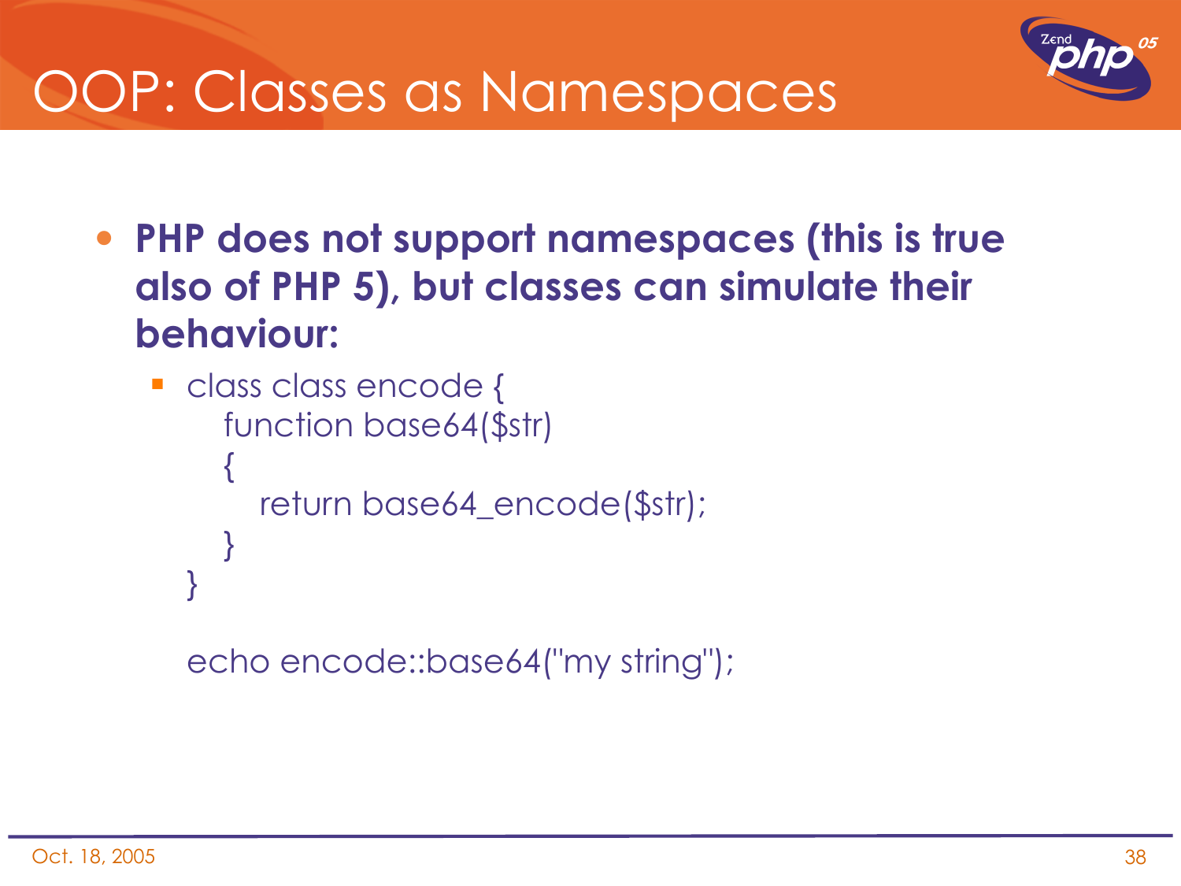# OOP: Classes as Namespaces

- **PHP does not support namespaces (this is true also of PHP 5), but classes can simulate their behaviour:**
  - class class encode {

```
class class encode {
    function base64($str)
    {
        return base64_encode($str);
    }
}

echo encode::base64("my string");
```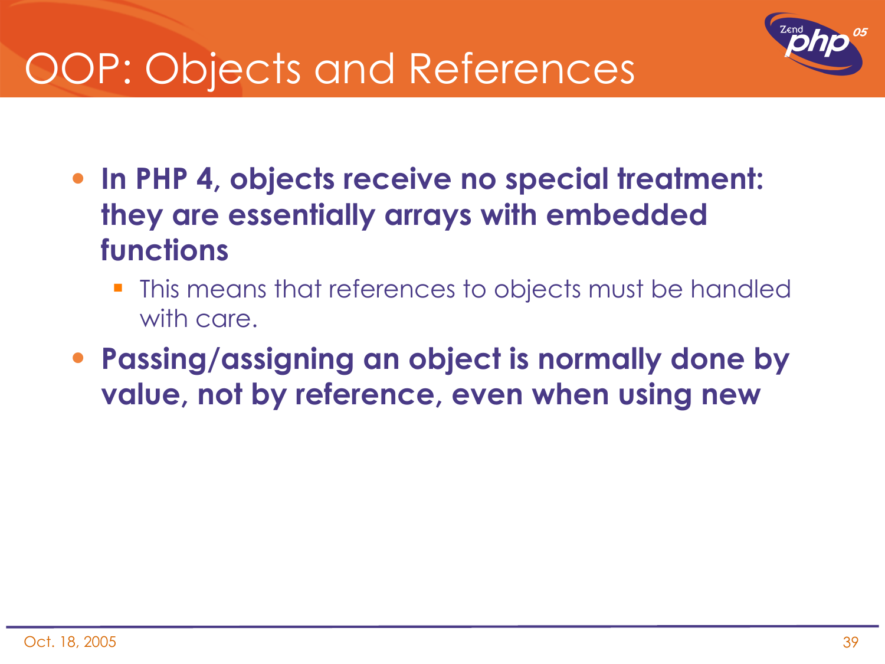# OOP: Objects and References

- **In PHP 4, objects receive no special treatment: they are essentially arrays with embedded functions**
  - This means that references to objects must be handled with care.
- **Passing/assigning an object is normally done by value, not by reference, even when using new**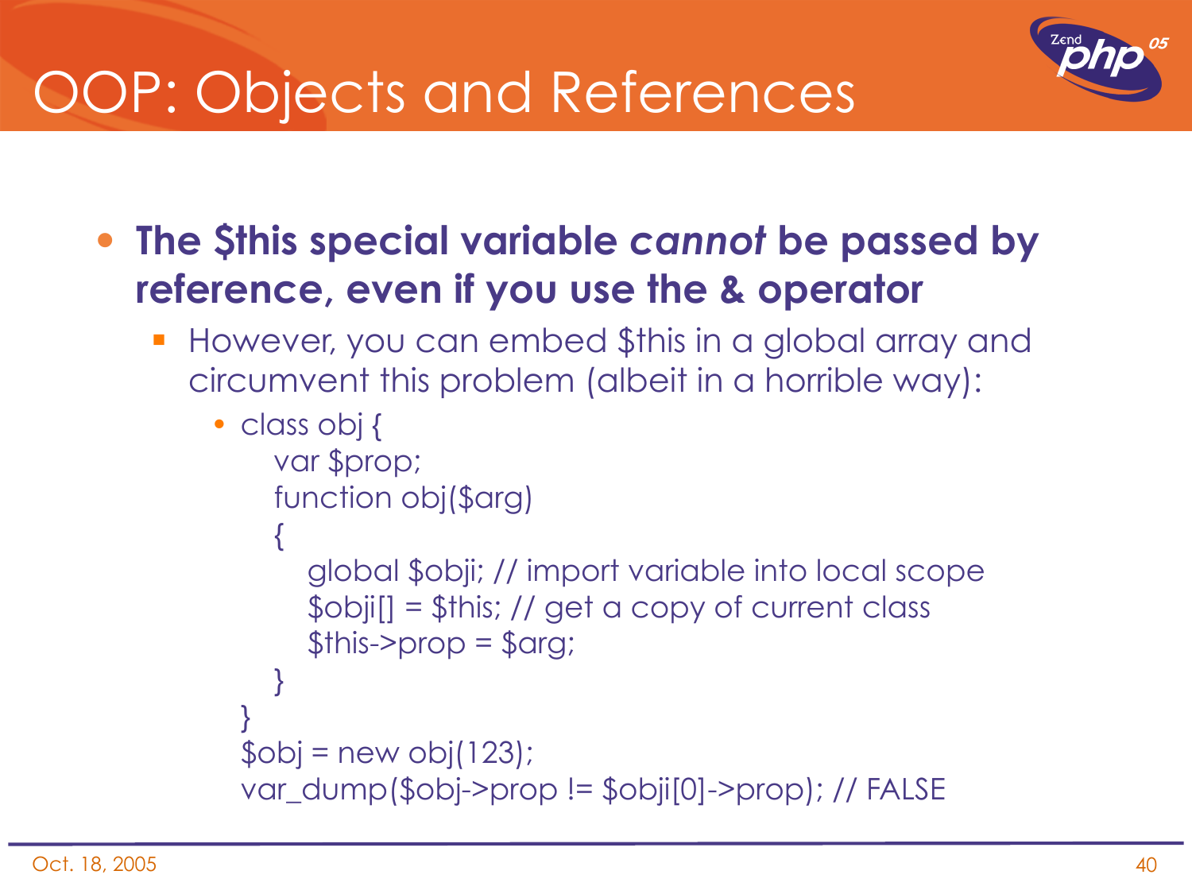# OOP: Objects and References

- **The $this special variable *cannot* be passed by reference, even if you use the & operator**
  - However, you can embed $this in a global array and circumvent this problem (albeit in a horrible way):

```
class obj {
    var $prop;
    function obj($arg)
    {
        global $obji; // import variable into local scope
        $obji[] = $this; // get a copy of current class
        $this->prop = $arg;
    }
}
$obj = new obj(123);
var_dump($obj->prop != $obji[0]->prop); // FALSE
```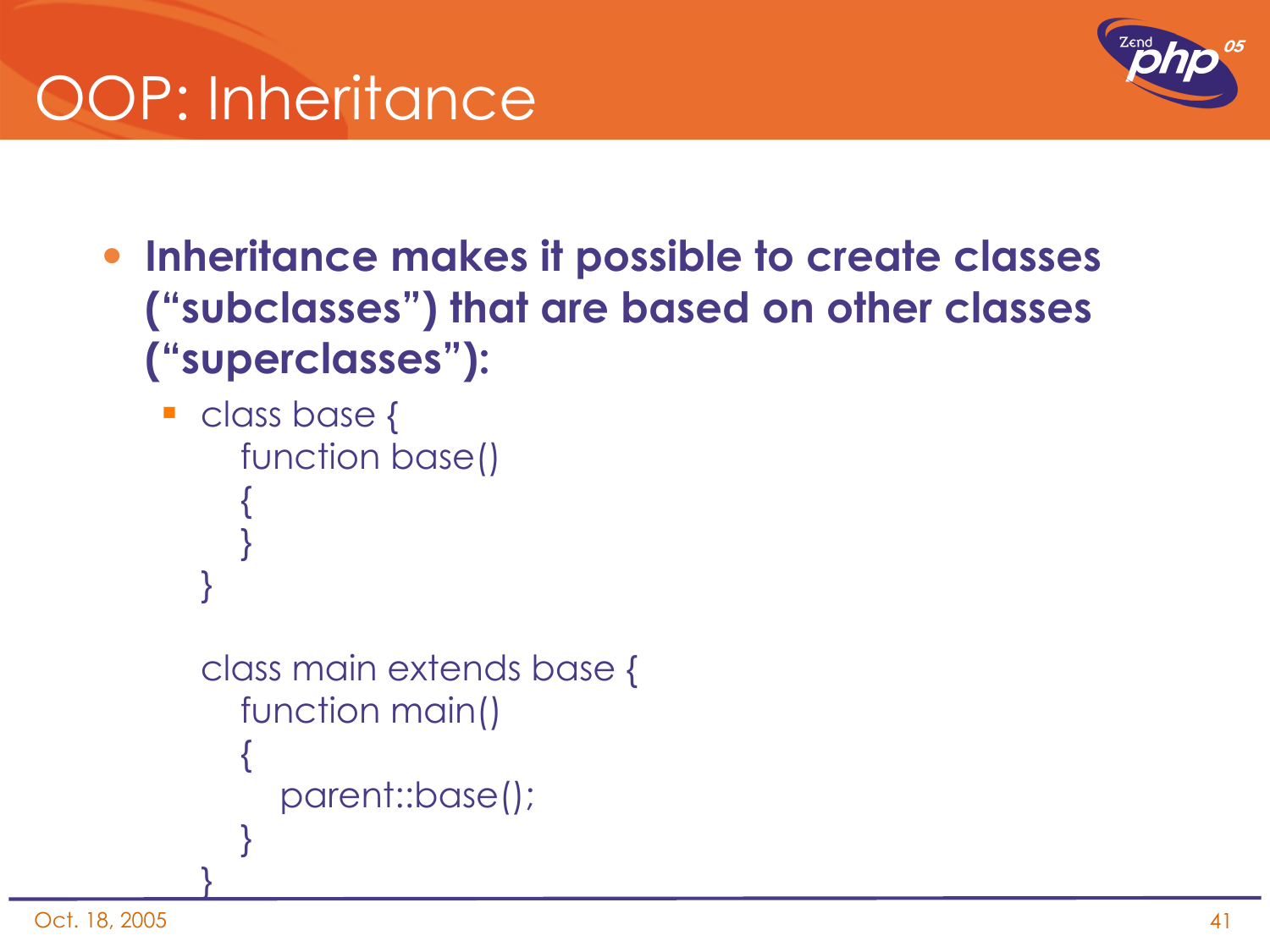# OOP: Inheritance

- **Inheritance makes it possible to create classes ("subclasses") that are based on other classes ("superclasses"):**

```
class base {
   function base()
   {
   }
}

class main extends base {
   function main()
   {
      parent::base();
   }
}
```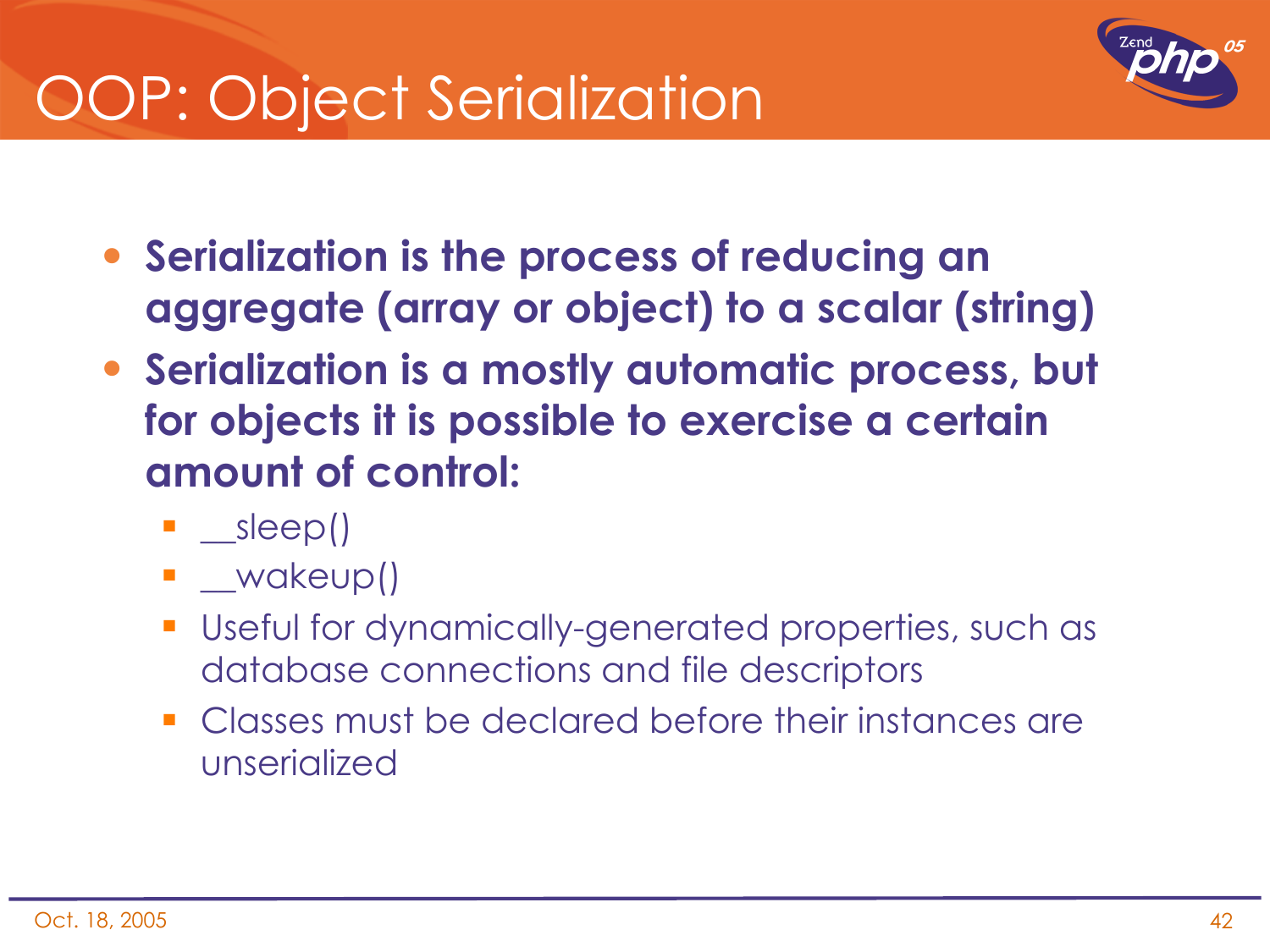# OOP: Object Serialization

- **Serialization is the process of reducing an aggregate (array or object) to a scalar (string)**
- **Serialization is a mostly automatic process, but for objects it is possible to exercise a certain amount of control:**
  - __sleep()
  - __wakeup()
  - Useful for dynamically-generated properties, such as database connections and file descriptors
  - Classes must be declared before their instances are unserialized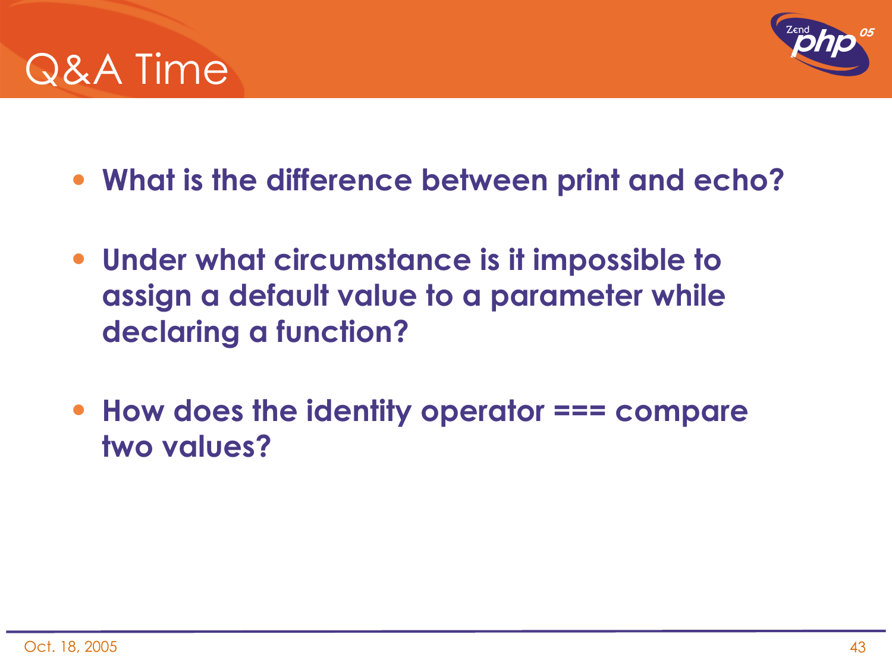# Q&A Time

- **What is the difference between print and echo?**
- **Under what circumstance is it impossible to assign a default value to a parameter while declaring a function?**
- **How does the identity operator === compare two values?**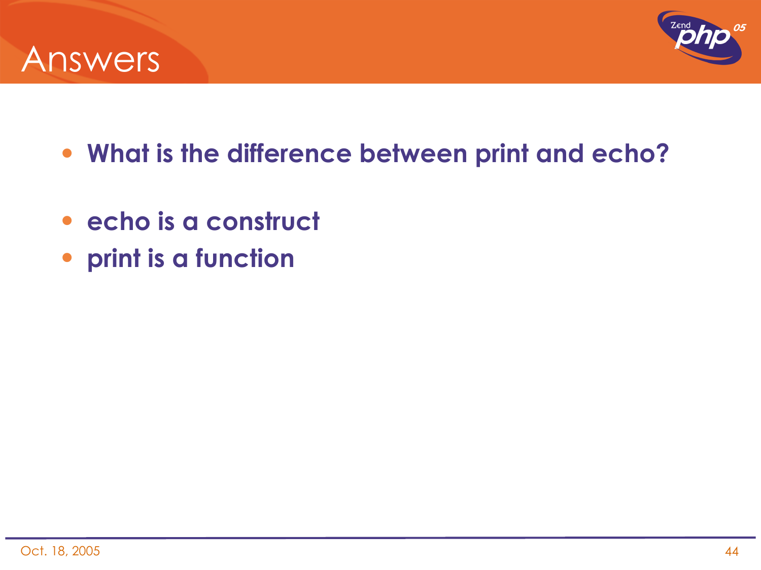# Answers

- **What is the difference between print and echo?**

- **echo is a construct**
- **print is a function**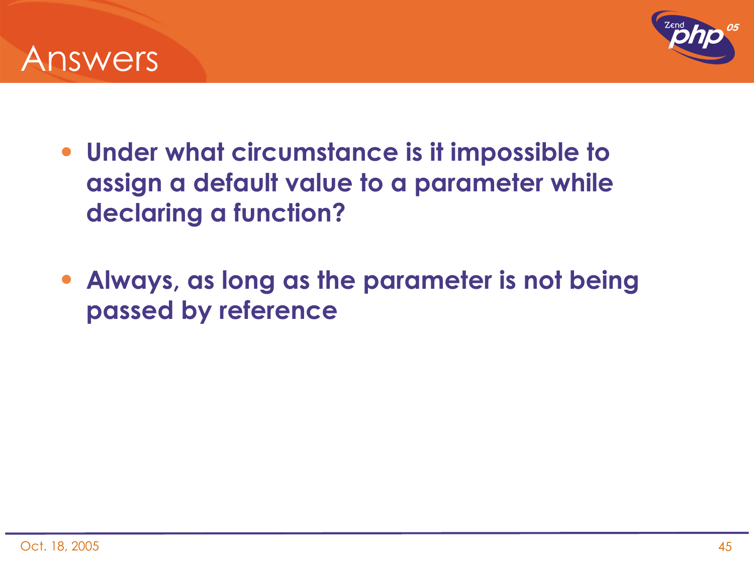# Answers

- **Under what circumstance is it impossible to assign a default value to a parameter while declaring a function?**

- **Always, as long as the parameter is not being passed by reference**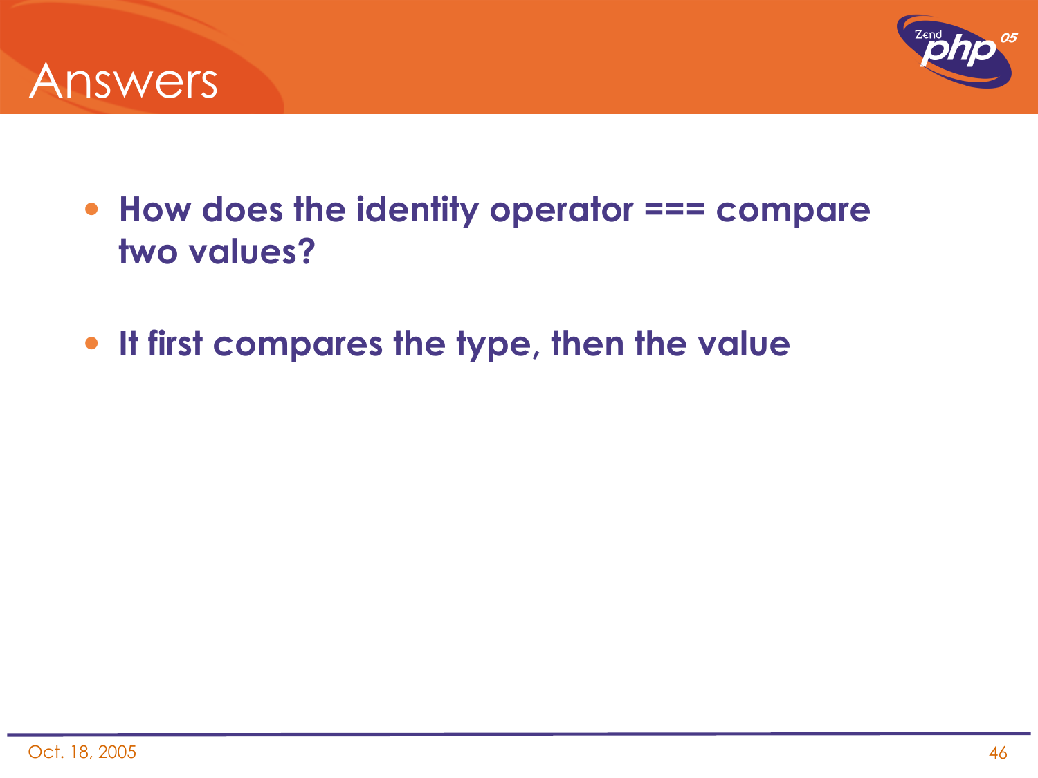# Answers

- **How does the identity operator === compare two values?**
- **It first compares the type, then the value**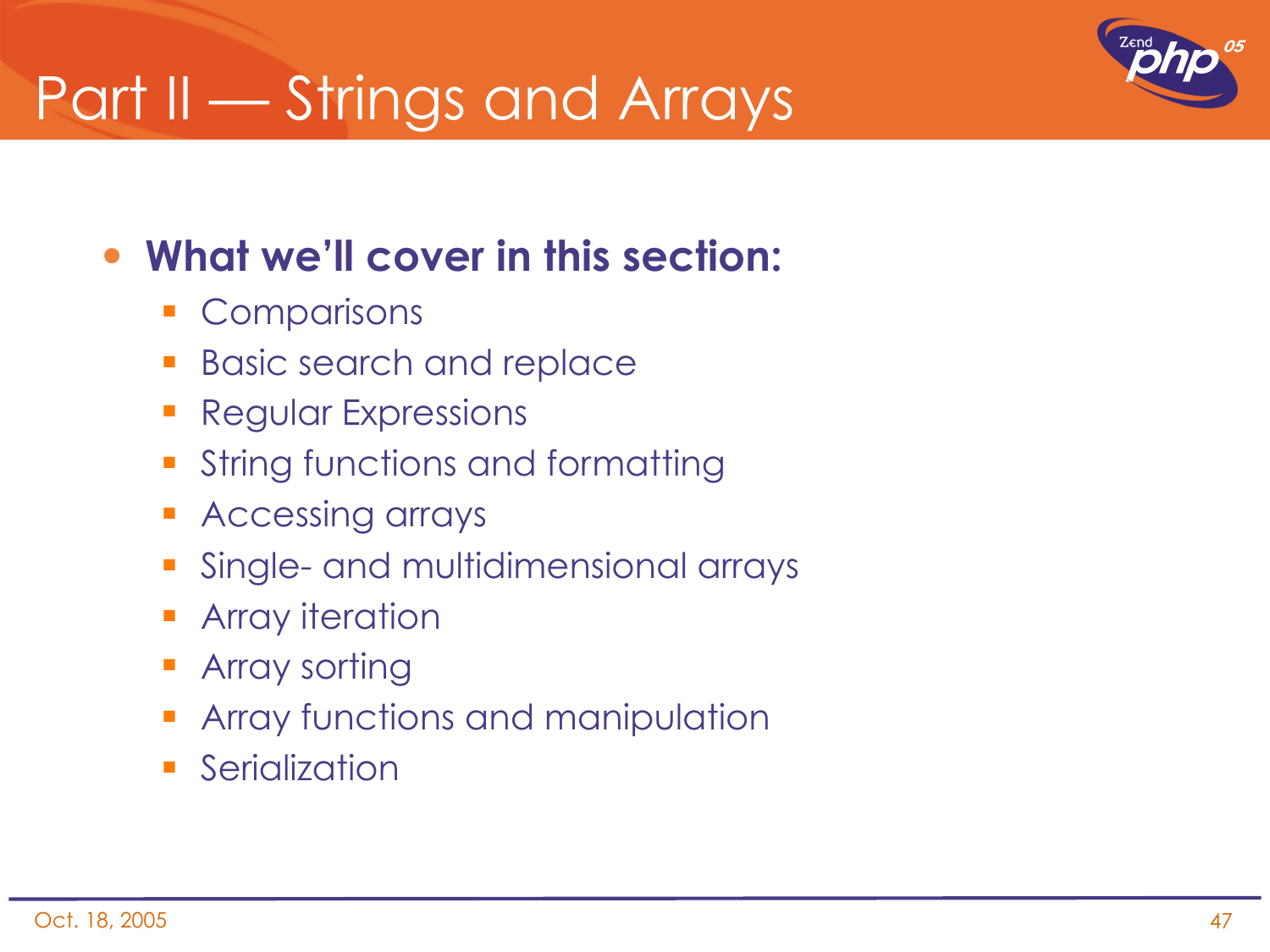# Part II — Strings and Arrays

- **What we'll cover in this section:**
  - Comparisons
  - Basic search and replace
  - Regular Expressions
  - String functions and formatting
  - Accessing arrays
  - Single- and multidimensional arrays
  - Array iteration
  - Array sorting
  - Array functions and manipulation
  - Serialization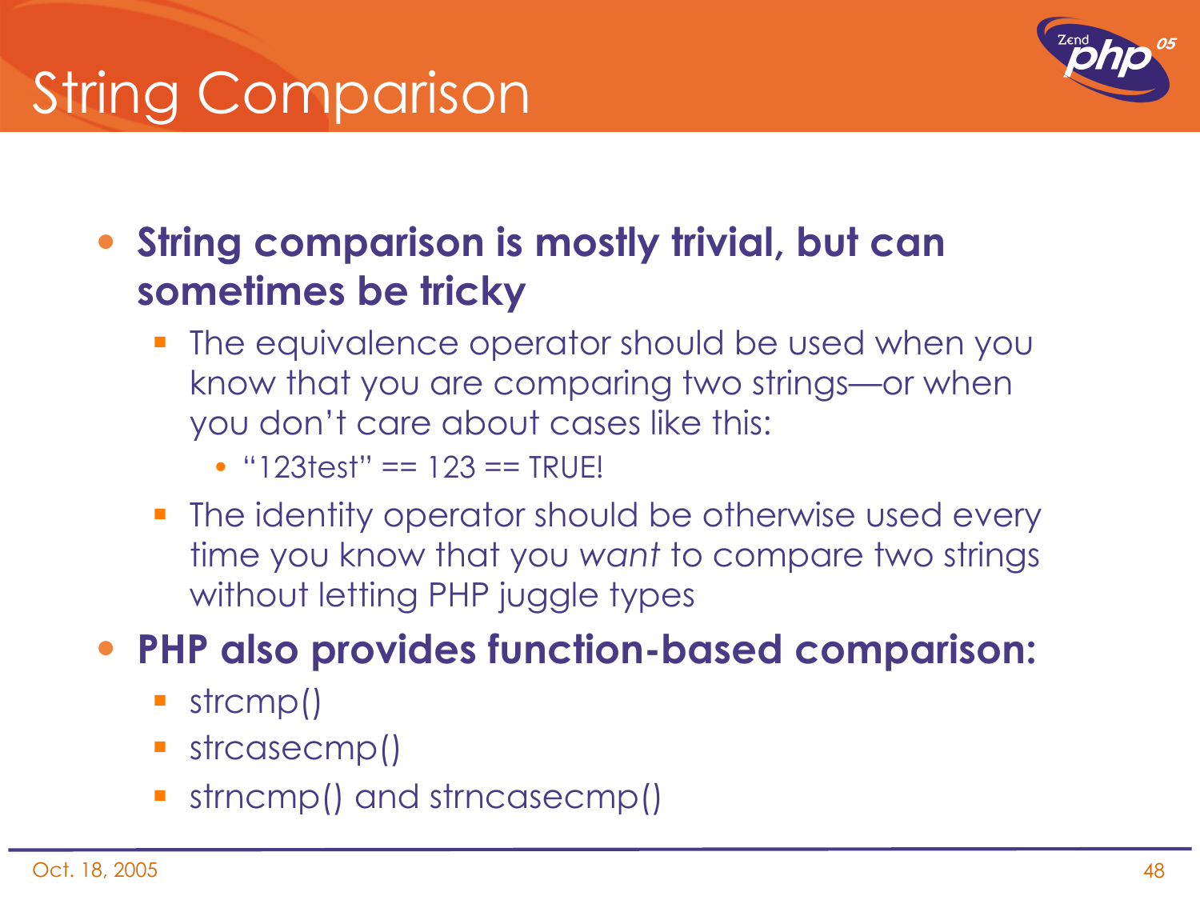# String Comparison

- **String comparison is mostly trivial, but can sometimes be tricky**
  - The equivalence operator should be used when you know that you are comparing two strings—or when you don't care about cases like this:
    - "123test" == 123 == TRUE!
  - The identity operator should be otherwise used every time you know that you *want* to compare two strings without letting PHP juggle types
- **PHP also provides function-based comparison:**
  - strcmp()
  - strcasecmp()
  - strncmp() and strncasecmp()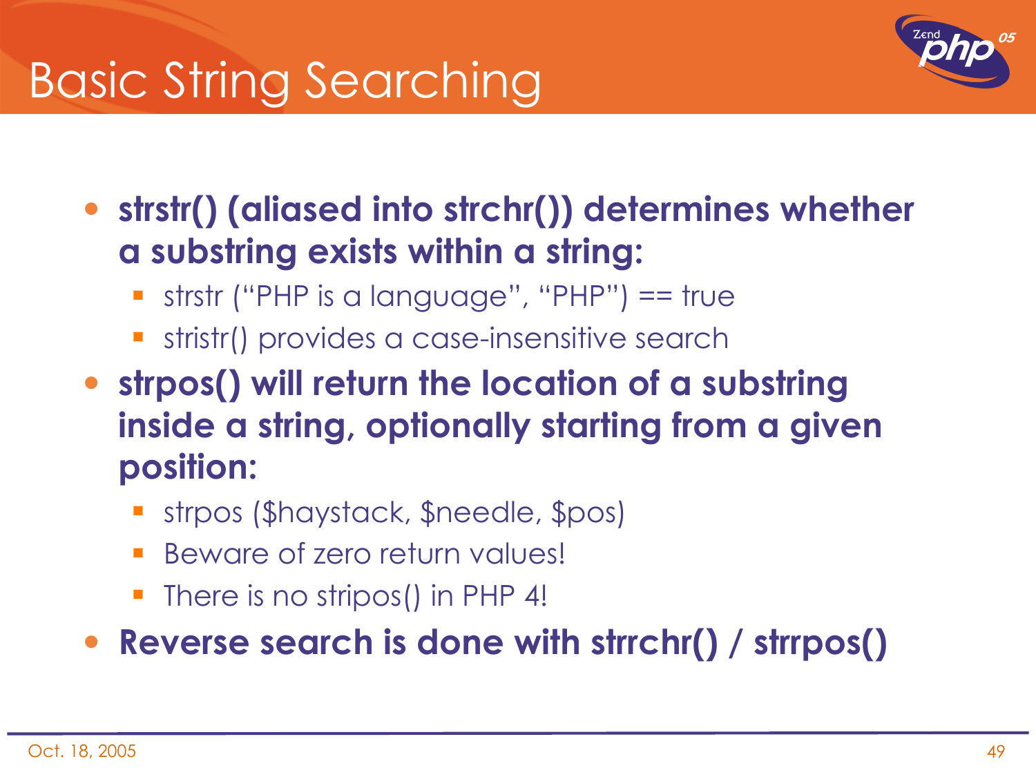# Basic String Searching

- **strstr() (aliased into strchr()) determines whether a substring exists within a string:**
  - strstr ("PHP is a language", "PHP") == true
  - stristr() provides a case-insensitive search
- **strpos() will return the location of a substring inside a string, optionally starting from a given position:**
  - strpos ($haystack, $needle, $pos)
  - Beware of zero return values!
  - There is no stripos() in PHP 4!
- **Reverse search is done with strrchr() / strrpos()**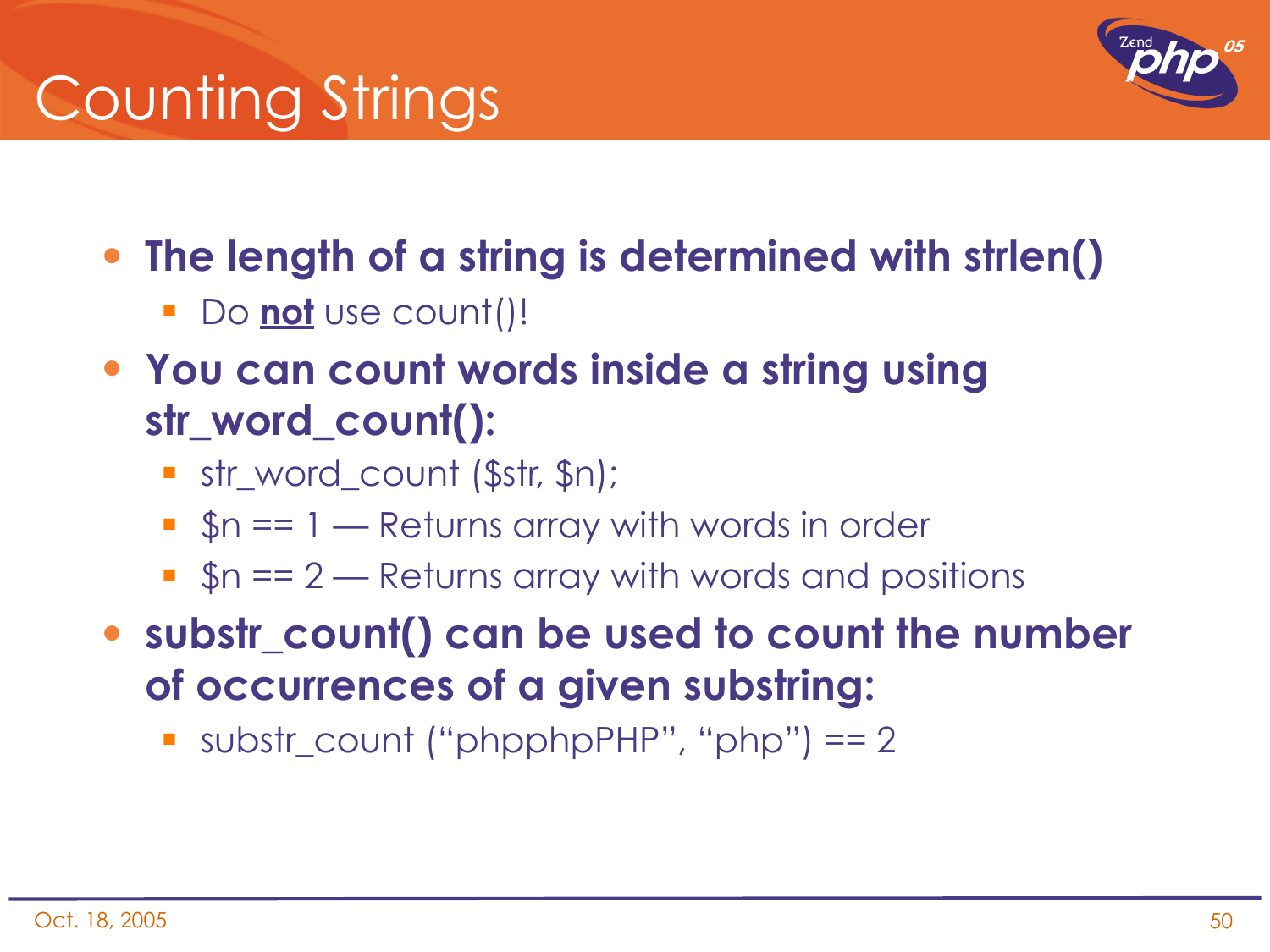# Counting Strings

- **The length of a string is determined with strlen()**
  - Do **not** use count()!
- **You can count words inside a string using str_word_count():**
  - str_word_count ($str, $n);
  - $n == 1 — Returns array with words in order
  - $n == 2 — Returns array with words and positions
- **substr_count() can be used to count the number of occurrences of a given substring:**
  - substr_count ("phpphpPHP", "php") == 2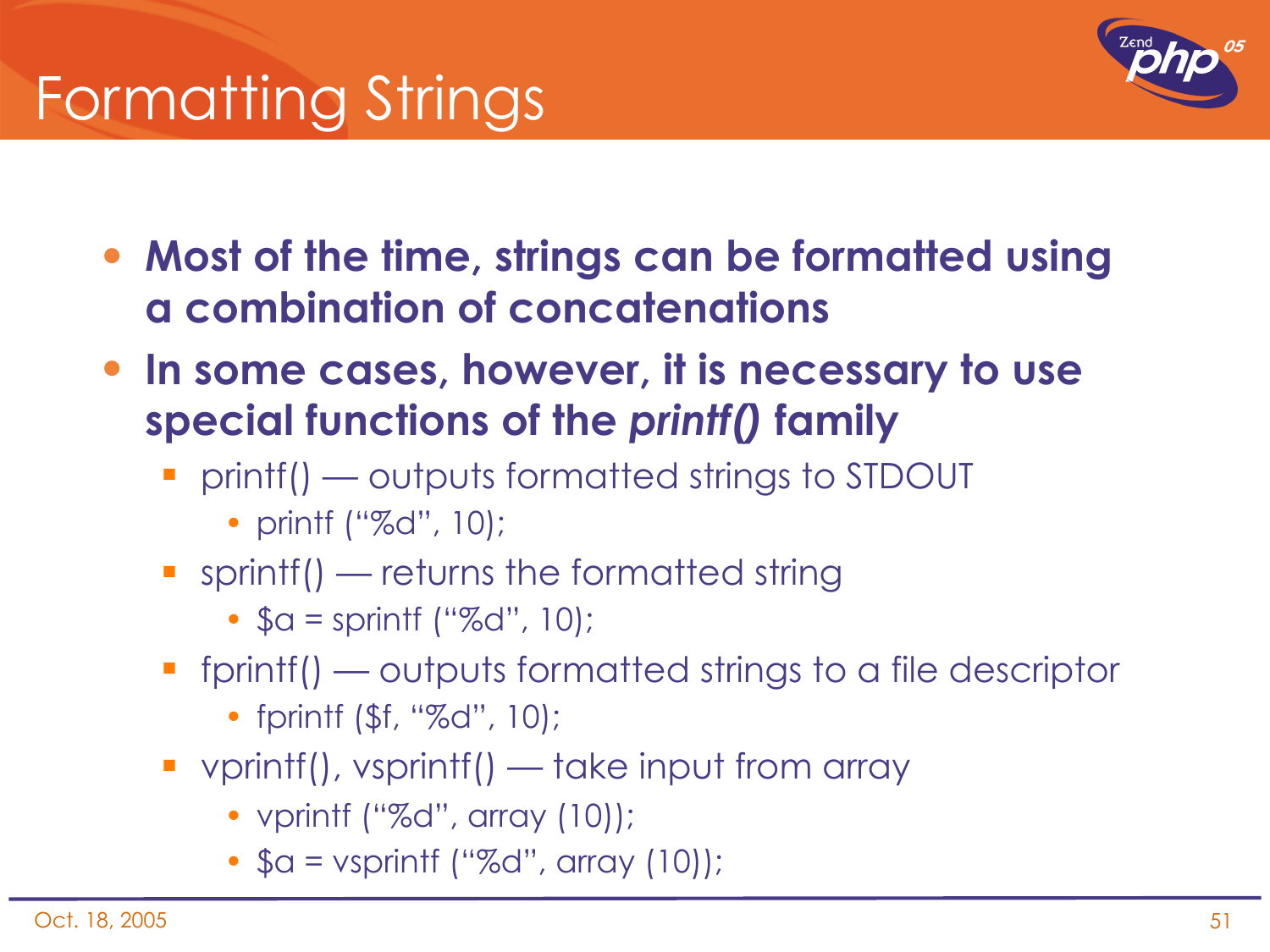# Formatting Strings

- **Most of the time, strings can be formatted using a combination of concatenations**
- **In some cases, however, it is necessary to use special functions of the *printf()* family**
  - printf() — outputs formatted strings to STDOUT
    - printf (“%d”, 10);
  - sprintf() — returns the formatted string
    - $a = sprintf (“%d”, 10);
  - fprintf() — outputs formatted strings to a file descriptor
    - fprintf ($f, “%d”, 10);
  - vprintf(), vsprintf() — take input from array
    - vprintf (“%d”, array (10));
    - $a = vsprintf (“%d”, array (10));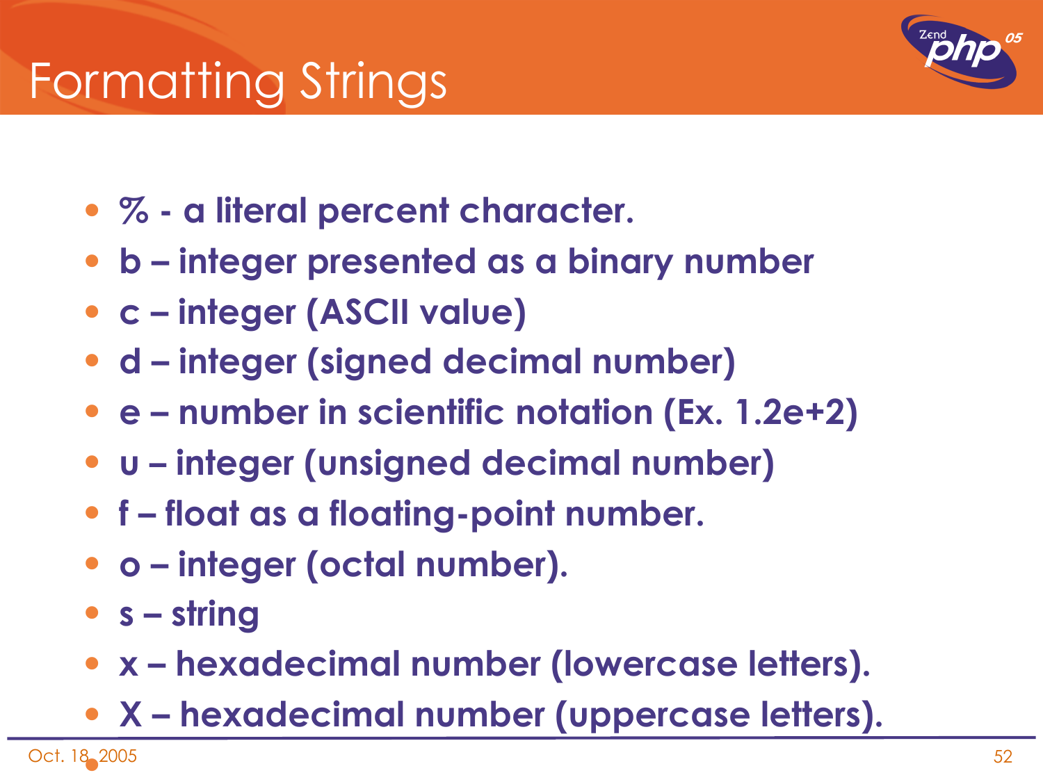# Formatting Strings

- % - a literal percent character.
- b – integer presented as a binary number
- c – integer (ASCII value)
- d – integer (signed decimal number)
- e – number in scientific notation (Ex. 1.2e+2)
- u – integer (unsigned decimal number)
- f – float as a floating-point number.
- o – integer (octal number).
- s – string
- x – hexadecimal number (lowercase letters).
- X – hexadecimal number (uppercase letters).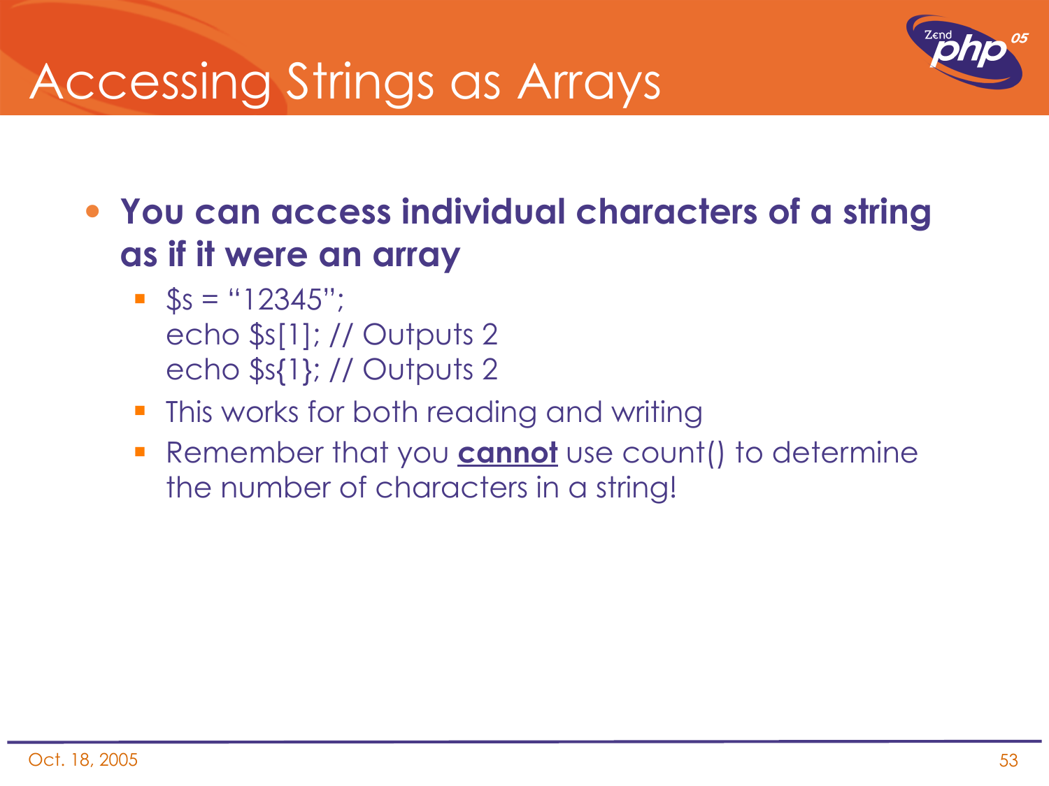# Accessing Strings as Arrays

- **You can access individual characters of a string as if it were an array**
  - ```
    $s = "12345";
    echo $s[1]; // Outputs 2
    echo $s{1}; // Outputs 2
    ```
  - This works for both reading and writing
  - Remember that you **cannot** use count() to determine the number of characters in a string!

Oct. 18, 2005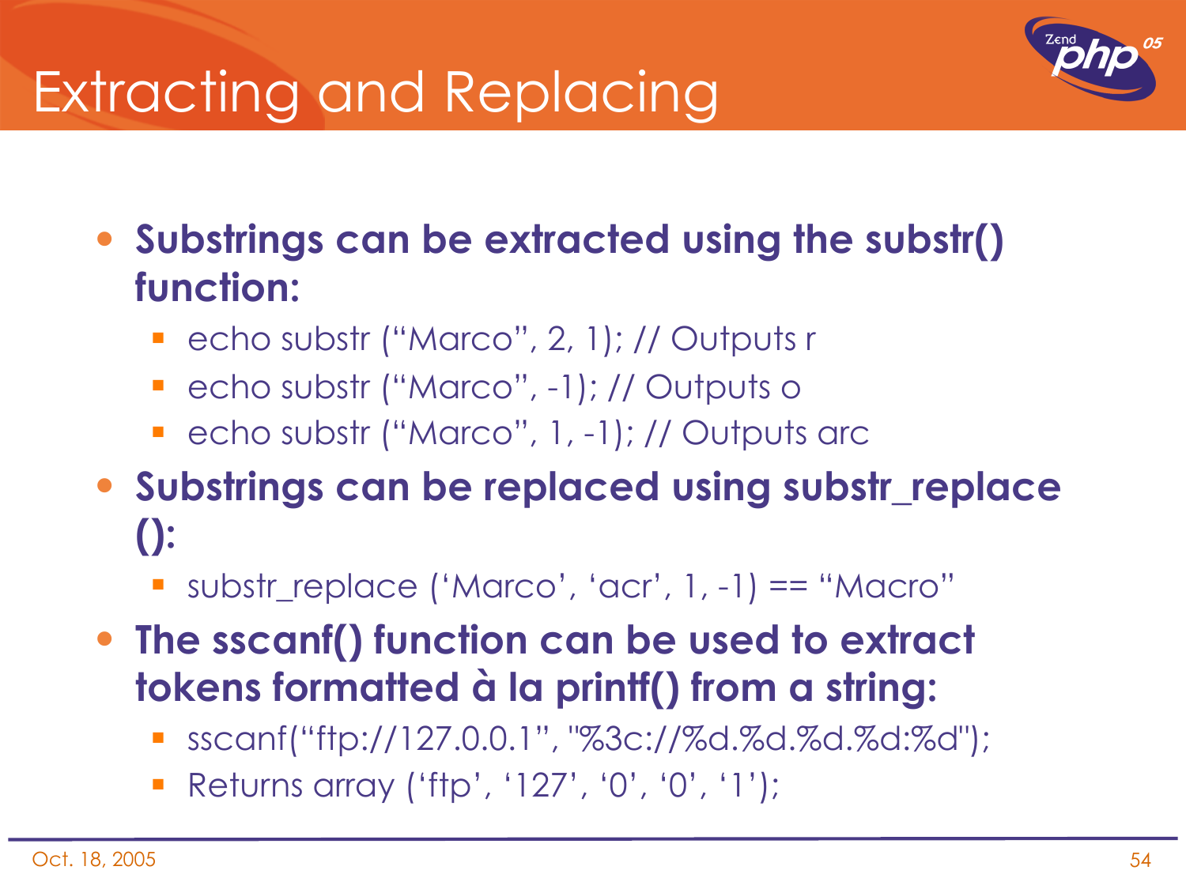# Extracting and Replacing

- **Substrings can be extracted using the substr() function:**
  - echo substr (“Marco”, 2, 1); // Outputs r
  - echo substr (“Marco”, -1); // Outputs o
  - echo substr (“Marco”, 1, -1); // Outputs arc
- **Substrings can be replaced using substr_replace ():**
  - substr_replace (‘Marco’, ‘acr’, 1, -1) == “Macro”
- **The sscanf() function can be used to extract tokens formatted à la printf() from a string:**
  - sscanf(“ftp://127.0.0.1”, "%3c://%d.%d.%d.%d:%d");
  - Returns array (‘ftp’, ‘127’, ‘0’, ‘0’, ‘1’);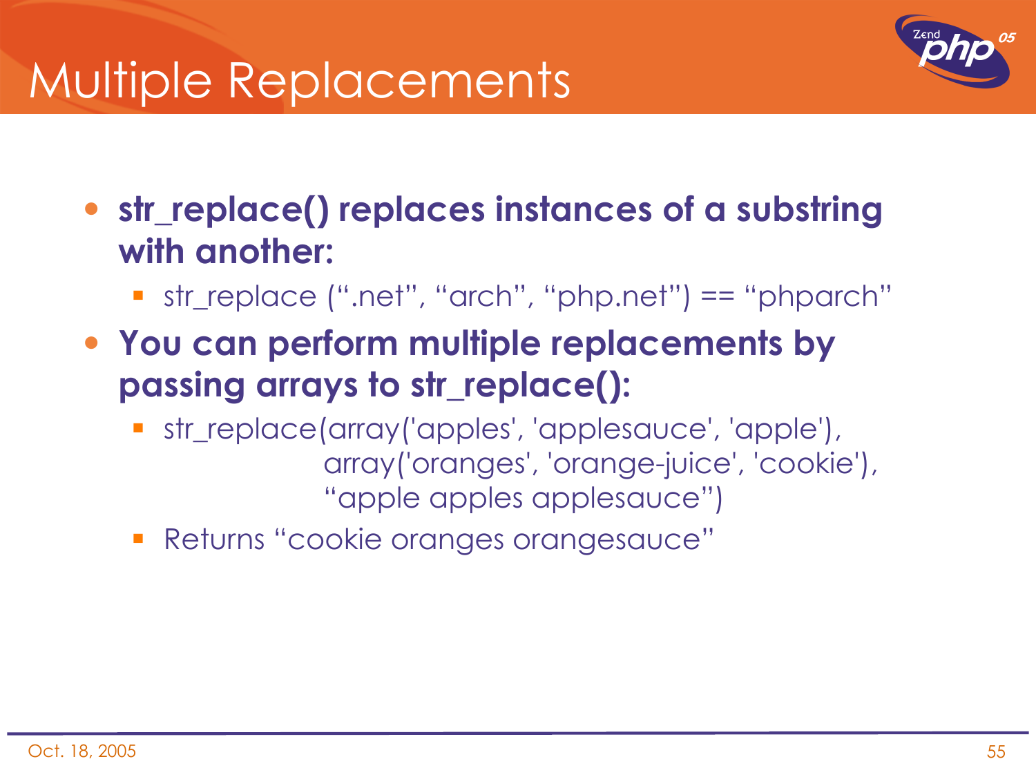# Multiple Replacements

- **str_replace() replaces instances of a substring with another:**
  - str_replace (“.net”, “arch”, “php.net”) == “phparch”
- **You can perform multiple replacements by passing arrays to str_replace():**
  - str_replace(array('apples', 'applesauce', 'apple'),
    array('oranges', 'orange-juice', 'cookie'),
    “apple apples applesauce”)
  - Returns “cookie oranges orangesauce”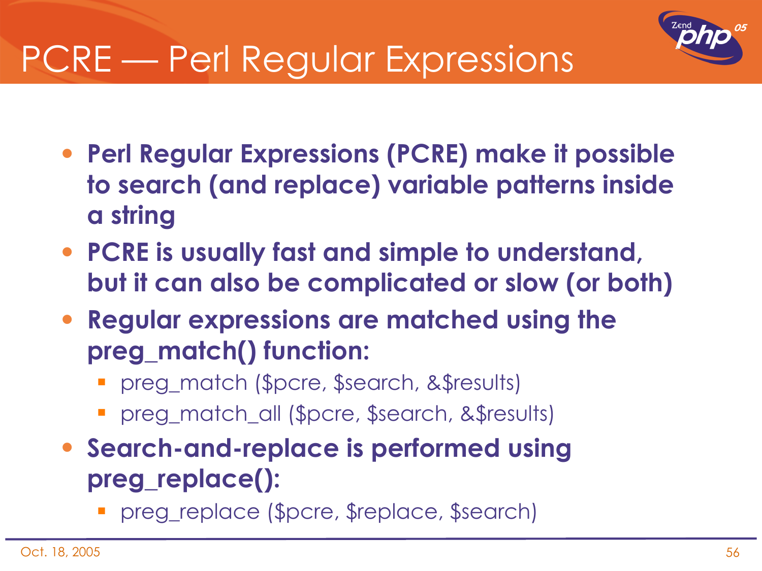# PCRE — Perl Regular Expressions

- **Perl Regular Expressions (PCRE) make it possible to search (and replace) variable patterns inside a string**
- **PCRE is usually fast and simple to understand, but it can also be complicated or slow (or both)**
- **Regular expressions are matched using the preg_match() function:**
  - preg_match ($pcre, $search, &$results)
  - preg_match_all ($pcre, $search, &$results)
- **Search-and-replace is performed using preg_replace():**
  - preg_replace ($pcre, $replace, $search)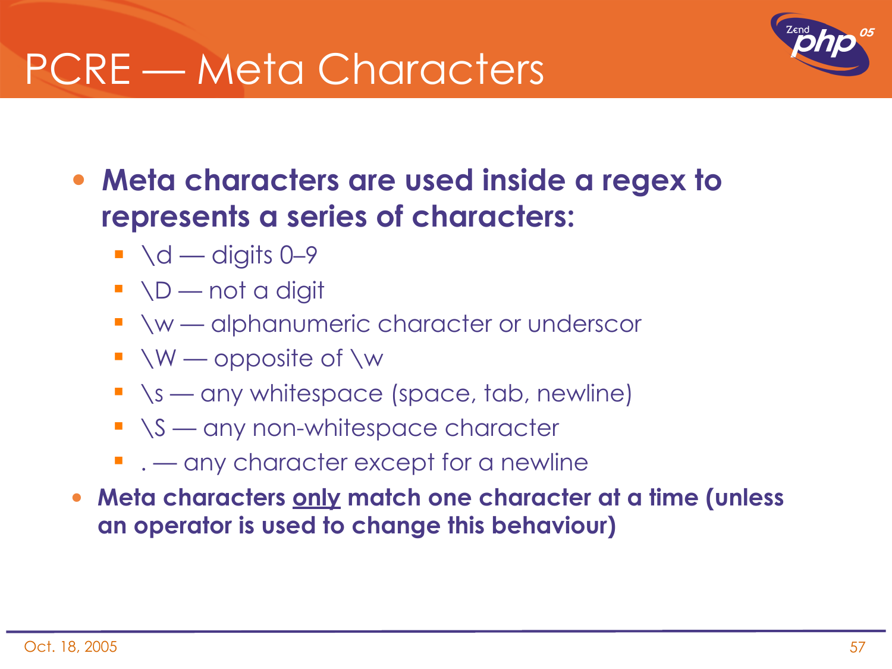# PCRE — Meta Characters

- **Meta characters are used inside a regex to represents a series of characters:**
  - \d — digits 0–9
  - \D — not a digit
  - \w — alphanumeric character or underscor
  - \W — opposite of \w
  - \s — any whitespace (space, tab, newline)
  - \S — any non-whitespace character
  - . — any character except for a newline
- **Meta characters <u>only</u> match one character at a time (unless an operator is used to change this behaviour)**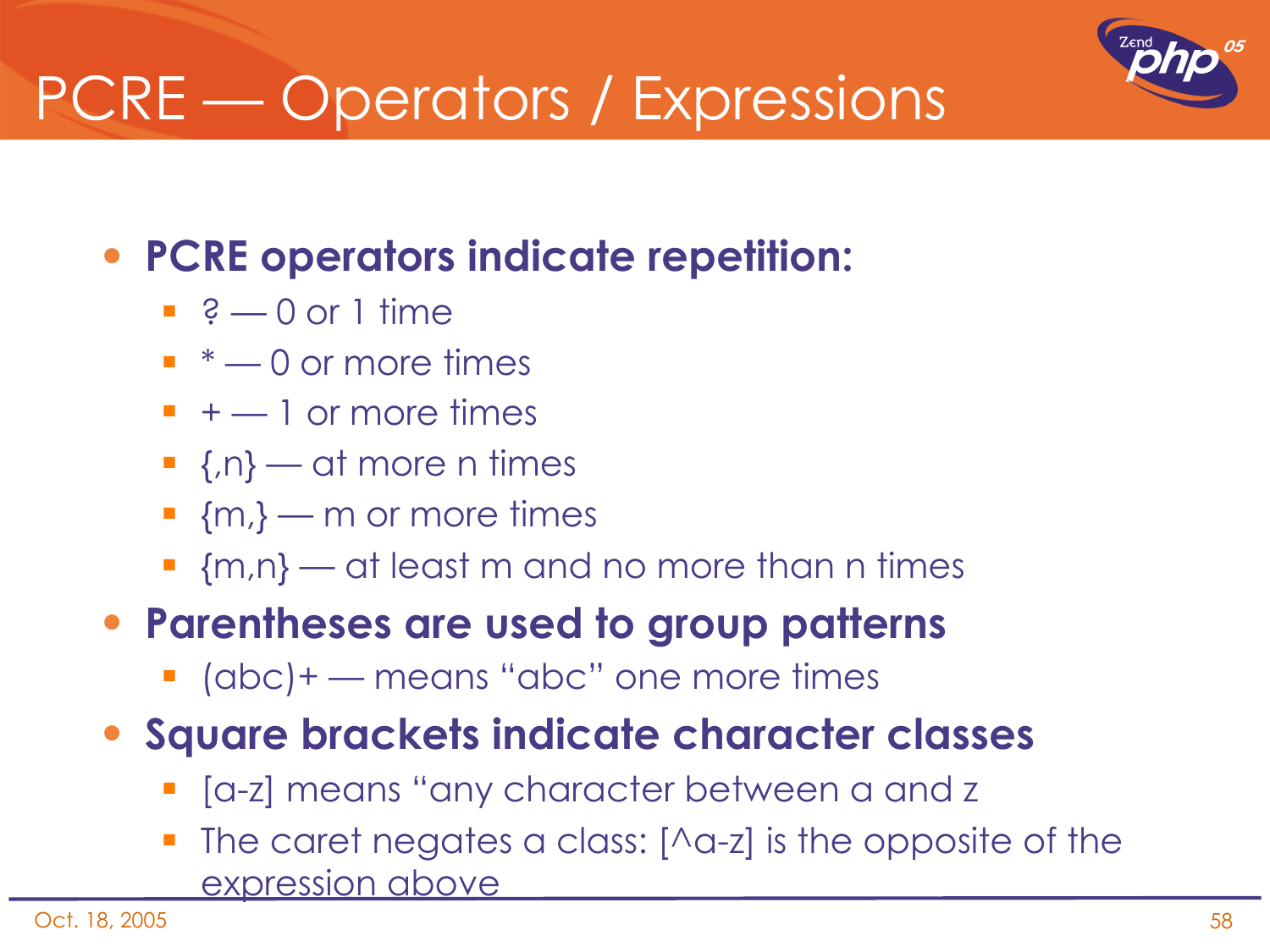# PCRE — Operators / Expressions

- **PCRE operators indicate repetition:**
  - ? — 0 or 1 time
  - * — 0 or more times
  - + — 1 or more times
  - {,n} — at more n times
  - {m,} — m or more times
  - {m,n} — at least m and no more than n times
- **Parentheses are used to group patterns**
  - (abc)+ — means "abc" one more times
- **Square brackets indicate character classes**
  - [a-z] means "any character between a and z
  - The caret negates a class: [^a-z] is the opposite of the expression above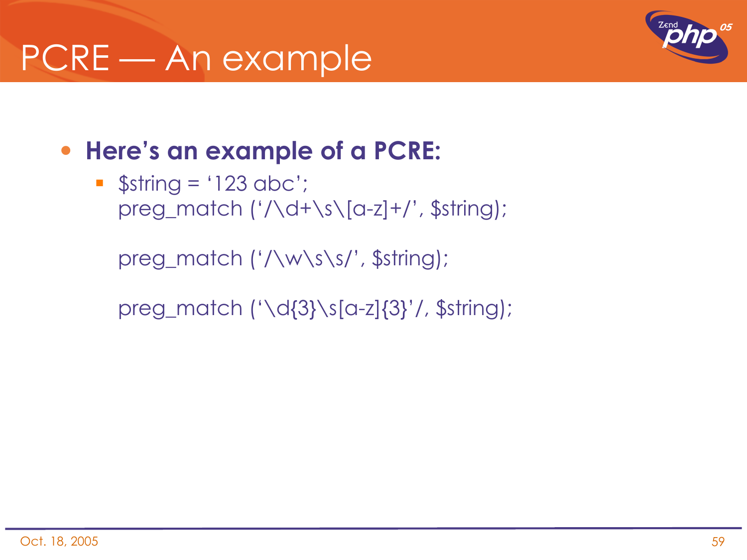# PCRE — An example

- **Here's an example of a PCRE:**
  - ```
    $string = '123 abc';
    preg_match ('/\d+\s\[a-z]+/', $string);

    preg_match ('/\w\s\s/', $string);

    preg_match ('\d{3}\s[a-z]{3}'/, $string);
    ```

Oct. 18, 2005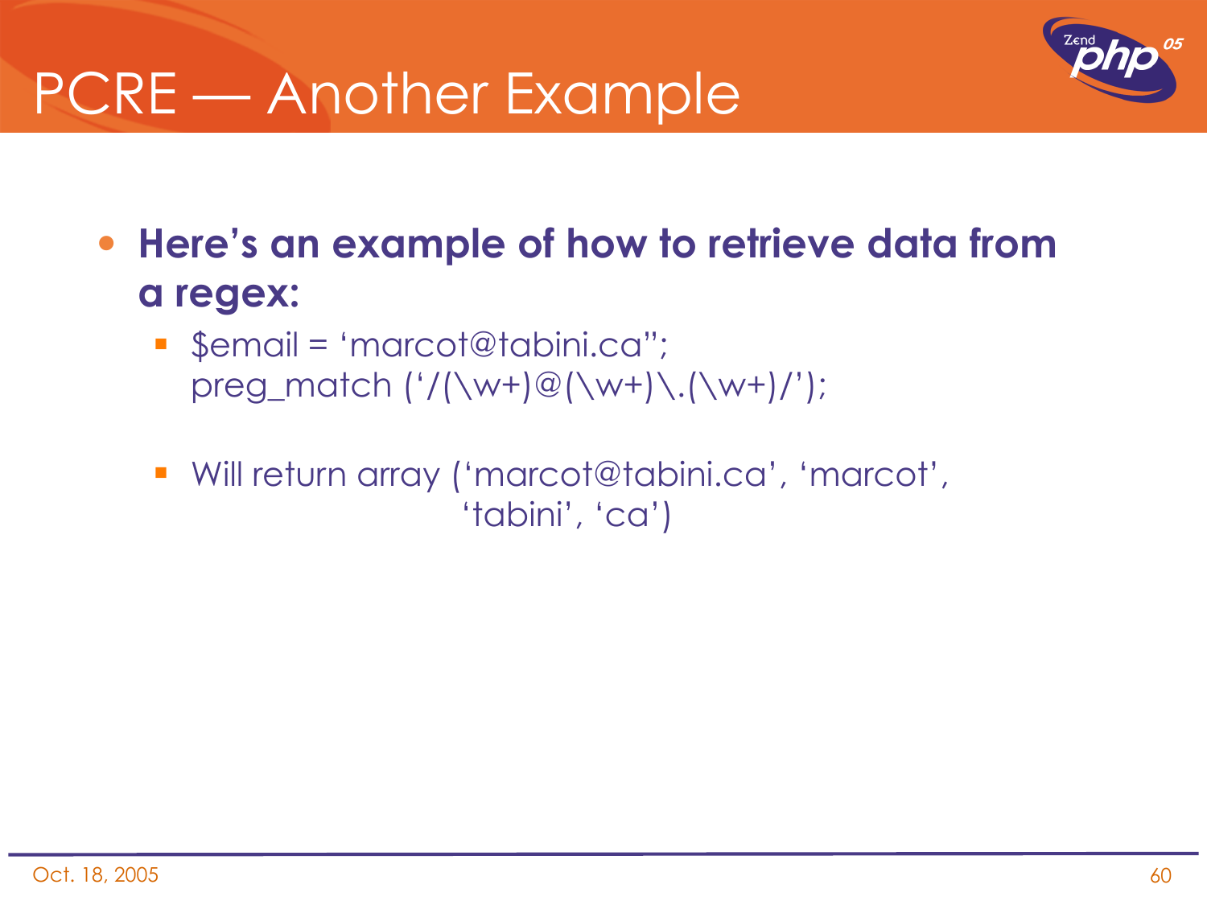# PCRE — Another Example

- **Here’s an example of how to retrieve data from a regex:**
  - $email = ‘marcot@tabini.ca”;
    preg_match (‘/(\w+)@(\w+)\.(\w+)/’);
  - Will return array (‘marcot@tabini.ca’, ‘marcot’, ‘tabini’, ‘ca’)

Oct. 18, 2005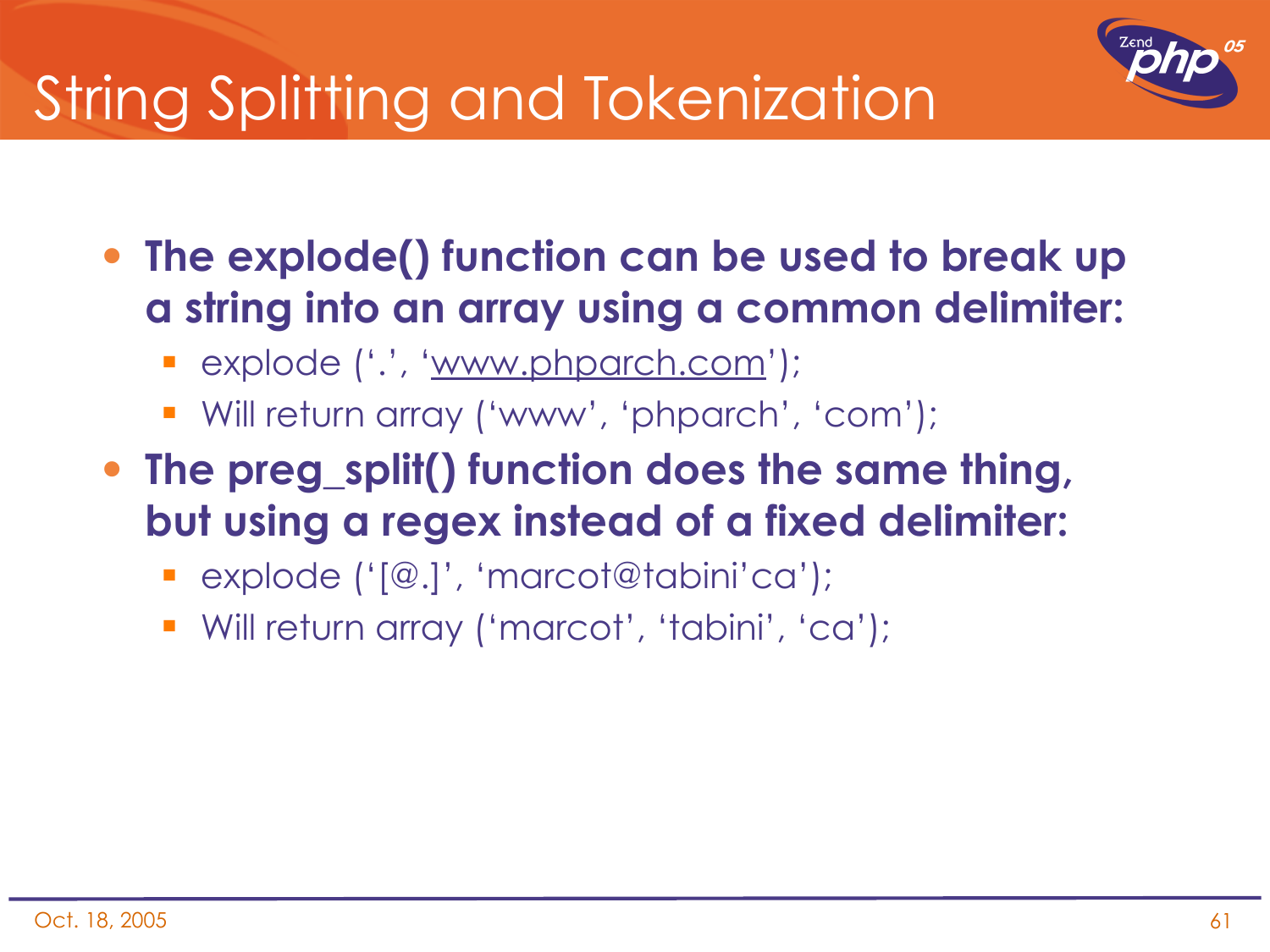# String Splitting and Tokenization

- **The explode() function can be used to break up a string into an array using a common delimiter:**
  - explode ('.', 'www.phparch.com');
  - Will return array ('www', 'phparch', 'com');
- **The preg_split() function does the same thing, but using a regex instead of a fixed delimiter:**
  - explode ('[@.]', 'marcot@tabini'ca');
  - Will return array ('marcot', 'tabini', 'ca');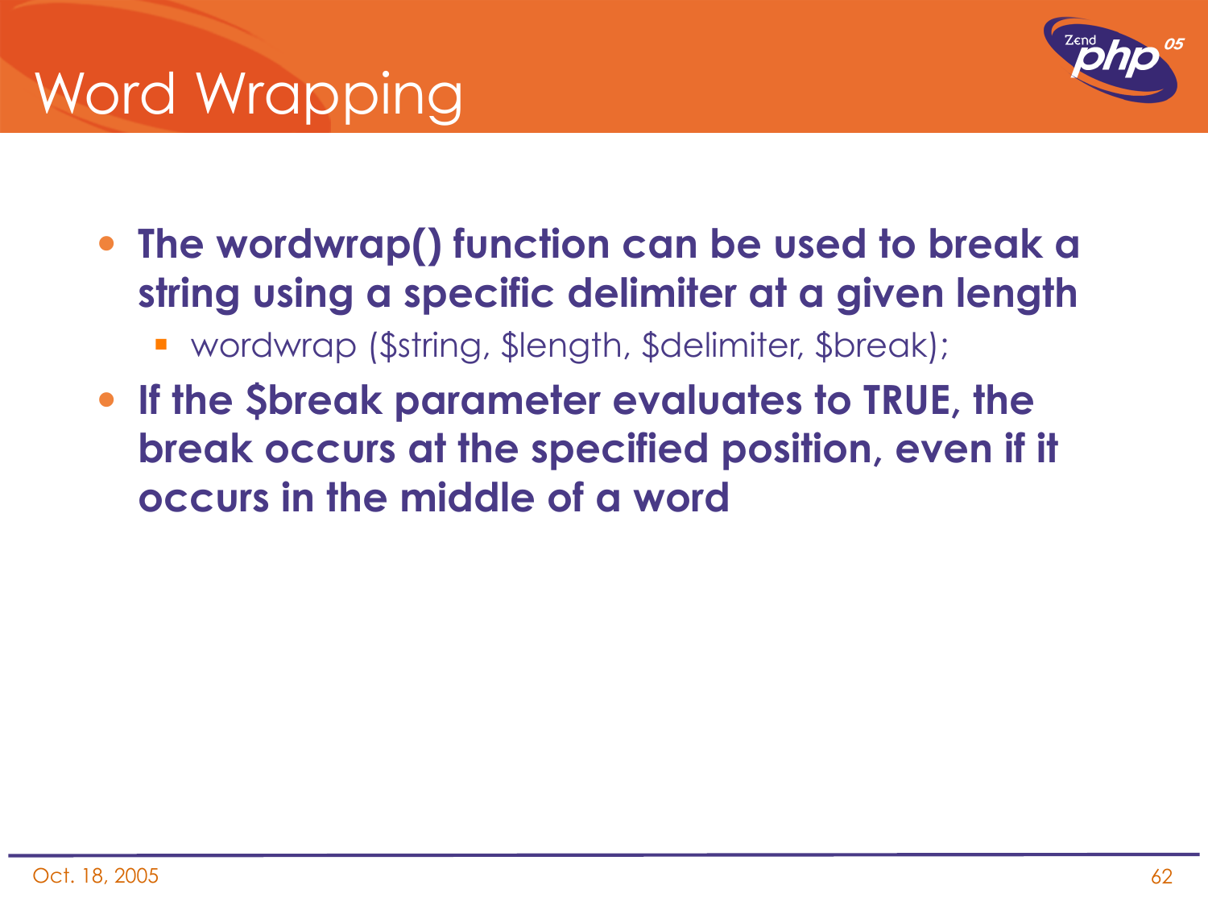# Word Wrapping

- **The wordwrap() function can be used to break a string using a specific delimiter at a given length**
  - wordwrap ($string, $length, $delimiter, $break);
- **If the $break parameter evaluates to TRUE, the break occurs at the specified position, even if it occurs in the middle of a word**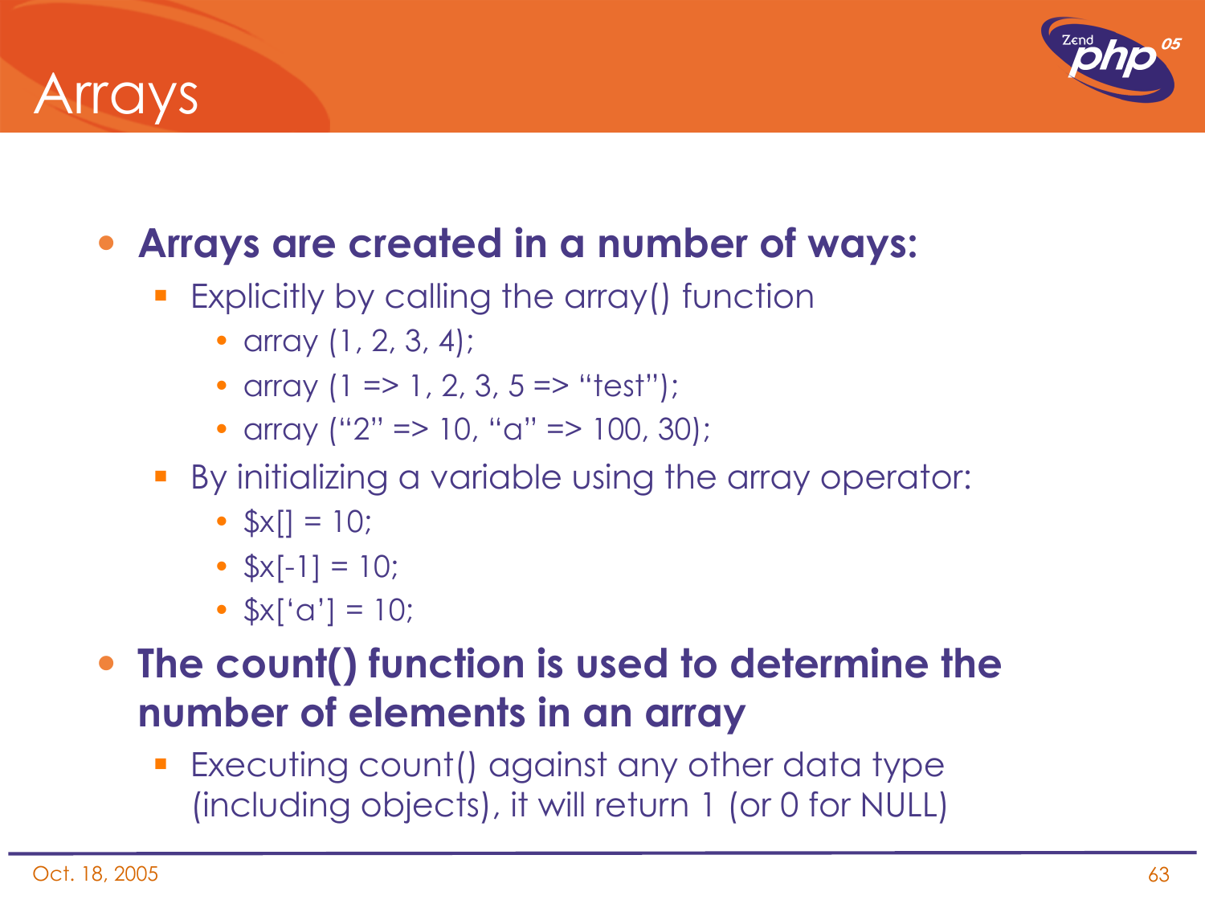# Arrays

- **Arrays are created in a number of ways:**
  - Explicitly by calling the array() function
    - array (1, 2, 3, 4);
    - array (1 => 1, 2, 3, 5 => “test”);
    - array (“2” => 10, “a” => 100, 30);
  - By initializing a variable using the array operator:
    - $x[] = 10;
    - $x[-1] = 10;
    - $x[‘a’] = 10;
- **The count() function is used to determine the number of elements in an array**
  - Executing count() against any other data type (including objects), it will return 1 (or 0 for NULL)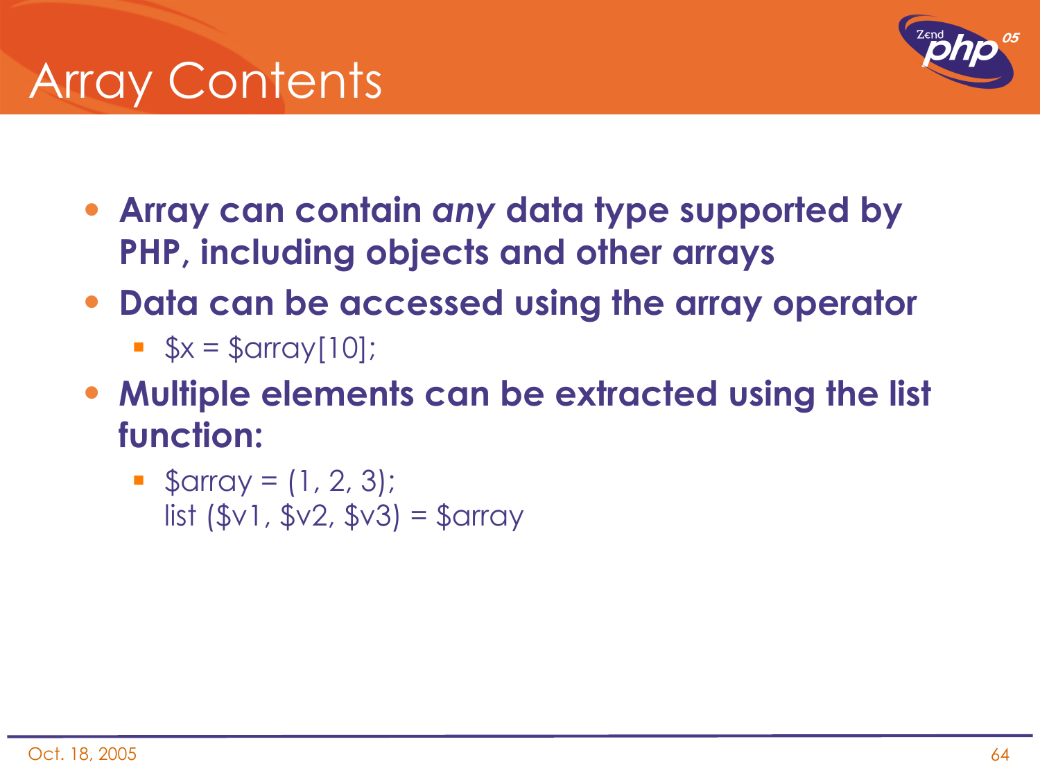# Array Contents

- **Array can contain *any* data type supported by PHP, including objects and other arrays**
- **Data can be accessed using the array operator**
  - $x = $array[10];
- **Multiple elements can be extracted using the list function:**
  - $array = (1, 2, 3);
    list ($v1, $v2, $v3) = $array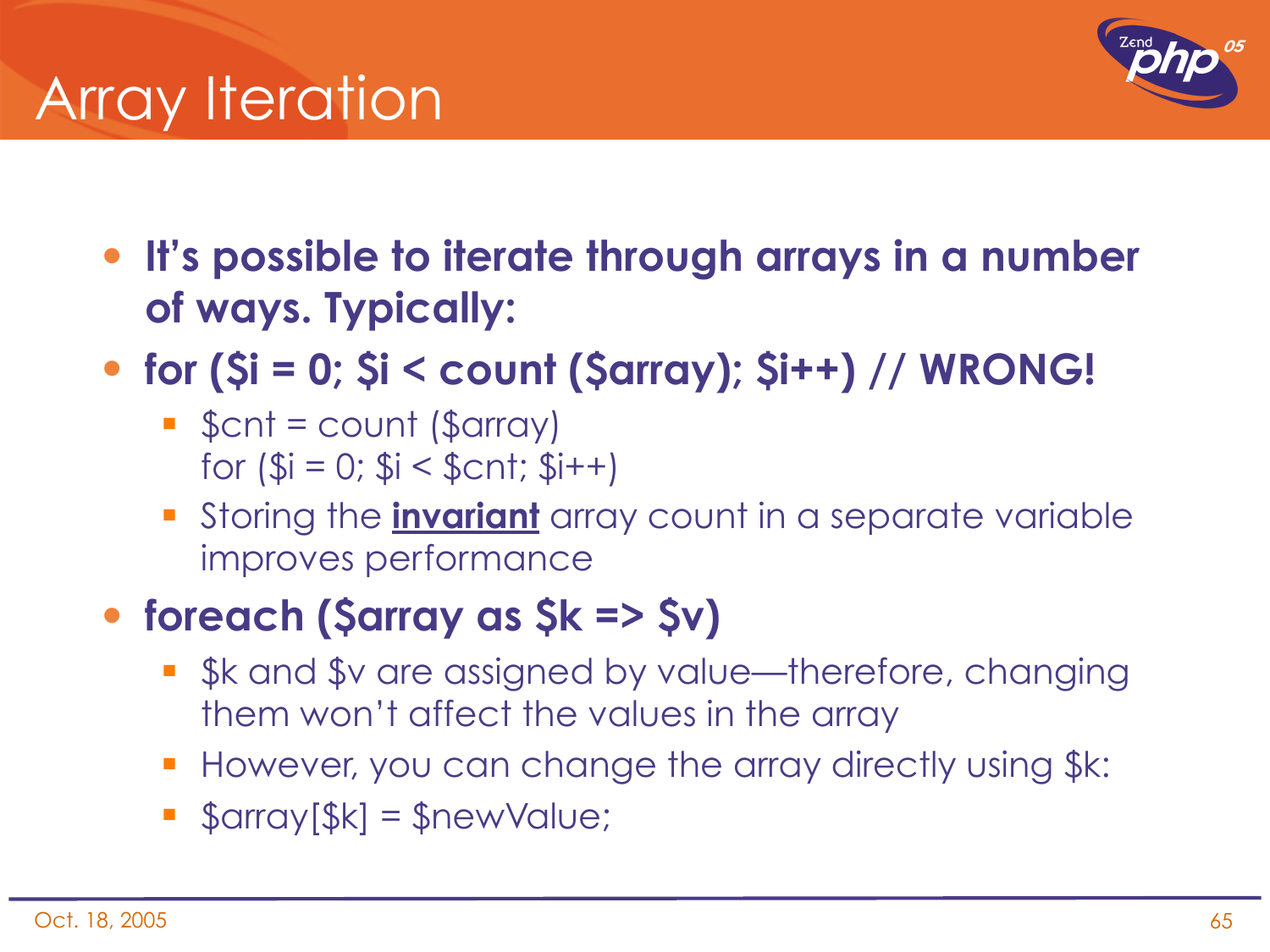# Array Iteration

- **It's possible to iterate through arrays in a number of ways. Typically:**
- **for ($i = 0; $i < count ($array); $i++) // WRONG!**
  - $cnt = count ($array)
    for ($i = 0; $i < $cnt; $i++)
  - Storing the **invariant** array count in a separate variable improves performance
- **foreach ($array as $k => $v)**
  - $k and $v are assigned by value—therefore, changing them won't affect the values in the array
  - However, you can change the array directly using $k:
  - $array[$k] = $newValue;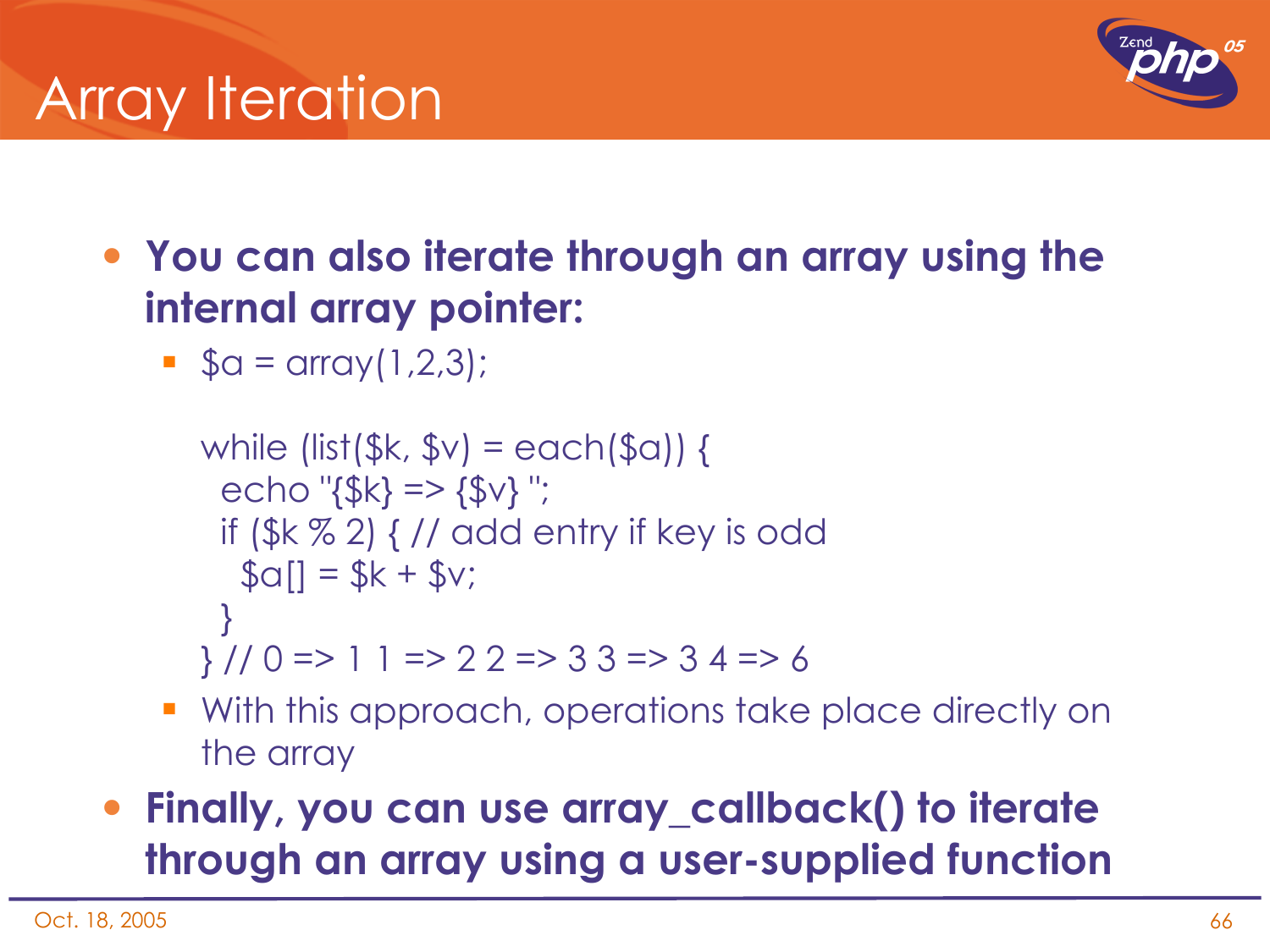# Array Iteration

- **You can also iterate through an array using the internal array pointer:**
  - ```
    $a = array(1,2,3);

    while (list($k, $v) = each($a)) {
      echo "{$k} => {$v} ";
      if ($k % 2) { // add entry if key is odd
        $a[] = $k + $v;
      }
    } // 0 => 1 1 => 2 2 => 3 3 => 3 4 => 6
    ```
  - With this approach, operations take place directly on the array
- **Finally, you can use array_callback() to iterate through an array using a user-supplied function**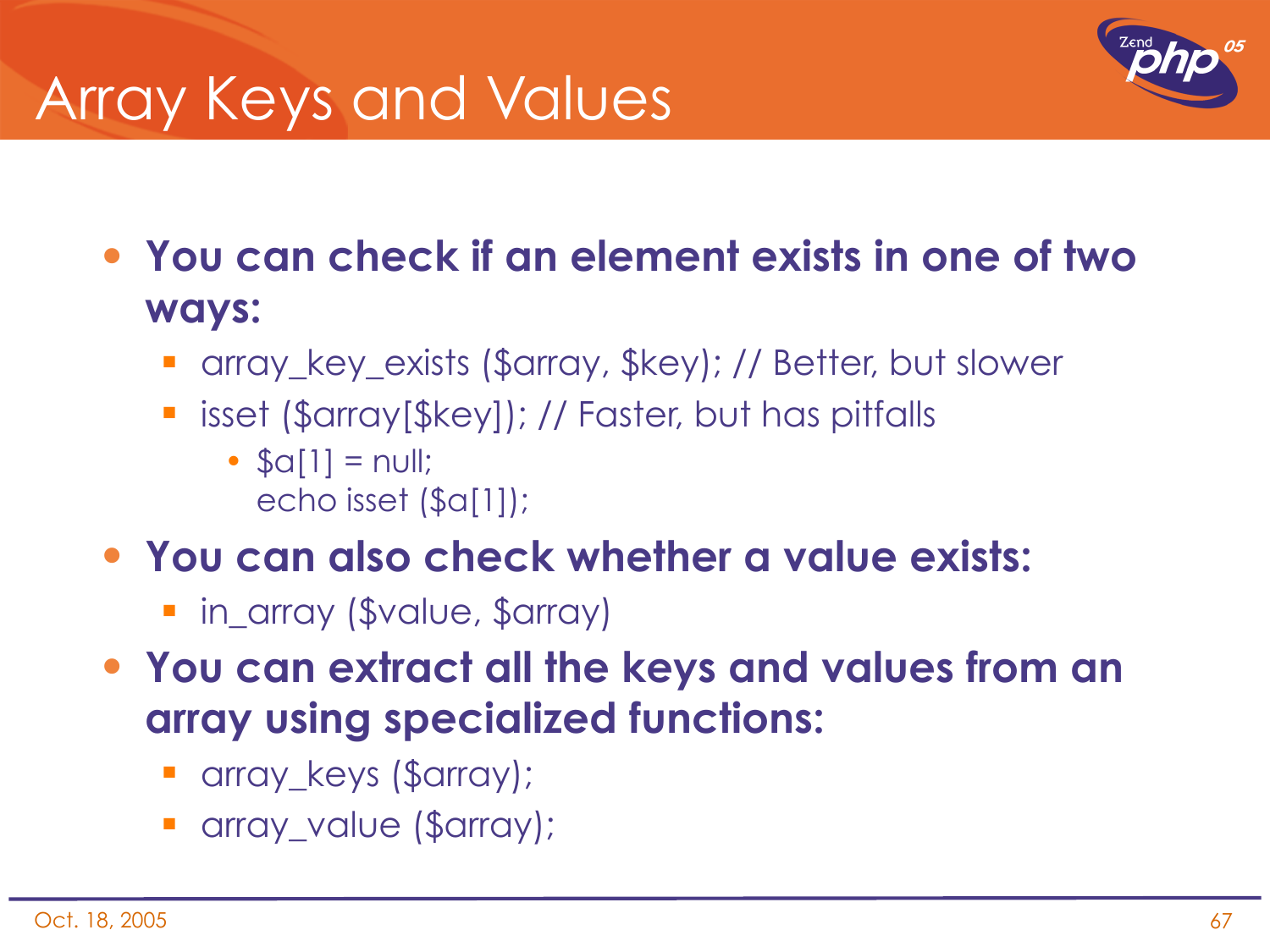# Array Keys and Values

- **You can check if an element exists in one of two ways:**
  - array_key_exists ($array, $key); // Better, but slower
  - isset ($array[$key]); // Faster, but has pitfalls
    - ```
      $a[1] = null;
      echo isset ($a[1]);
      ```
- **You can also check whether a value exists:**
  - in_array ($value, $array)
- **You can extract all the keys and values from an array using specialized functions:**
  - array_keys ($array);
  - array_value ($array);

Oct. 18, 2005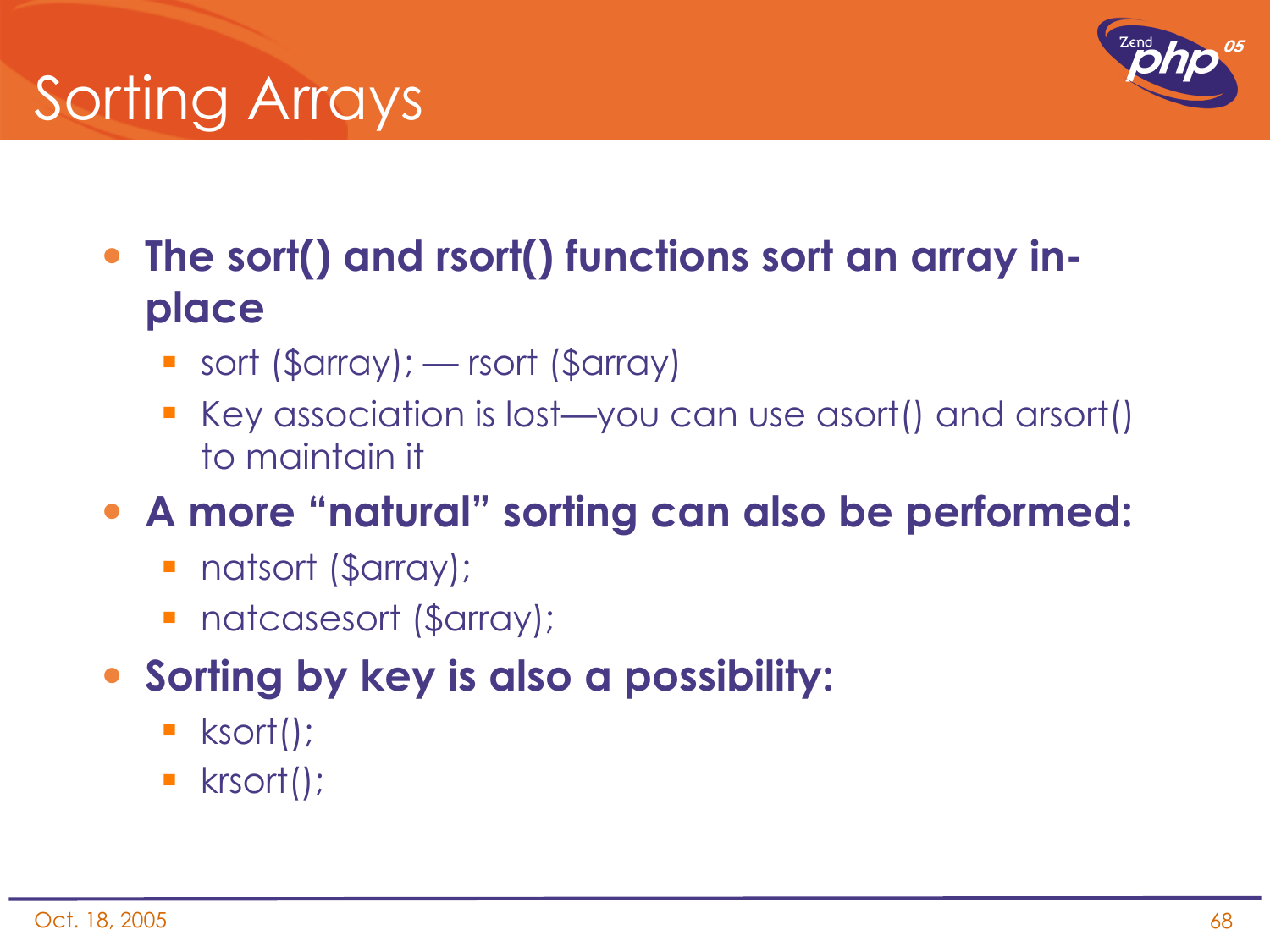# Sorting Arrays

- **The sort() and rsort() functions sort an array in-place**
  - sort ($array); — rsort ($array)
  - Key association is lost—you can use asort() and arsort() to maintain it
- **A more "natural" sorting can also be performed:**
  - natsort ($array);
  - natcasesort ($array);
- **Sorting by key is also a possibility:**
  - ksort();
  - krsort();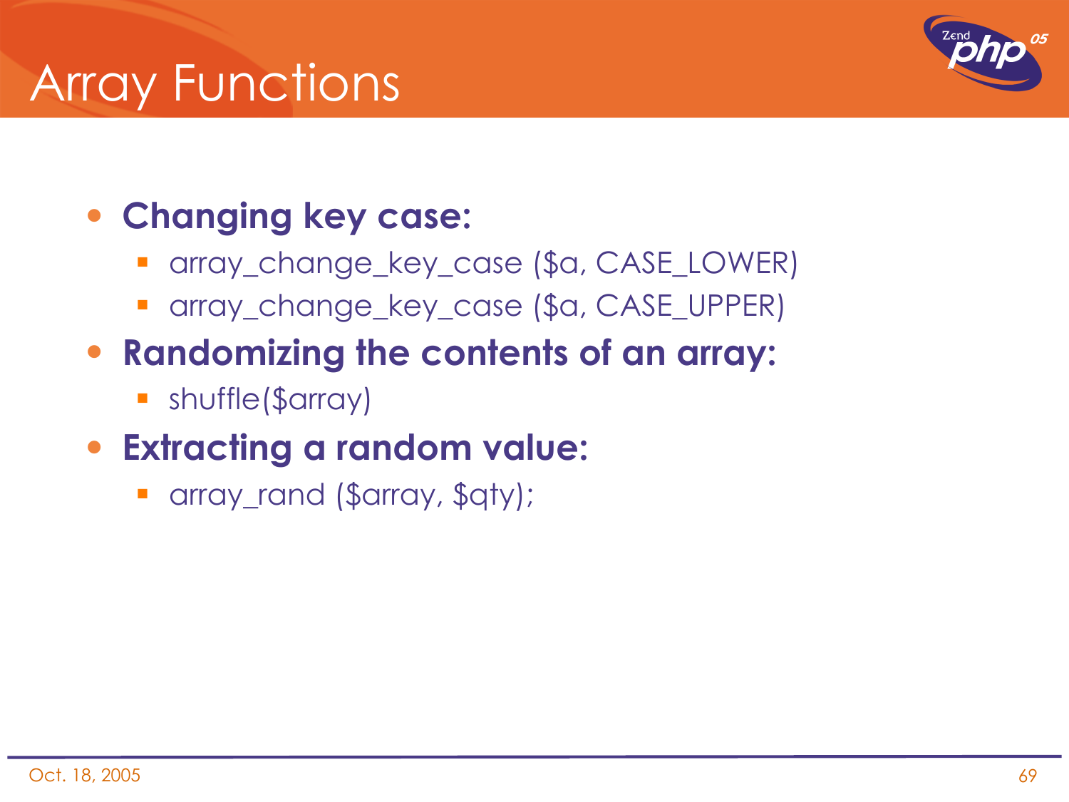# Array Functions

- **Changing key case:**
  - array_change_key_case ($a, CASE_LOWER)
  - array_change_key_case ($a, CASE_UPPER)
- **Randomizing the contents of an array:**
  - shuffle($array)
- **Extracting a random value:**
  - array_rand ($array, $qty);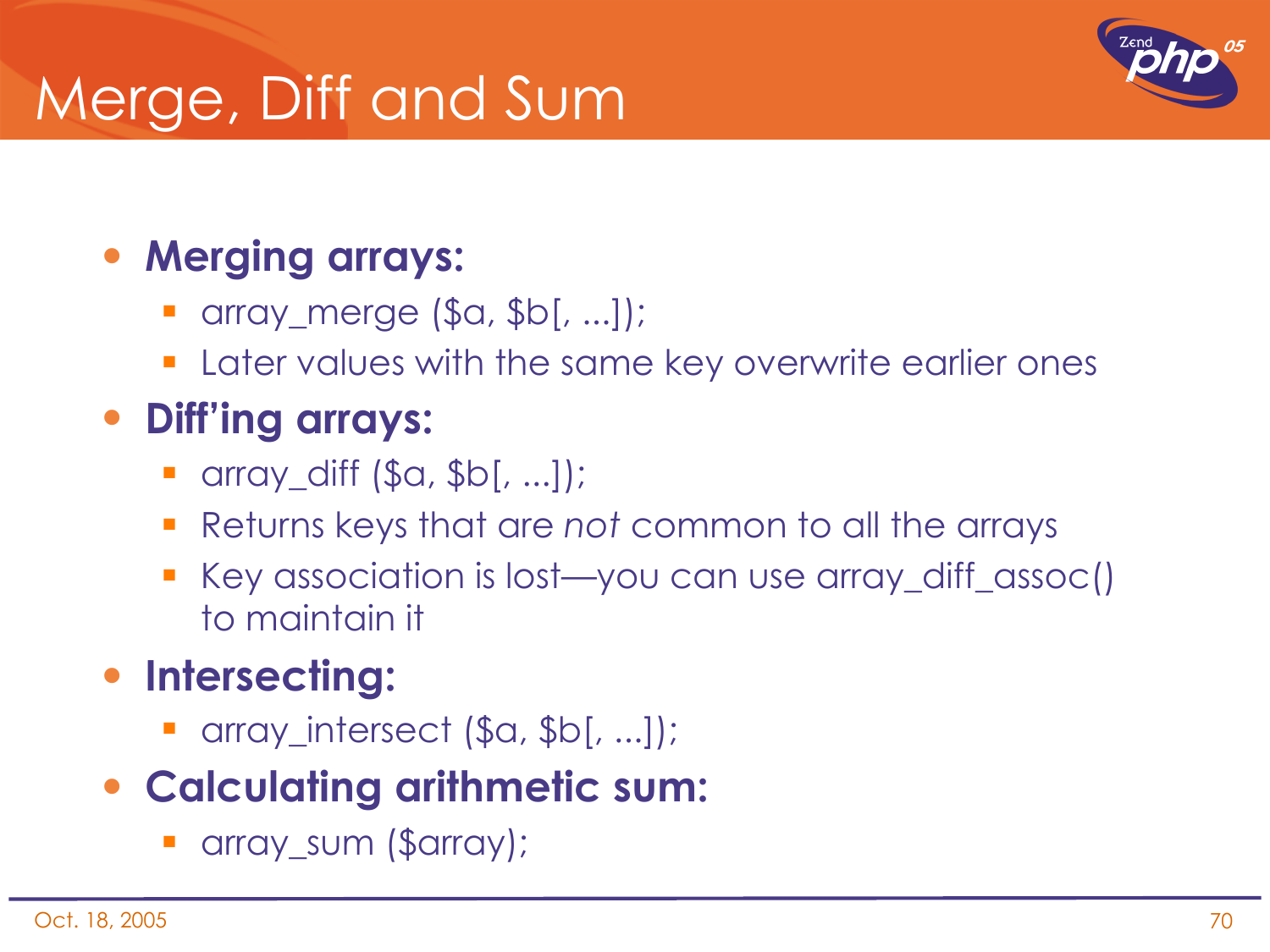# Merge, Diff and Sum

- **Merging arrays:**
  - array_merge ($a, $b[, ...]);
  - Later values with the same key overwrite earlier ones
- **Diff'ing arrays:**
  - array_diff ($a, $b[, ...]);
  - Returns keys that are *not* common to all the arrays
  - Key association is lost—you can use array_diff_assoc() to maintain it
- **Intersecting:**
  - array_intersect ($a, $b[, ...]);
- **Calculating arithmetic sum:**
  - array_sum ($array);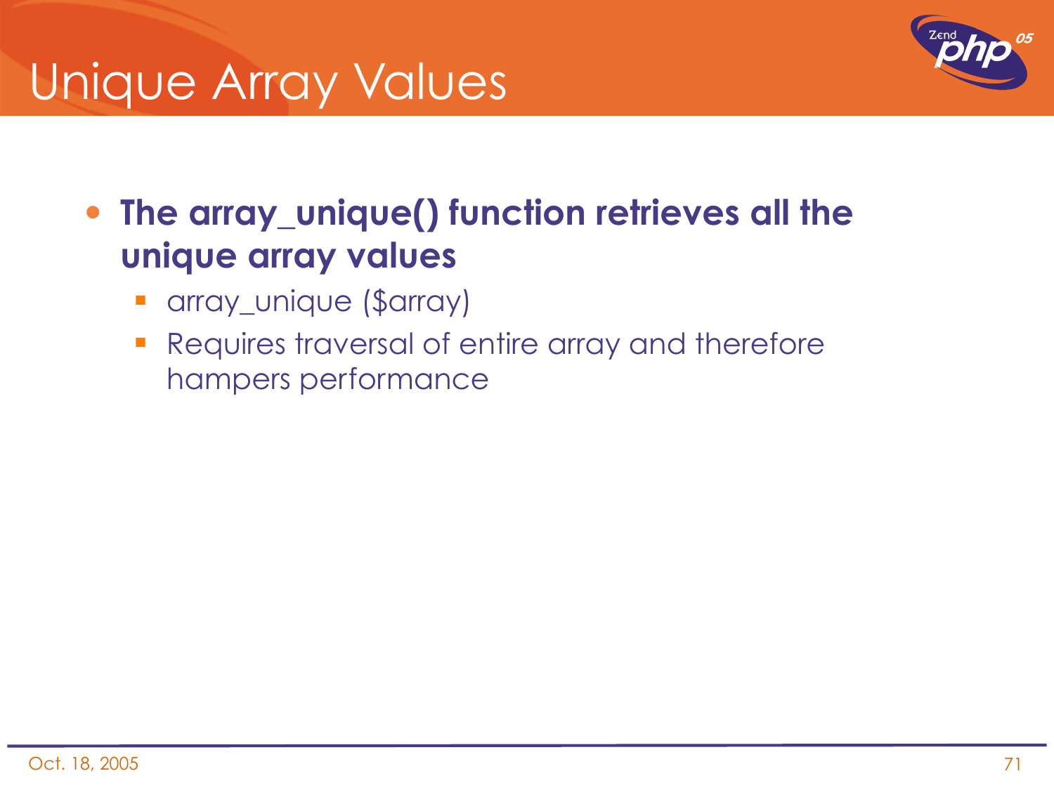# Unique Array Values

- **The array_unique() function retrieves all the unique array values**
  - array_unique ($array)
  - Requires traversal of entire array and therefore hampers performance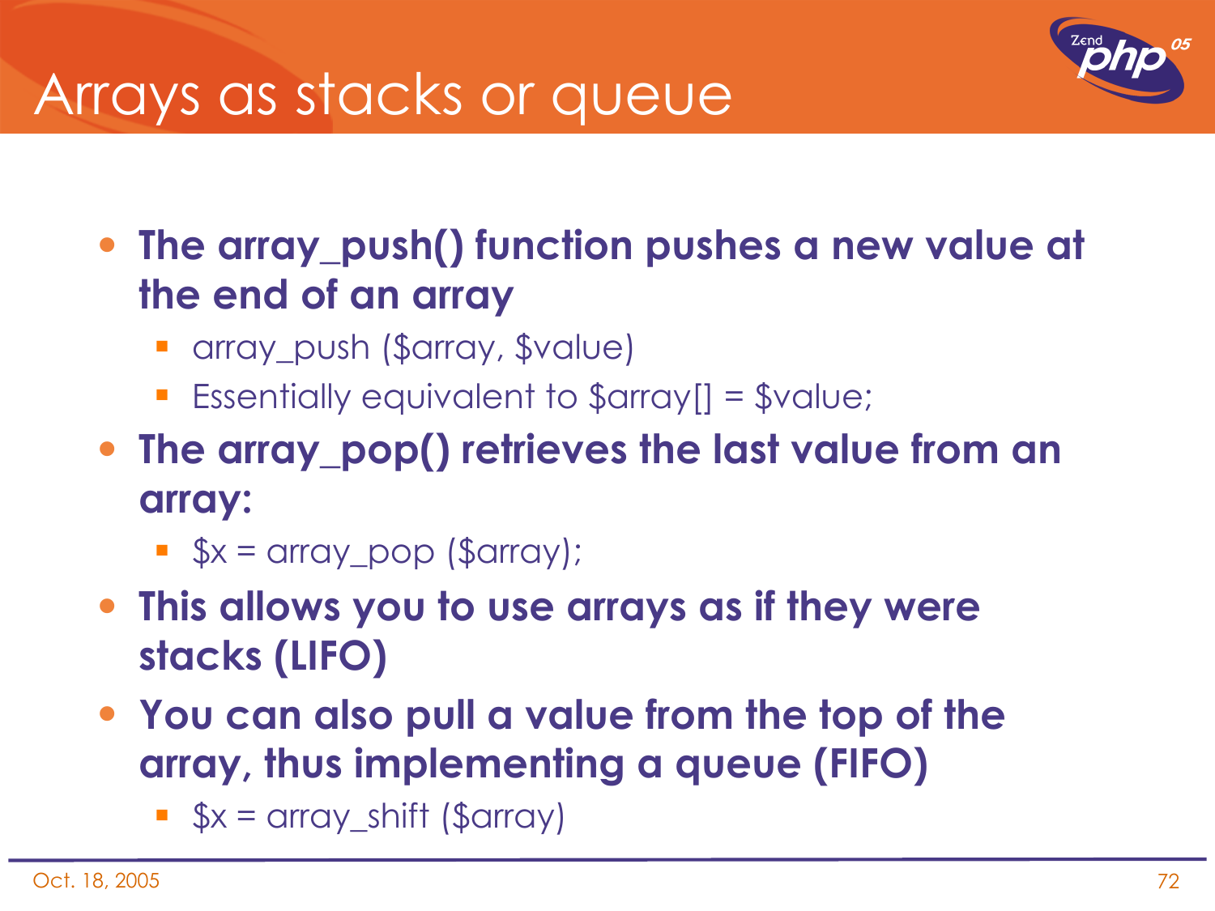# Arrays as stacks or queue

- **The array_push() function pushes a new value at the end of an array**
  - array_push ($array, $value)
  - Essentially equivalent to $array[] = $value;
- **The array_pop() retrieves the last value from an array:**
  - $x = array_pop ($array);
- **This allows you to use arrays as if they were stacks (LIFO)**
- **You can also pull a value from the top of the array, thus implementing a queue (FIFO)**
  - $x = array_shift ($array)

Oct. 18, 2005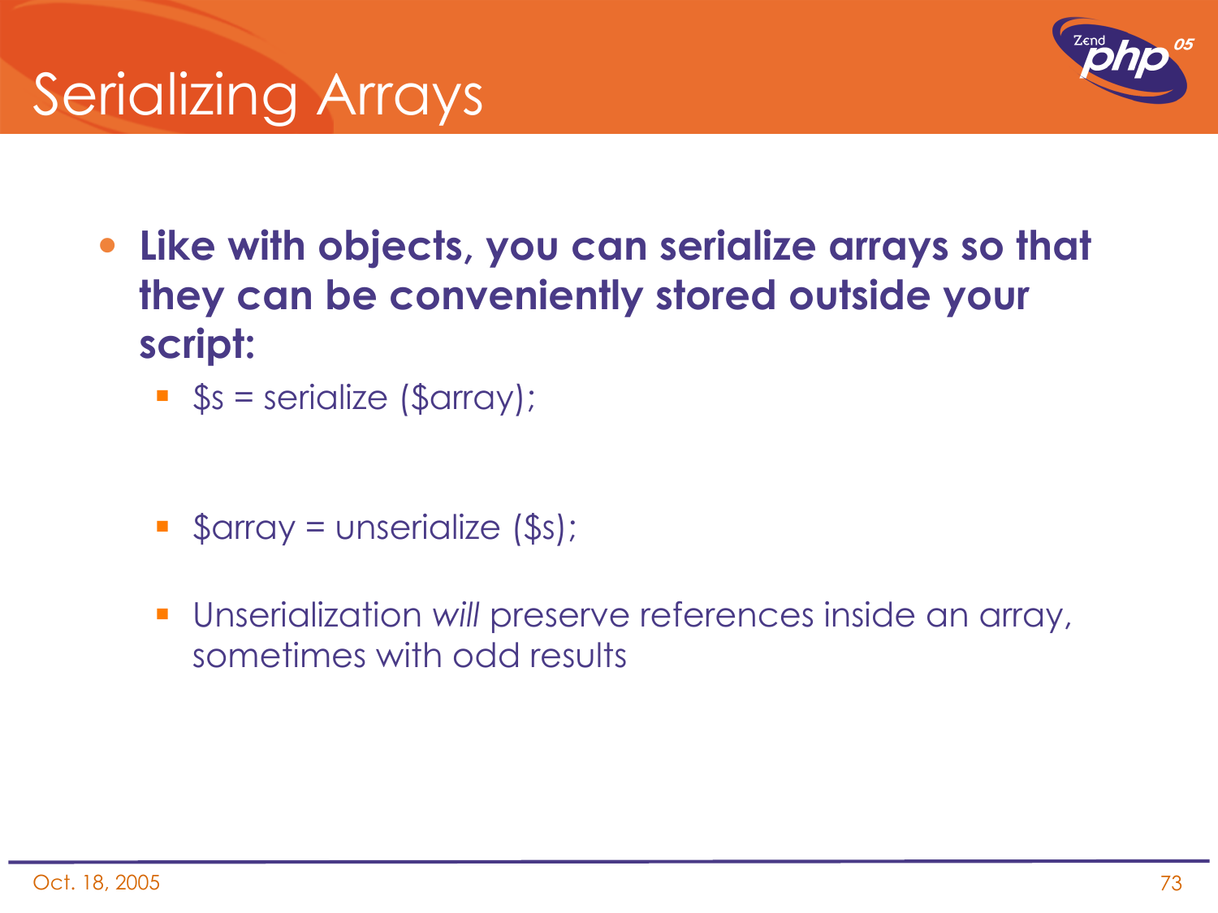# Serializing Arrays

- **Like with objects, you can serialize arrays so that they can be conveniently stored outside your script:**
  - $s = serialize ($array);
  - $array = unserialize ($s);
  - Unserialization *will* preserve references inside an array, sometimes with odd results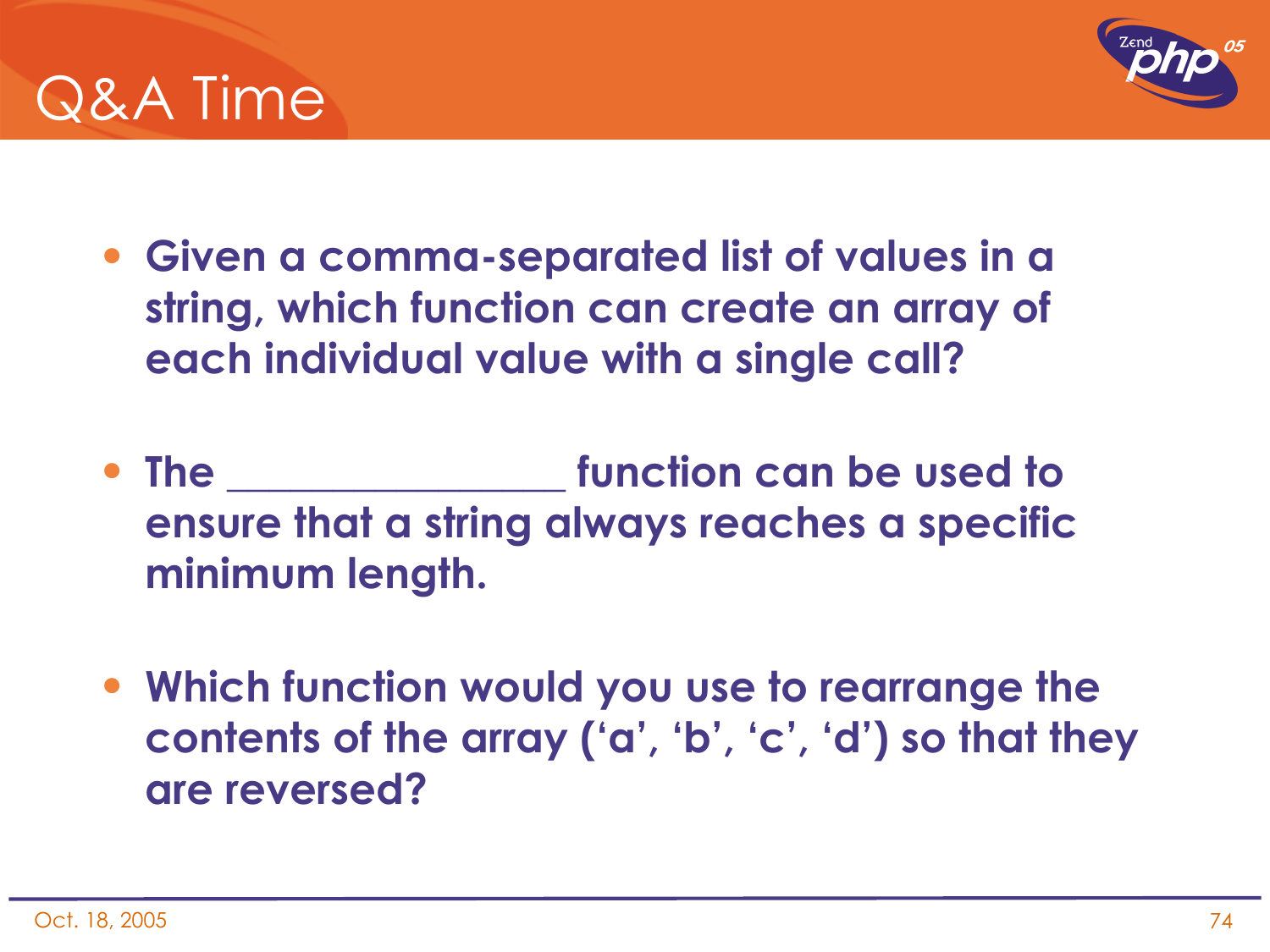# Q&A Time

- **Given a comma-separated list of values in a string, which function can create an array of each individual value with a single call?**

- **The ________________ function can be used to ensure that a string always reaches a specific minimum length.**

- **Which function would you use to rearrange the contents of the array (‘a’, ‘b’, ‘c’, ‘d’) so that they are reversed?**

Oct. 18, 2005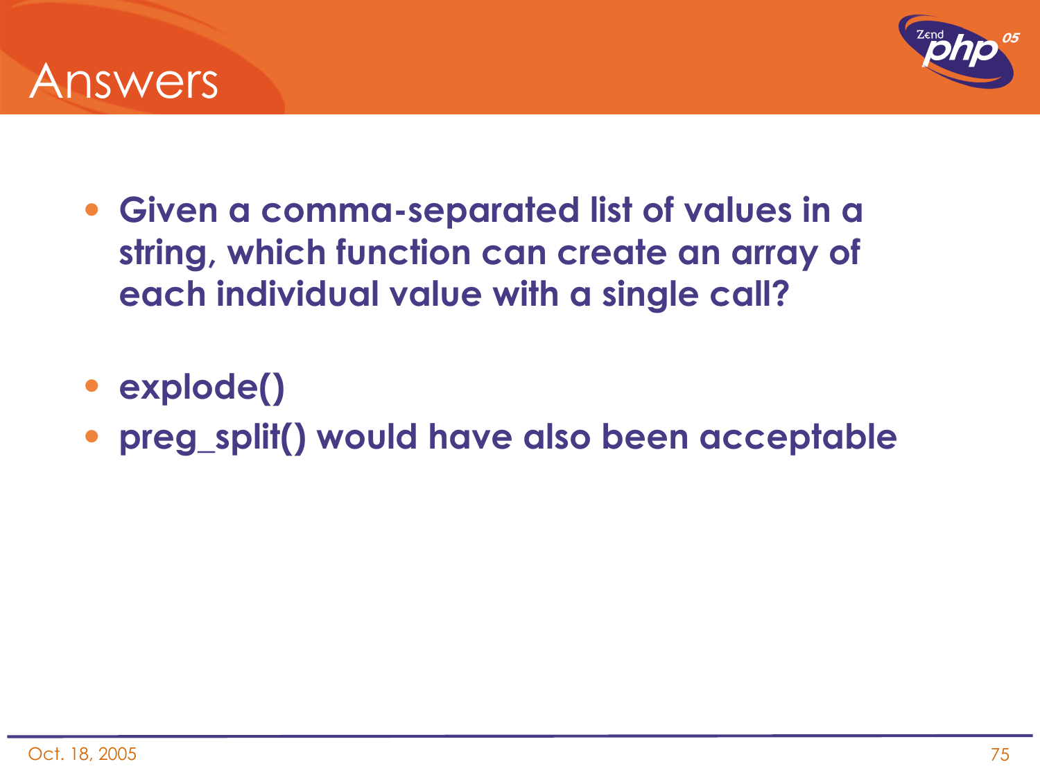# Answers

- **Given a comma-separated list of values in a string, which function can create an array of each individual value with a single call?**

- **explode()**
- **preg_split() would have also been acceptable**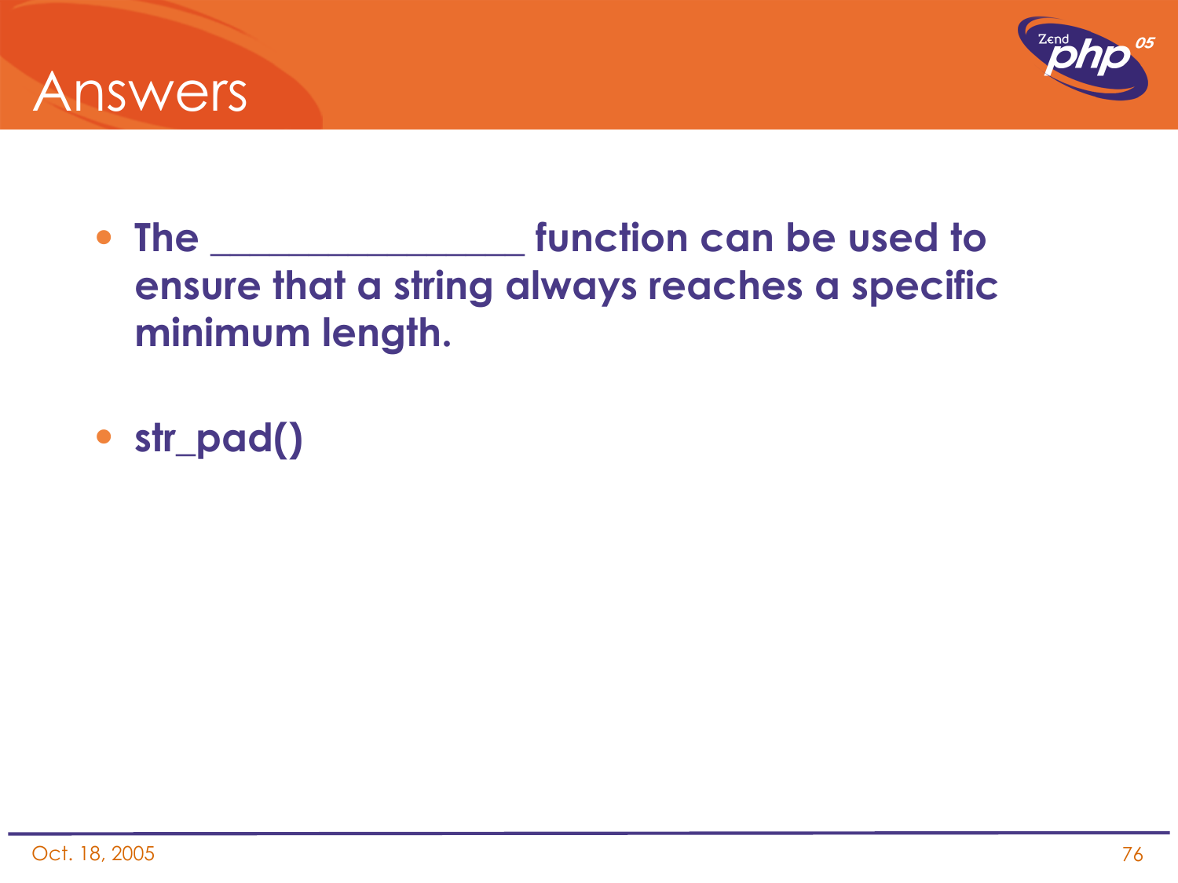# Answers

- **The _________________ function can be used to ensure that a string always reaches a specific minimum length.**

- **str_pad()**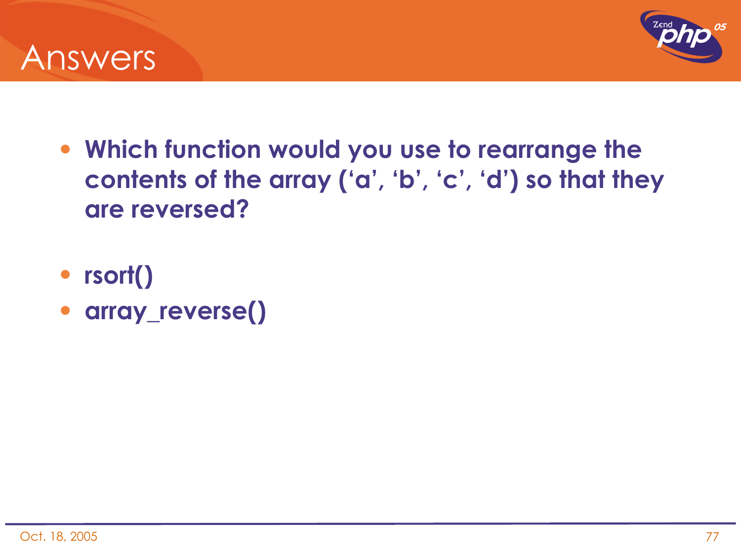# Answers

- **Which function would you use to rearrange the contents of the array (‘a’, ‘b’, ‘c’, ‘d’) so that they are reversed?**

- **rsort()**
- **array_reverse()**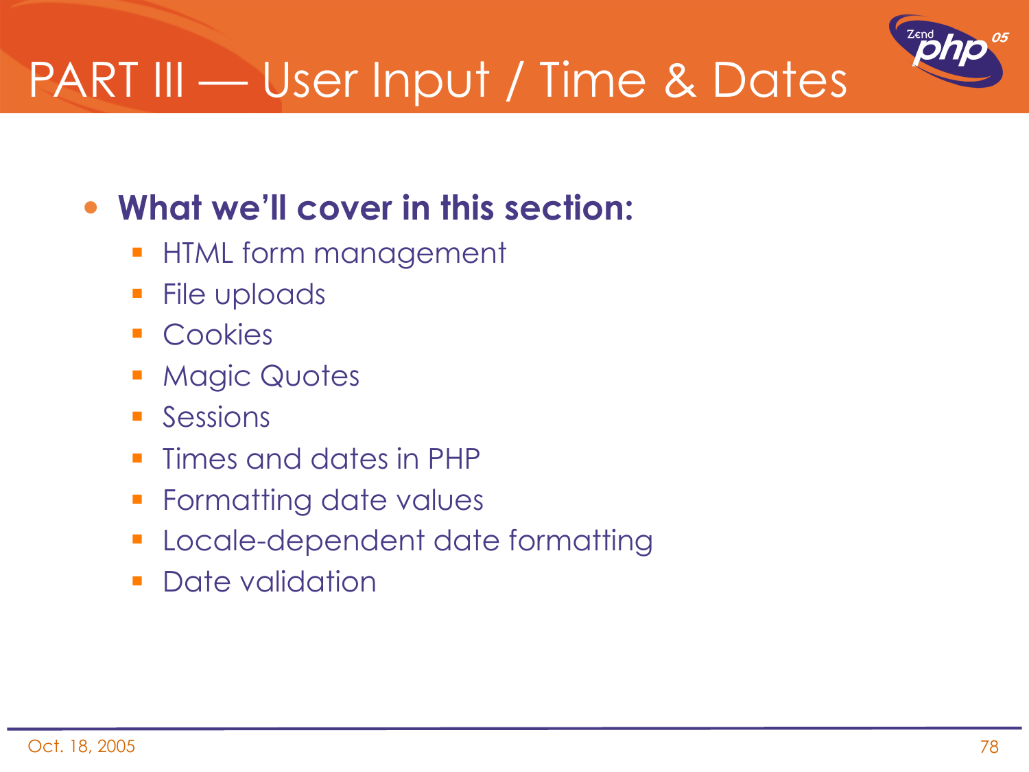# PART III — User Input / Time & Dates

- **What we'll cover in this section:**
  - HTML form management
  - File uploads
  - Cookies
  - Magic Quotes
  - Sessions
  - Times and dates in PHP
  - Formatting date values
  - Locale-dependent date formatting
  - Date validation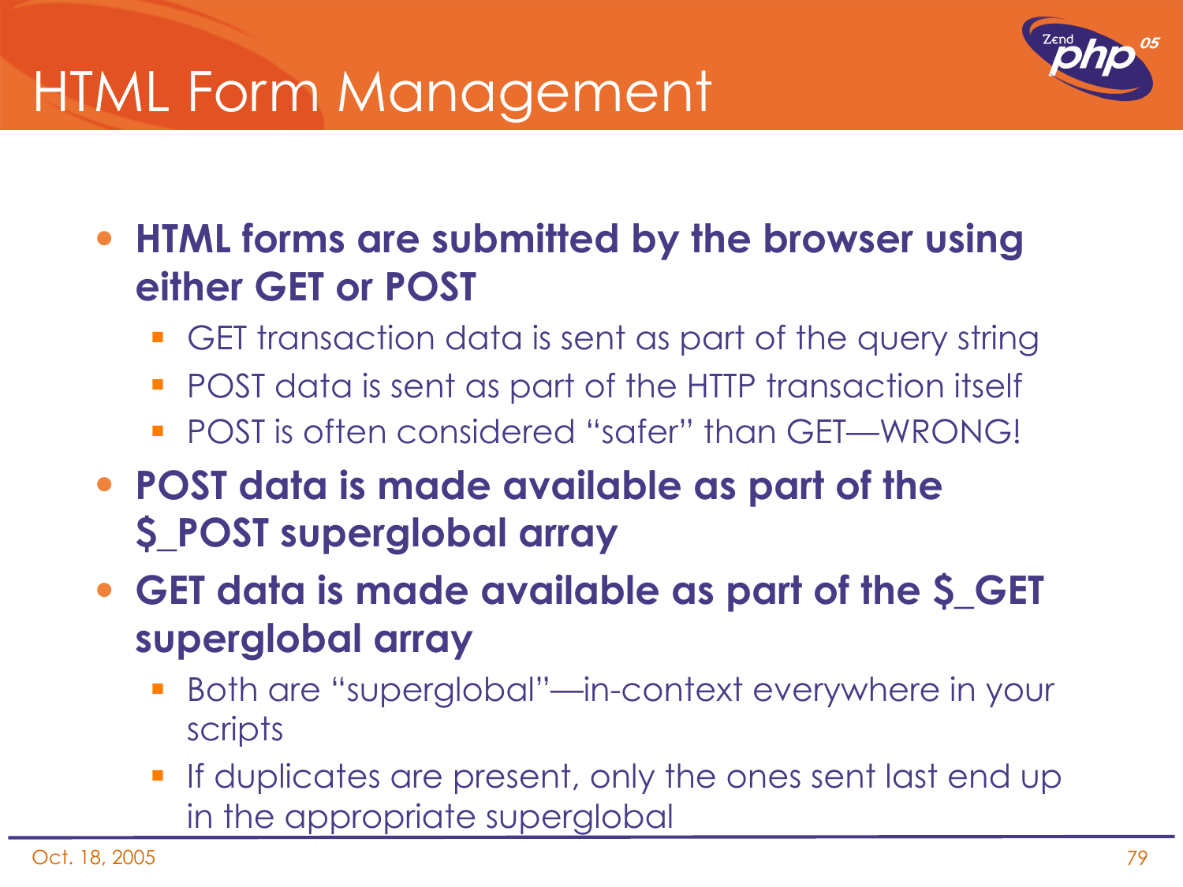# HTML Form Management

- **HTML forms are submitted by the browser using either GET or POST**
  - GET transaction data is sent as part of the query string
  - POST data is sent as part of the HTTP transaction itself
  - POST is often considered "safer" than GET—WRONG!
- **POST data is made available as part of the $_POST superglobal array**
- **GET data is made available as part of the $_GET superglobal array**
  - Both are "superglobal"—in-context everywhere in your scripts
  - If duplicates are present, only the ones sent last end up in the appropriate superglobal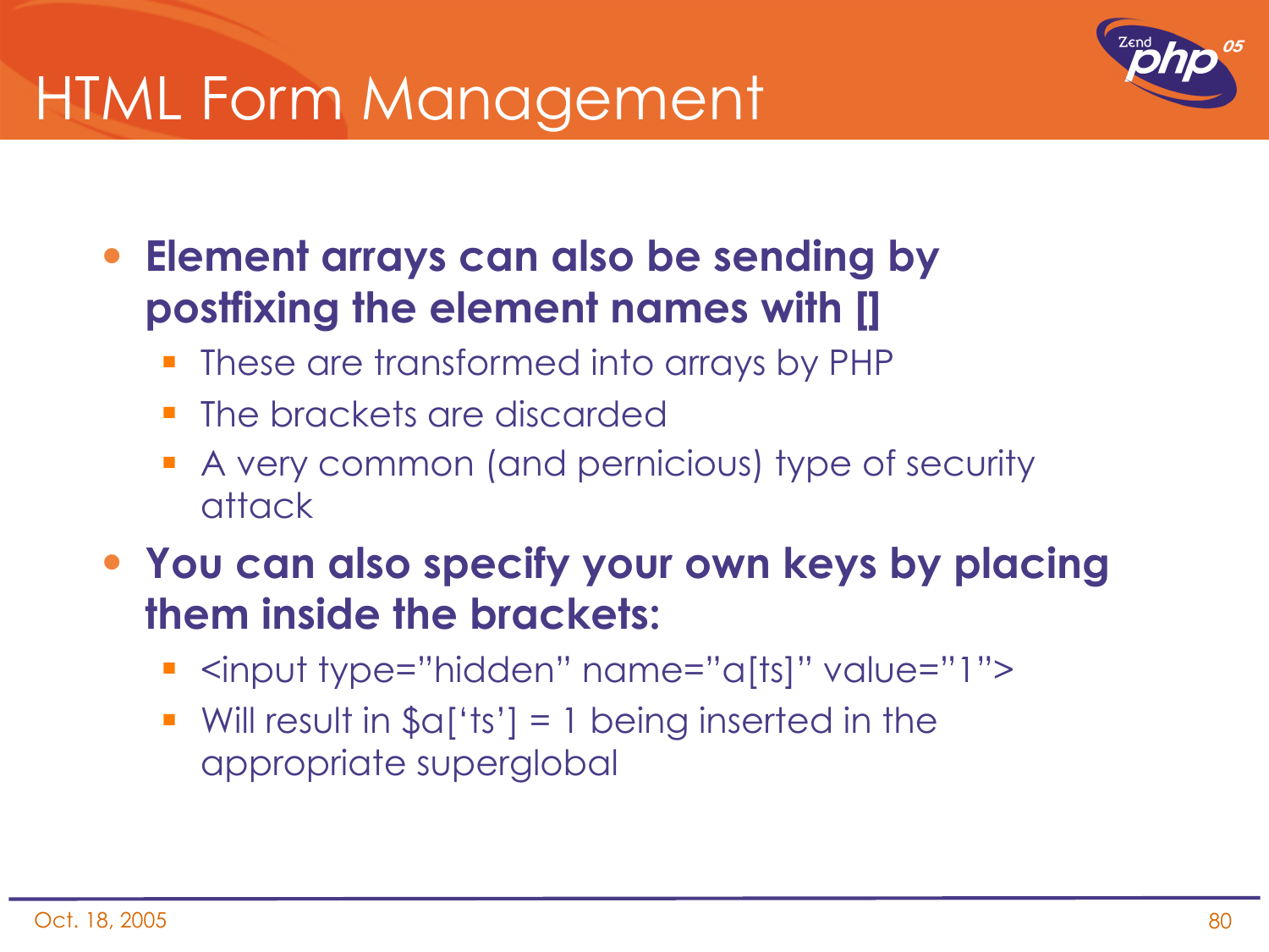# HTML Form Management

- **Element arrays can also be sending by postfixing the element names with []**
  - These are transformed into arrays by PHP
  - The brackets are discarded
  - A very common (and pernicious) type of security attack
- **You can also specify your own keys by placing them inside the brackets:**
  - <input type="hidden" name="a[ts]" value="1">
  - Will result in $a['ts'] = 1 being inserted in the appropriate superglobal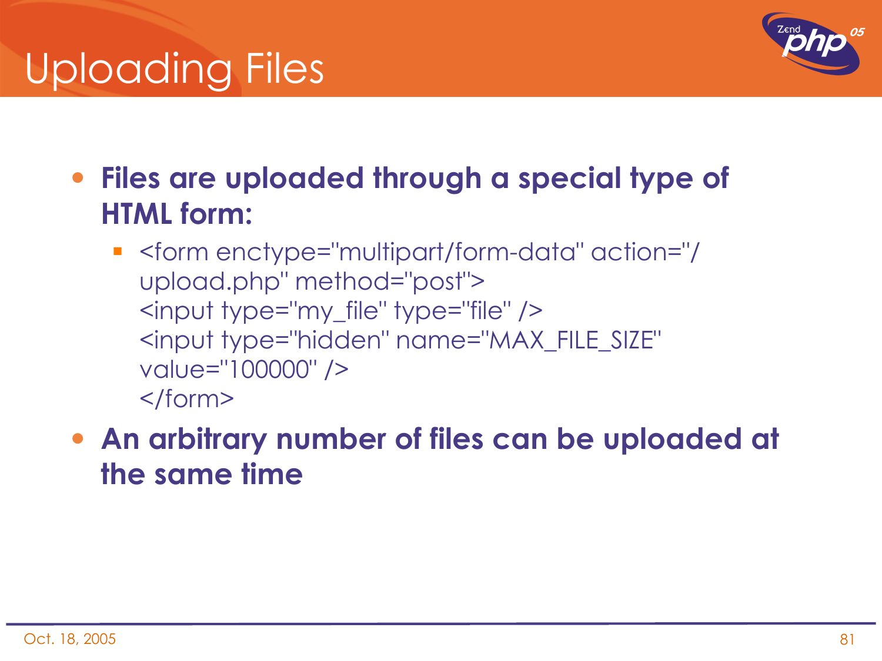# Uploading Files

- **Files are uploaded through a special type of HTML form:**
  - ```
    <form enctype="multipart/form-data" action="/upload.php" method="post">
    <input type="my_file" type="file" />
    <input type="hidden" name="MAX_FILE_SIZE" value="100000" />
    </form>
    ```
- **An arbitrary number of files can be uploaded at the same time**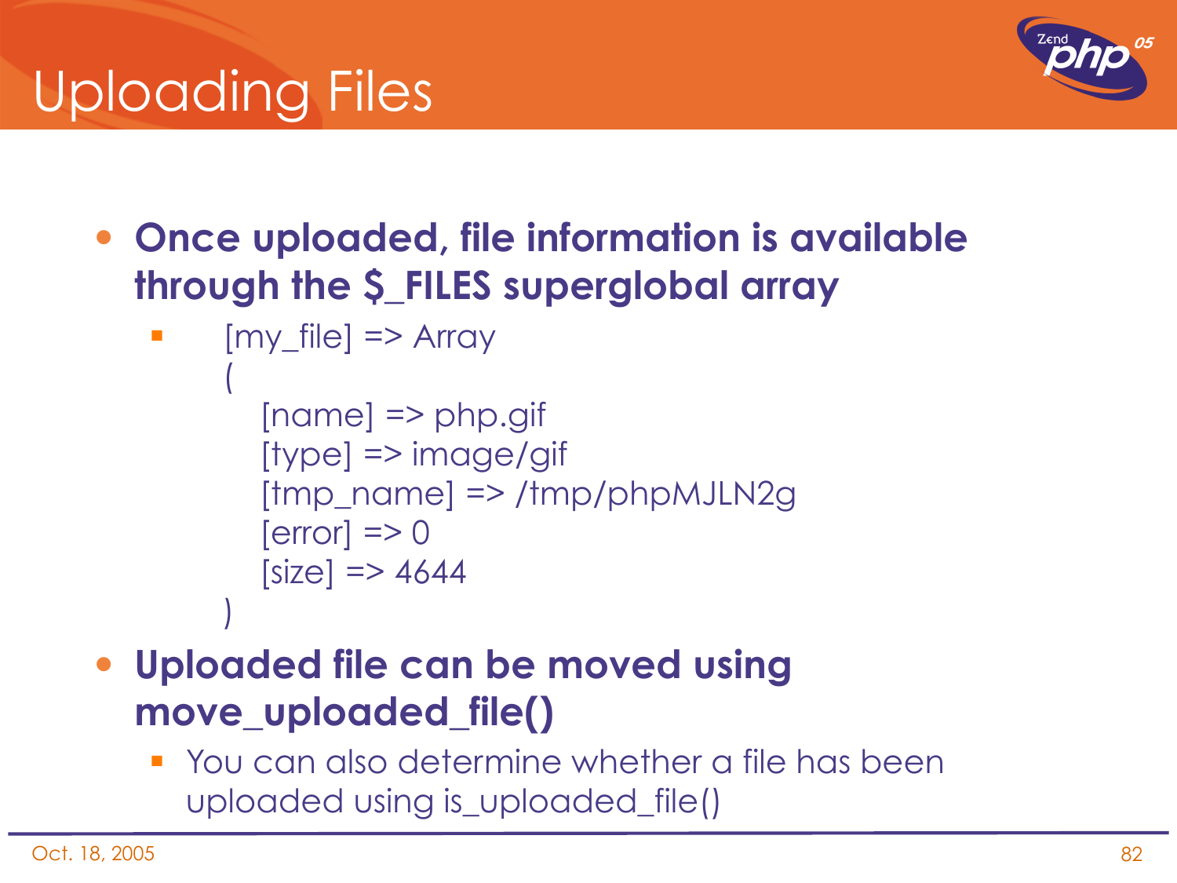# Uploading Files

- **Once uploaded, file information is available through the $_FILES superglobal array**

```
[my_file] => Array
(
    [name] => php.gif
    [type] => image/gif
    [tmp_name] => /tmp/phpMJLN2g
    [error] => 0
    [size] => 4644
)
```

- **Uploaded file can be moved using move_uploaded_file()**
  - You can also determine whether a file has been uploaded using is_uploaded_file()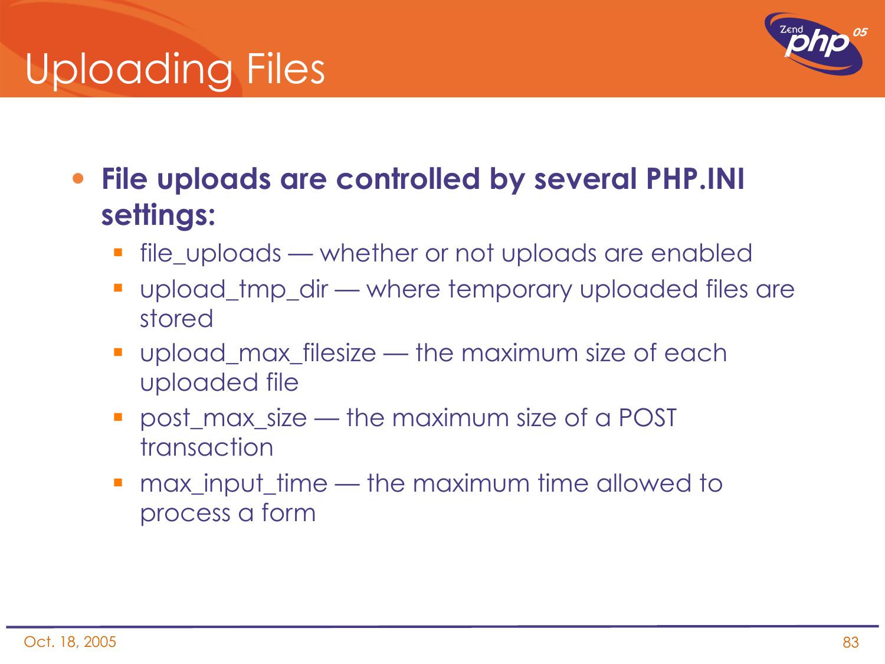# Uploading Files

- **File uploads are controlled by several PHP.INI settings:**
  - file_uploads — whether or not uploads are enabled
  - upload_tmp_dir — where temporary uploaded files are stored
  - upload_max_filesize — the maximum size of each uploaded file
  - post_max_size — the maximum size of a POST transaction
  - max_input_time — the maximum time allowed to process a form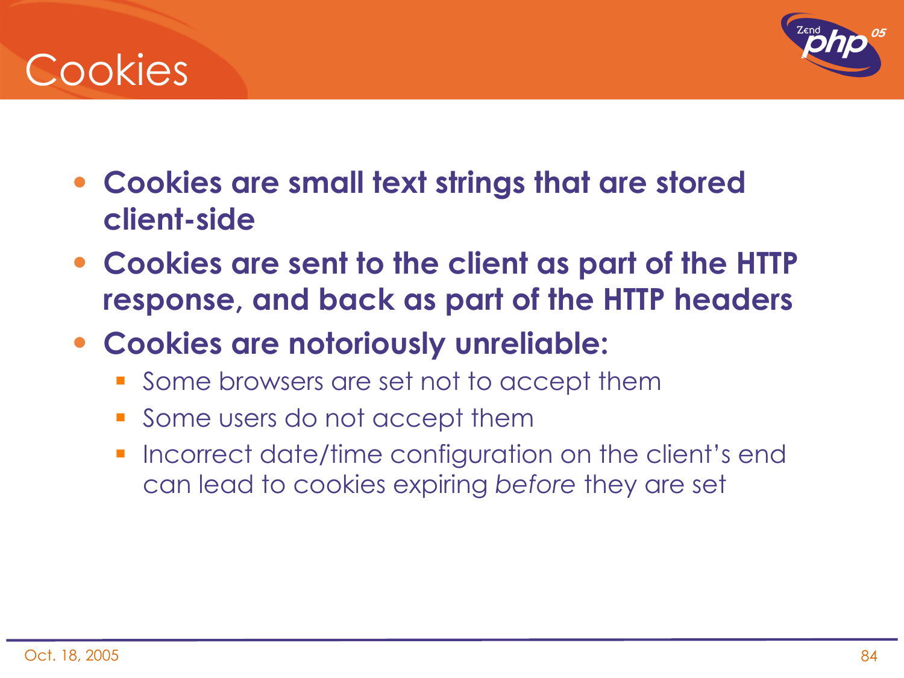# Cookies

- **Cookies are small text strings that are stored client-side**
- **Cookies are sent to the client as part of the HTTP response, and back as part of the HTTP headers**
- **Cookies are notoriously unreliable:**
  - Some browsers are set not to accept them
  - Some users do not accept them
  - Incorrect date/time configuration on the client's end can lead to cookies expiring *before* they are set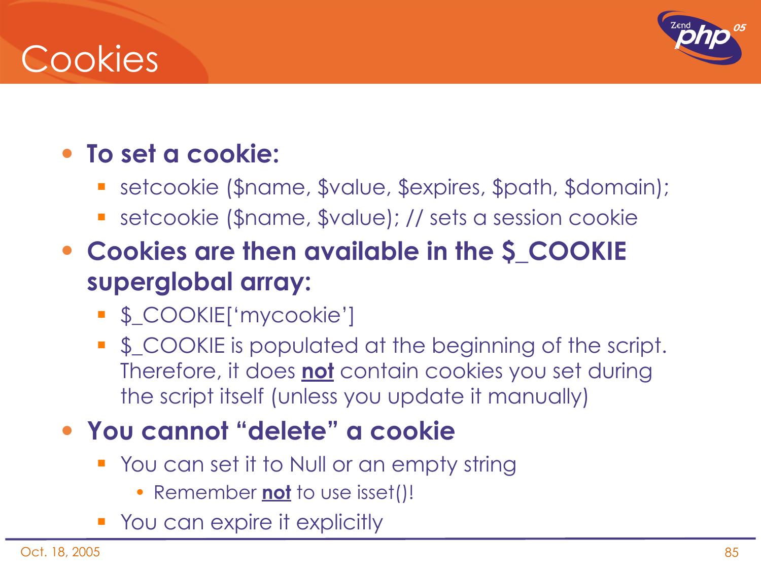# Cookies

- **To set a cookie:**
  - setcookie ($name, $value, $expires, $path, $domain);
  - setcookie ($name, $value); // sets a session cookie
- **Cookies are then available in the $_COOKIE superglobal array:**
  - $_COOKIE['mycookie']
  - $_COOKIE is populated at the beginning of the script. Therefore, it does **not** contain cookies you set during the script itself (unless you update it manually)
- **You cannot "delete" a cookie**
  - You can set it to Null or an empty string
    - Remember **not** to use isset()!
  - You can expire it explicitly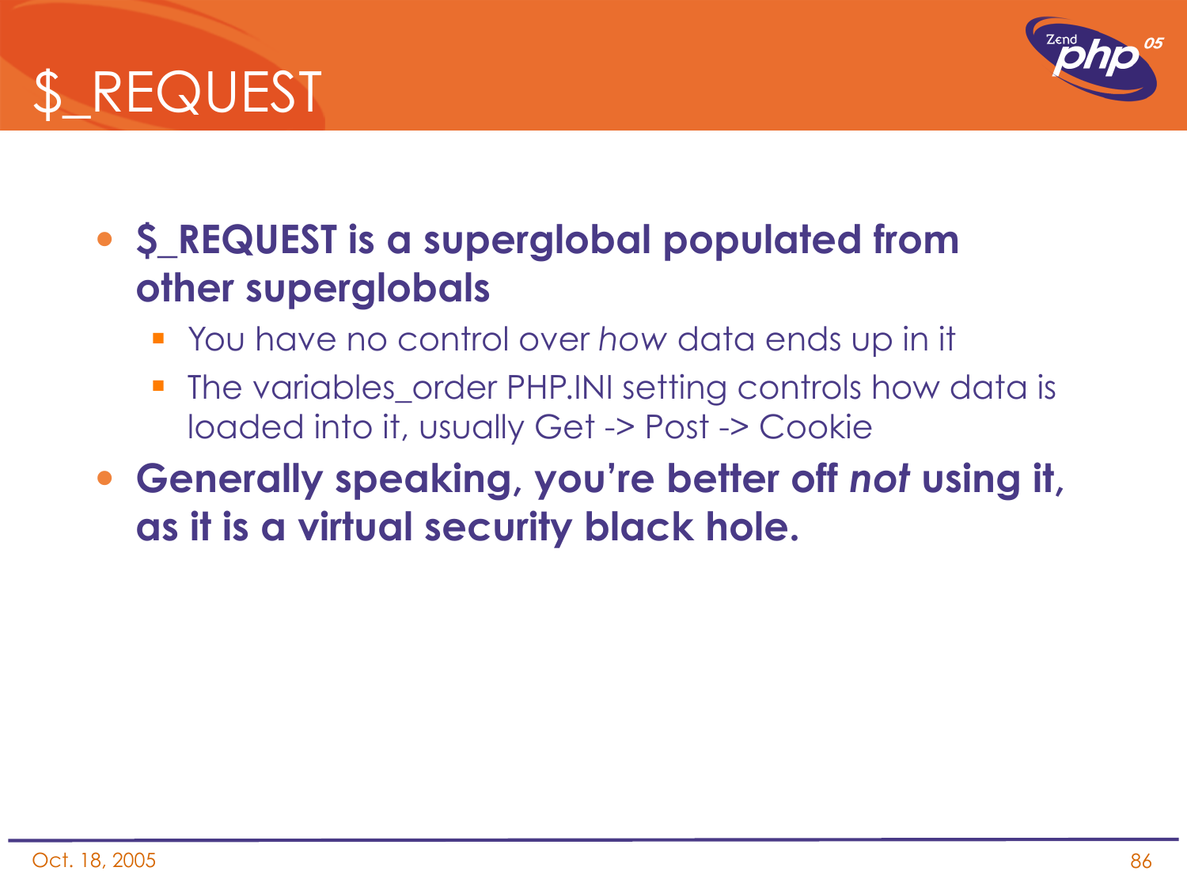# $_REQUEST

- **$_REQUEST is a superglobal populated from other superglobals**
  - You have no control over *how* data ends up in it
  - The variables_order PHP.INI setting controls how data is loaded into it, usually Get -> Post -> Cookie
- **Generally speaking, you're better off *not* using it, as it is a virtual security black hole.**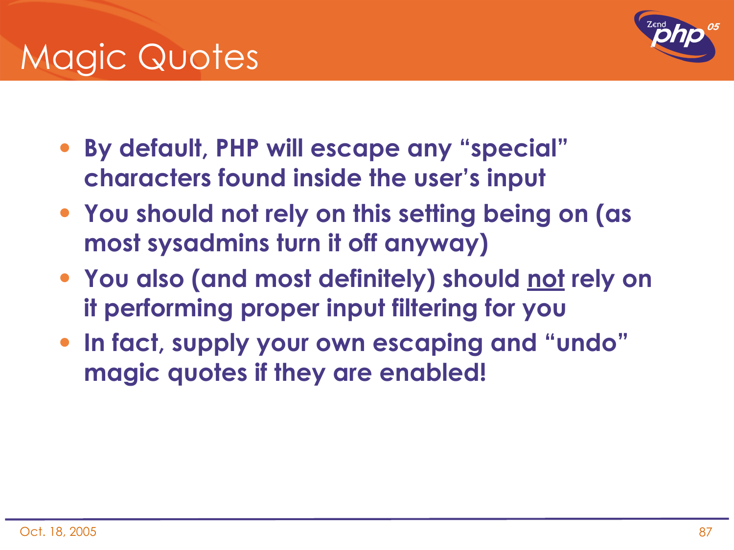# Magic Quotes

- **By default, PHP will escape any “special” characters found inside the user’s input**
- **You should not rely on this setting being on (as most sysadmins turn it off anyway)**
- **You also (and most definitely) should <u>not</u> rely on it performing proper input filtering for you**
- **In fact, supply your own escaping and “undo” magic quotes if they are enabled!**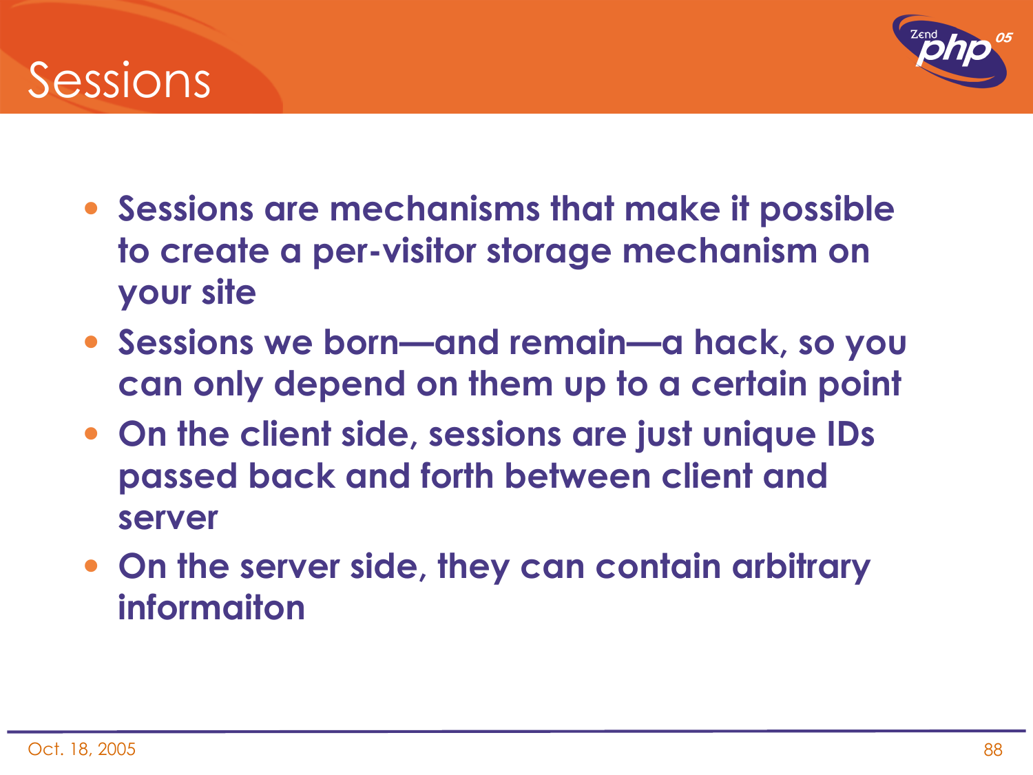# Sessions

- **Sessions are mechanisms that make it possible to create a per-visitor storage mechanism on your site**
- **Sessions we born—and remain—a hack, so you can only depend on them up to a certain point**
- **On the client side, sessions are just unique IDs passed back and forth between client and server**
- **On the server side, they can contain arbitrary informaiton**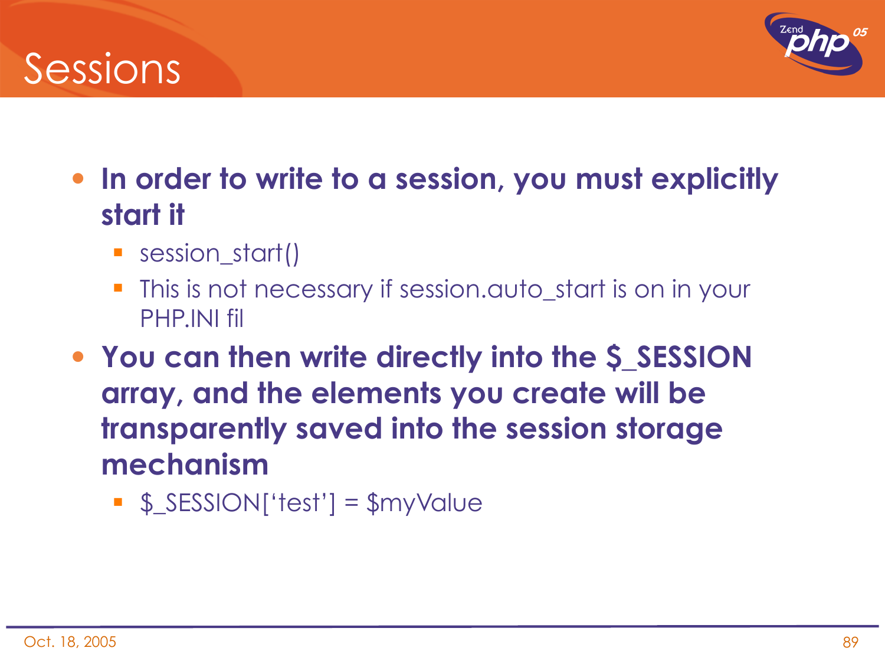# Sessions

- **In order to write to a session, you must explicitly start it**
  - session_start()
  - This is not necessary if session.auto_start is on in your PHP.INI fil
- **You can then write directly into the $_SESSION array, and the elements you create will be transparently saved into the session storage mechanism**
  - $_SESSION['test'] = $myValue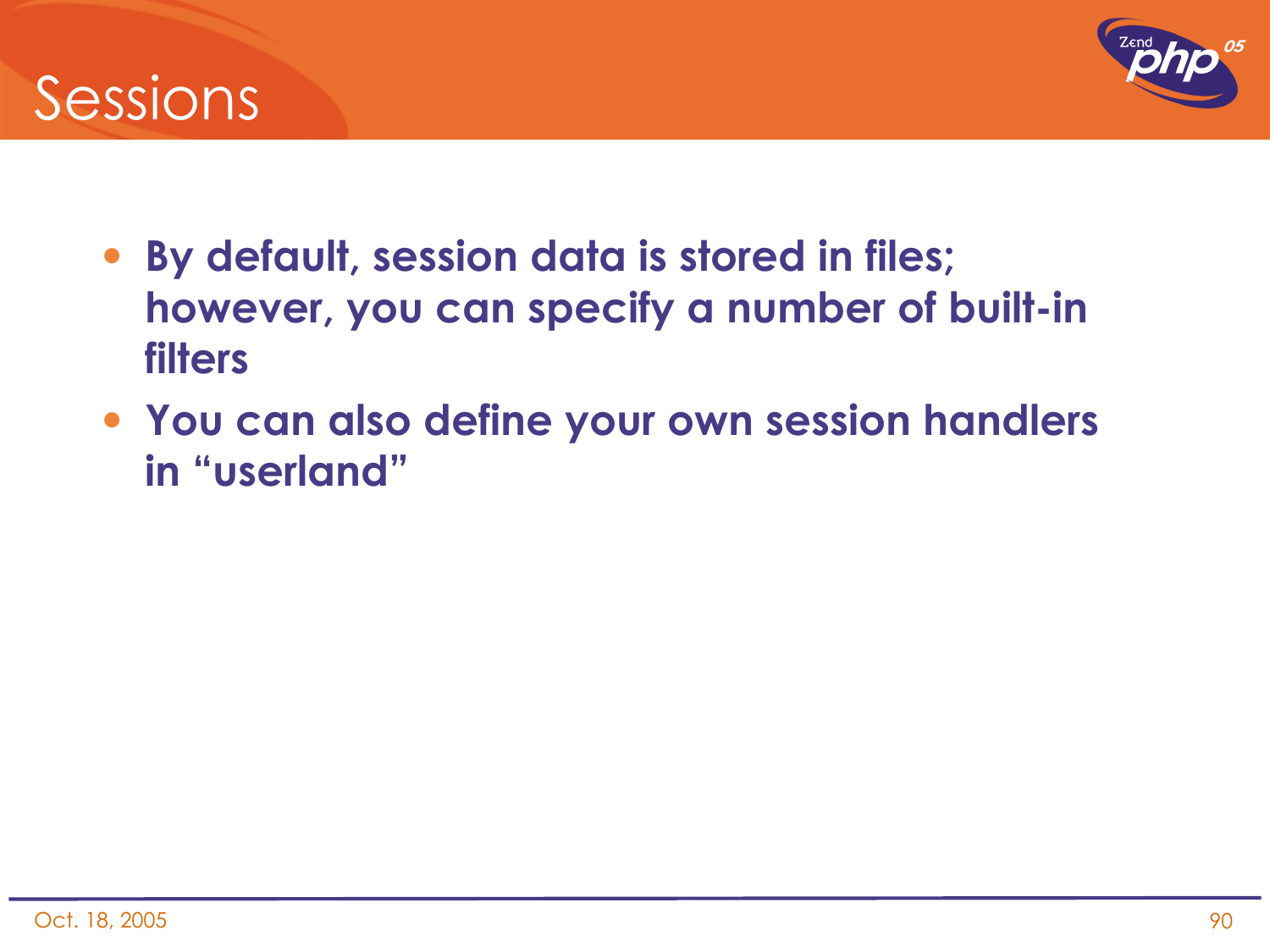# Sessions

- **By default, session data is stored in files; however, you can specify a number of built-in filters**
- **You can also define your own session handlers in “userland”**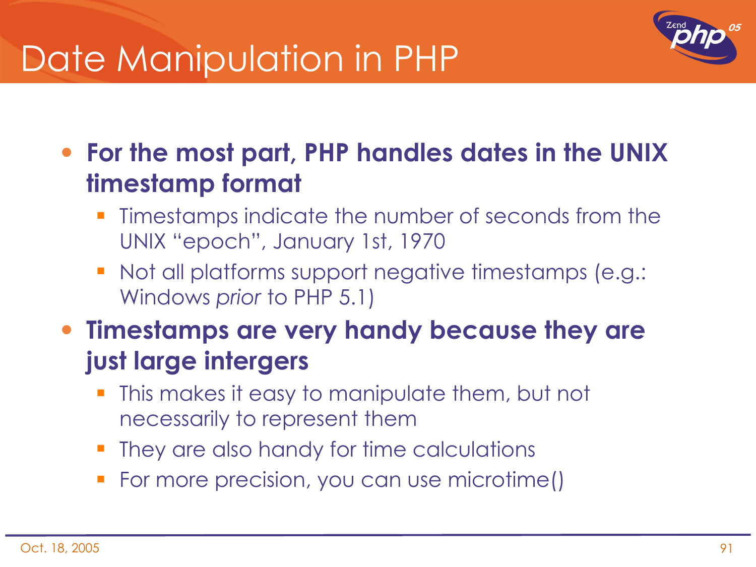# Date Manipulation in PHP

- **For the most part, PHP handles dates in the UNIX timestamp format**
  - Timestamps indicate the number of seconds from the UNIX "epoch", January 1st, 1970
  - Not all platforms support negative timestamps (e.g.: Windows *prior* to PHP 5.1)
- **Timestamps are very handy because they are just large intergers**
  - This makes it easy to manipulate them, but not necessarily to represent them
  - They are also handy for time calculations
  - For more precision, you can use microtime()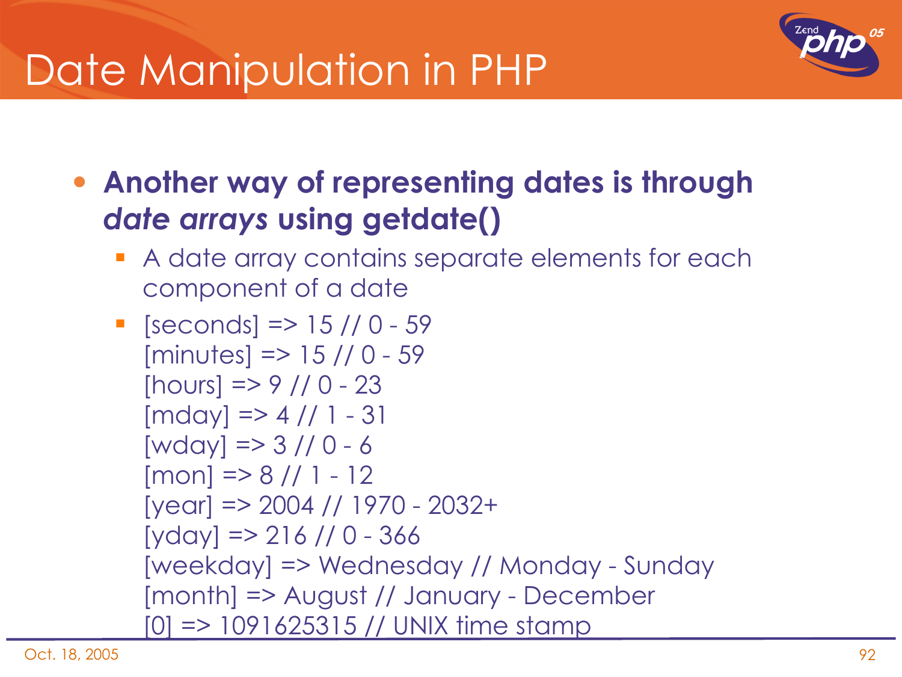# Date Manipulation in PHP

- **Another way of representing dates is through *date arrays* using getdate()**
  - A date array contains separate elements for each component of a date
  - ```
    [seconds] => 15 // 0 - 59
    [minutes] => 15 // 0 - 59
    [hours] => 9 // 0 - 23
    [mday] => 4 // 1 - 31
    [wday] => 3 // 0 - 6
    [mon] => 8 // 1 - 12
    [year] => 2004 // 1970 - 2032+
    [yday] => 216 // 0 - 366
    [weekday] => Wednesday // Monday - Sunday
    [month] => August // January - December
    [0] => 1091625315 // UNIX time stamp
    ```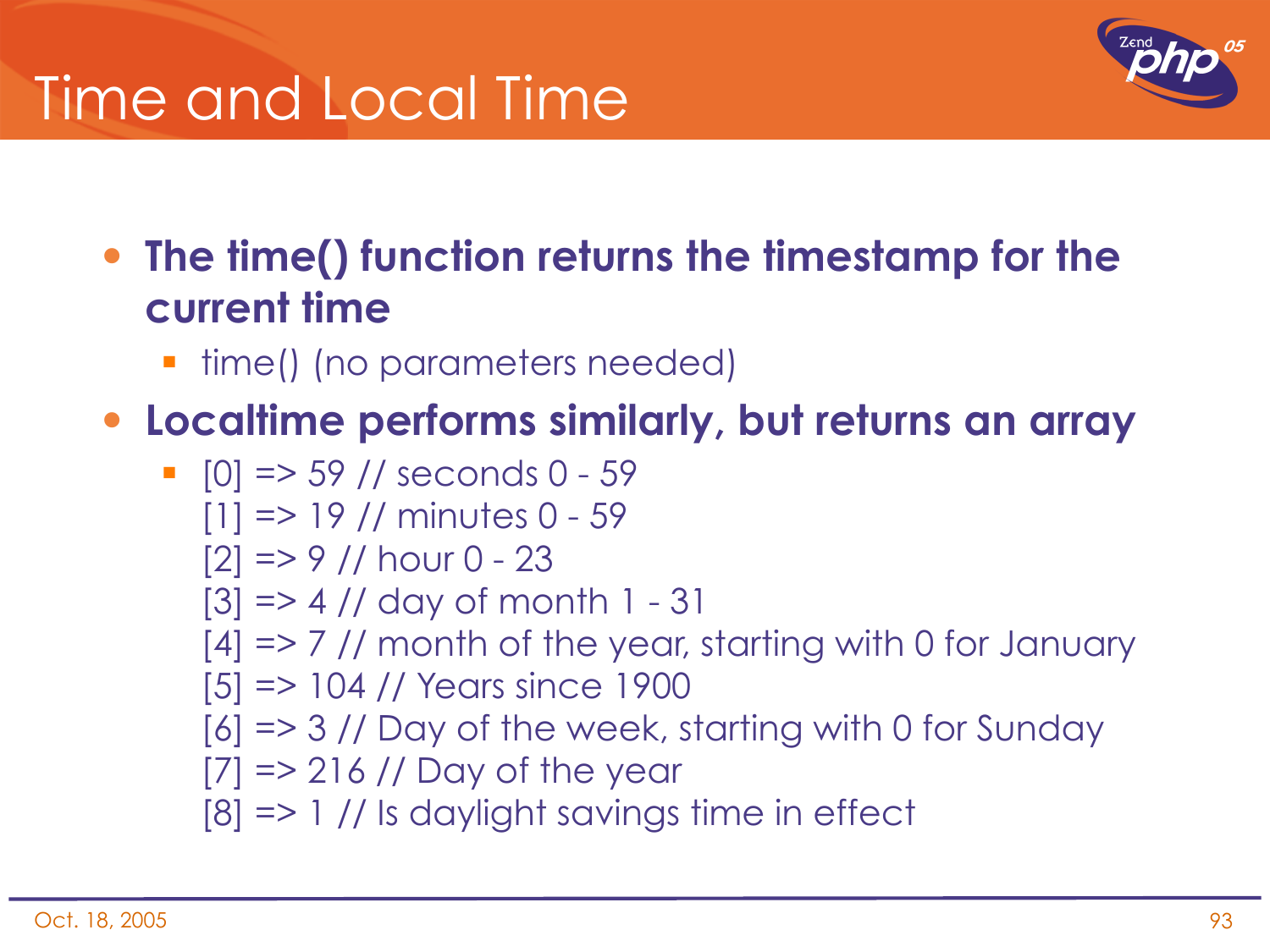# Time and Local Time

- **The time() function returns the timestamp for the current time**
  - time() (no parameters needed)
- **Localtime performs similarly, but returns an array**
  - [0] => 59 // seconds 0 - 59
    [1] => 19 // minutes 0 - 59
    [2] => 9 // hour 0 - 23
    [3] => 4 // day of month 1 - 31
    [4] => 7 // month of the year, starting with 0 for January
    [5] => 104 // Years since 1900
    [6] => 3 // Day of the week, starting with 0 for Sunday
    [7] => 216 // Day of the year
    [8] => 1 // Is daylight savings time in effect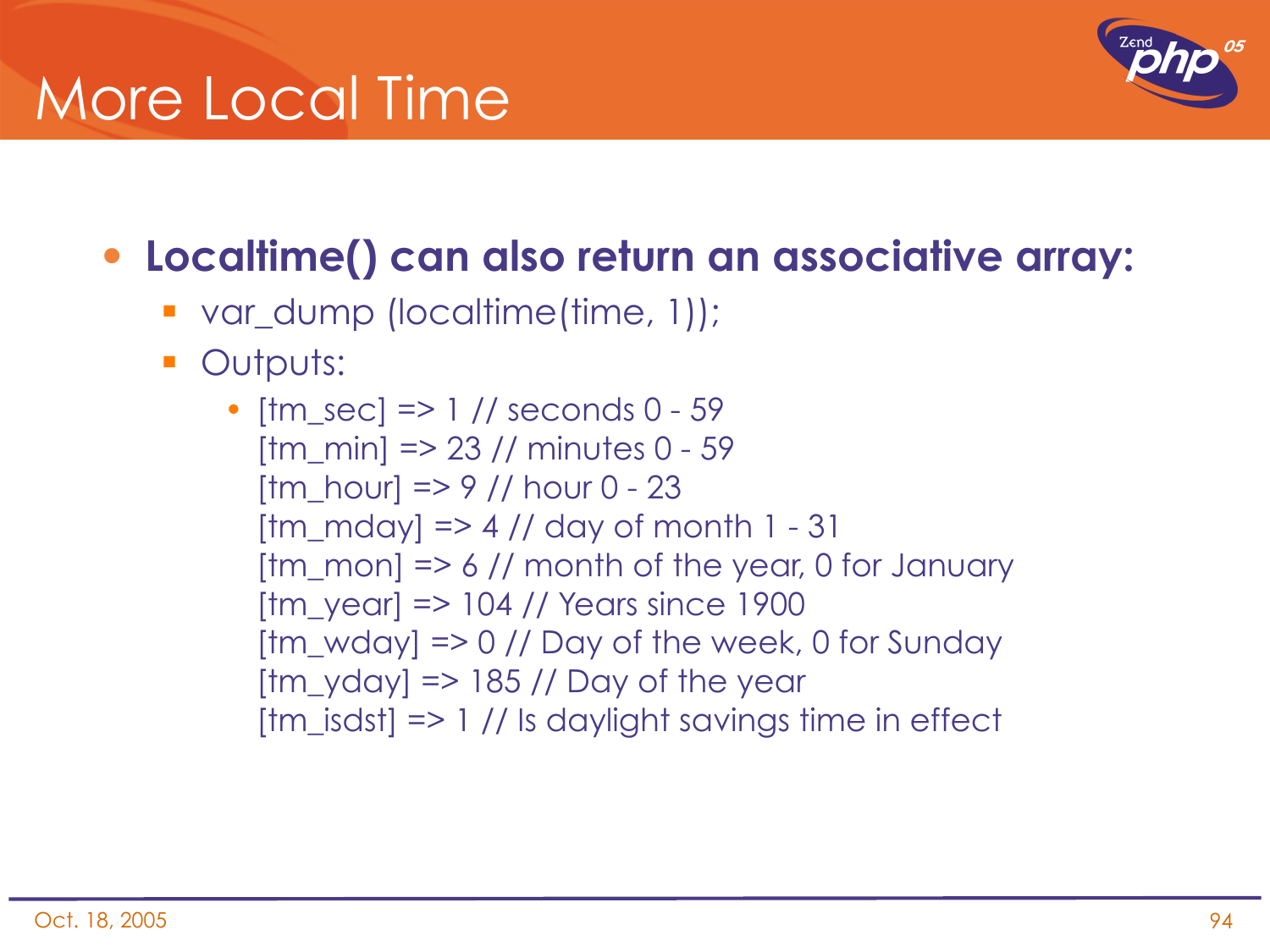# More Local Time

- **Localtime() can also return an associative array:**
  - var_dump (localtime(time, 1));
  - Outputs:
    - [tm_sec] => 1 // seconds 0 - 59
      [tm_min] => 23 // minutes 0 - 59
      [tm_hour] => 9 // hour 0 - 23
      [tm_mday] => 4 // day of month 1 - 31
      [tm_mon] => 6 // month of the year, 0 for January
      [tm_year] => 104 // Years since 1900
      [tm_wday] => 0 // Day of the week, 0 for Sunday
      [tm_yday] => 185 // Day of the year
      [tm_isdst] => 1 // Is daylight savings time in effect

Oct. 18, 2005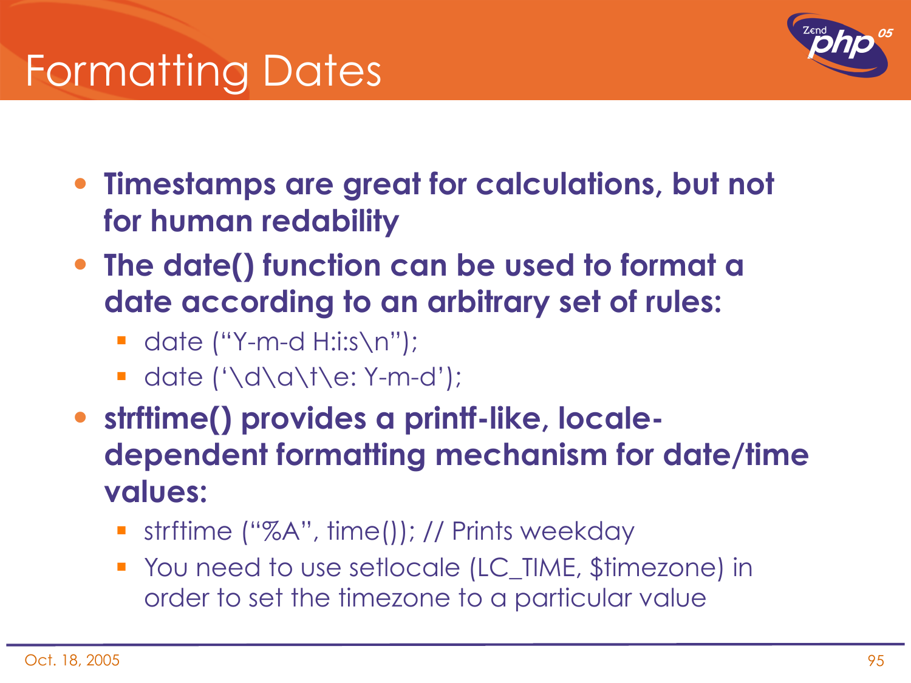# Formatting Dates

- **Timestamps are great for calculations, but not for human redability**
- **The date() function can be used to format a date according to an arbitrary set of rules:**
  - date (“Y-m-d H:i:s\n”);
  - date (‘\d\a\t\e: Y-m-d’);
- **strftime() provides a printf-like, locale-dependent formatting mechanism for date/time values:**
  - strftime (“%A”, time()); // Prints weekday
  - You need to use setlocale (LC_TIME, $timezone) in order to set the timezone to a particular value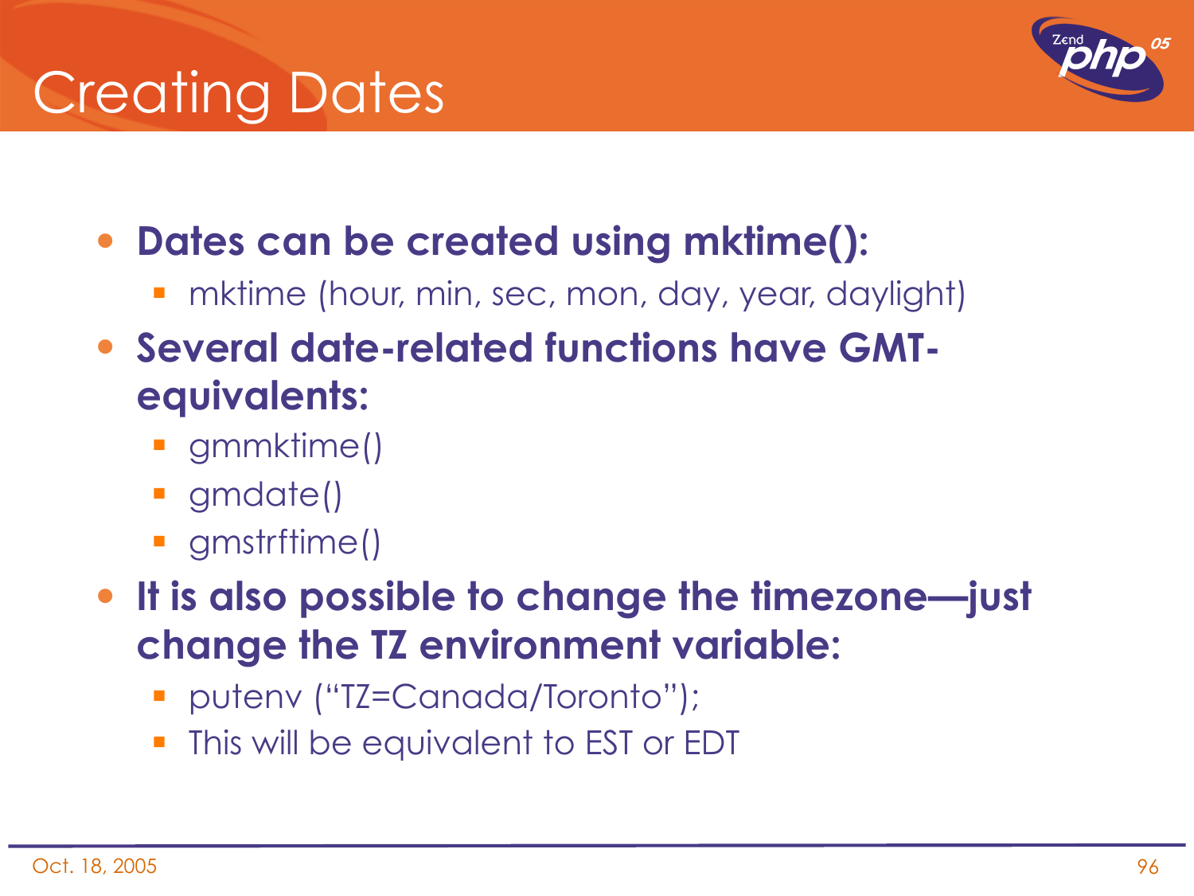# Creating Dates

- **Dates can be created using mktime():**
  - mktime (hour, min, sec, mon, day, year, daylight)
- **Several date-related functions have GMT-equivalents:**
  - gmmktime()
  - gmdate()
  - gmstrftime()
- **It is also possible to change the timezone—just change the TZ environment variable:**
  - putenv (“TZ=Canada/Toronto”);
  - This will be equivalent to EST or EDT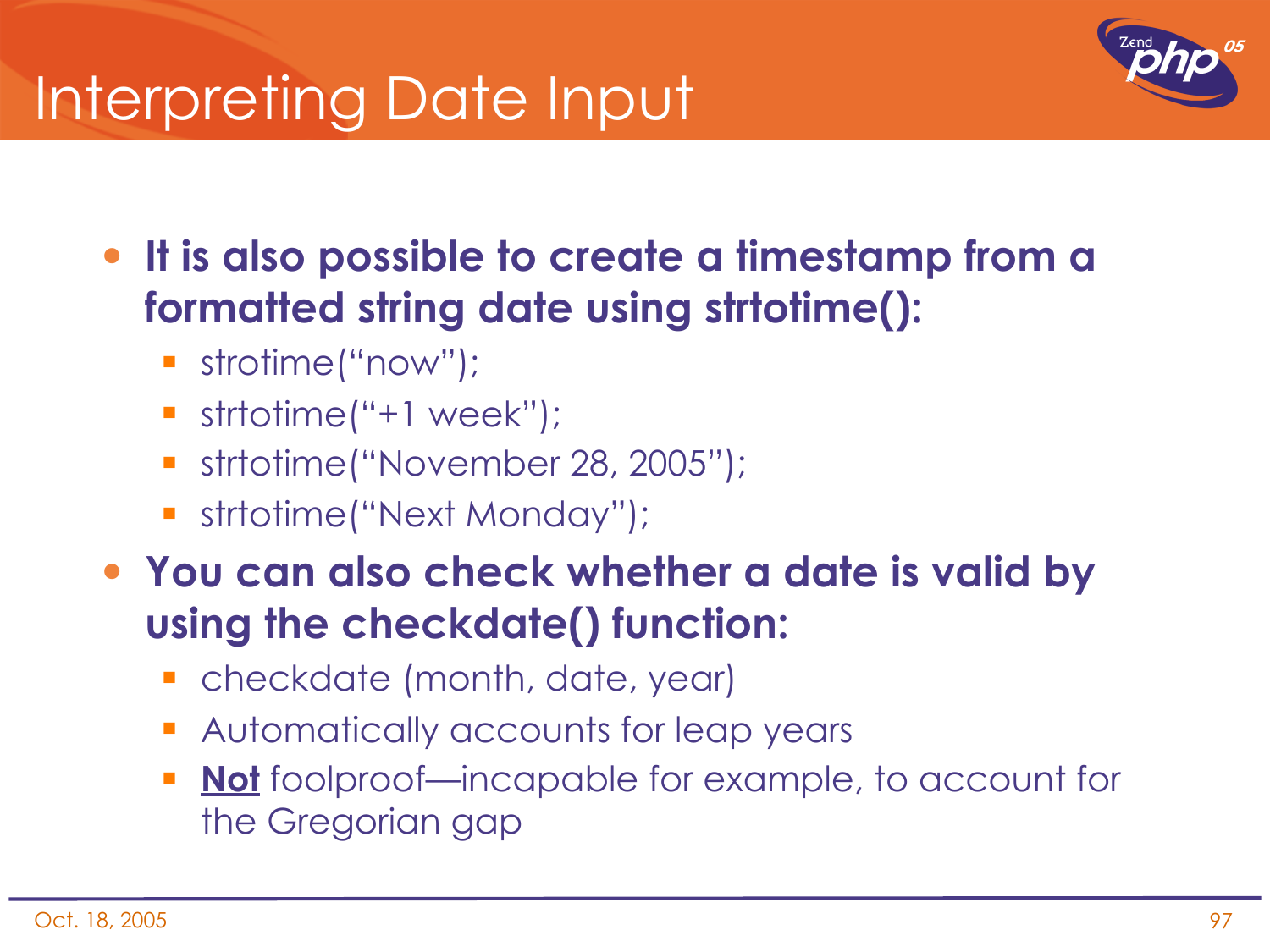# Interpreting Date Input

- **It is also possible to create a timestamp from a formatted string date using strtotime():**
  - strotime(“now”);
  - strtotime(“+1 week”);
  - strtotime(“November 28, 2005”);
  - strtotime(“Next Monday”);
- **You can also check whether a date is valid by using the checkdate() function:**
  - checkdate (month, date, year)
  - Automatically accounts for leap years
  - <u>**Not**</u> foolproof—incapable for example, to account for the Gregorian gap

Oct. 18, 2005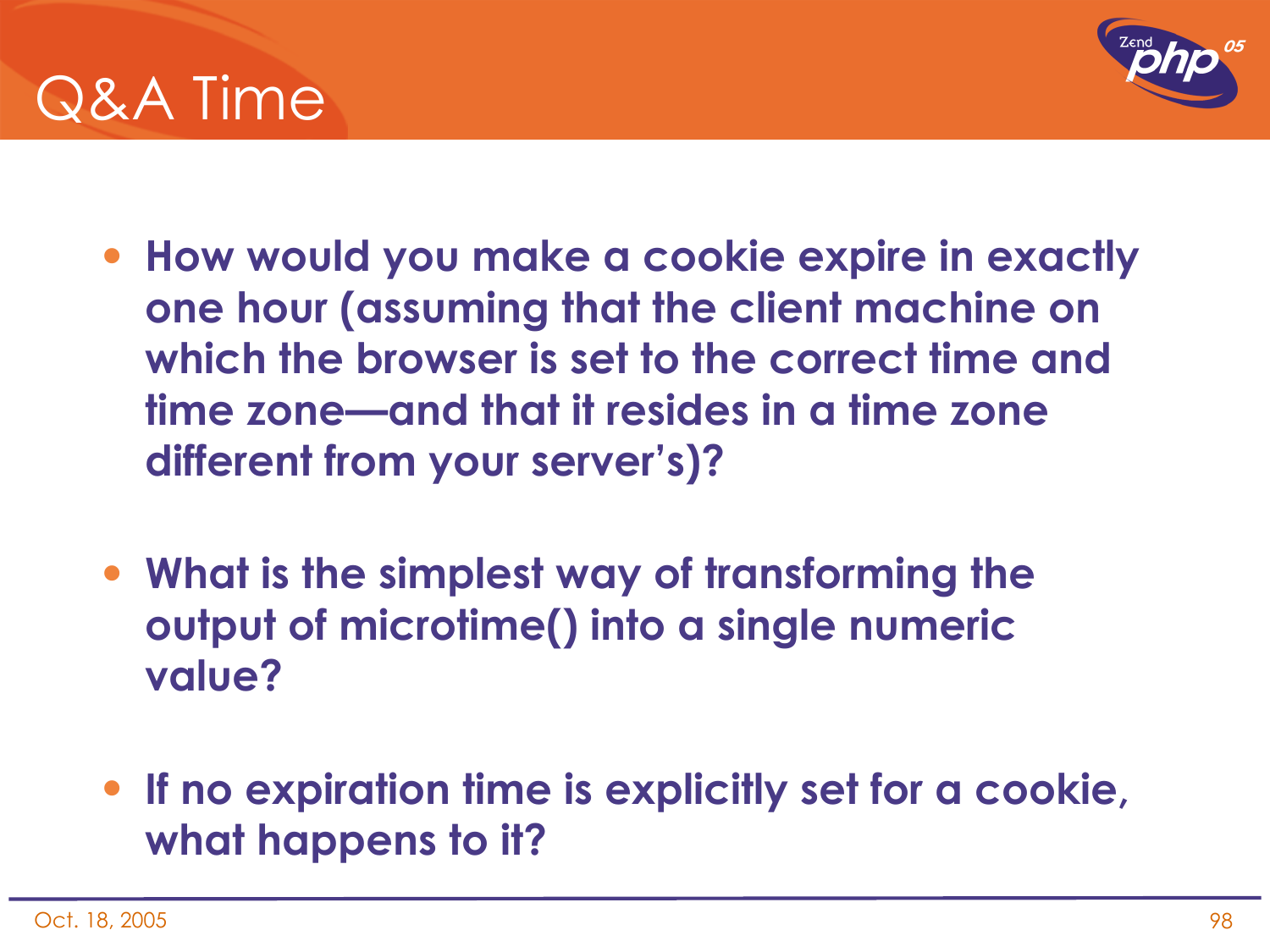# Q&A Time

- How would you make a cookie expire in exactly one hour (assuming that the client machine on which the browser is set to the correct time and time zone—and that it resides in a time zone different from your server's)?
- What is the simplest way of transforming the output of microtime() into a single numeric value?
- If no expiration time is explicitly set for a cookie, what happens to it?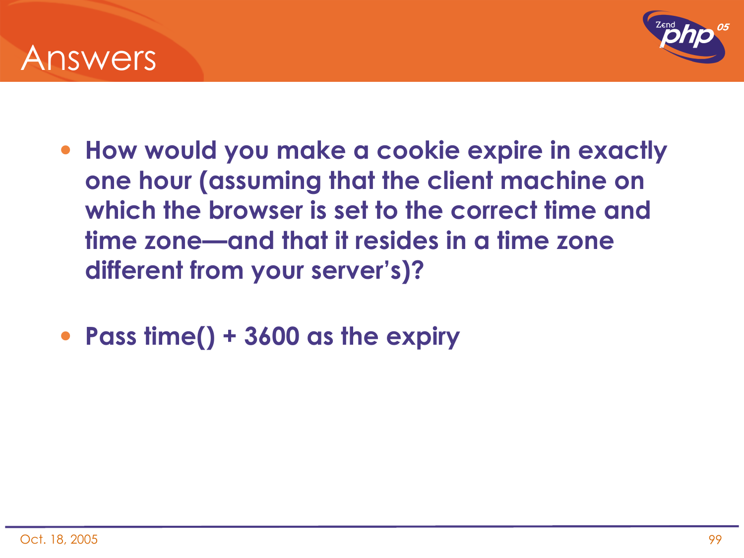# Answers

- **How would you make a cookie expire in exactly one hour (assuming that the client machine on which the browser is set to the correct time and time zone—and that it resides in a time zone different from your server's)?**

- **Pass time() + 3600 as the expiry**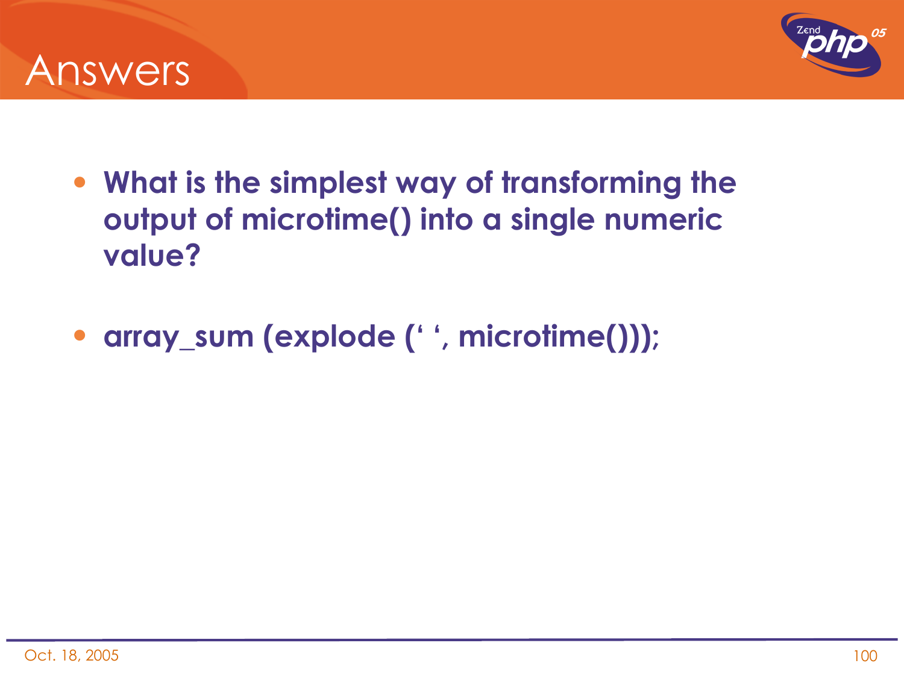# Answers

- **What is the simplest way of transforming the output of microtime() into a single numeric value?**

- **array_sum (explode (‘ ‘, microtime()));**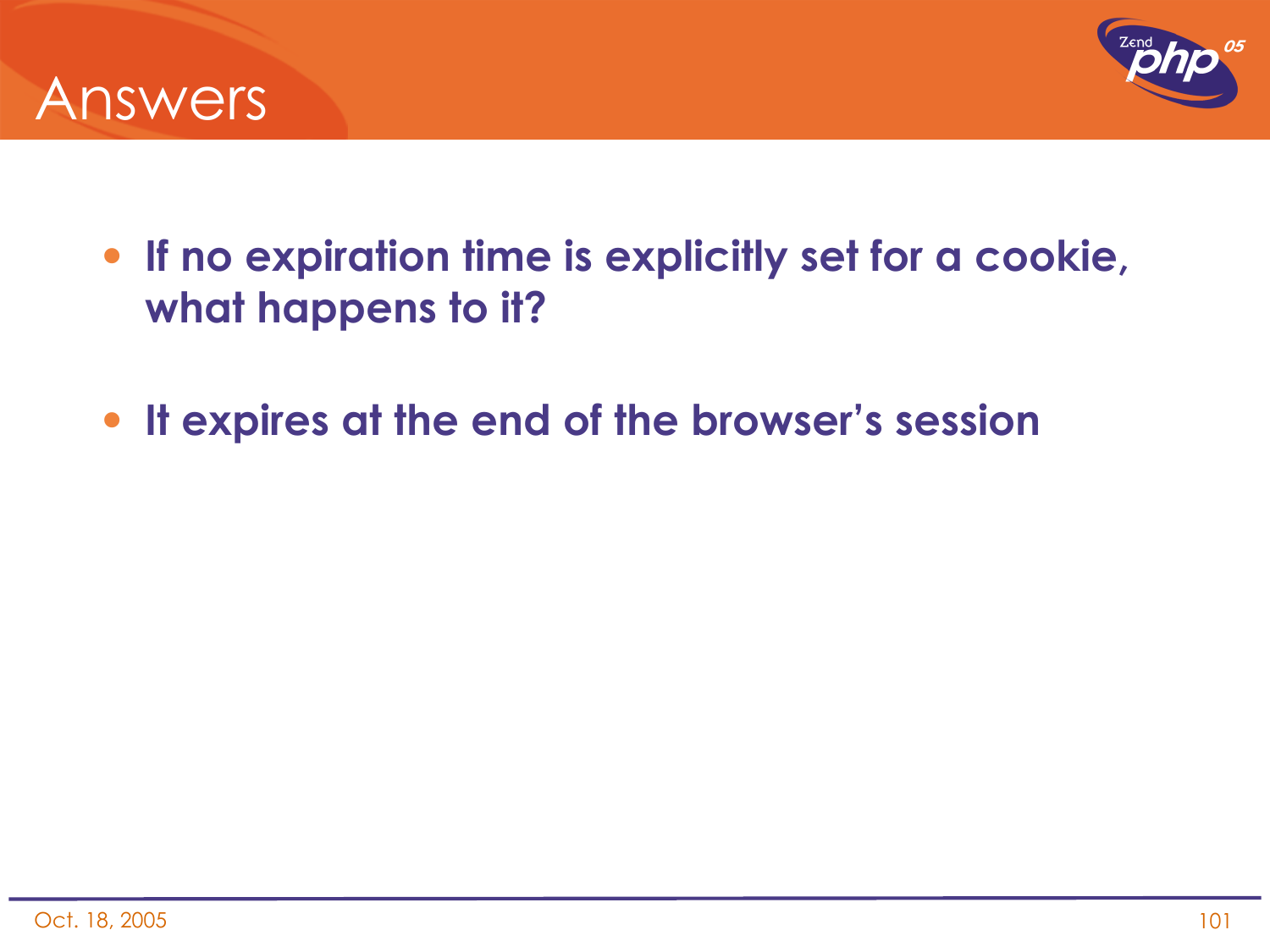# Answers

- **If no expiration time is explicitly set for a cookie, what happens to it?**

- **It expires at the end of the browser's session**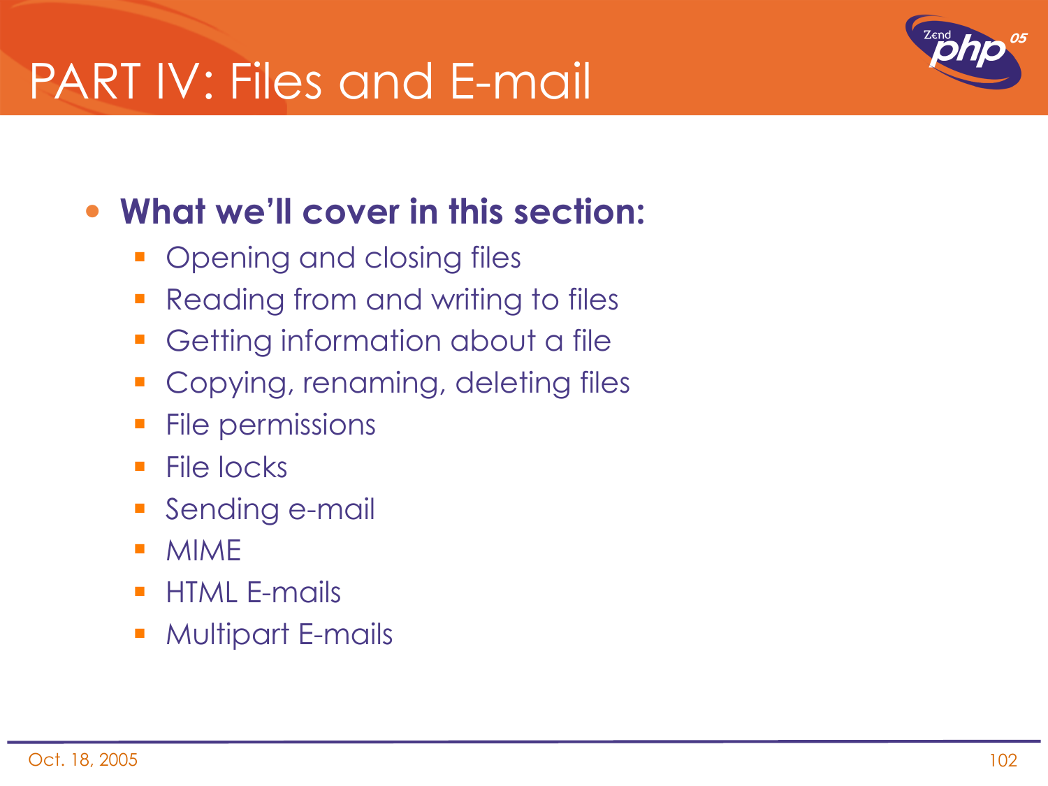# PART IV: Files and E-mail

- **What we'll cover in this section:**
  - Opening and closing files
  - Reading from and writing to files
  - Getting information about a file
  - Copying, renaming, deleting files
  - File permissions
  - File locks
  - Sending e-mail
  - MIME
  - HTML E-mails
  - Multipart E-mails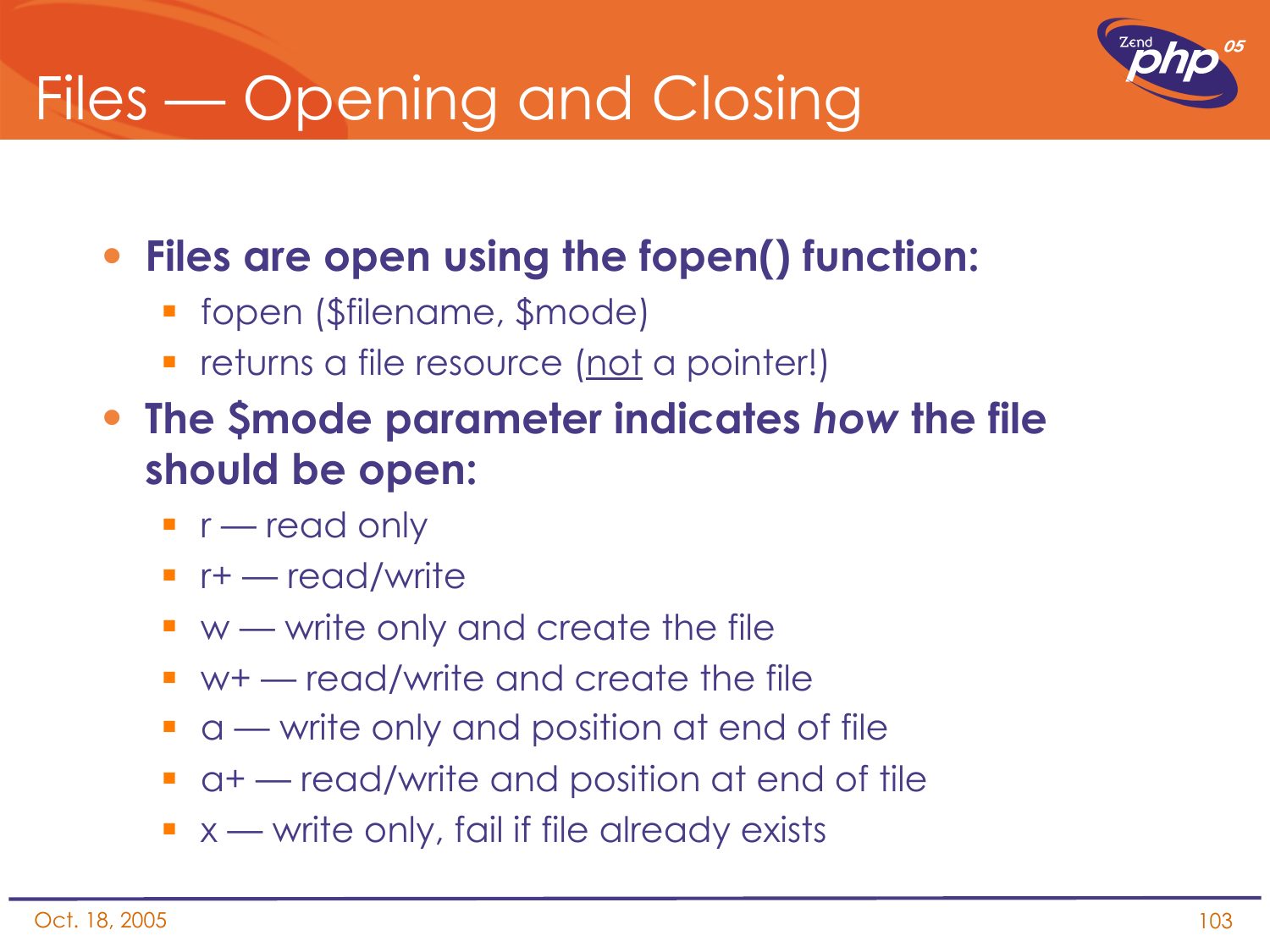# Files — Opening and Closing

- **Files are open using the fopen() function:**
  - fopen ($filename, $mode)
  - returns a file resource (<u>not</u> a pointer!)
- **The $mode parameter indicates *how* the file should be open:**
  - r — read only
  - r+ — read/write
  - w — write only and create the file
  - w+ — read/write and create the file
  - a — write only and position at end of file
  - a+ — read/write and position at end of tile
  - x — write only, fail if file already exists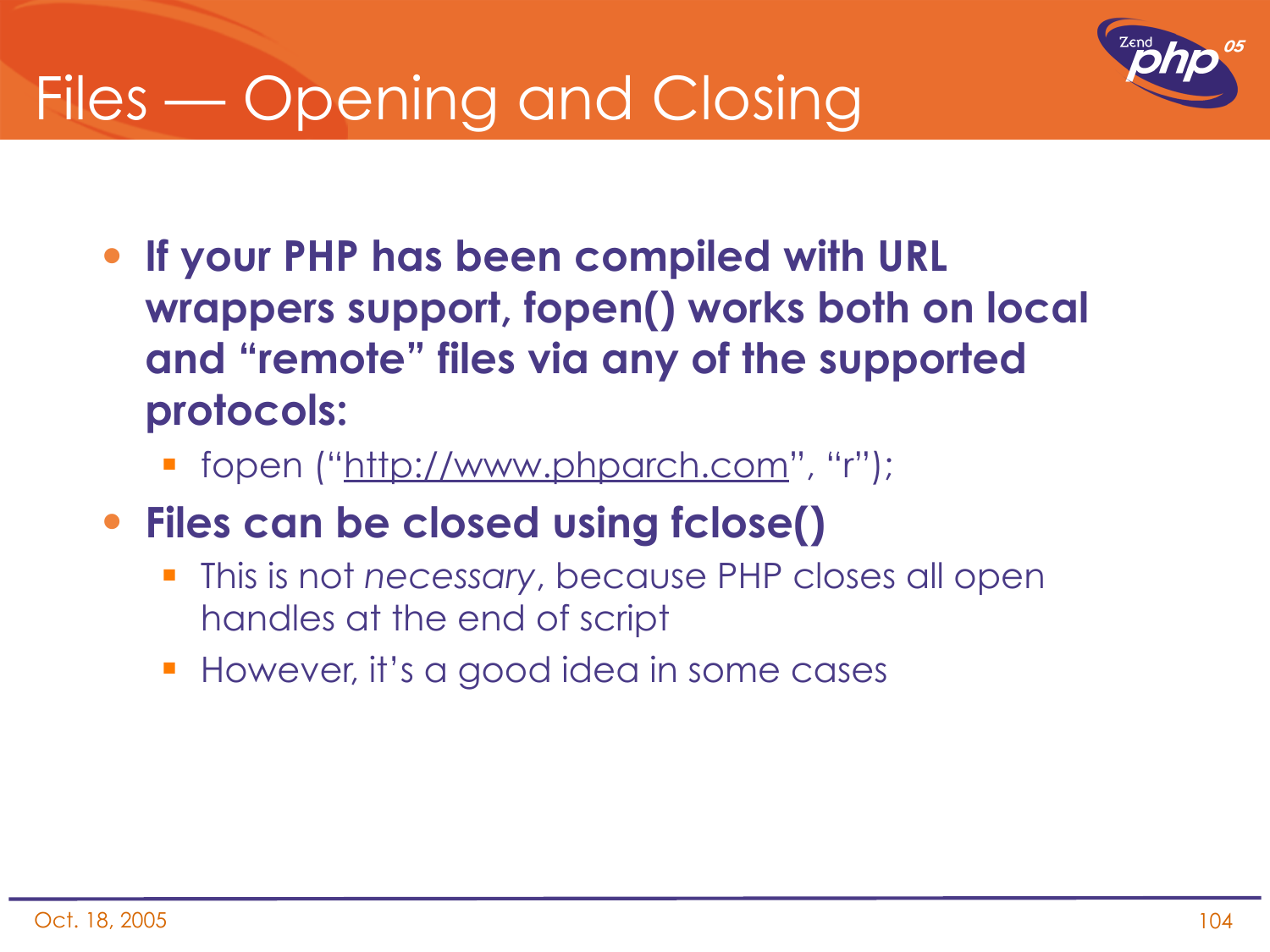# Files — Opening and Closing

- **If your PHP has been compiled with URL wrappers support, fopen() works both on local and “remote” files via any of the supported protocols:**
  - fopen (“http://www.phparch.com”, “r”);
- **Files can be closed using fclose()**
  - This is not *necessary*, because PHP closes all open handles at the end of script
  - However, it’s a good idea in some cases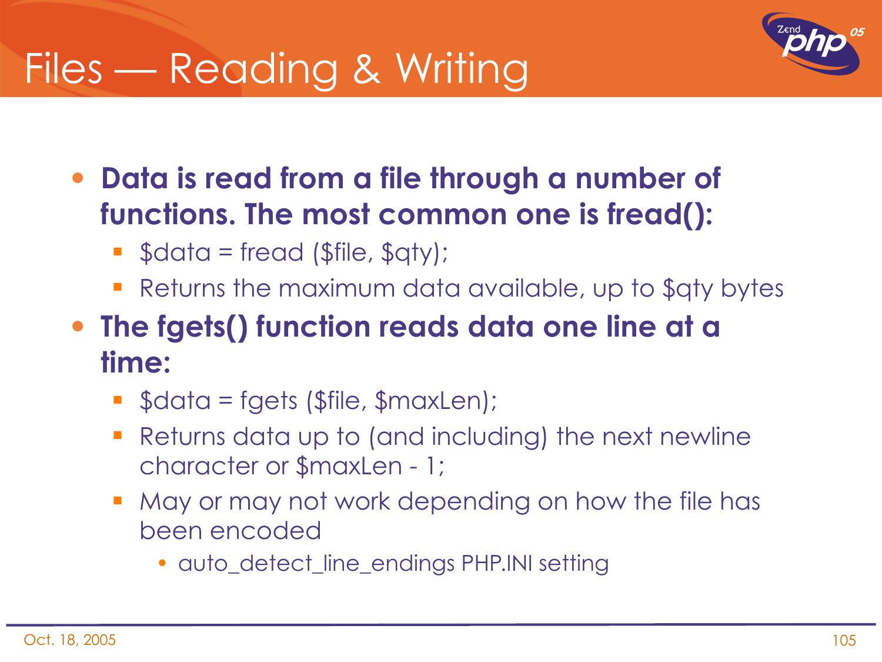# Files — Reading & Writing

- **Data is read from a file through a number of functions. The most common one is fread():**
  - $data = fread ($file, $qty);
  - Returns the maximum data available, up to $qty bytes
- **The fgets() function reads data one line at a time:**
  - $data = fgets ($file, $maxLen);
  - Returns data up to (and including) the next newline character or $maxLen - 1;
  - May or may not work depending on how the file has been encoded
    - auto_detect_line_endings PHP.INI setting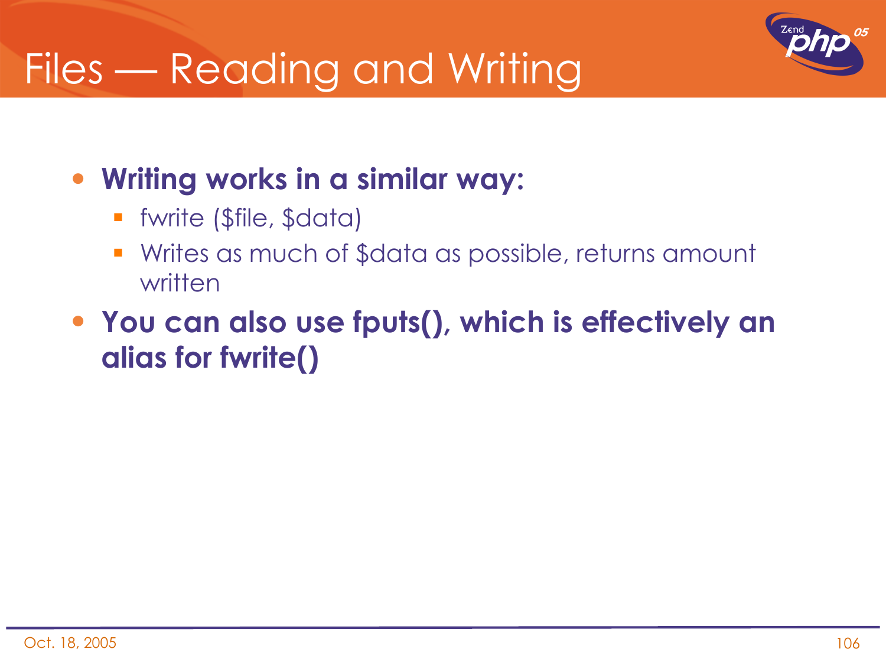# Files — Reading and Writing

- **Writing works in a similar way:**
  - fwrite ($file, $data)
  - Writes as much of $data as possible, returns amount written
- **You can also use fputs(), which is effectively an alias for fwrite()**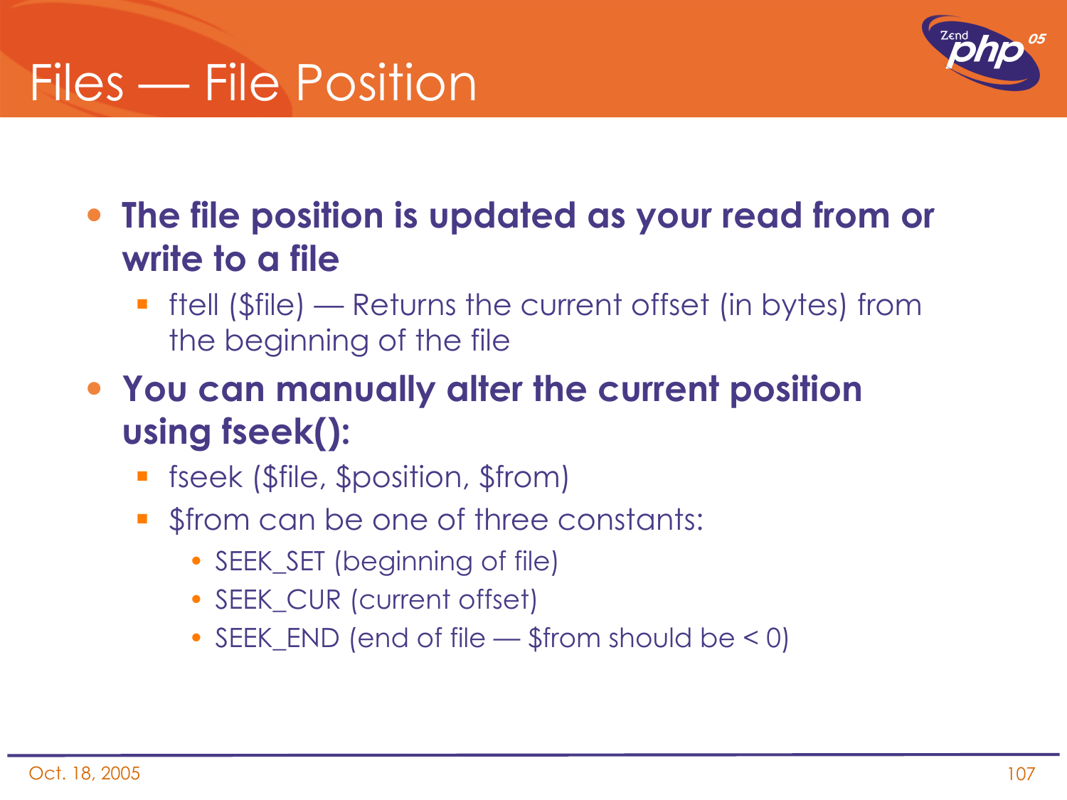# Files — File Position

- **The file position is updated as your read from or write to a file**
  - ftell ($file) — Returns the current offset (in bytes) from the beginning of the file
- **You can manually alter the current position using fseek():**
  - fseek ($file, $position, $from)
  - $from can be one of three constants:
    - SEEK_SET (beginning of file)
    - SEEK_CUR (current offset)
    - SEEK_END (end of file — $from should be < 0)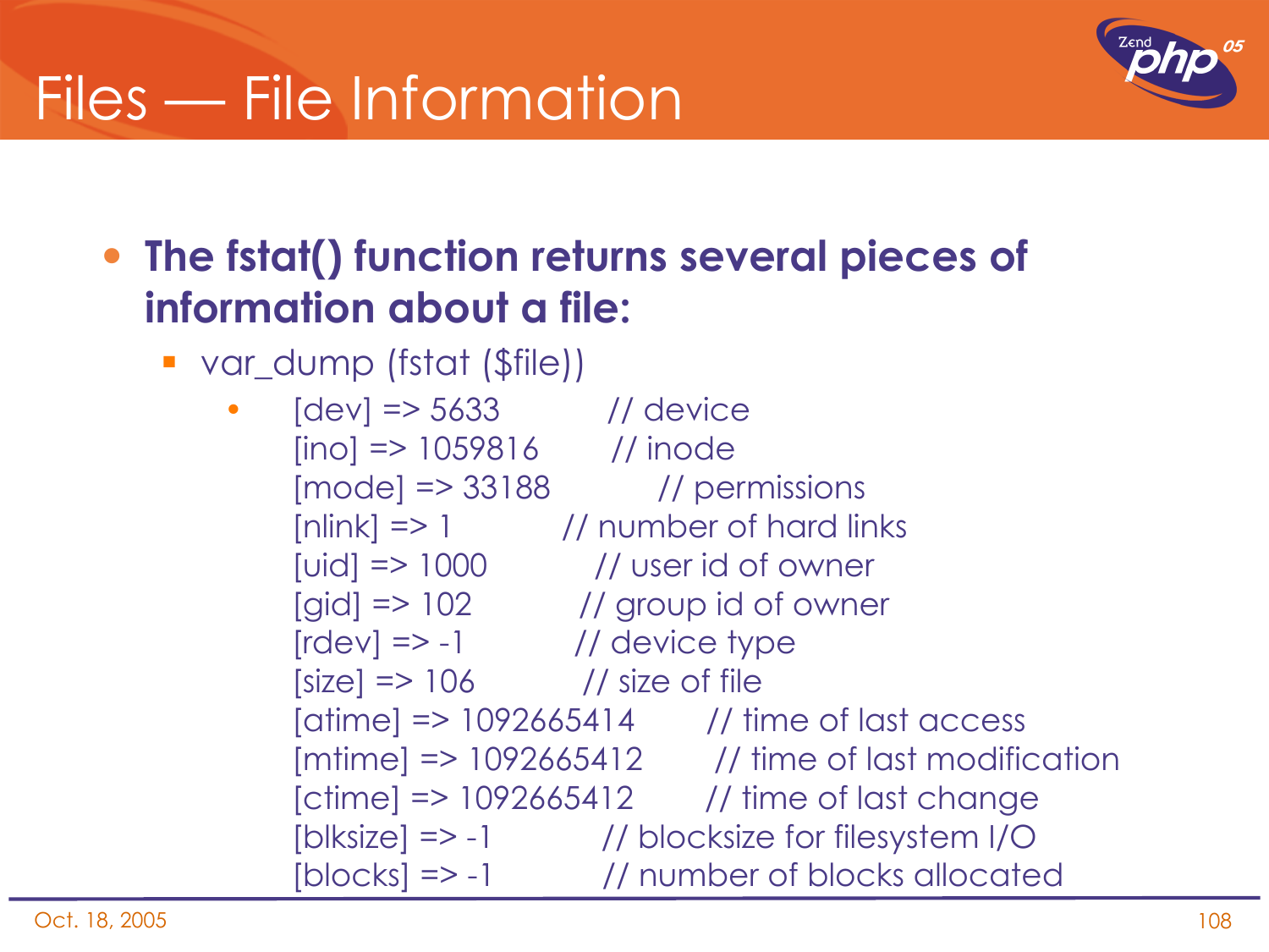# Files — File Information

- **The fstat() function returns several pieces of information about a file:**
  - var_dump (fstat ($file))
    - ```
      [dev] => 5633            // device
      [ino] => 1059816         // inode
      [mode] => 33188          // permissions
      [nlink] => 1             // number of hard links
      [uid] => 1000            // user id of owner
      [gid] => 102             // group id of owner
      [rdev] => -1             // device type
      [size] => 106            // size of file
      [atime] => 1092665414    // time of last access
      [mtime] => 1092665412    // time of last modification
      [ctime] => 1092665412    // time of last change
      [blksize] => -1          // blocksize for filesystem I/O
      [blocks] => -1           // number of blocks allocated
      ```

Oct. 18, 2005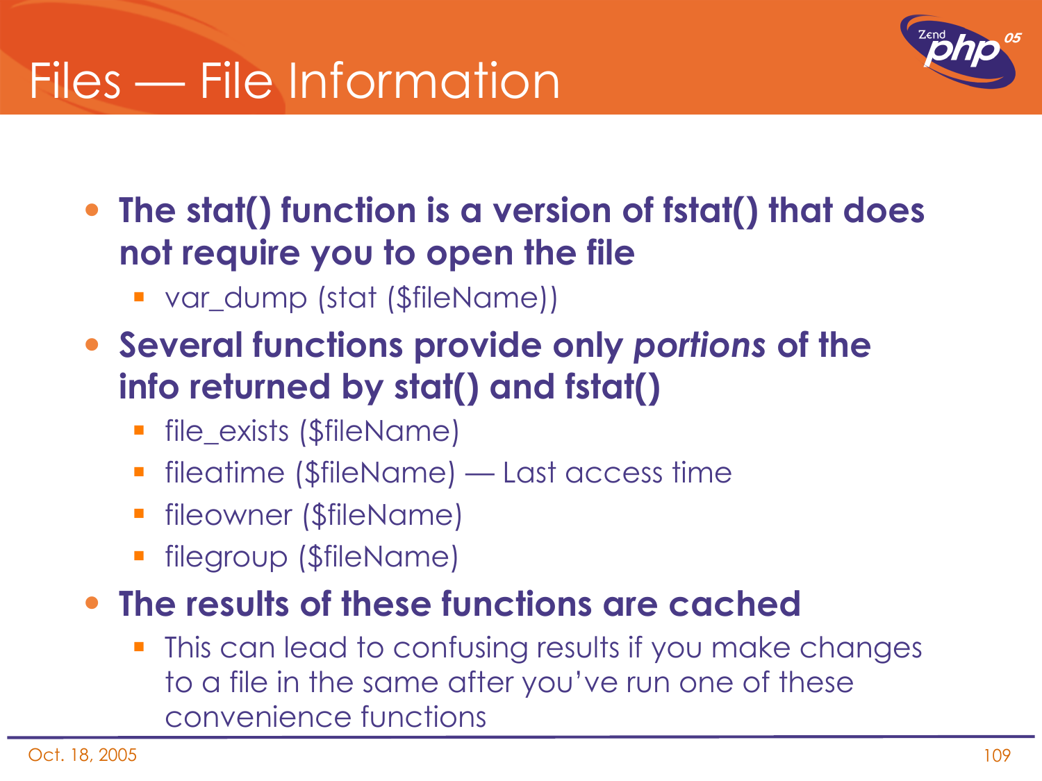# Files — File Information

- **The stat() function is a version of fstat() that does not require you to open the file**
  - var_dump (stat ($fileName))
- **Several functions provide only *portions* of the info returned by stat() and fstat()**
  - file_exists ($fileName)
  - fileatime ($fileName) — Last access time
  - fileowner ($fileName)
  - filegroup ($fileName)
- **The results of these functions are cached**
  - This can lead to confusing results if you make changes to a file in the same after you've run one of these convenience functions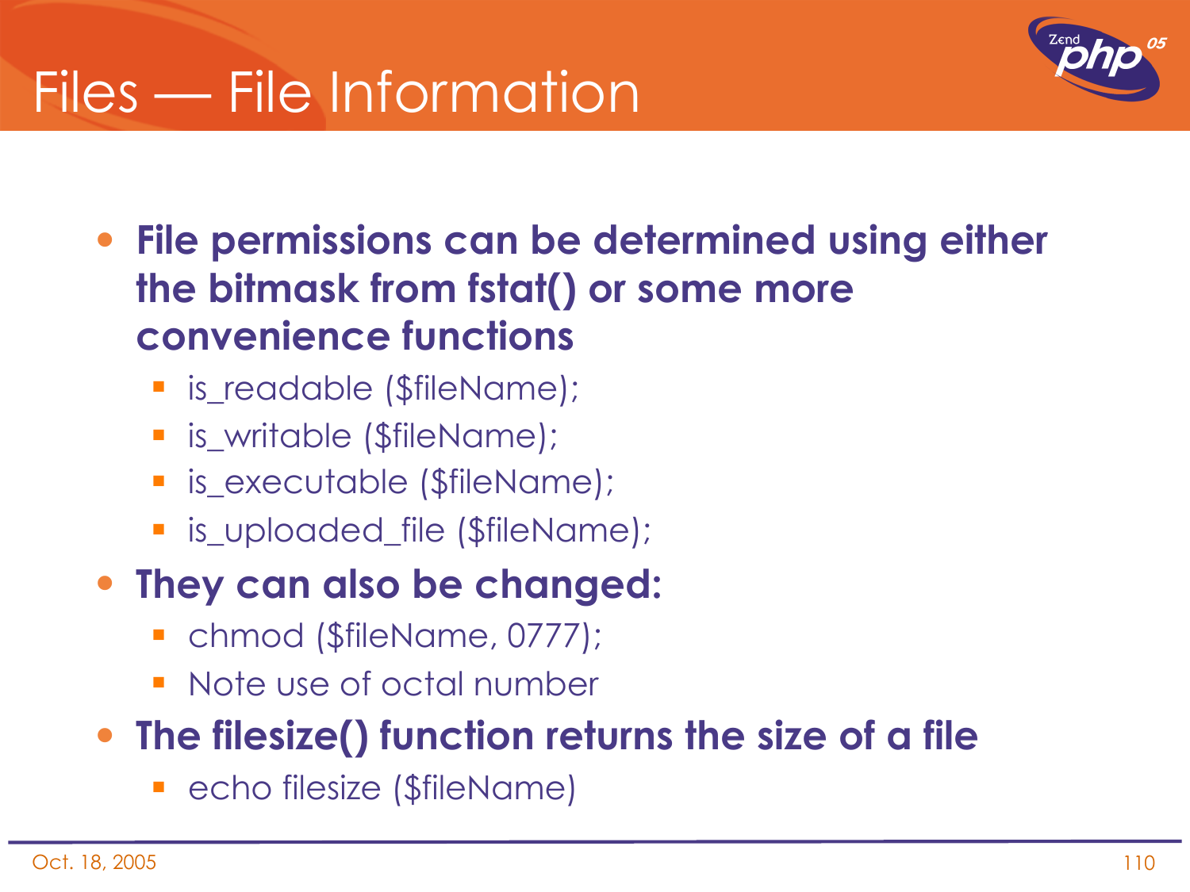# Files — File Information

- **File permissions can be determined using either the bitmask from fstat() or some more convenience functions**
  - is_readable ($fileName);
  - is_writable ($fileName);
  - is_executable ($fileName);
  - is_uploaded_file ($fileName);
- **They can also be changed:**
  - chmod ($fileName, 0777);
  - Note use of octal number
- **The filesize() function returns the size of a file**
  - echo filesize ($fileName)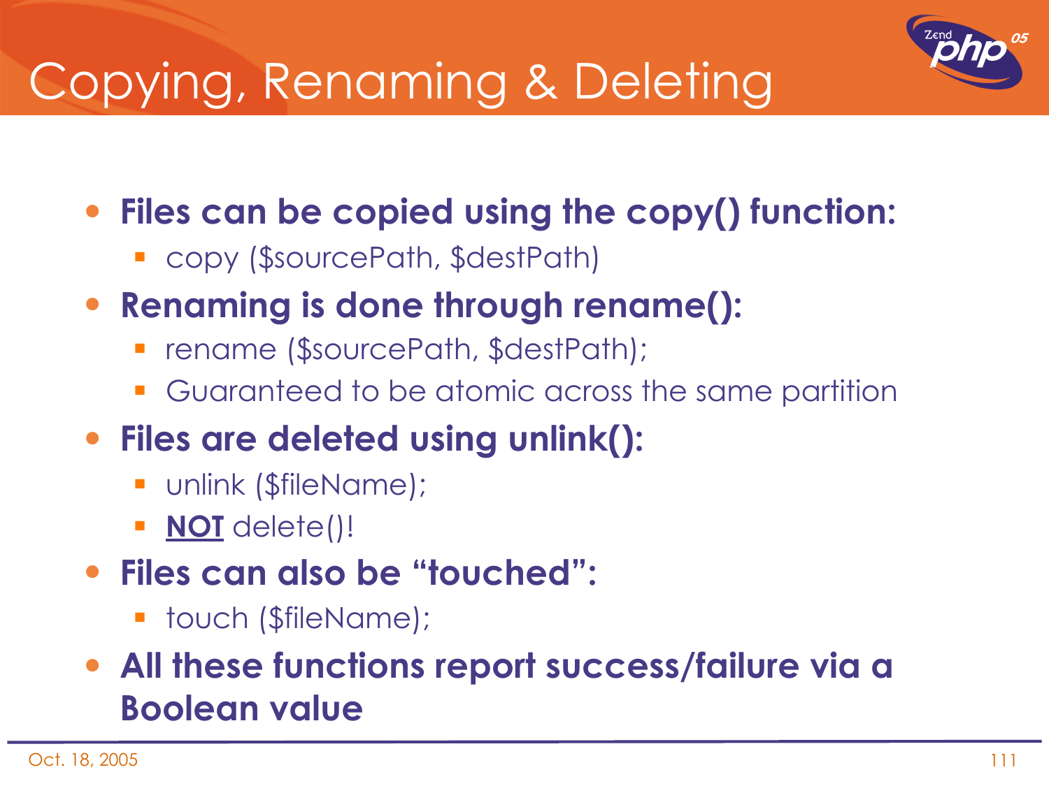# Copying, Renaming & Deleting

- **Files can be copied using the copy() function:**
  - copy ($sourcePath, $destPath)
- **Renaming is done through rename():**
  - rename ($sourcePath, $destPath);
  - Guaranteed to be atomic across the same partition
- **Files are deleted using unlink():**
  - unlink ($fileName);
  - **NOT** delete()!
- **Files can also be "touched":**
  - touch ($fileName);
- **All these functions report success/failure via a Boolean value**

Oct. 18, 2005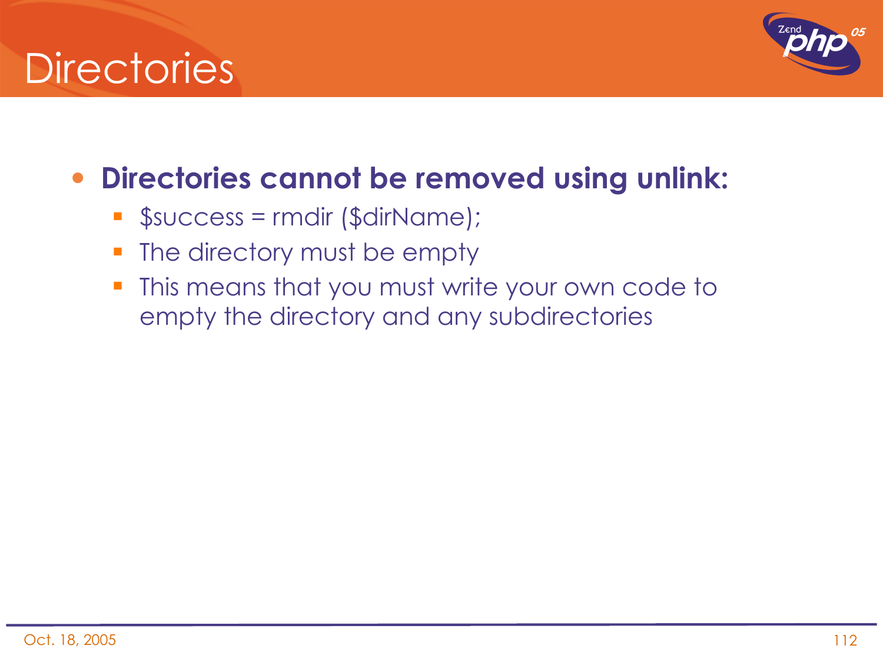# Directories

- **Directories cannot be removed using unlink:**
  - $success = rmdir ($dirName);
  - The directory must be empty
  - This means that you must write your own code to empty the directory and any subdirectories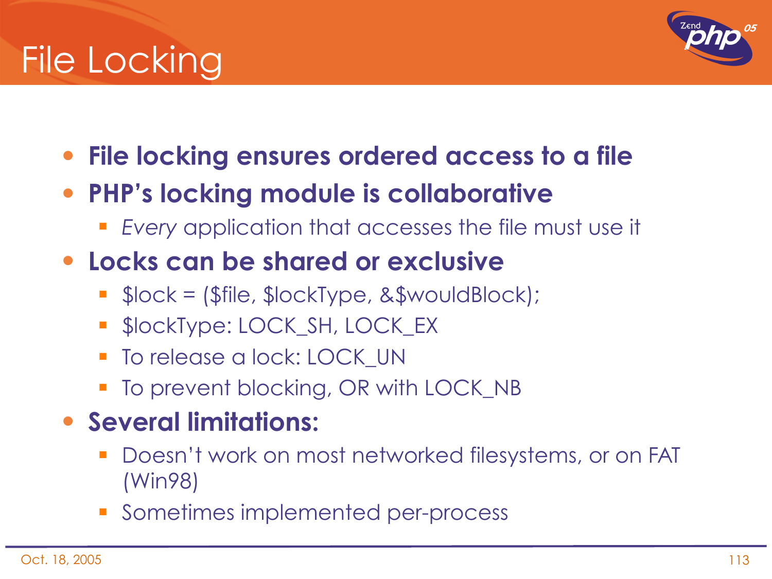# File Locking

- **File locking ensures ordered access to a file**
- **PHP's locking module is collaborative**
  - *Every* application that accesses the file must use it
- **Locks can be shared or exclusive**
  - $lock = ($file, $lockType, &$wouldBlock);
  - $lockType: LOCK_SH, LOCK_EX
  - To release a lock: LOCK_UN
  - To prevent blocking, OR with LOCK_NB
- **Several limitations:**
  - Doesn't work on most networked filesystems, or on FAT (Win98)
  - Sometimes implemented per-process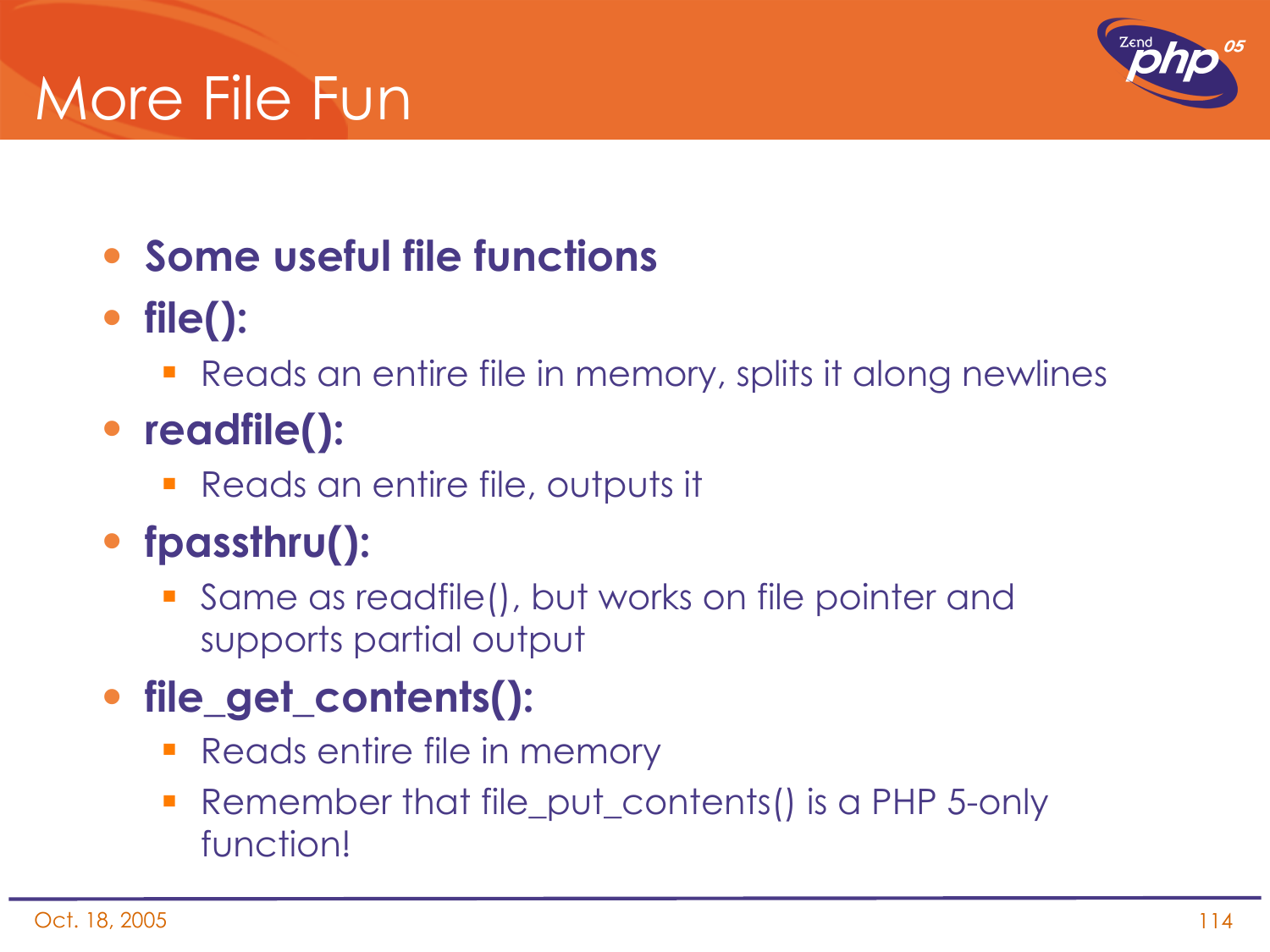# More File Fun

- **Some useful file functions**
- **file():**
  - Reads an entire file in memory, splits it along newlines
- **readfile():**
  - Reads an entire file, outputs it
- **fpassthru():**
  - Same as readfile(), but works on file pointer and supports partial output
- **file_get_contents():**
  - Reads entire file in memory
  - Remember that file_put_contents() is a PHP 5-only function!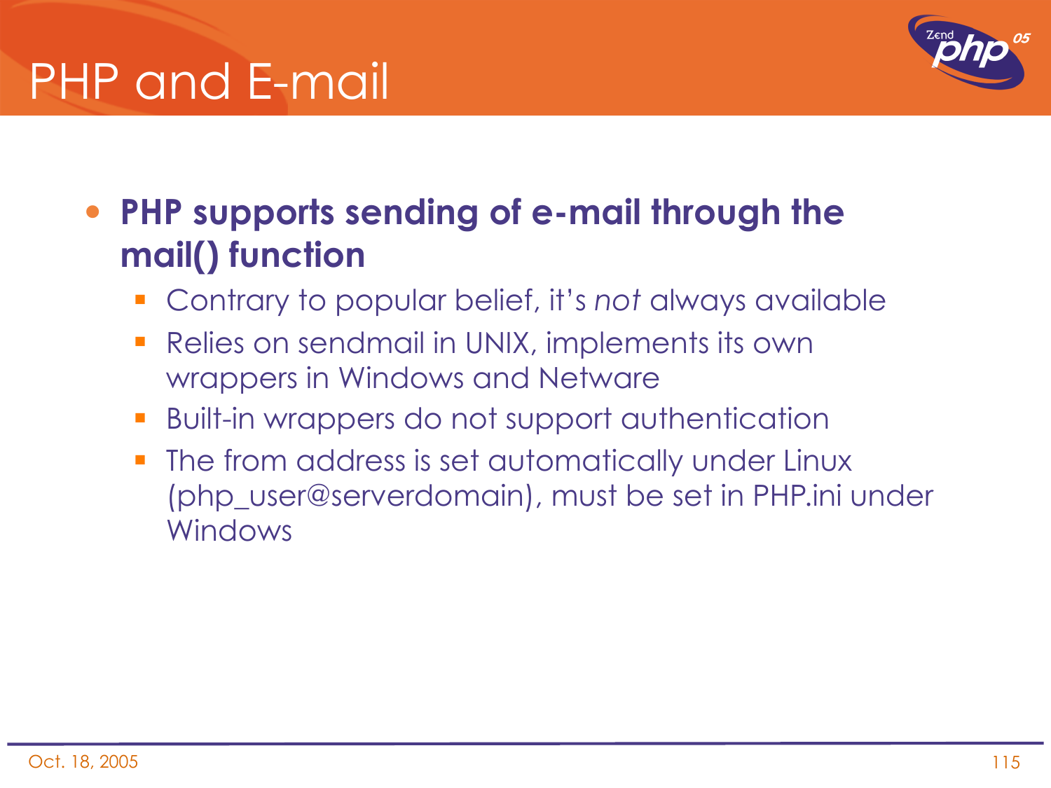# PHP and E-mail

- **PHP supports sending of e-mail through the mail() function**
  - Contrary to popular belief, it's *not* always available
  - Relies on sendmail in UNIX, implements its own wrappers in Windows and Netware
  - Built-in wrappers do not support authentication
  - The from address is set automatically under Linux (php_user@serverdomain), must be set in PHP.ini under Windows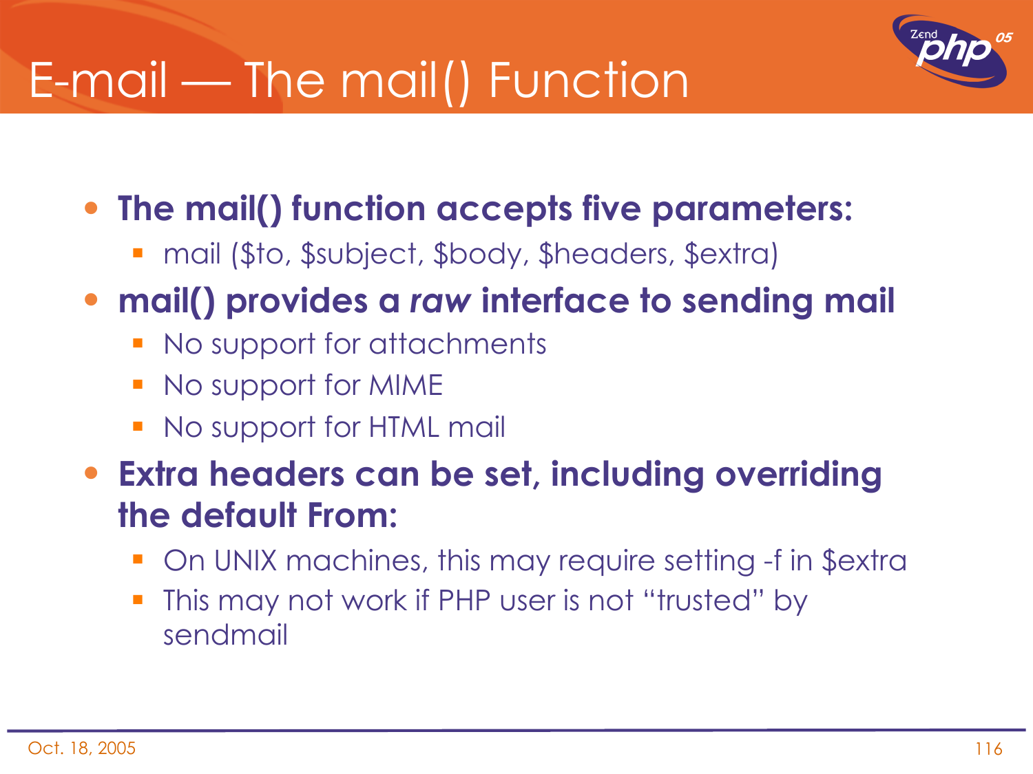# E-mail — The mail() Function

- **The mail() function accepts five parameters:**
  - mail ($to, $subject, $body, $headers, $extra)
- **mail() provides a *raw* interface to sending mail**
  - No support for attachments
  - No support for MIME
  - No support for HTML mail
- **Extra headers can be set, including overriding the default From:**
  - On UNIX machines, this may require setting -f in $extra
  - This may not work if PHP user is not "trusted" by sendmail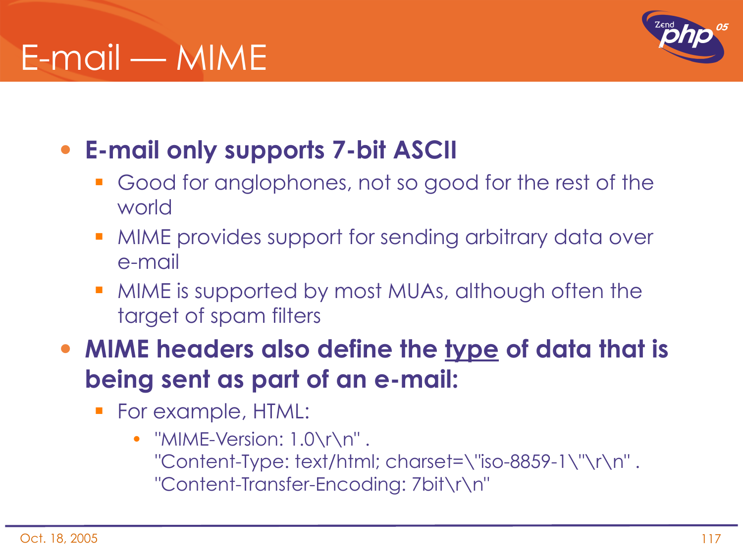# E-mail — MIME

- **E-mail only supports 7-bit ASCII**
  - Good for anglophones, not so good for the rest of the world
  - MIME provides support for sending arbitrary data over e-mail
  - MIME is supported by most MUAs, although often the target of spam filters
- **MIME headers also define the <u>type</u> of data that is being sent as part of an e-mail:**
  - For example, HTML:
    - ```
      "MIME-Version: 1.0\r\n" .
      "Content-Type: text/html; charset=\"iso-8859-1\"\r\n" .
      "Content-Transfer-Encoding: 7bit\r\n"
      ```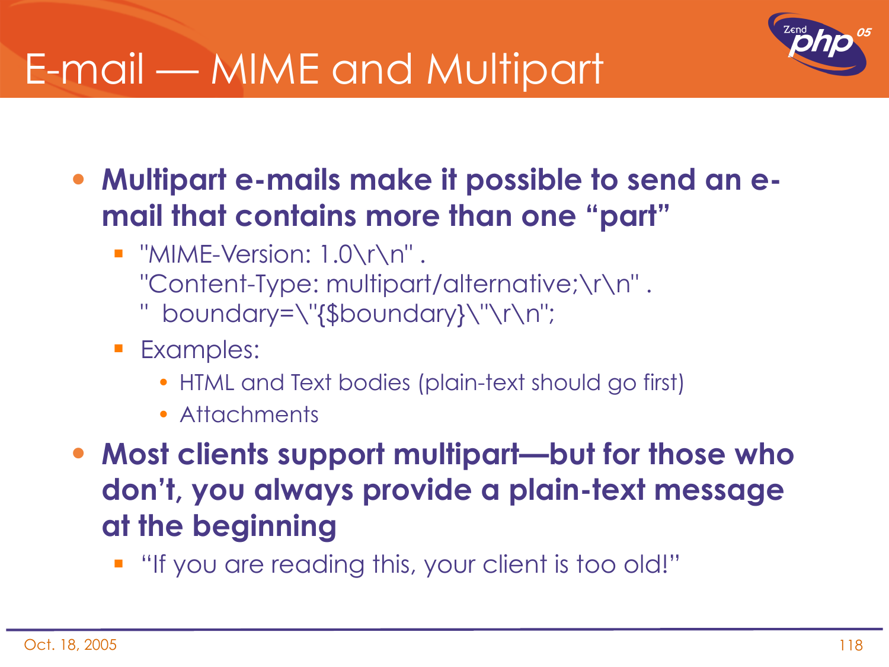# E-mail — MIME and Multipart

- **Multipart e-mails make it possible to send an e-mail that contains more than one "part"**
  - ```
    "MIME-Version: 1.0\r\n" .
    "Content-Type: multipart/alternative;\r\n" .
    "  boundary=\"{$boundary}\"\r\n";
    ```
  - Examples:
    - HTML and Text bodies (plain-text should go first)
    - Attachments
- **Most clients support multipart—but for those who don't, you always provide a plain-text message at the beginning**
  - "If you are reading this, your client is too old!"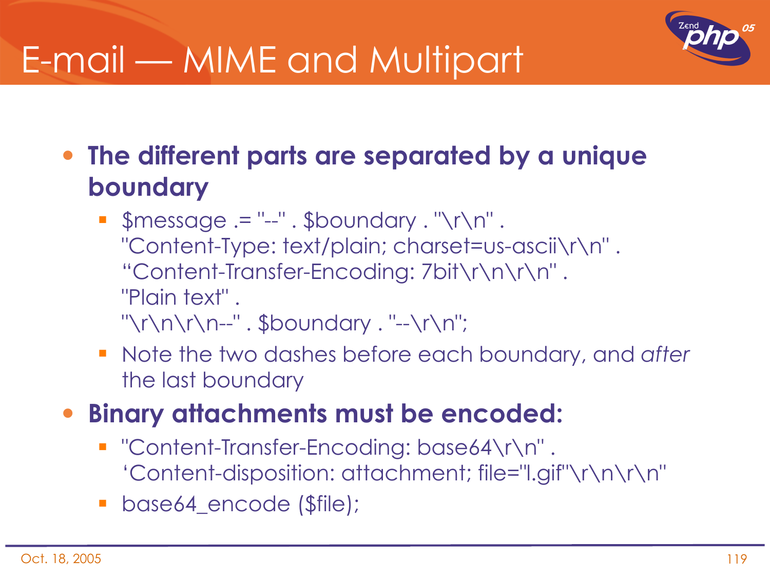# E-mail — MIME and Multipart

- **The different parts are separated by a unique boundary**
  - ```
    $message .= "--" . $boundary . "\r\n" .
    "Content-Type: text/plain; charset=us-ascii\r\n" .
    “Content-Transfer-Encoding: 7bit\r\n\r\n" .
    "Plain text" .
    "\r\n\r\n--" . $boundary . "--\r\n";
    ```
  - Note the two dashes before each boundary, and *after* the last boundary
- **Binary attachments must be encoded:**
  - ```
    "Content-Transfer-Encoding: base64\r\n" .
    ‘Content-disposition: attachment; file="l.gif"\r\n\r\n"
    ```
  - `base64_encode ($file);`

Oct. 18, 2005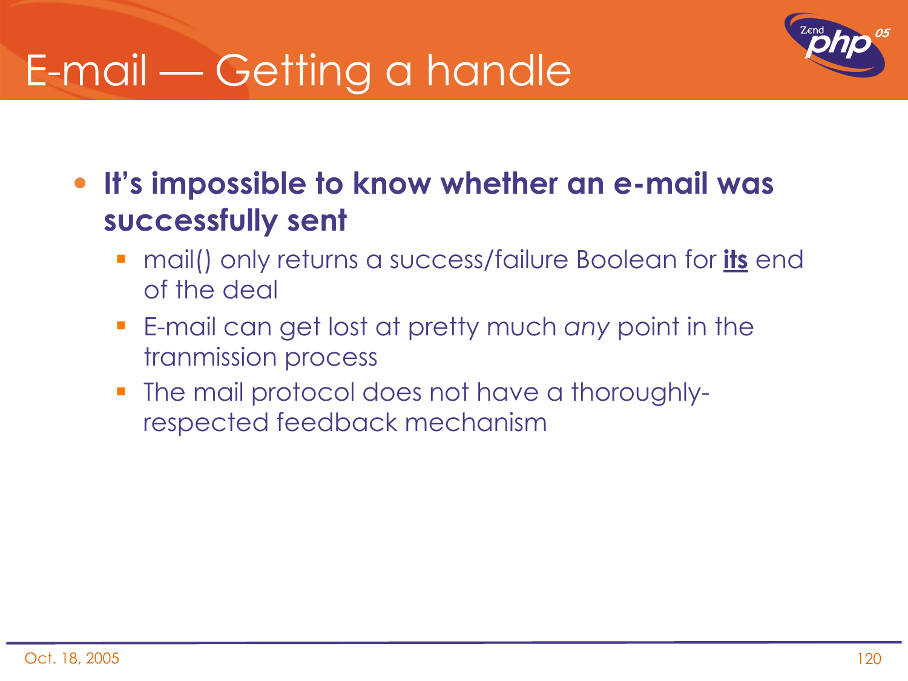# E-mail — Getting a handle

- **It's impossible to know whether an e-mail was successfully sent**
  - mail() only returns a success/failure Boolean for **<u>its</u>** end of the deal
  - E-mail can get lost at pretty much *any* point in the tranmission process
  - The mail protocol does not have a thoroughly-respected feedback mechanism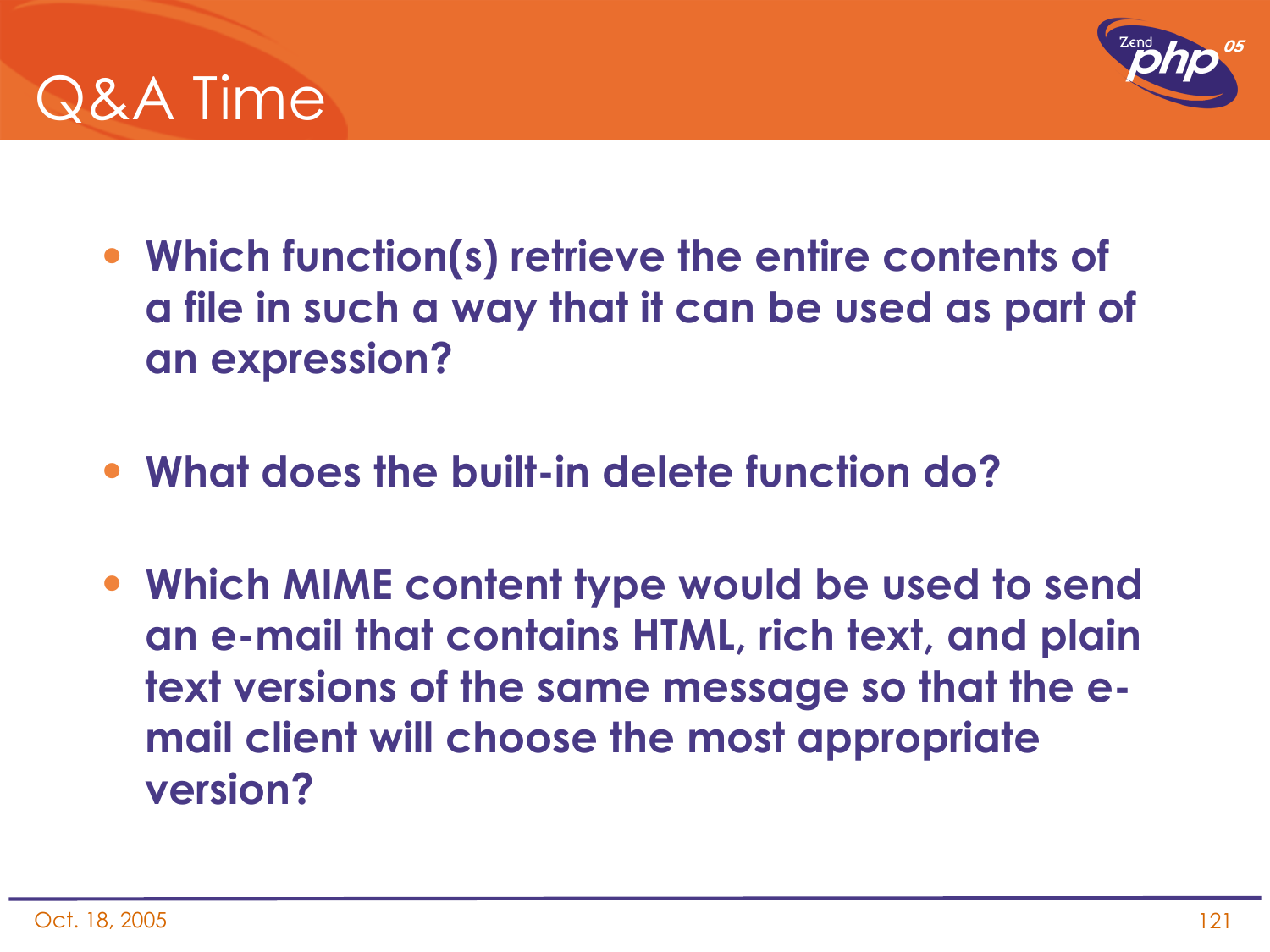# Q&A Time

- **Which function(s) retrieve the entire contents of a file in such a way that it can be used as part of an expression?**
- **What does the built-in delete function do?**
- **Which MIME content type would be used to send an e-mail that contains HTML, rich text, and plain text versions of the same message so that the e-mail client will choose the most appropriate version?**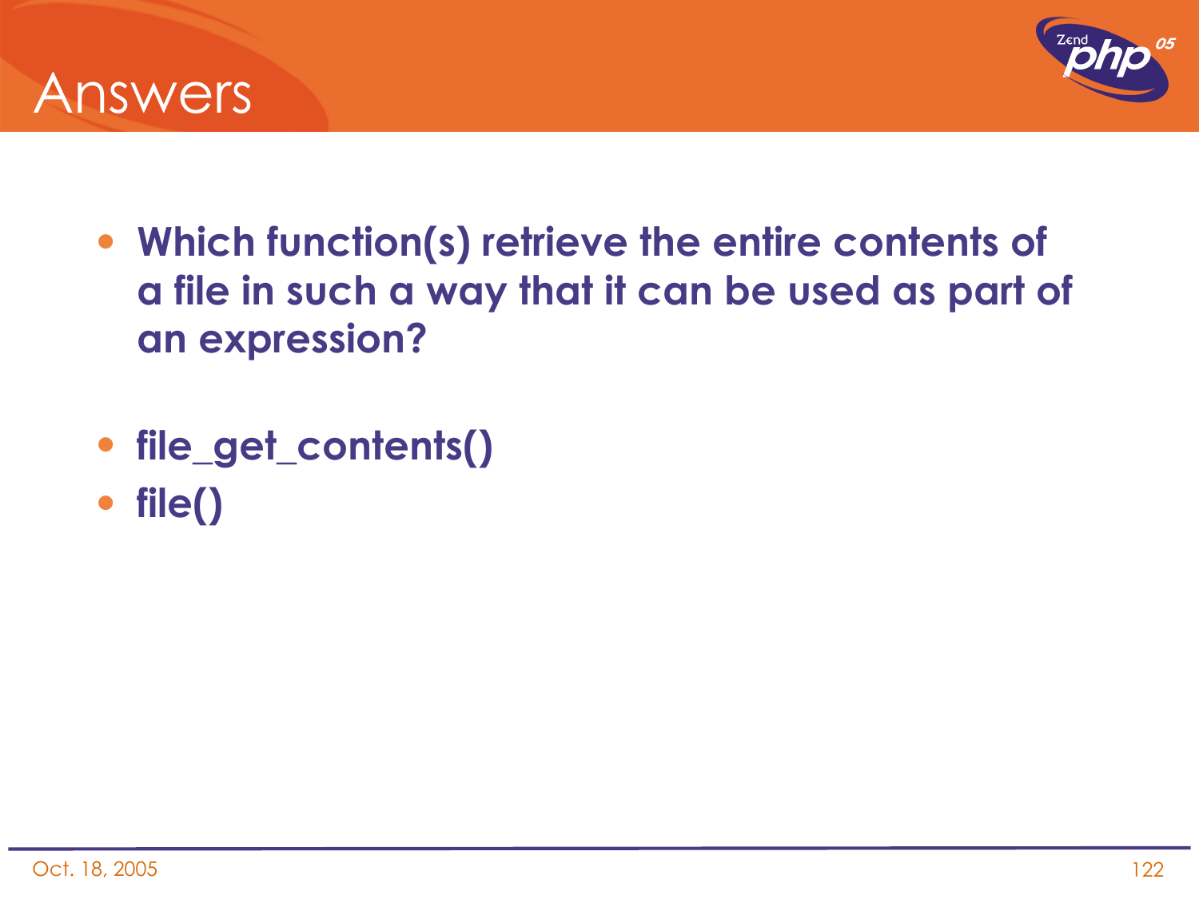# Answers

- **Which function(s) retrieve the entire contents of a file in such a way that it can be used as part of an expression?**

- **file_get_contents()**
- **file()**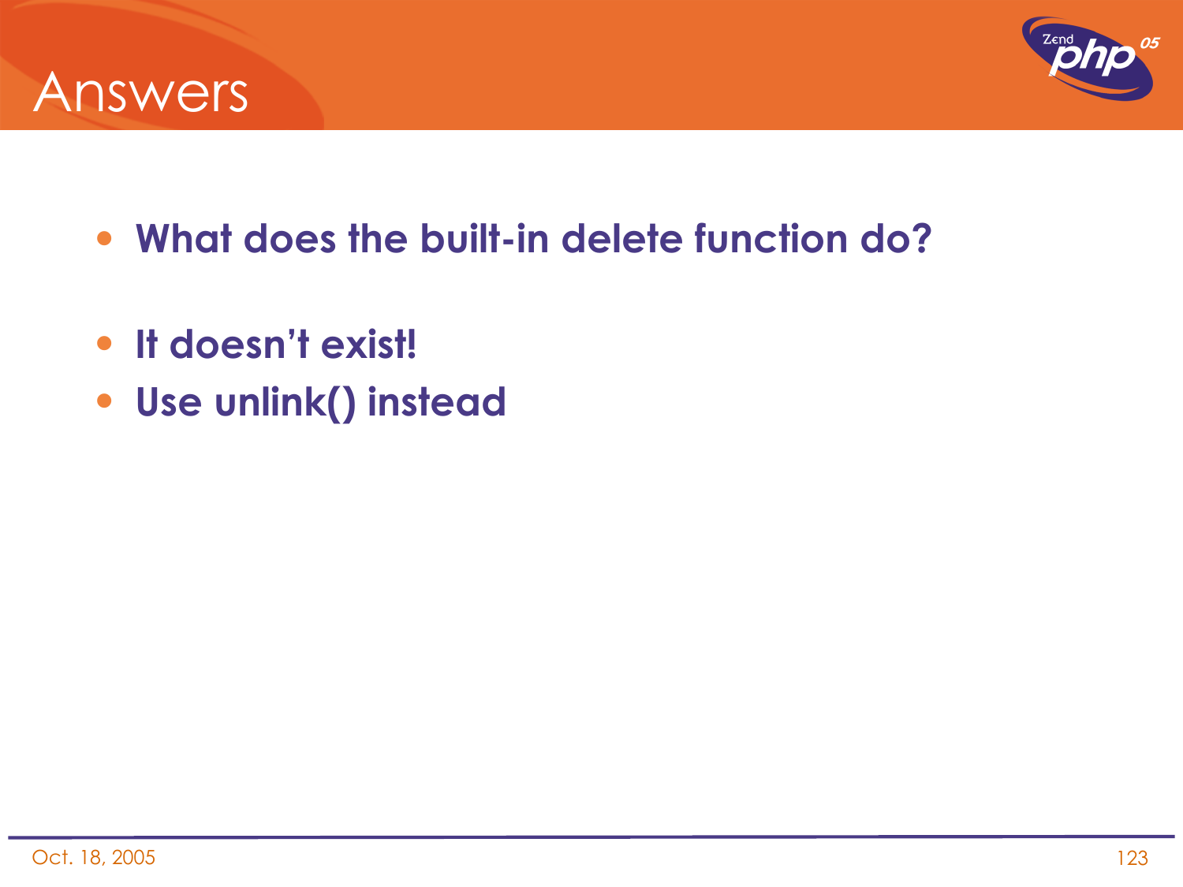# Answers

- **What does the built-in delete function do?**

- **It doesn’t exist!**
- **Use unlink() instead**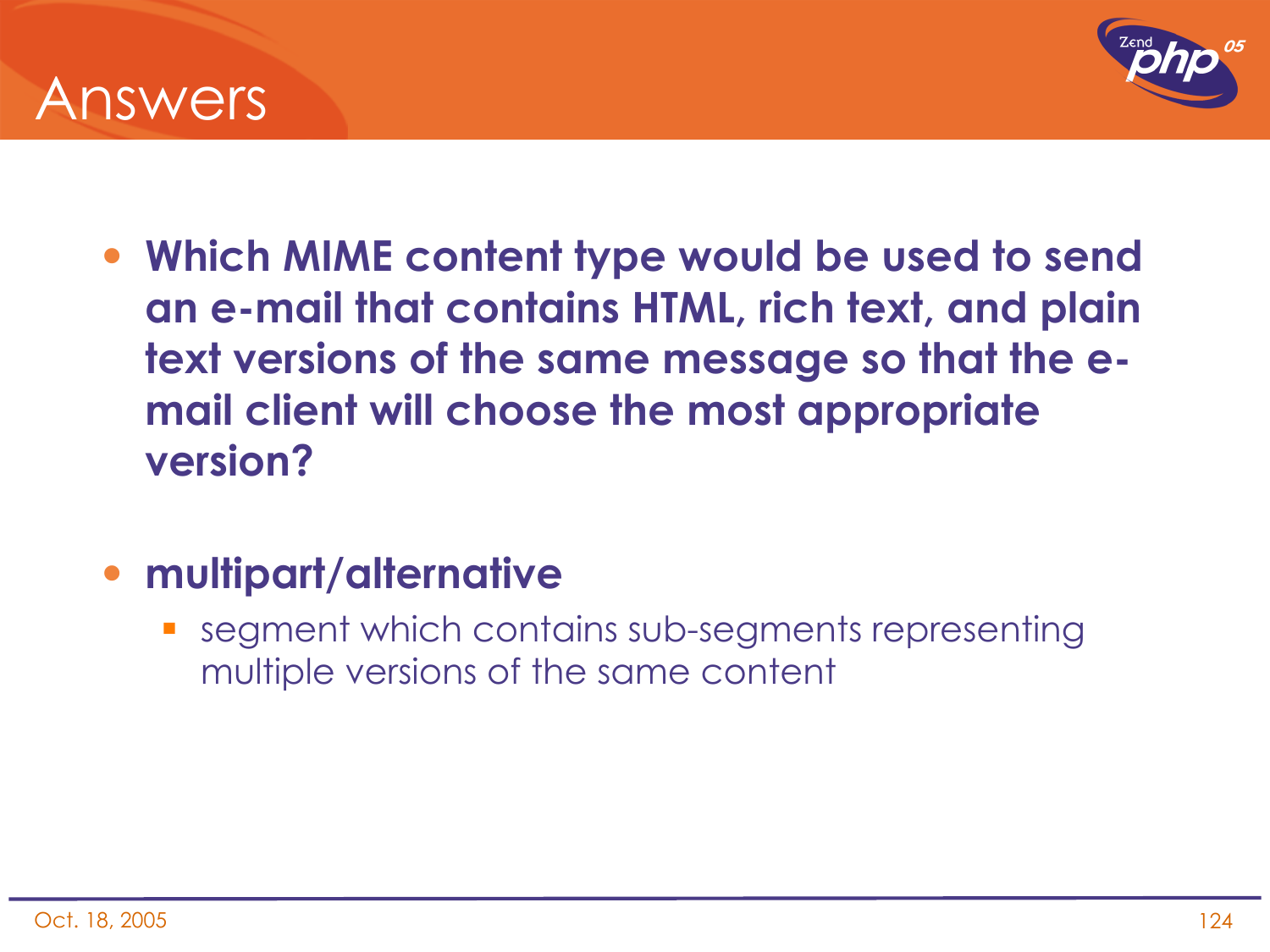# Answers

- **Which MIME content type would be used to send an e-mail that contains HTML, rich text, and plain text versions of the same message so that the e-mail client will choose the most appropriate version?**

- **multipart/alternative**
  - segment which contains sub-segments representing multiple versions of the same content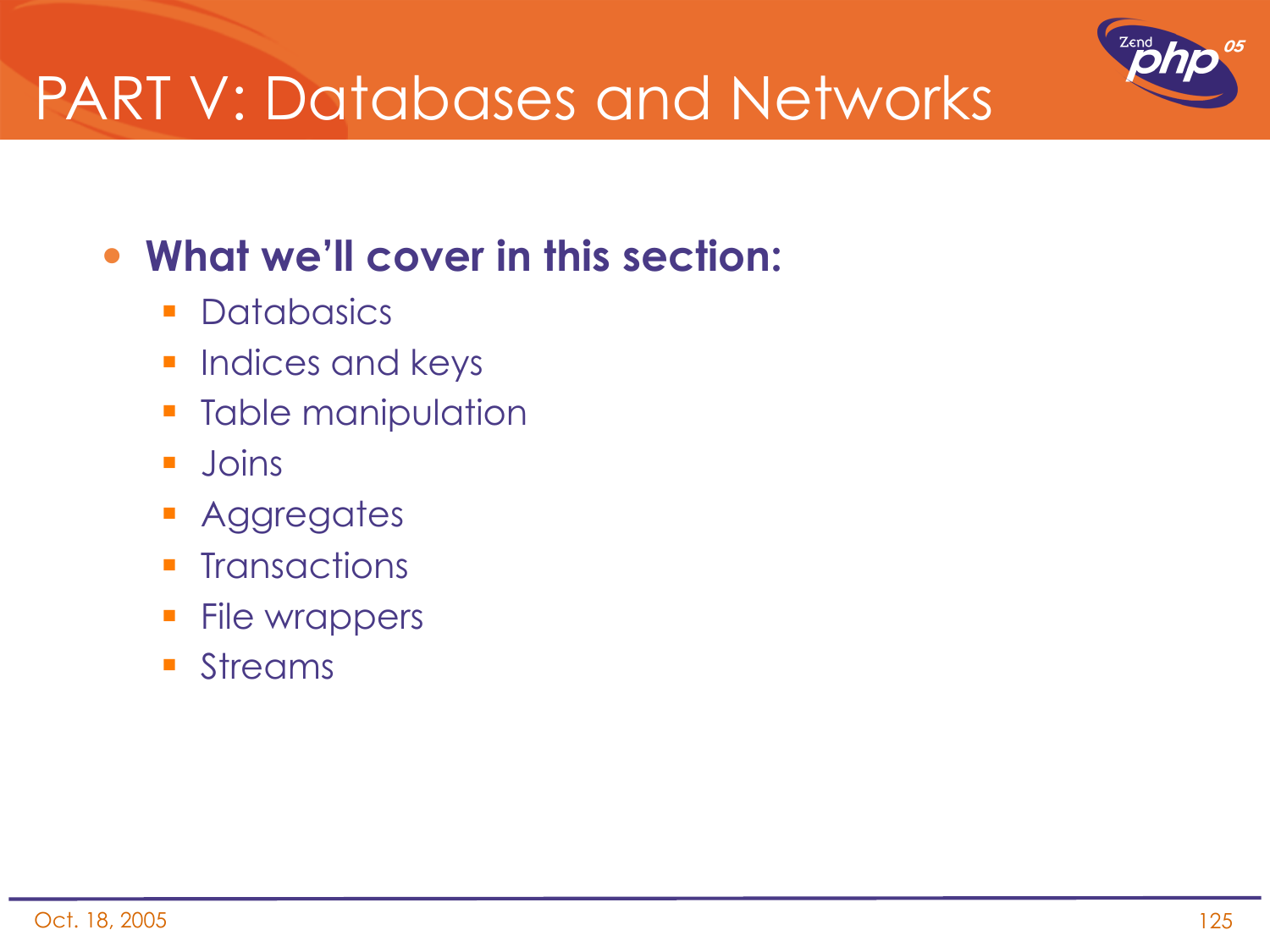# PART V: Databases and Networks

- **What we'll cover in this section:**
  - Databasics
  - Indices and keys
  - Table manipulation
  - Joins
  - Aggregates
  - Transactions
  - File wrappers
  - Streams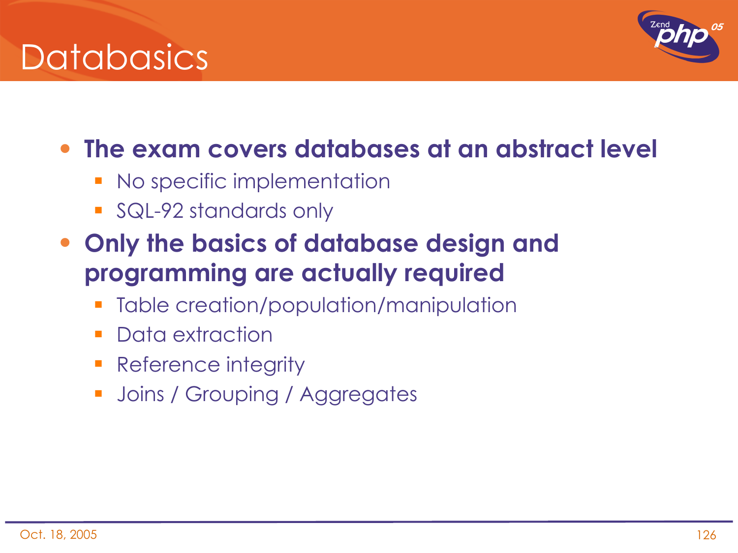# Databasics

- **The exam covers databases at an abstract level**
  - No specific implementation
  - SQL-92 standards only
- **Only the basics of database design and programming are actually required**
  - Table creation/population/manipulation
  - Data extraction
  - Reference integrity
  - Joins / Grouping / Aggregates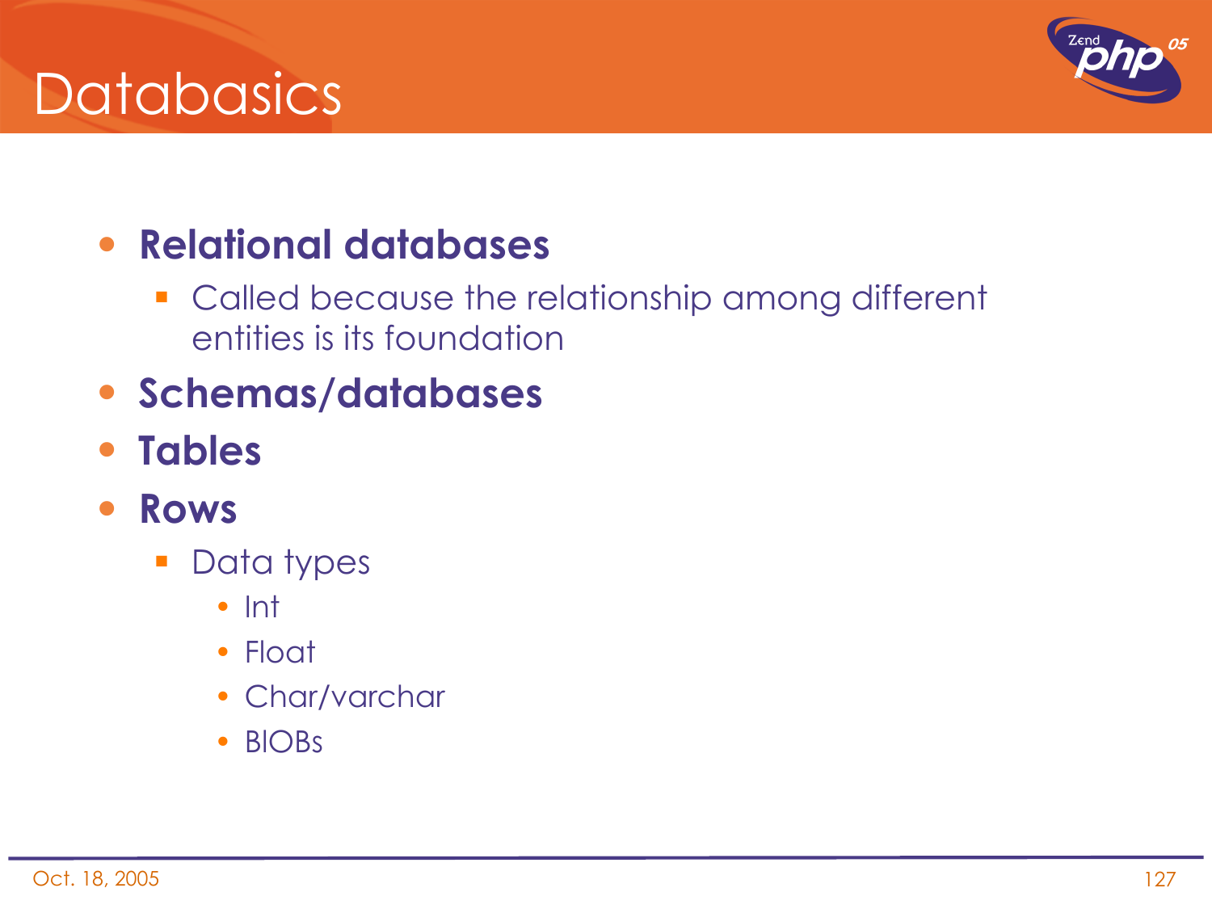# Databasics

- **Relational databases**
  - Called because the relationship among different entities is its foundation
- **Schemas/databases**
- **Tables**
- **Rows**
  - Data types
    - Int
    - Float
    - Char/varchar
    - BlOBs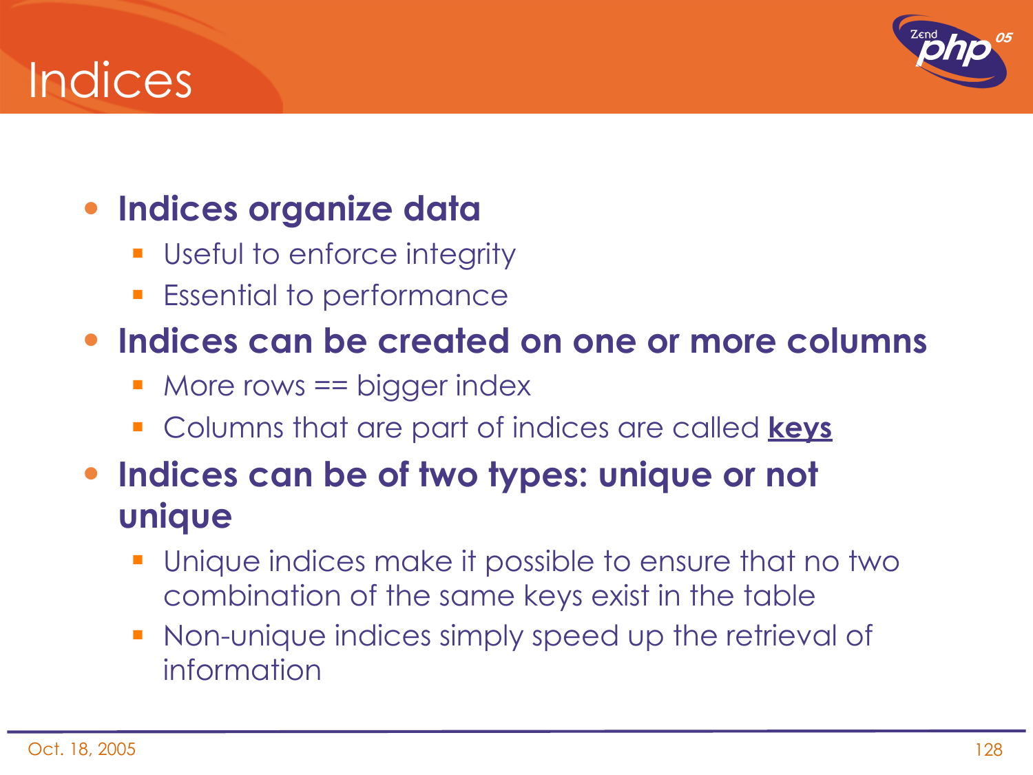# Indices

- **Indices organize data**
  - Useful to enforce integrity
  - Essential to performance
- **Indices can be created on one or more columns**
  - More rows == bigger index
  - Columns that are part of indices are called **keys**
- **Indices can be of two types: unique or not unique**
  - Unique indices make it possible to ensure that no two combination of the same keys exist in the table
  - Non-unique indices simply speed up the retrieval of information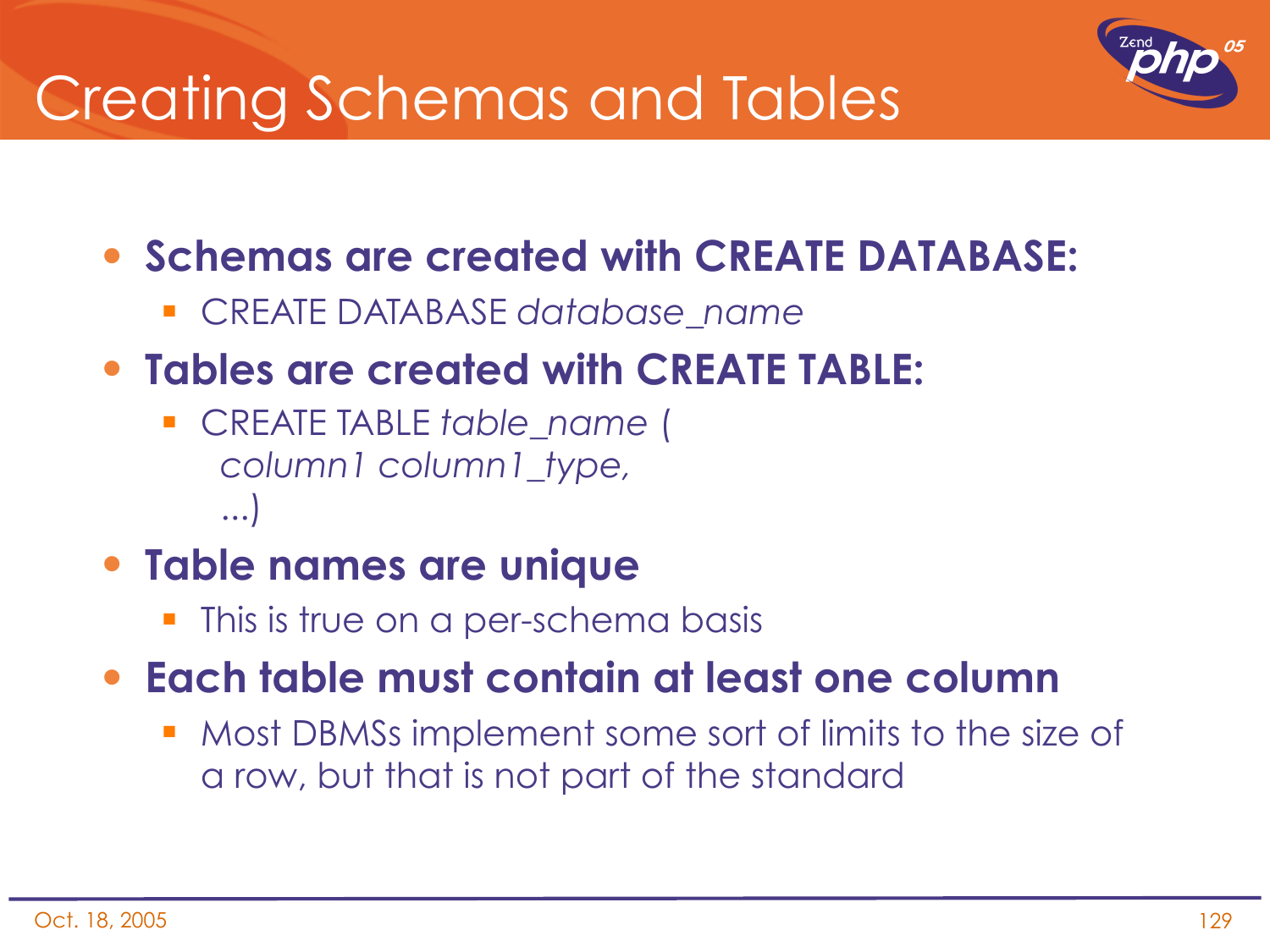# Creating Schemas and Tables

- **Schemas are created with CREATE DATABASE:**
  - CREATE DATABASE *database_name*
- **Tables are created with CREATE TABLE:**
  - CREATE TABLE *table_name* (
    *column1 column1_type,*
    *...*)
- **Table names are unique**
  - This is true on a per-schema basis
- **Each table must contain at least one column**
  - Most DBMSs implement some sort of limits to the size of a row, but that is not part of the standard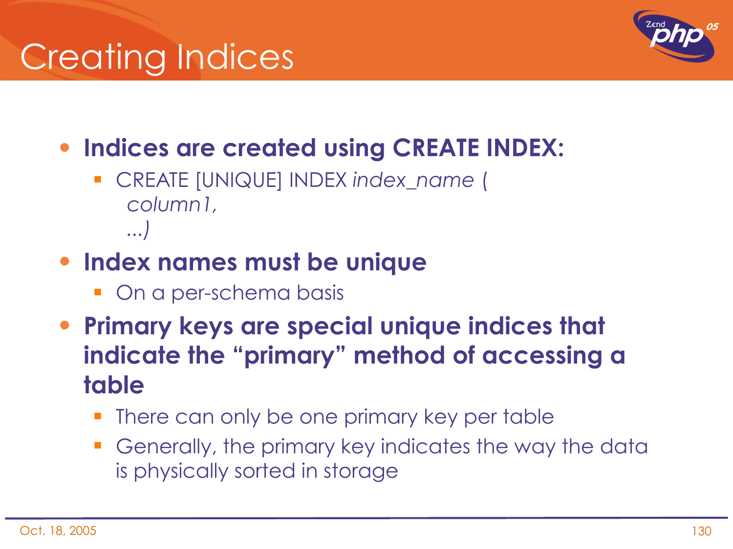# Creating Indices

- **Indices are created using CREATE INDEX:**
  - CREATE [UNIQUE] INDEX *index_name* (
    *column1,*
    *...)*
- **Index names must be unique**
  - On a per-schema basis
- **Primary keys are special unique indices that indicate the "primary" method of accessing a table**
  - There can only be one primary key per table
  - Generally, the primary key indicates the way the data is physically sorted in storage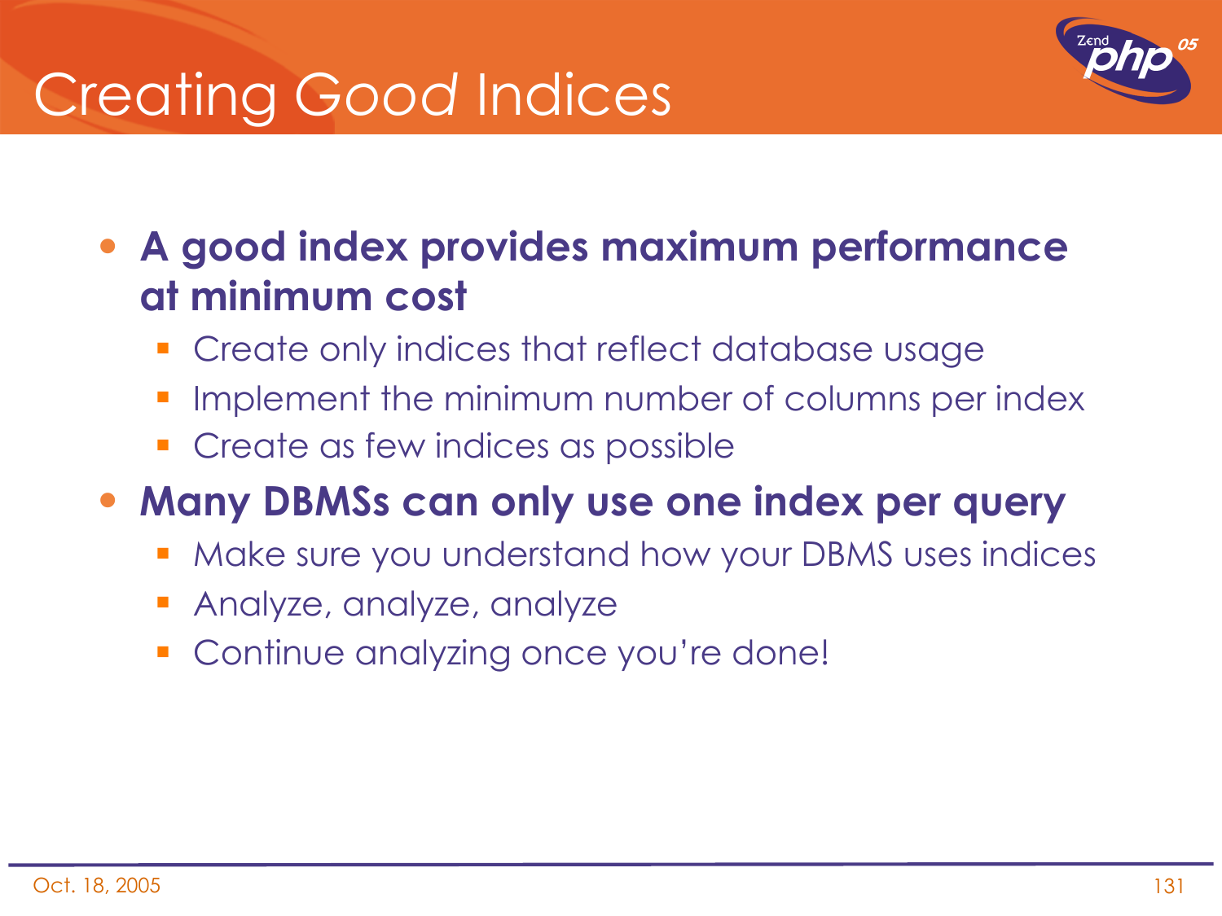# Creating *Good* Indices

- **A good index provides maximum performance at minimum cost**
  - Create only indices that reflect database usage
  - Implement the minimum number of columns per index
  - Create as few indices as possible
- **Many DBMSs can only use one index per query**
  - Make sure you understand how your DBMS uses indices
  - Analyze, analyze, analyze
  - Continue analyzing once you're done!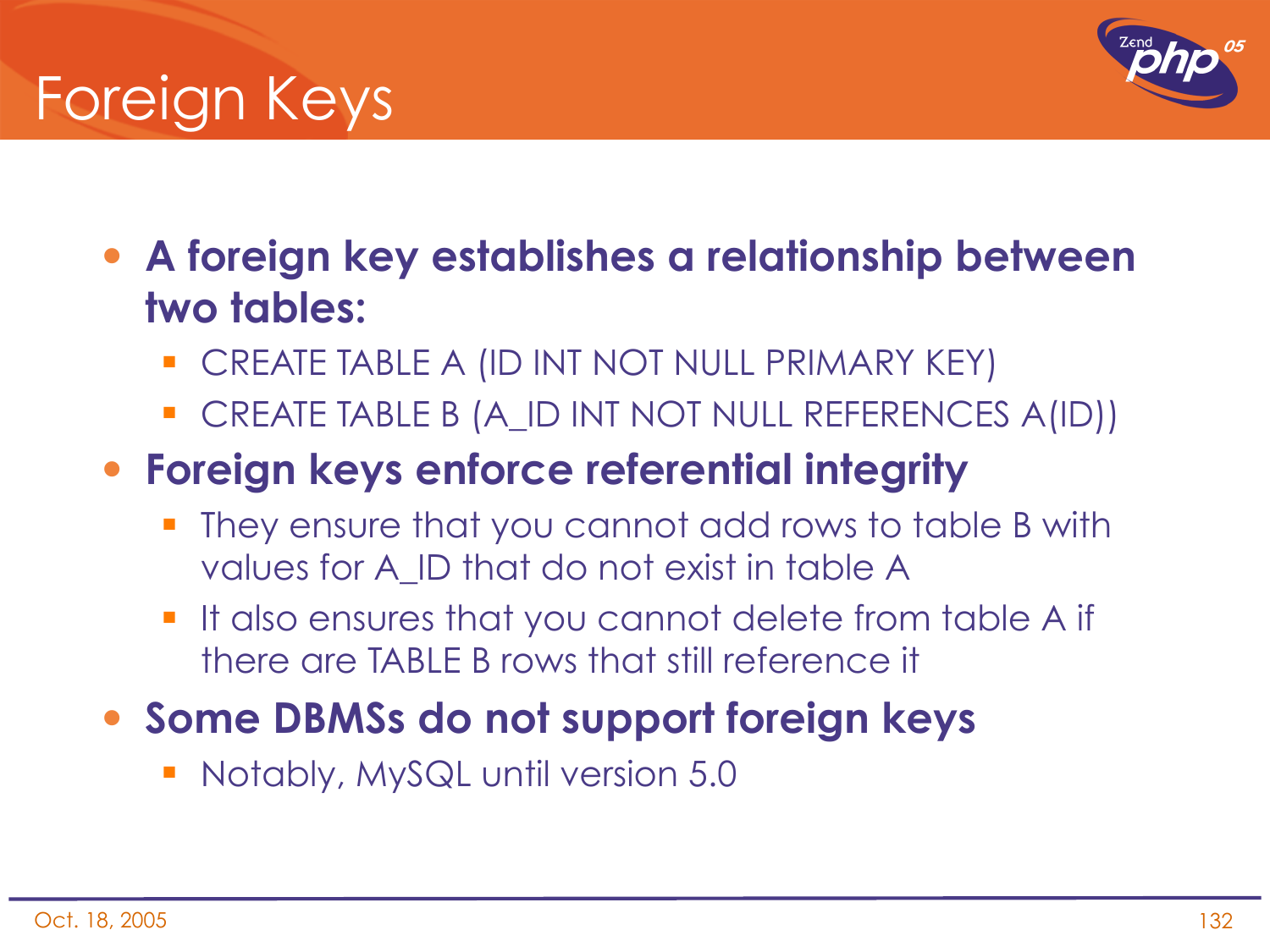# Foreign Keys

- **A foreign key establishes a relationship between two tables:**
  - CREATE TABLE A (ID INT NOT NULL PRIMARY KEY)
  - CREATE TABLE B (A_ID INT NOT NULL REFERENCES A(ID))
- **Foreign keys enforce referential integrity**
  - They ensure that you cannot add rows to table B with values for A_ID that do not exist in table A
  - It also ensures that you cannot delete from table A if there are TABLE B rows that still reference it
- **Some DBMSs do not support foreign keys**
  - Notably, MySQL until version 5.0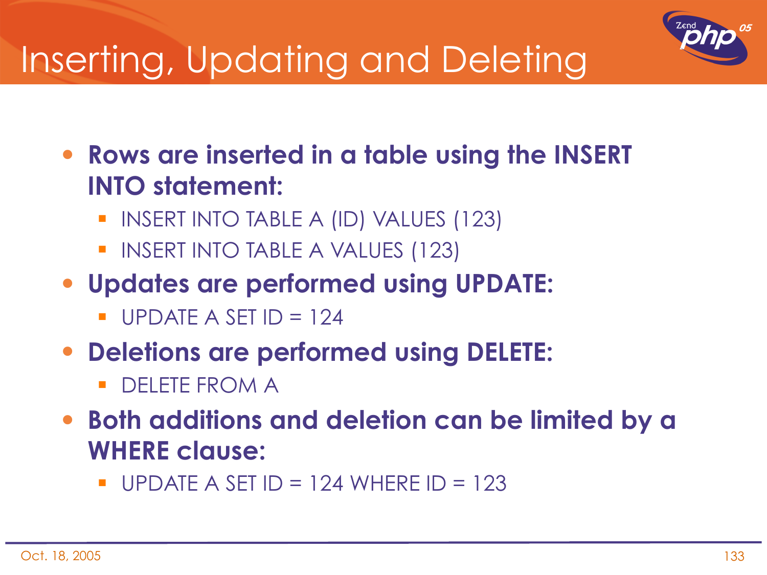# Inserting, Updating and Deleting

- **Rows are inserted in a table using the INSERT INTO statement:**
  - INSERT INTO TABLE A (ID) VALUES (123)
  - INSERT INTO TABLE A VALUES (123)
- **Updates are performed using UPDATE:**
  - UPDATE A SET ID = 124
- **Deletions are performed using DELETE:**
  - DELETE FROM A
- **Both additions and deletion can be limited by a WHERE clause:**
  - UPDATE A SET ID = 124 WHERE ID = 123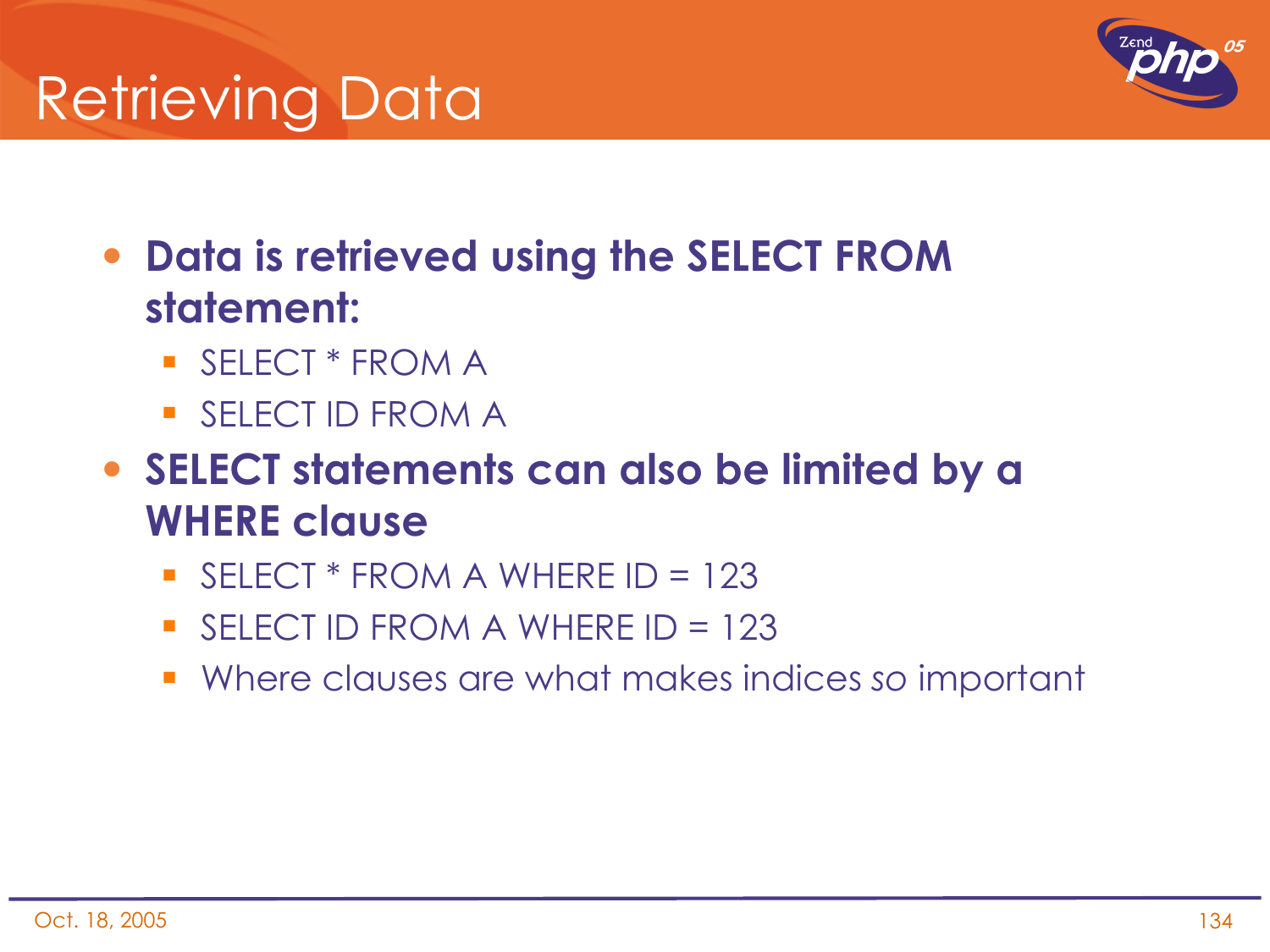# Retrieving Data

- **Data is retrieved using the SELECT FROM statement:**
  - SELECT * FROM A
  - SELECT ID FROM A
- **SELECT statements can also be limited by a WHERE clause**
  - SELECT * FROM A WHERE ID = 123
  - SELECT ID FROM A WHERE ID = 123
  - Where clauses are what makes indices so important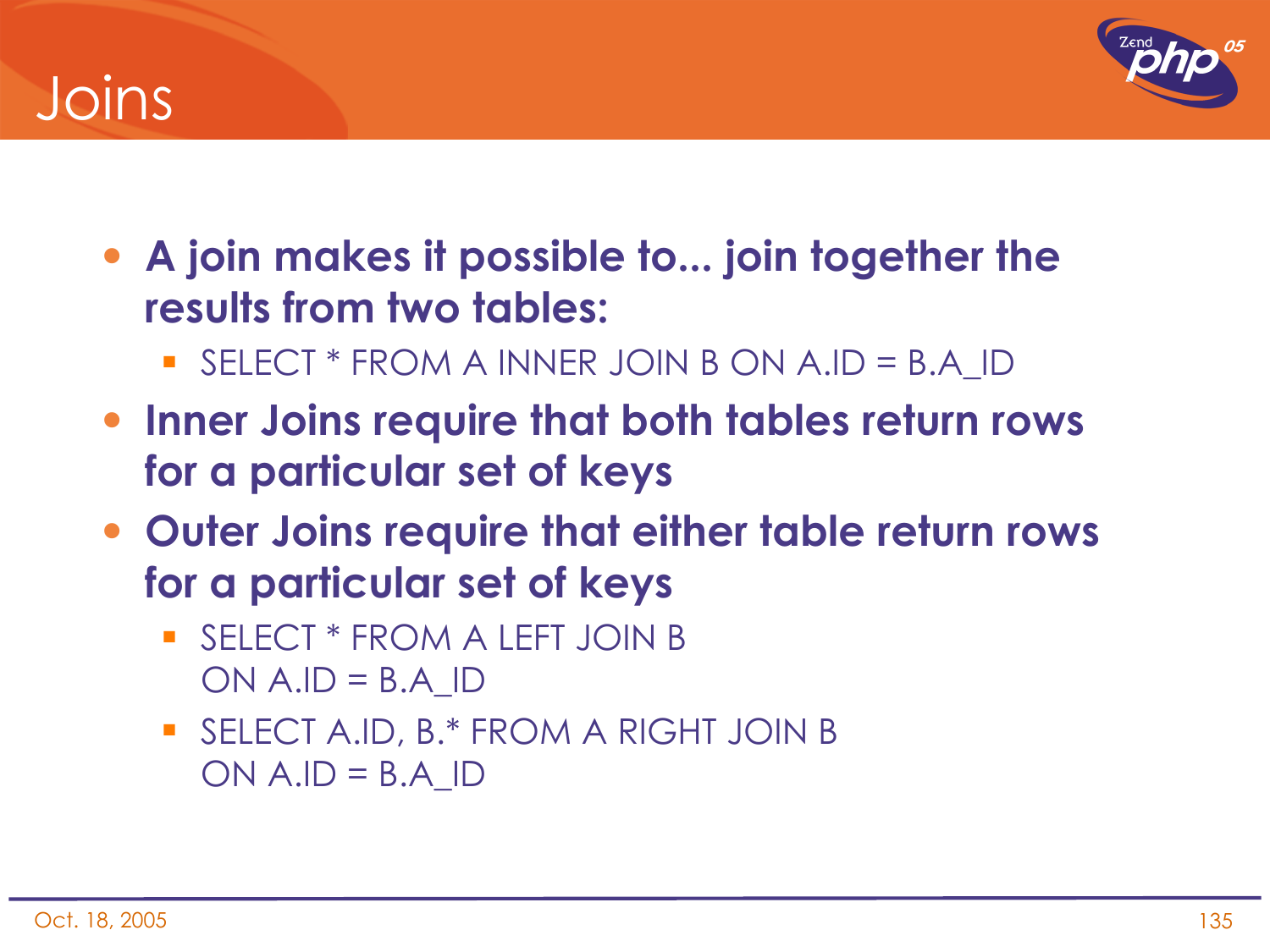# Joins

- **A join makes it possible to... join together the results from two tables:**
  - SELECT * FROM A INNER JOIN B ON A.ID = B.A_ID
- **Inner Joins require that both tables return rows for a particular set of keys**
- **Outer Joins require that either table return rows for a particular set of keys**
  - SELECT * FROM A LEFT JOIN B
    ON A.ID = B.A_ID
  - SELECT A.ID, B.* FROM A RIGHT JOIN B
    ON A.ID = B.A_ID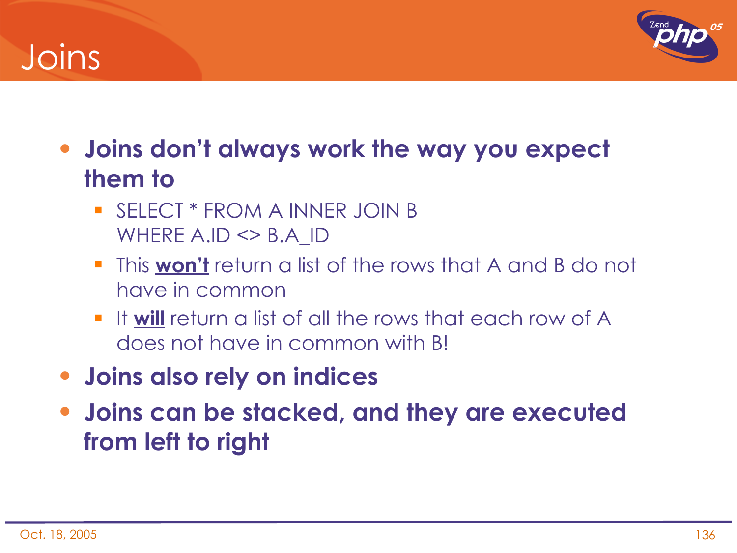# Joins

- **Joins don't always work the way you expect them to**
  - SELECT * FROM A INNER JOIN B
    WHERE A.ID <> B.A_ID
  - This <u>**won't**</u> return a list of the rows that A and B do not have in common
  - It <u>**will**</u> return a list of all the rows that each row of A does not have in common with B!
- **Joins also rely on indices**
- **Joins can be stacked, and they are executed from left to right**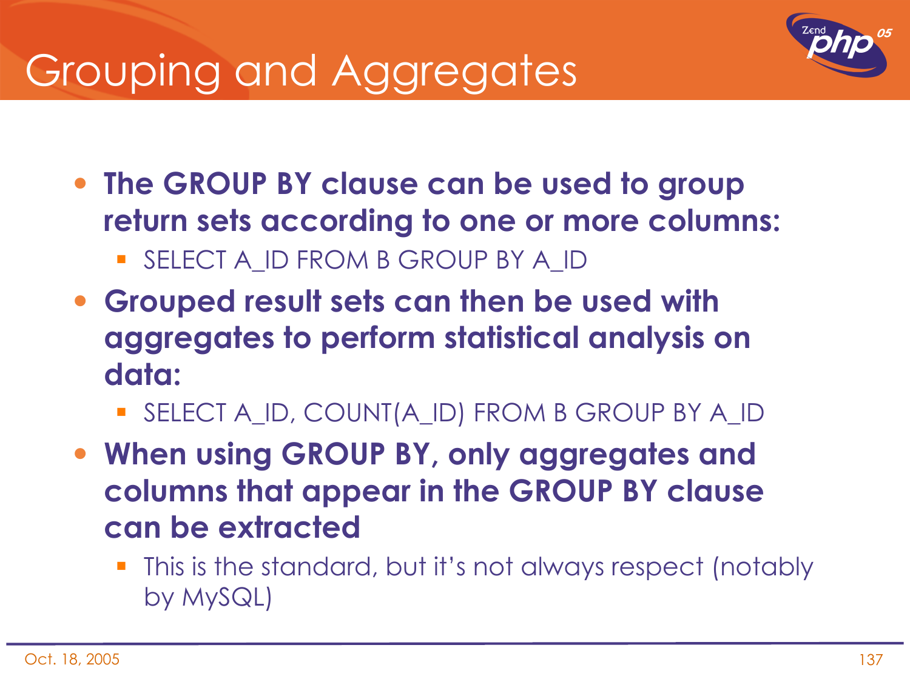# Grouping and Aggregates

- **The GROUP BY clause can be used to group return sets according to one or more columns:**
  - SELECT A_ID FROM B GROUP BY A_ID
- **Grouped result sets can then be used with aggregates to perform statistical analysis on data:**
  - SELECT A_ID, COUNT(A_ID) FROM B GROUP BY A_ID
- **When using GROUP BY, only aggregates and columns that appear in the GROUP BY clause can be extracted**
  - This is the standard, but it's not always respect (notably by MySQL)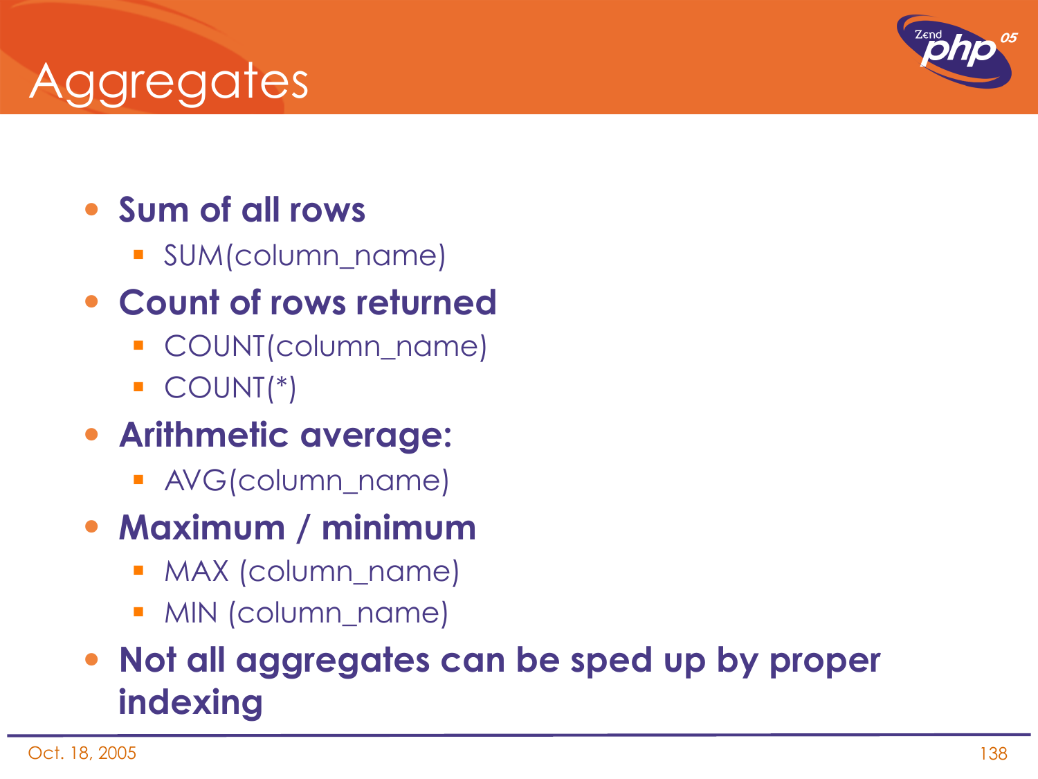# Aggregates

- **Sum of all rows**
  - SUM(column_name)
- **Count of rows returned**
  - COUNT(column_name)
  - COUNT(*)
- **Arithmetic average:**
  - AVG(column_name)
- **Maximum / minimum**
  - MAX (column_name)
  - MIN (column_name)
- **Not all aggregates can be sped up by proper indexing**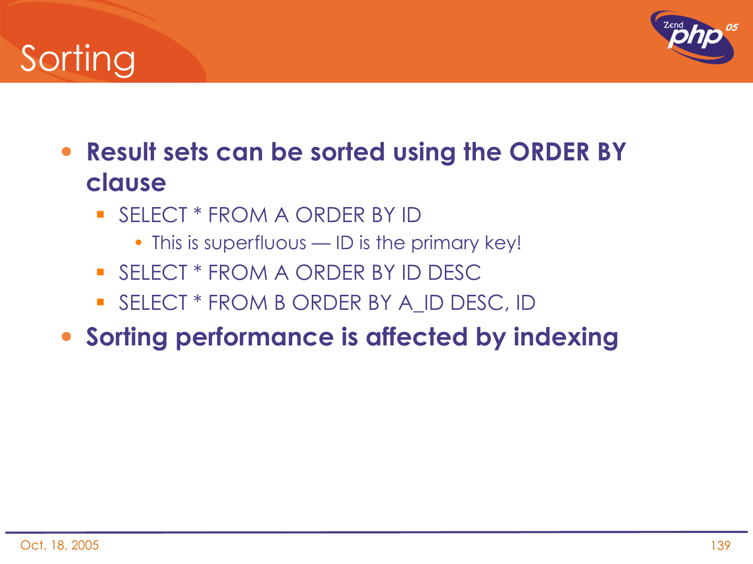# Sorting

- **Result sets can be sorted using the ORDER BY clause**
  - SELECT * FROM A ORDER BY ID
    - This is superfluous — ID is the primary key!
  - SELECT * FROM A ORDER BY ID DESC
  - SELECT * FROM B ORDER BY A_ID DESC, ID
- **Sorting performance is affected by indexing**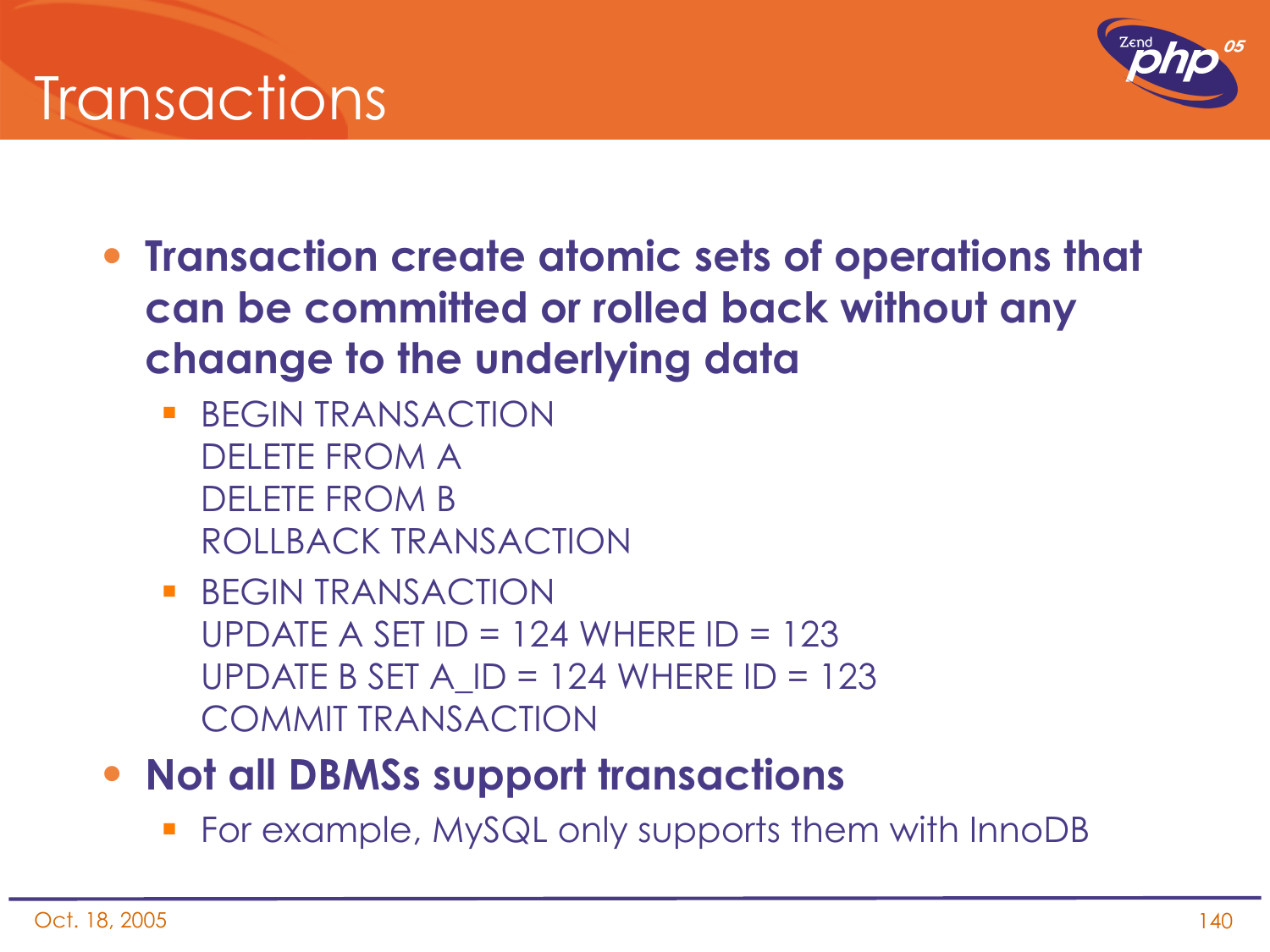# Transactions

- **Transaction create atomic sets of operations that can be committed or rolled back without any chaange to the underlying data**
  - BEGIN TRANSACTION
    DELETE FROM A
    DELETE FROM B
    ROLLBACK TRANSACTION
  - BEGIN TRANSACTION
    UPDATE A SET ID = 124 WHERE ID = 123
    UPDATE B SET A_ID = 124 WHERE ID = 123
    COMMIT TRANSACTION
- **Not all DBMSs support transactions**
  - For example, MySQL only supports them with InnoDB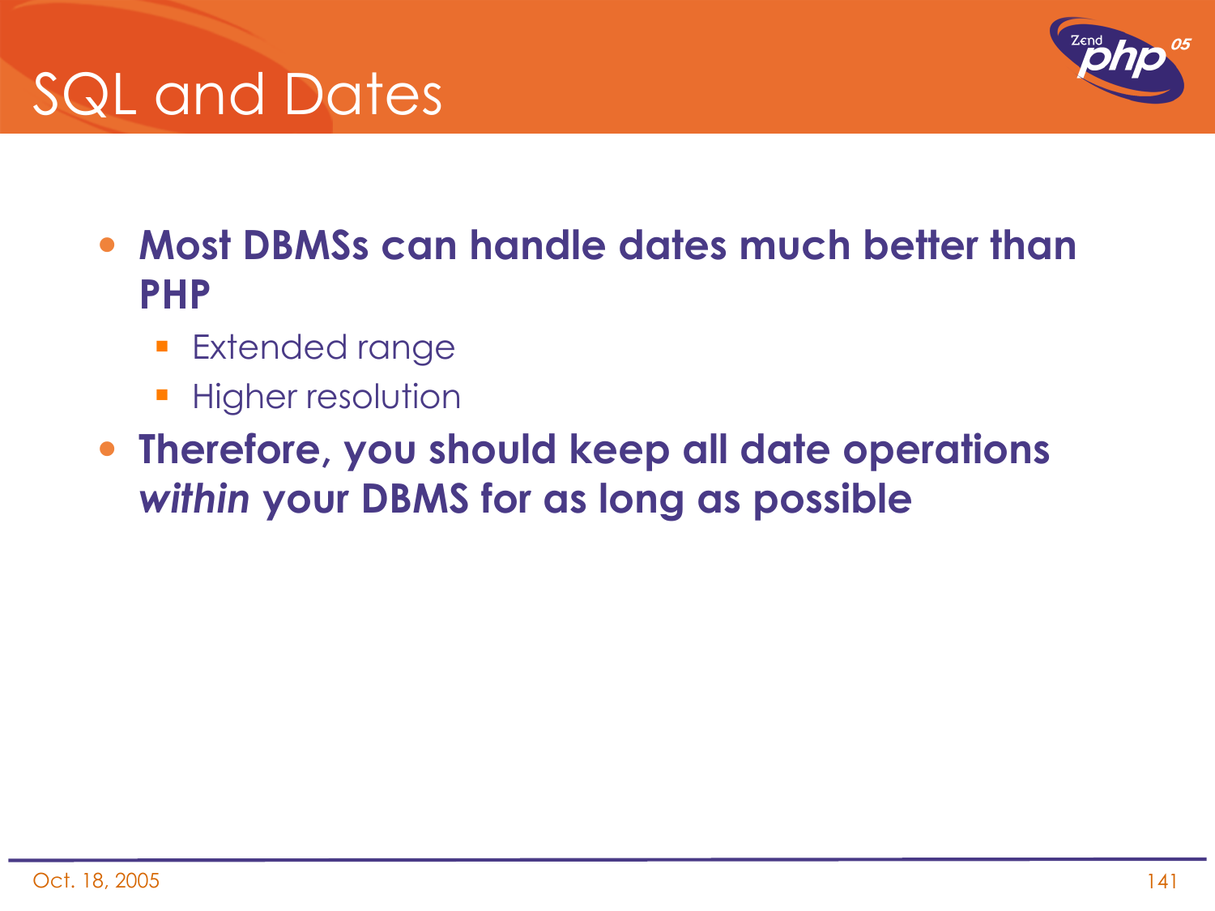# SQL and Dates

- **Most DBMSs can handle dates much better than PHP**
  - Extended range
  - Higher resolution
- **Therefore, you should keep all date operations *within* your DBMS for as long as possible**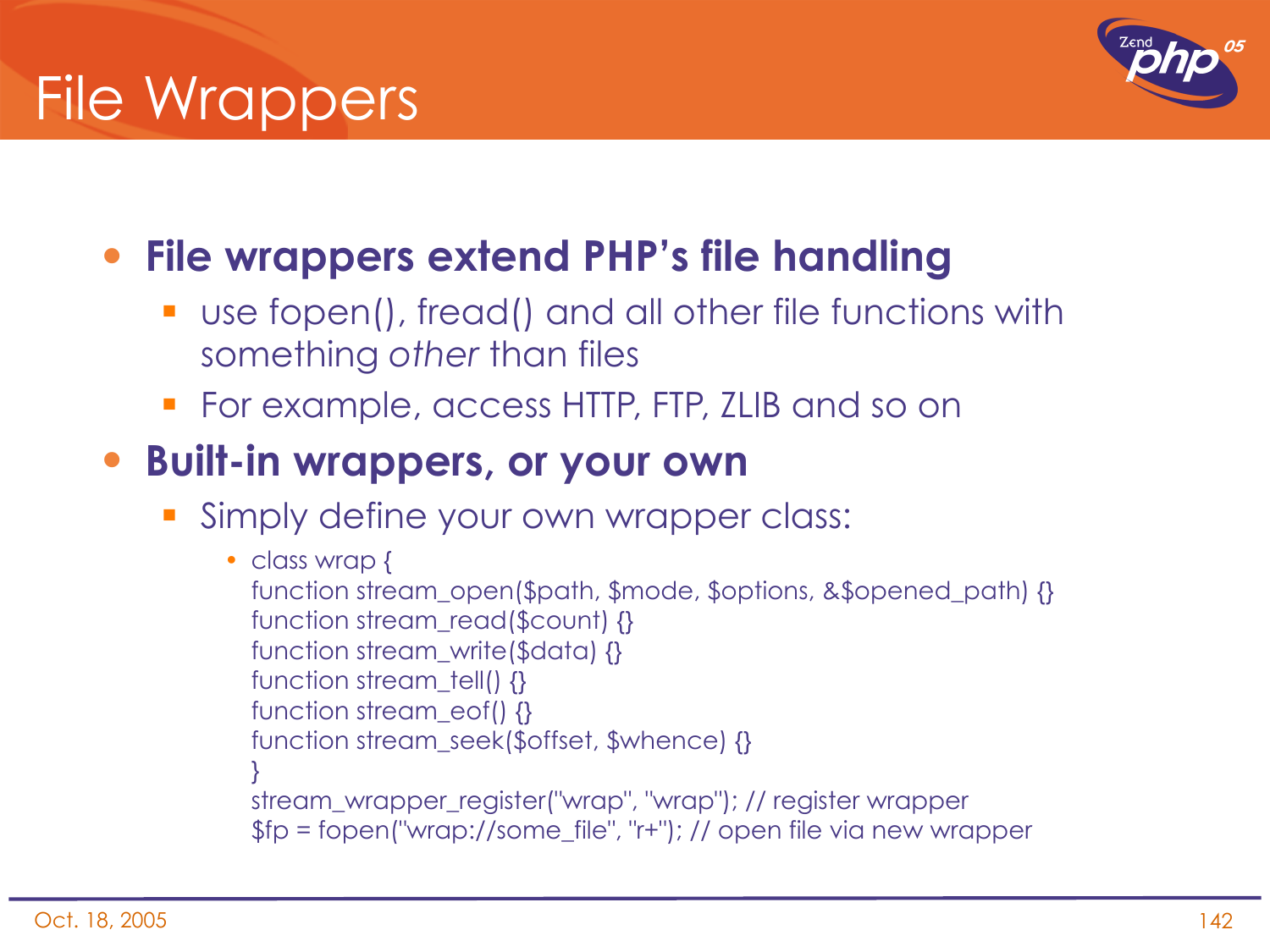# File Wrappers

- **File wrappers extend PHP's file handling**
  - use fopen(), fread() and all other file functions with something *other* than files
  - For example, access HTTP, FTP, ZLIB and so on
- **Built-in wrappers, or your own**
  - Simply define your own wrapper class:

```
class wrap {
function stream_open($path, $mode, $options, &$opened_path) {}
function stream_read($count) {}
function stream_write($data) {}
function stream_tell() {}
function stream_eof() {}
function stream_seek($offset, $whence) {}
}
stream_wrapper_register("wrap", "wrap"); // register wrapper
$fp = fopen("wrap://some_file", "r+"); // open file via new wrapper
```

Oct. 18, 2005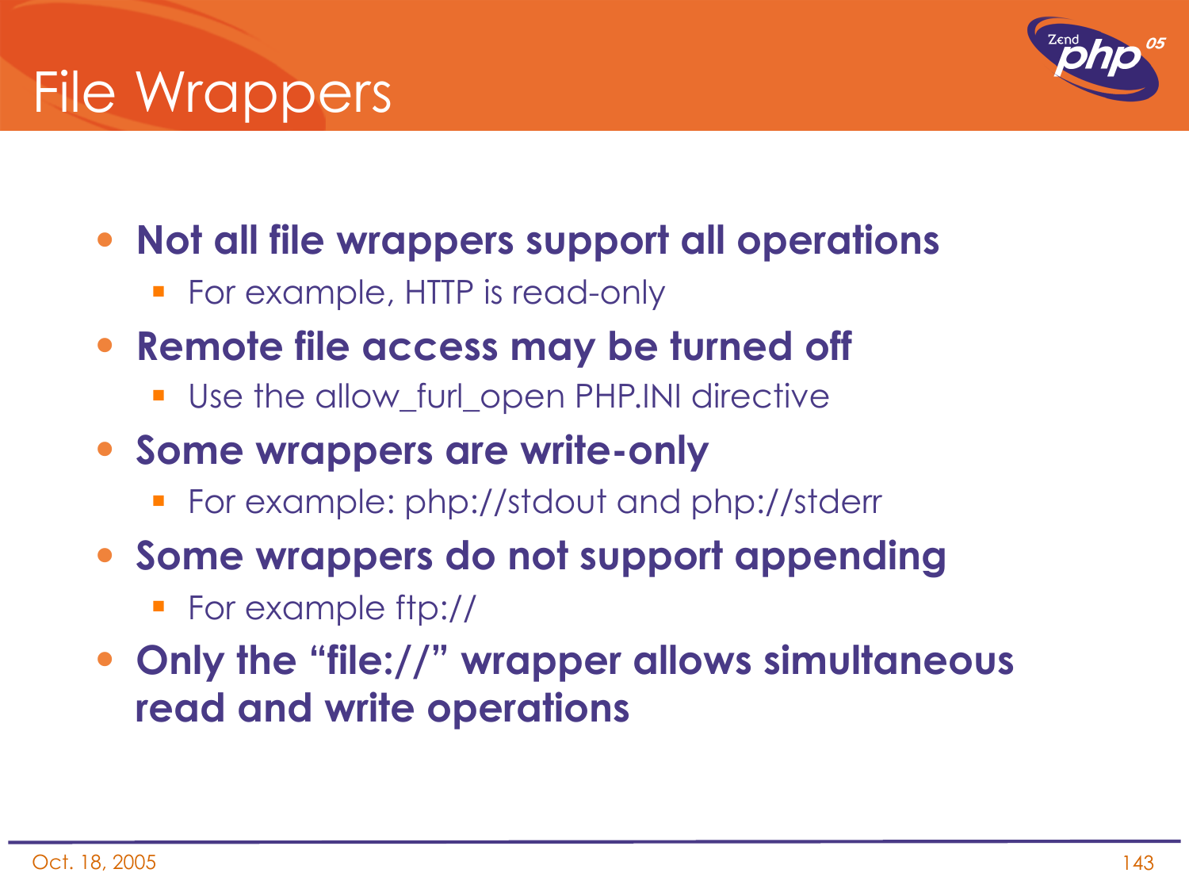# File Wrappers

- **Not all file wrappers support all operations**
  - For example, HTTP is read-only
- **Remote file access may be turned off**
  - Use the allow_furl_open PHP.INI directive
- **Some wrappers are write-only**
  - For example: php://stdout and php://stderr
- **Some wrappers do not support appending**
  - For example ftp://
- **Only the "file://" wrapper allows simultaneous read and write operations**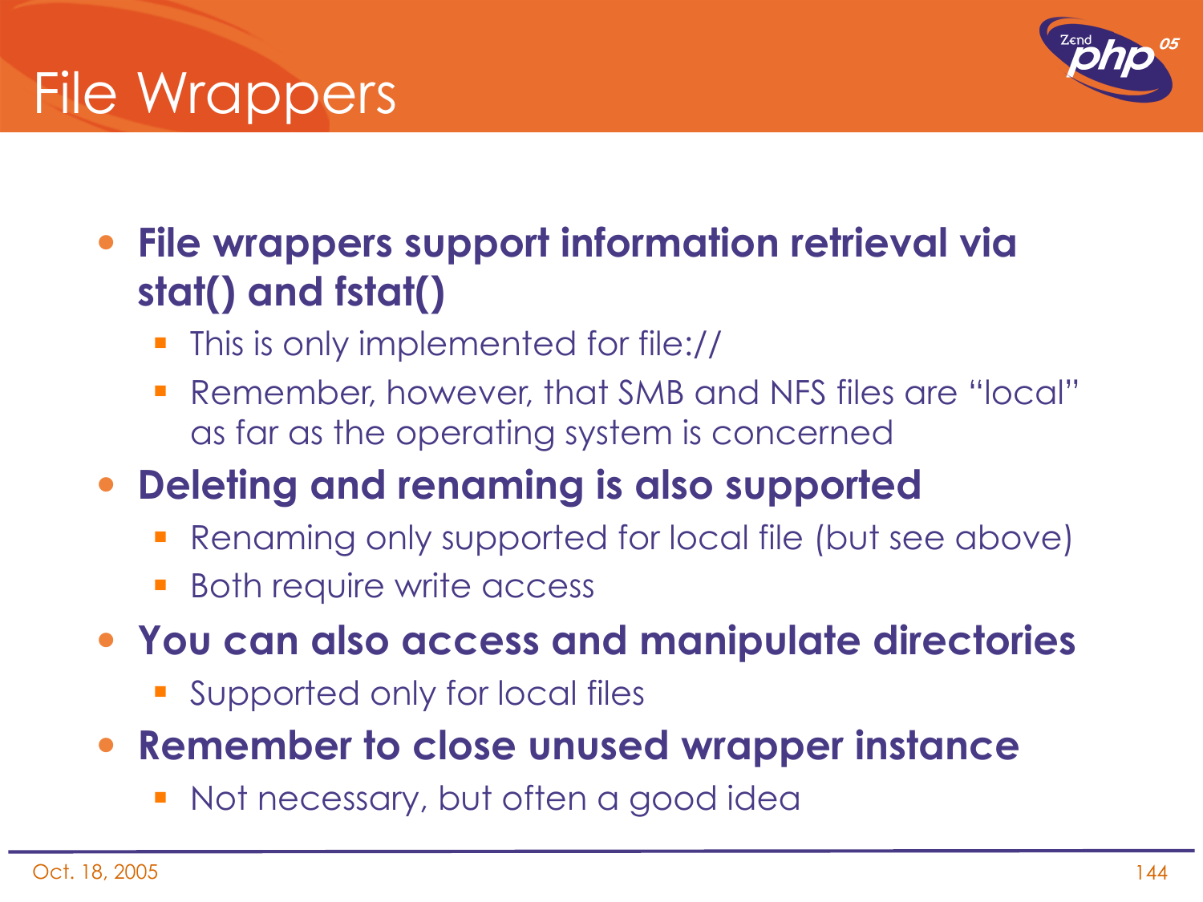# File Wrappers

- **File wrappers support information retrieval via stat() and fstat()**
  - This is only implemented for file://
  - Remember, however, that SMB and NFS files are “local” as far as the operating system is concerned
- **Deleting and renaming is also supported**
  - Renaming only supported for local file (but see above)
  - Both require write access
- **You can also access and manipulate directories**
  - Supported only for local files
- **Remember to close unused wrapper instance**
  - Not necessary, but often a good idea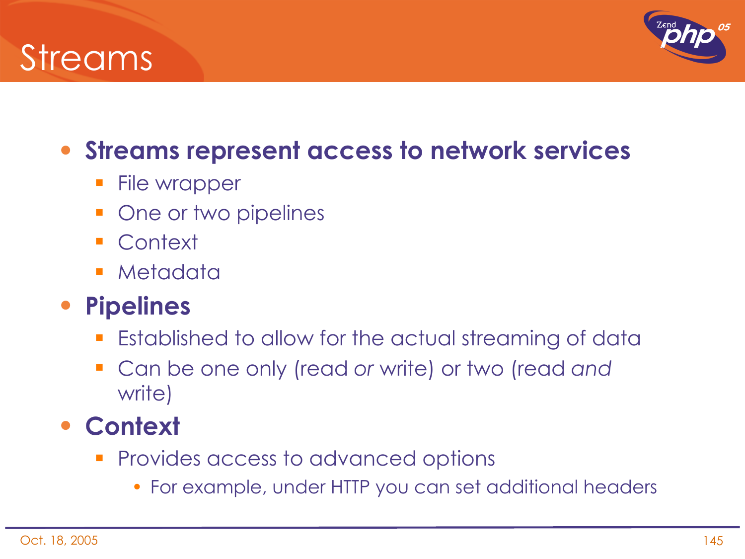# Streams

- **Streams represent access to network services**
  - File wrapper
  - One or two pipelines
  - Context
  - Metadata
- **Pipelines**
  - Established to allow for the actual streaming of data
  - Can be one only (read *or* write) or two (read *and* write)
- **Context**
  - Provides access to advanced options
    - For example, under HTTP you can set additional headers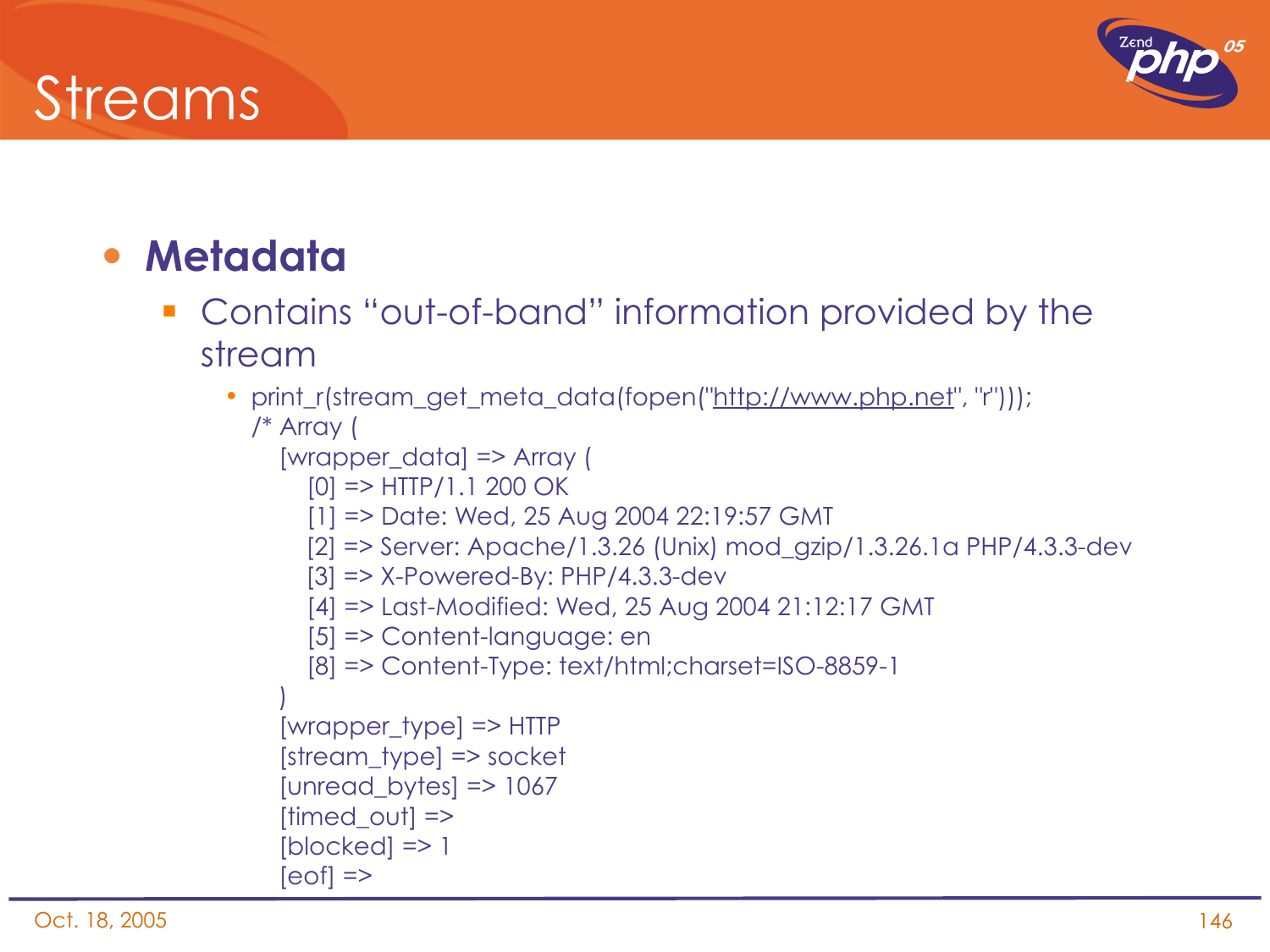# Streams

- **Metadata**
  - Contains “out-of-band” information provided by the stream
    - print_r(stream_get_meta_data(fopen("http://www.php.net", "r")));

```
/* Array (
   [wrapper_data] => Array (
      [0] => HTTP/1.1 200 OK
      [1] => Date: Wed, 25 Aug 2004 22:19:57 GMT
      [2] => Server: Apache/1.3.26 (Unix) mod_gzip/1.3.26.1a PHP/4.3.3-dev
      [3] => X-Powered-By: PHP/4.3.3-dev
      [4] => Last-Modified: Wed, 25 Aug 2004 21:12:17 GMT
      [5] => Content-language: en
      [8] => Content-Type: text/html;charset=ISO-8859-1
   )
   [wrapper_type] => HTTP
   [stream_type] => socket
   [unread_bytes] => 1067
   [timed_out] =>
   [blocked] => 1
   [eof] =>
```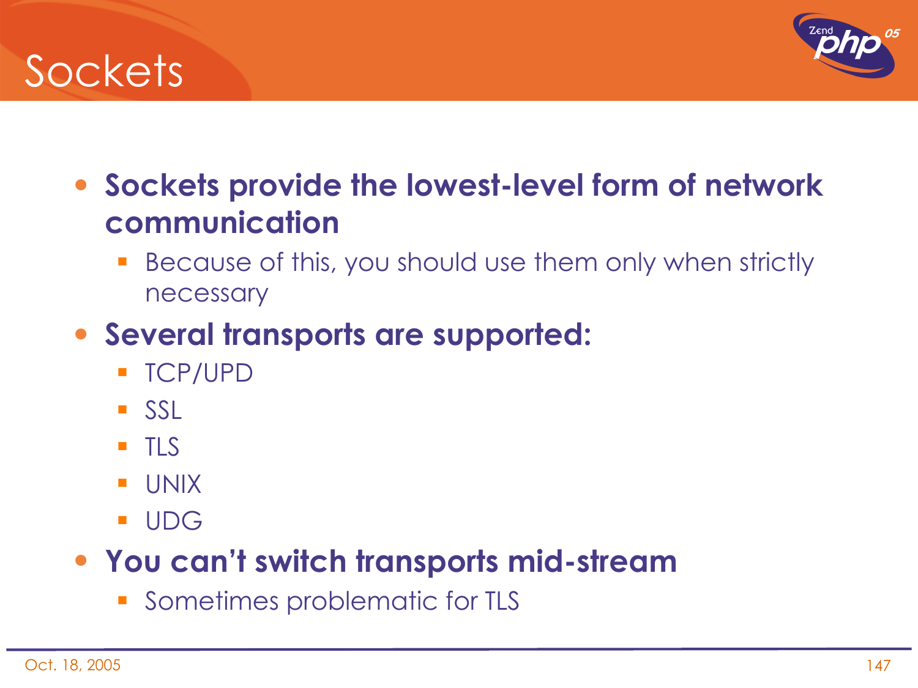# Sockets

- **Sockets provide the lowest-level form of network communication**
  - Because of this, you should use them only when strictly necessary
- **Several transports are supported:**
  - TCP/UPD
  - SSL
  - TLS
  - UNIX
  - UDG
- **You can't switch transports mid-stream**
  - Sometimes problematic for TLS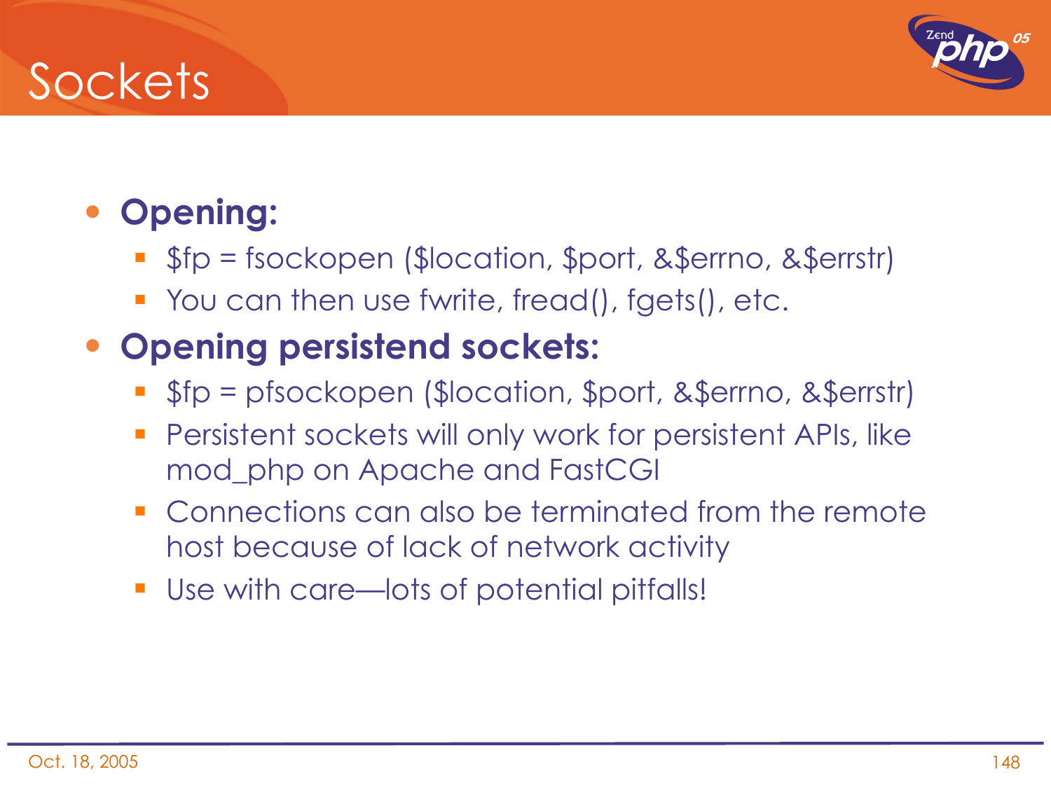# Sockets

- **Opening:**
  - $fp = fsockopen ($location, $port, &$errno, &$errstr)
  - You can then use fwrite, fread(), fgets(), etc.
- **Opening persistend sockets:**
  - $fp = pfsockopen ($location, $port, &$errno, &$errstr)
  - Persistent sockets will only work for persistent APIs, like mod_php on Apache and FastCGI
  - Connections can also be terminated from the remote host because of lack of network activity
  - Use with care—lots of potential pitfalls!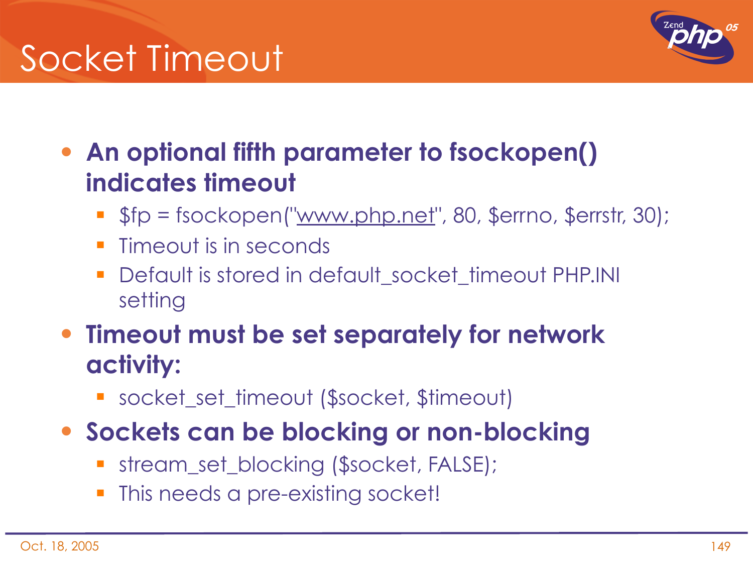# Socket Timeout

- **An optional fifth parameter to fsockopen() indicates timeout**
  - $fp = fsockopen("www.php.net", 80, $errno, $errstr, 30);
  - Timeout is in seconds
  - Default is stored in default_socket_timeout PHP.INI setting
- **Timeout must be set separately for network activity:**
  - socket_set_timeout ($socket, $timeout)
- **Sockets can be blocking or non-blocking**
  - stream_set_blocking ($socket, FALSE);
  - This needs a pre-existing socket!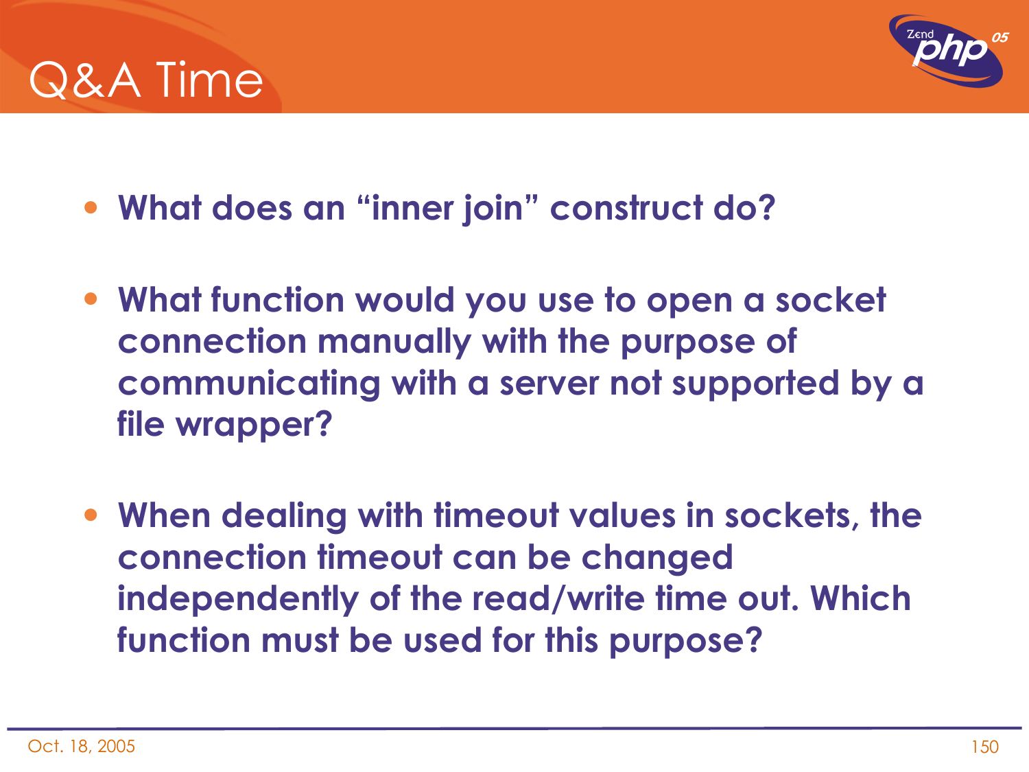# Q&A Time

- **What does an “inner join” construct do?**
- **What function would you use to open a socket connection manually with the purpose of communicating with a server not supported by a file wrapper?**
- **When dealing with timeout values in sockets, the connection timeout can be changed independently of the read/write time out. Which function must be used for this purpose?**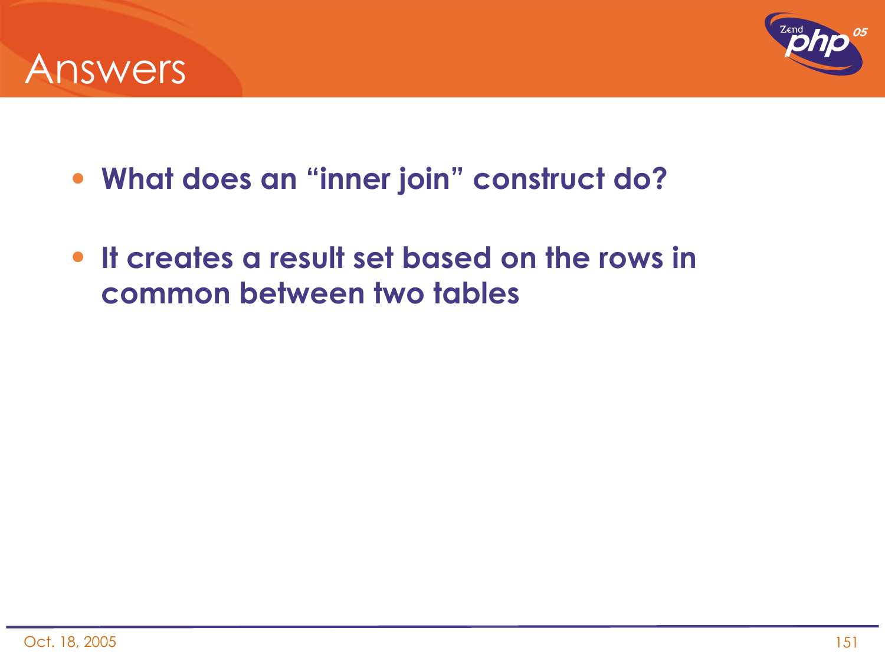# Answers

- **What does an “inner join” construct do?**
- **It creates a result set based on the rows in common between two tables**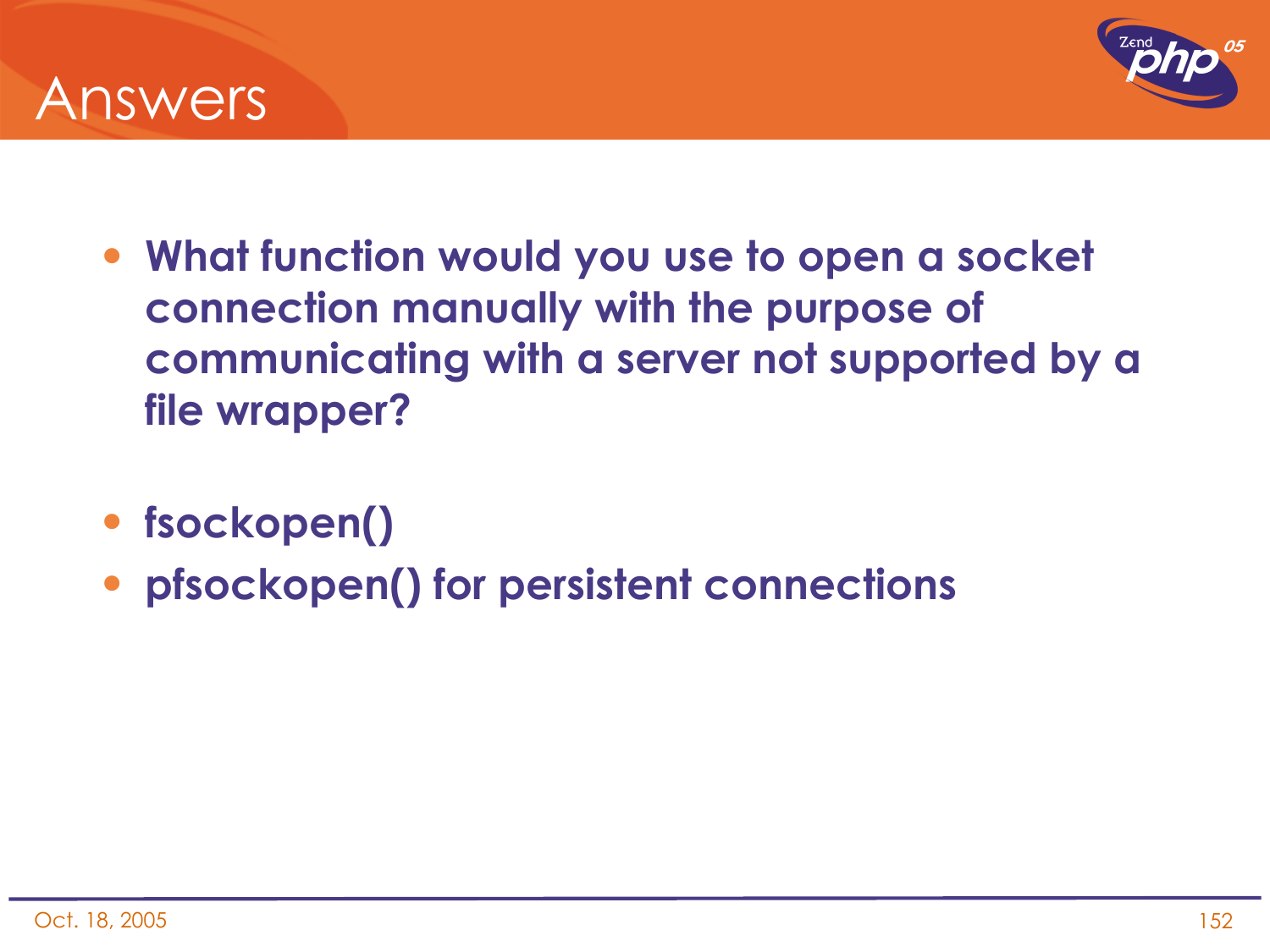# Answers

- **What function would you use to open a socket connection manually with the purpose of communicating with a server not supported by a file wrapper?**

- **fsockopen()**
- **pfsockopen() for persistent connections**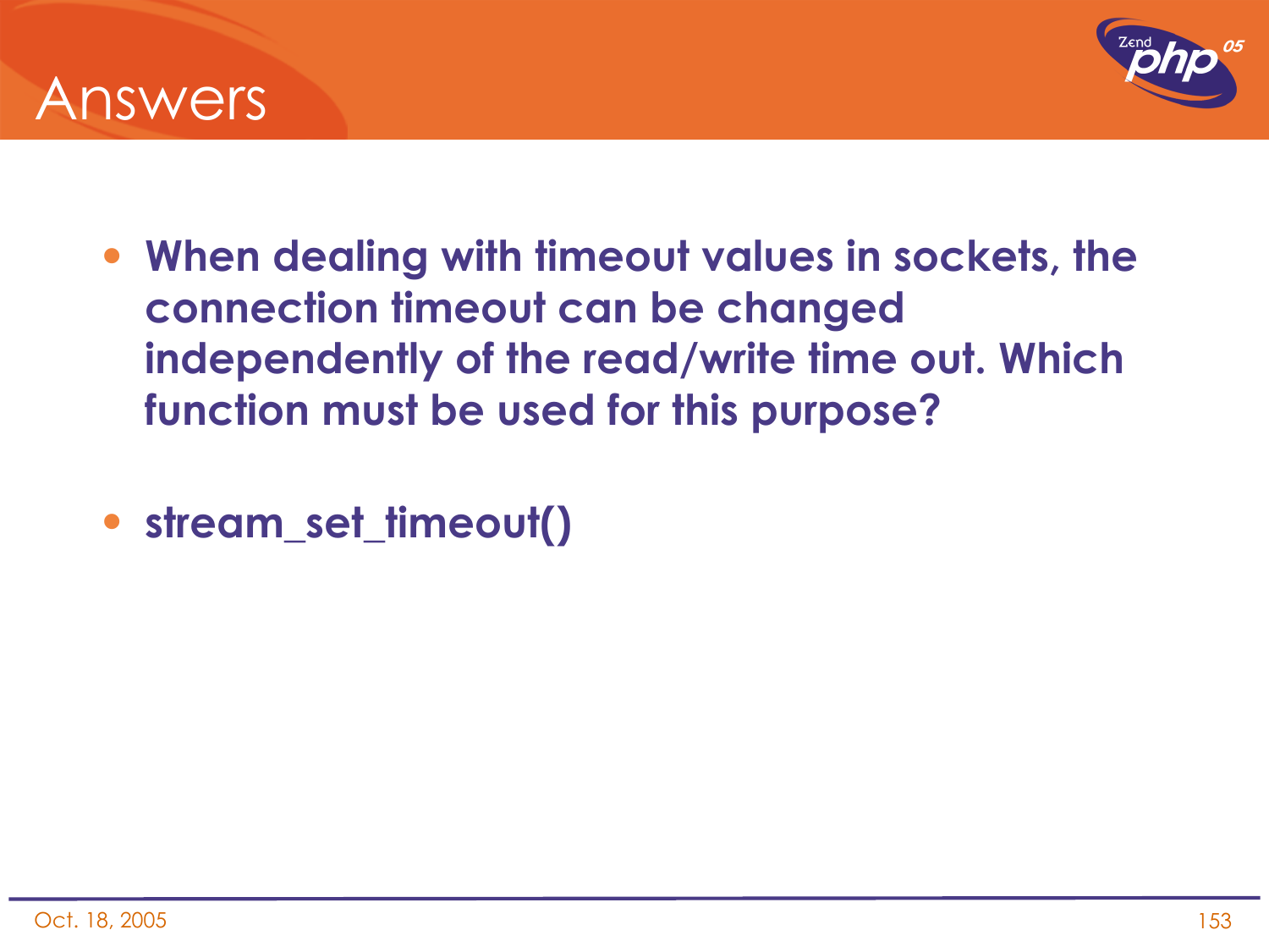# Answers

- **When dealing with timeout values in sockets, the connection timeout can be changed independently of the read/write time out. Which function must be used for this purpose?**

- **stream_set_timeout()**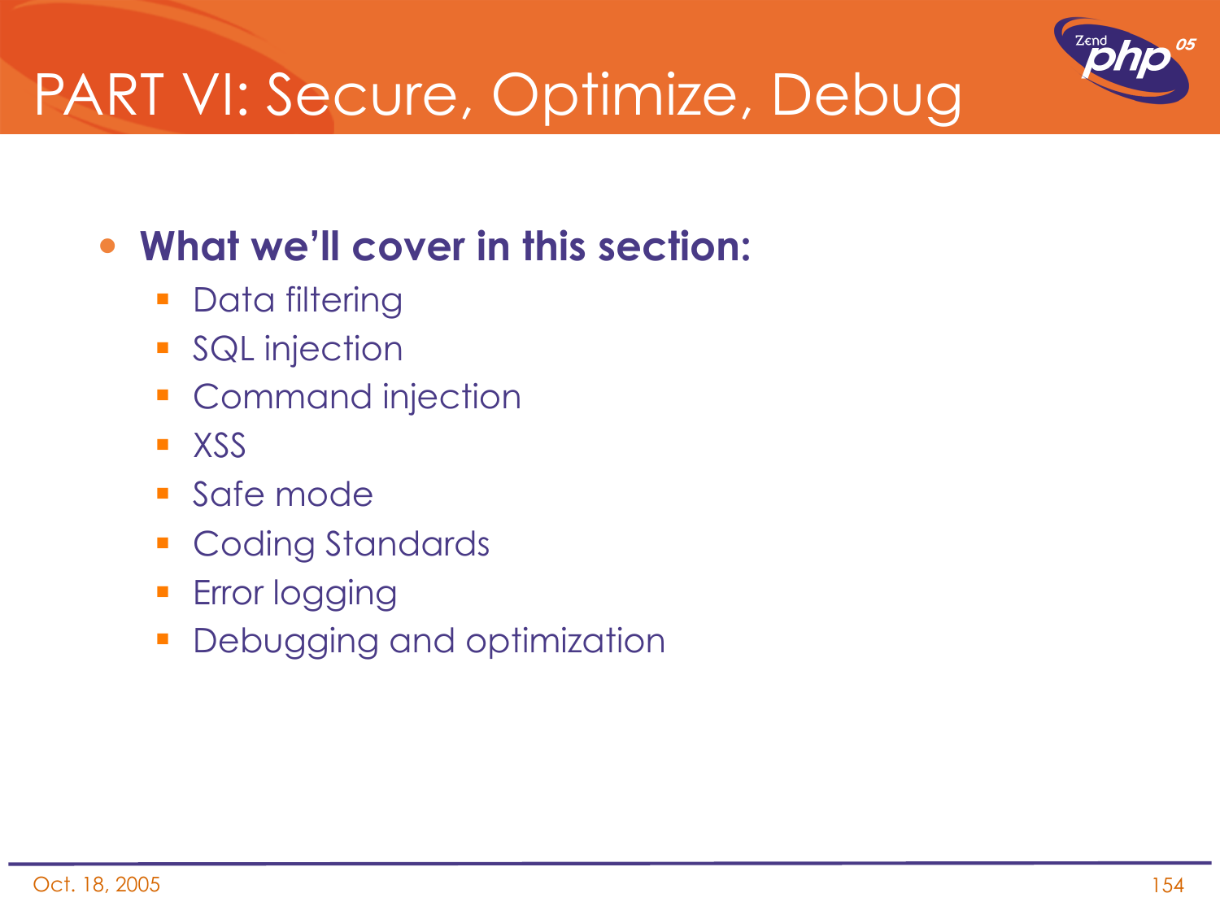# PART VI: Secure, Optimize, Debug

- **What we'll cover in this section:**
  - Data filtering
  - SQL injection
  - Command injection
  - XSS
  - Safe mode
  - Coding Standards
  - Error logging
  - Debugging and optimization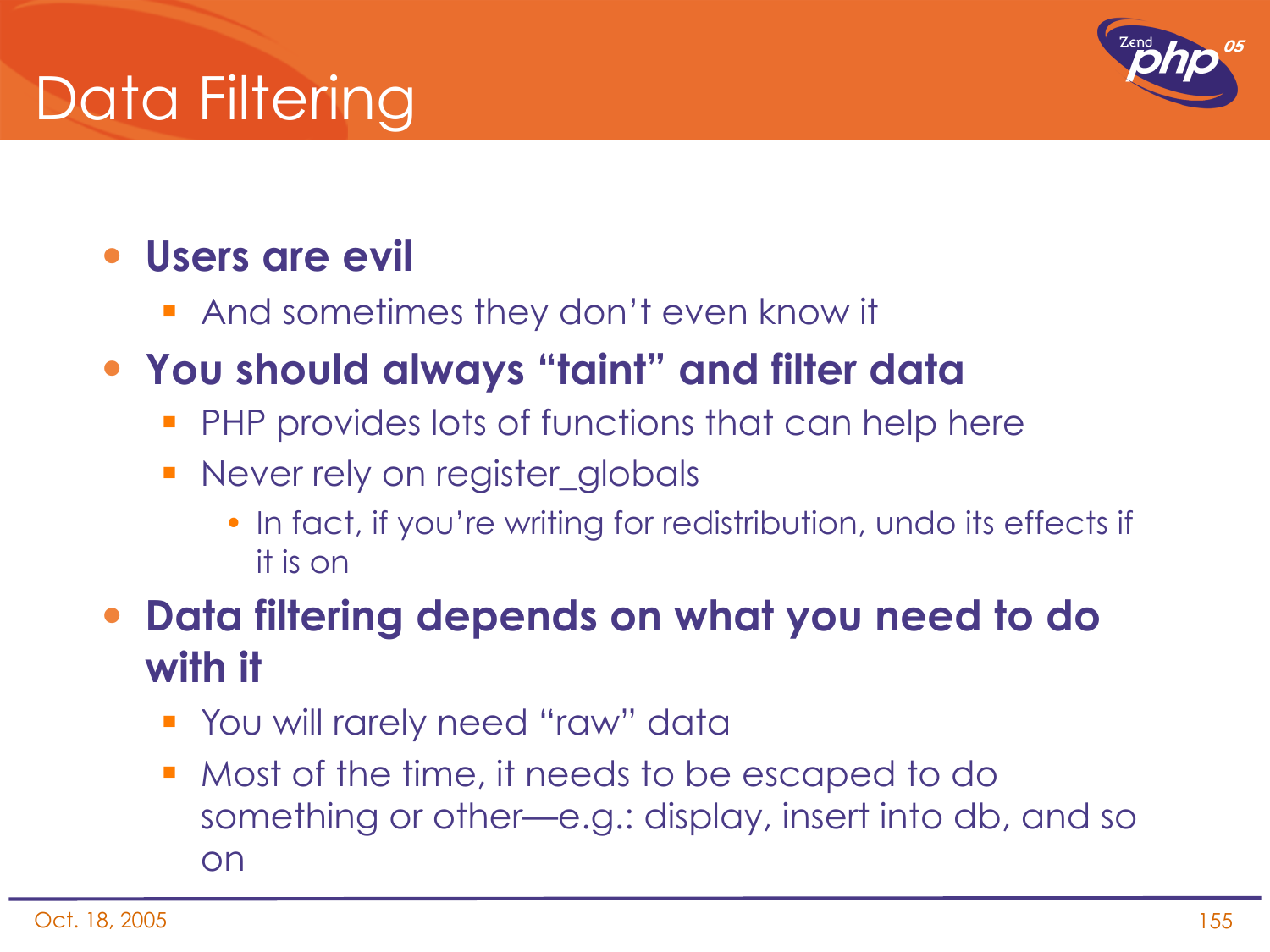# Data Filtering

- **Users are evil**
  - And sometimes they don't even know it
- **You should always "taint" and filter data**
  - PHP provides lots of functions that can help here
  - Never rely on register_globals
    - In fact, if you're writing for redistribution, undo its effects if it is on
- **Data filtering depends on what you need to do with it**
  - You will rarely need "raw" data
  - Most of the time, it needs to be escaped to do something or other—e.g.: display, insert into db, and so on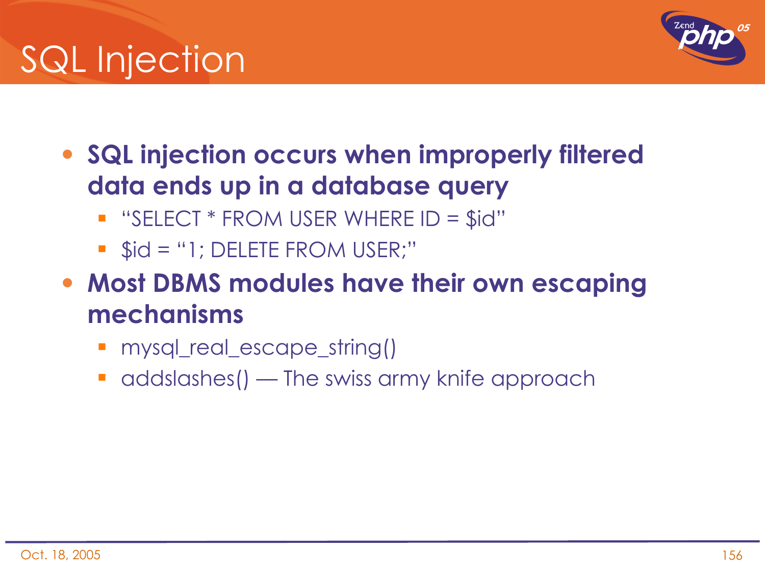# SQL Injection

- **SQL injection occurs when improperly filtered data ends up in a database query**
  - “SELECT * FROM USER WHERE ID = $id”
  - $id = “1; DELETE FROM USER;”
- **Most DBMS modules have their own escaping mechanisms**
  - mysql_real_escape_string()
  - addslashes() — The swiss army knife approach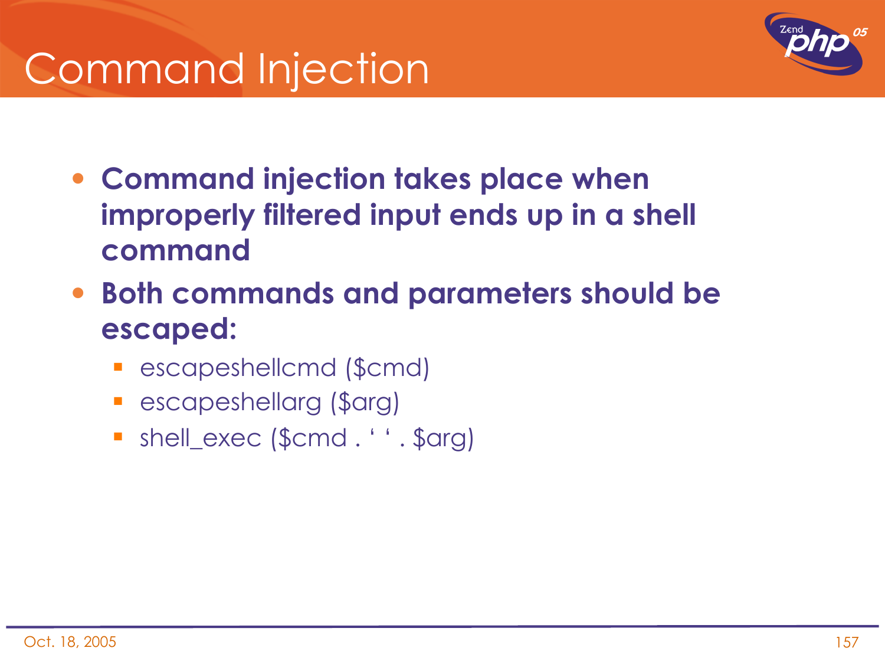# Command Injection

- **Command injection takes place when improperly filtered input ends up in a shell command**
- **Both commands and parameters should be escaped:**
  - escapeshellcmd ($cmd)
  - escapeshellarg ($arg)
  - shell_exec ($cmd . ' ' . $arg)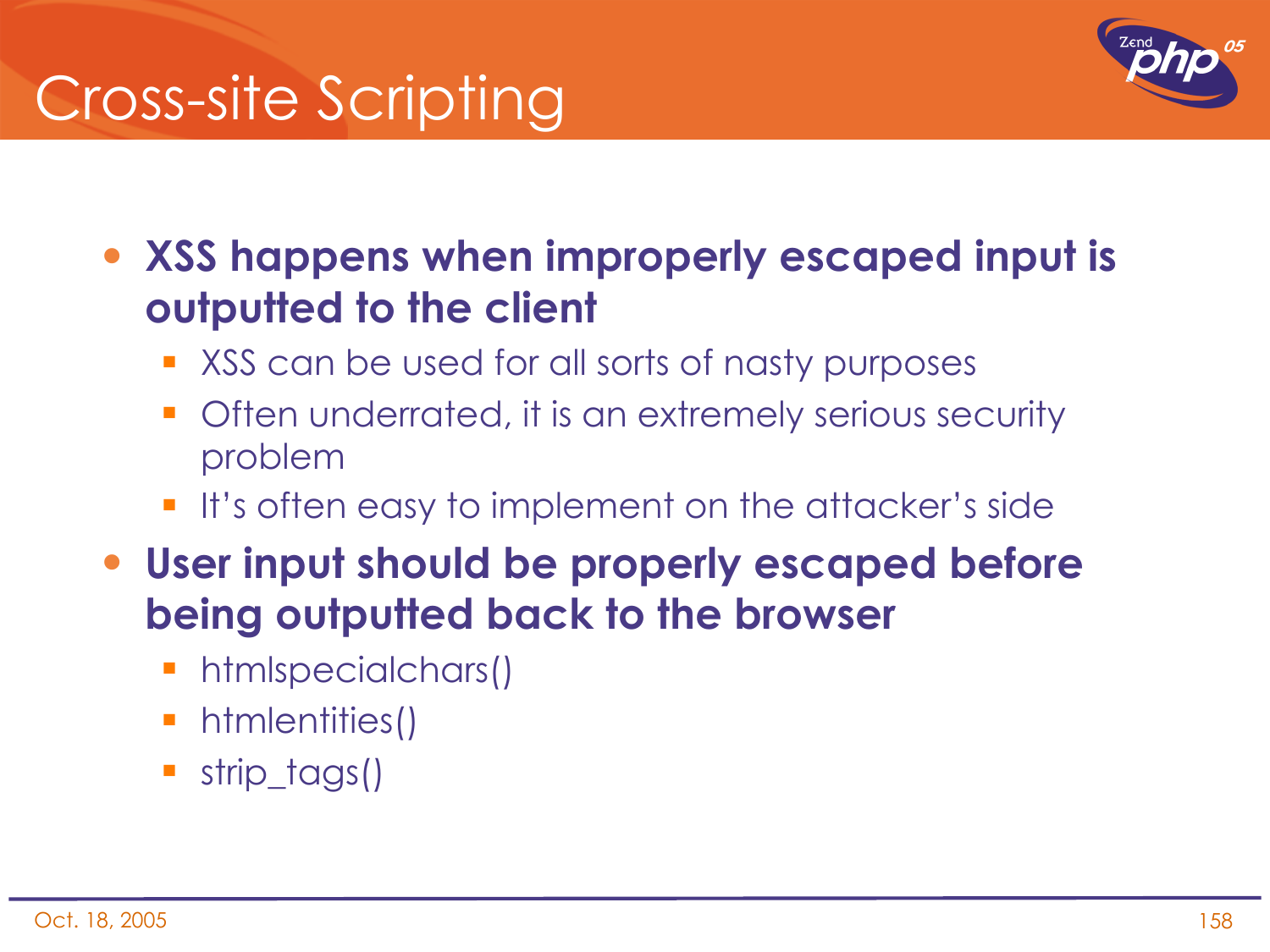# Cross-site Scripting

- **XSS happens when improperly escaped input is outputted to the client**
  - XSS can be used for all sorts of nasty purposes
  - Often underrated, it is an extremely serious security problem
  - It's often easy to implement on the attacker's side
- **User input should be properly escaped before being outputted back to the browser**
  - htmlspecialchars()
  - htmlentities()
  - strip_tags()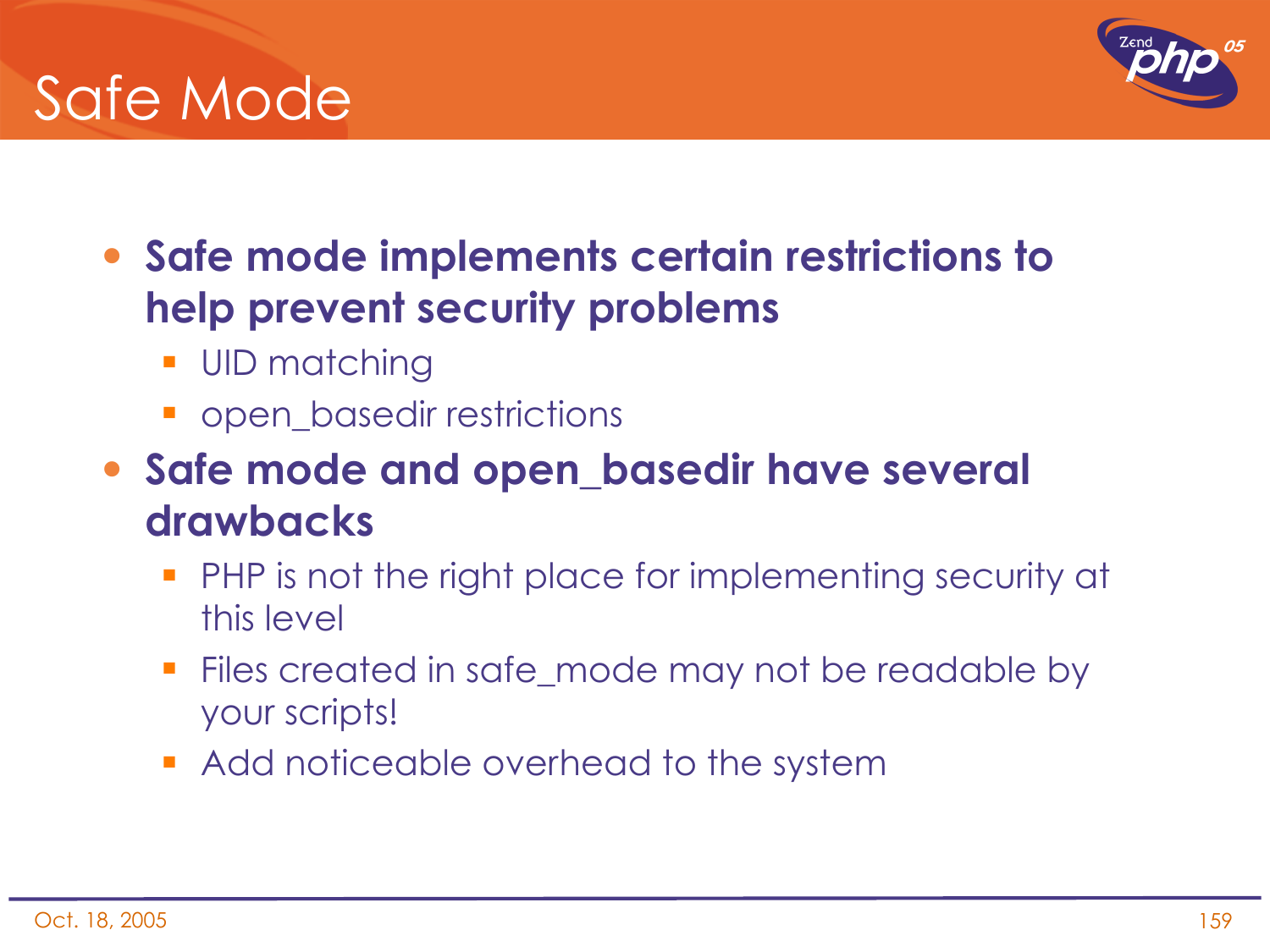# Safe Mode

- **Safe mode implements certain restrictions to help prevent security problems**
  - UID matching
  - open_basedir restrictions
- **Safe mode and open_basedir have several drawbacks**
  - PHP is not the right place for implementing security at this level
  - Files created in safe_mode may not be readable by your scripts!
  - Add noticeable overhead to the system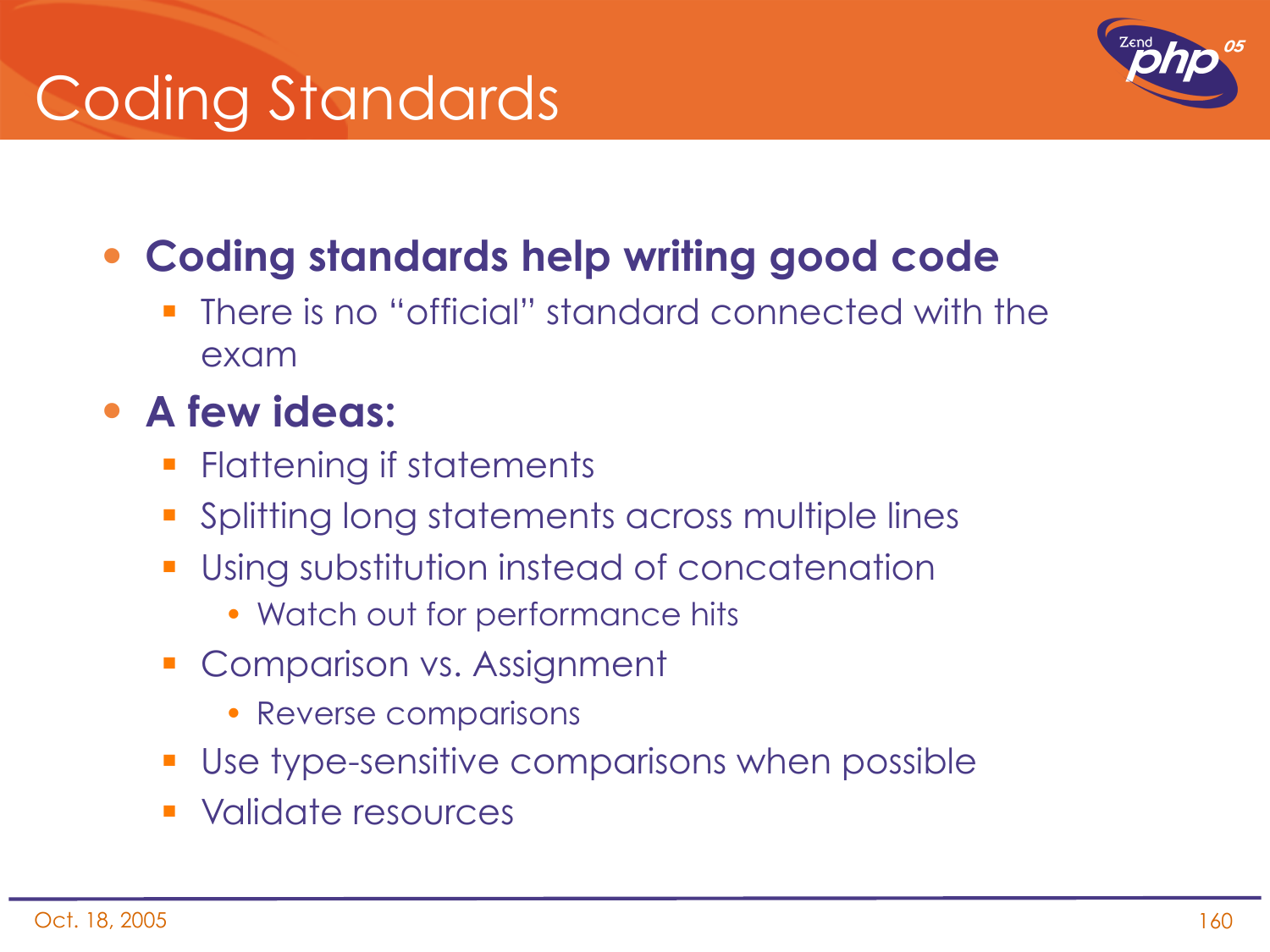# Coding Standards

- **Coding standards help writing good code**
  - There is no “official” standard connected with the exam
- **A few ideas:**
  - Flattening if statements
  - Splitting long statements across multiple lines
  - Using substitution instead of concatenation
    - Watch out for performance hits
  - Comparison vs. Assignment
    - Reverse comparisons
  - Use type-sensitive comparisons when possible
  - Validate resources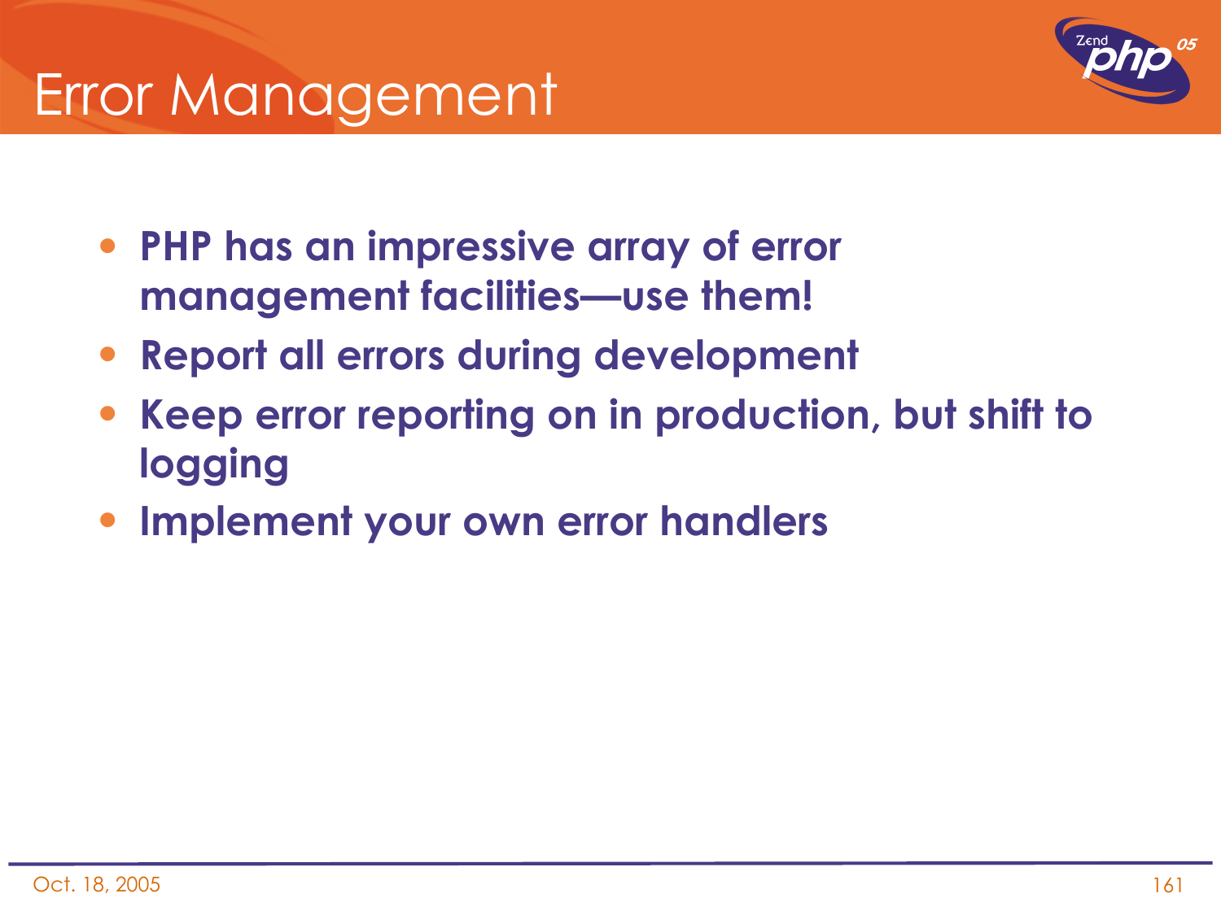# Error Management

- **PHP has an impressive array of error management facilities—use them!**
- **Report all errors during development**
- **Keep error reporting on in production, but shift to logging**
- **Implement your own error handlers**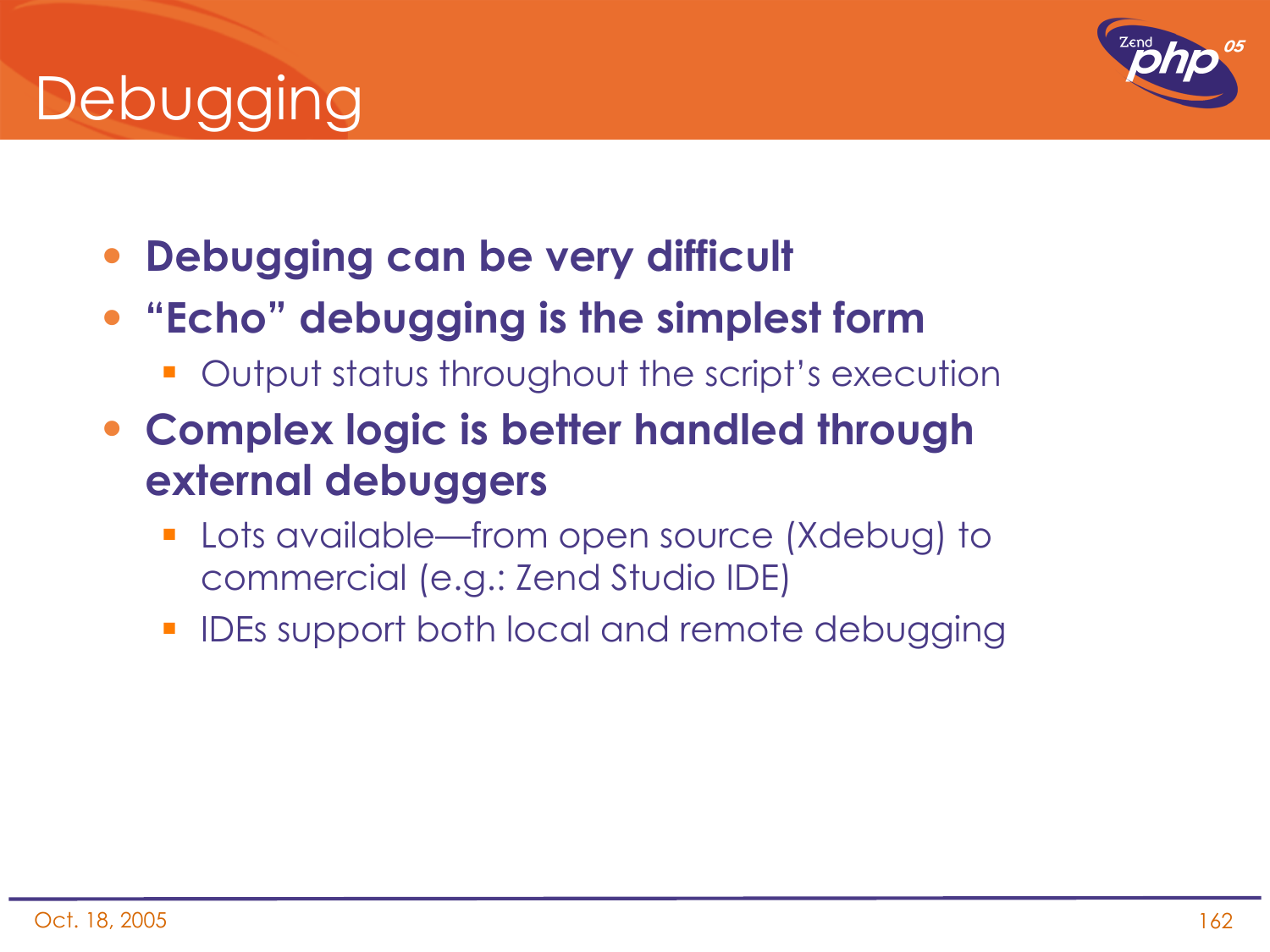# Debugging

- **Debugging can be very difficult**
- **“Echo” debugging is the simplest form**
  - Output status throughout the script’s execution
- **Complex logic is better handled through external debuggers**
  - Lots available—from open source (Xdebug) to commercial (e.g.: Zend Studio IDE)
  - IDEs support both local and remote debugging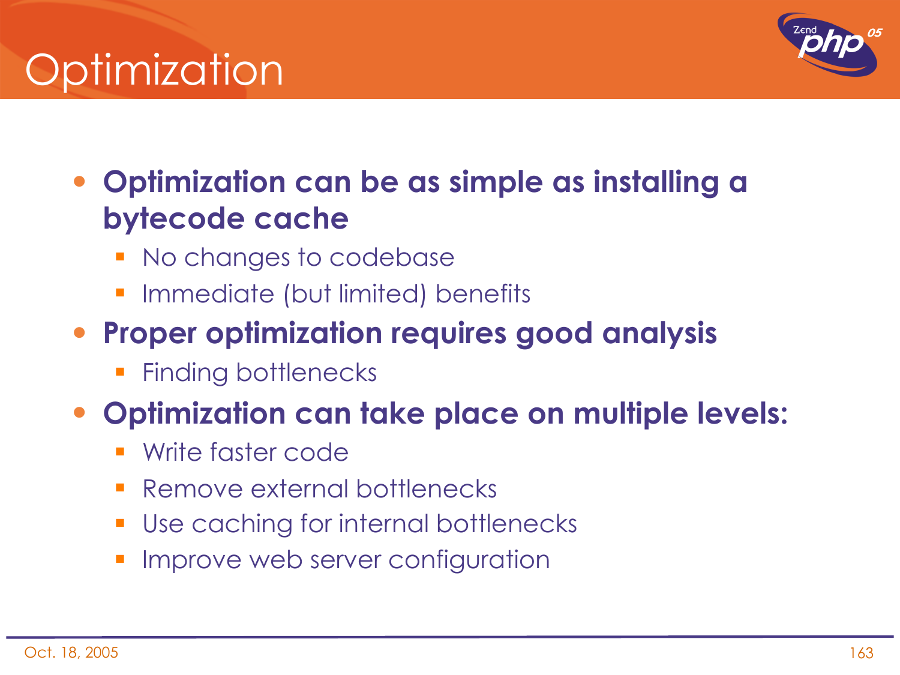# Optimization

- **Optimization can be as simple as installing a bytecode cache**
  - No changes to codebase
  - Immediate (but limited) benefits
- **Proper optimization requires good analysis**
  - Finding bottlenecks
- **Optimization can take place on multiple levels:**
  - Write faster code
  - Remove external bottlenecks
  - Use caching for internal bottlenecks
  - Improve web server configuration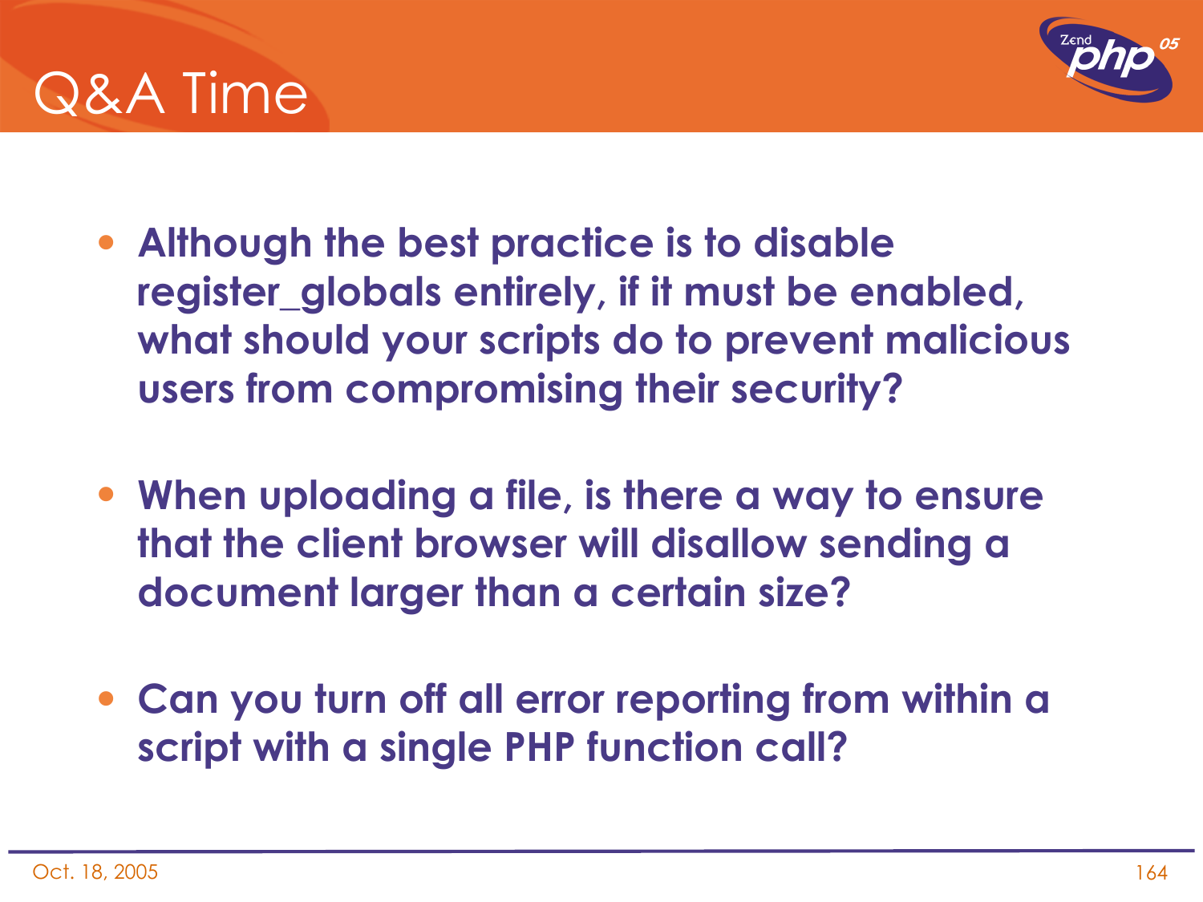# Q&A Time

- **Although the best practice is to disable register_globals entirely, if it must be enabled, what should your scripts do to prevent malicious users from compromising their security?**

- **When uploading a file, is there a way to ensure that the client browser will disallow sending a document larger than a certain size?**

- **Can you turn off all error reporting from within a script with a single PHP function call?**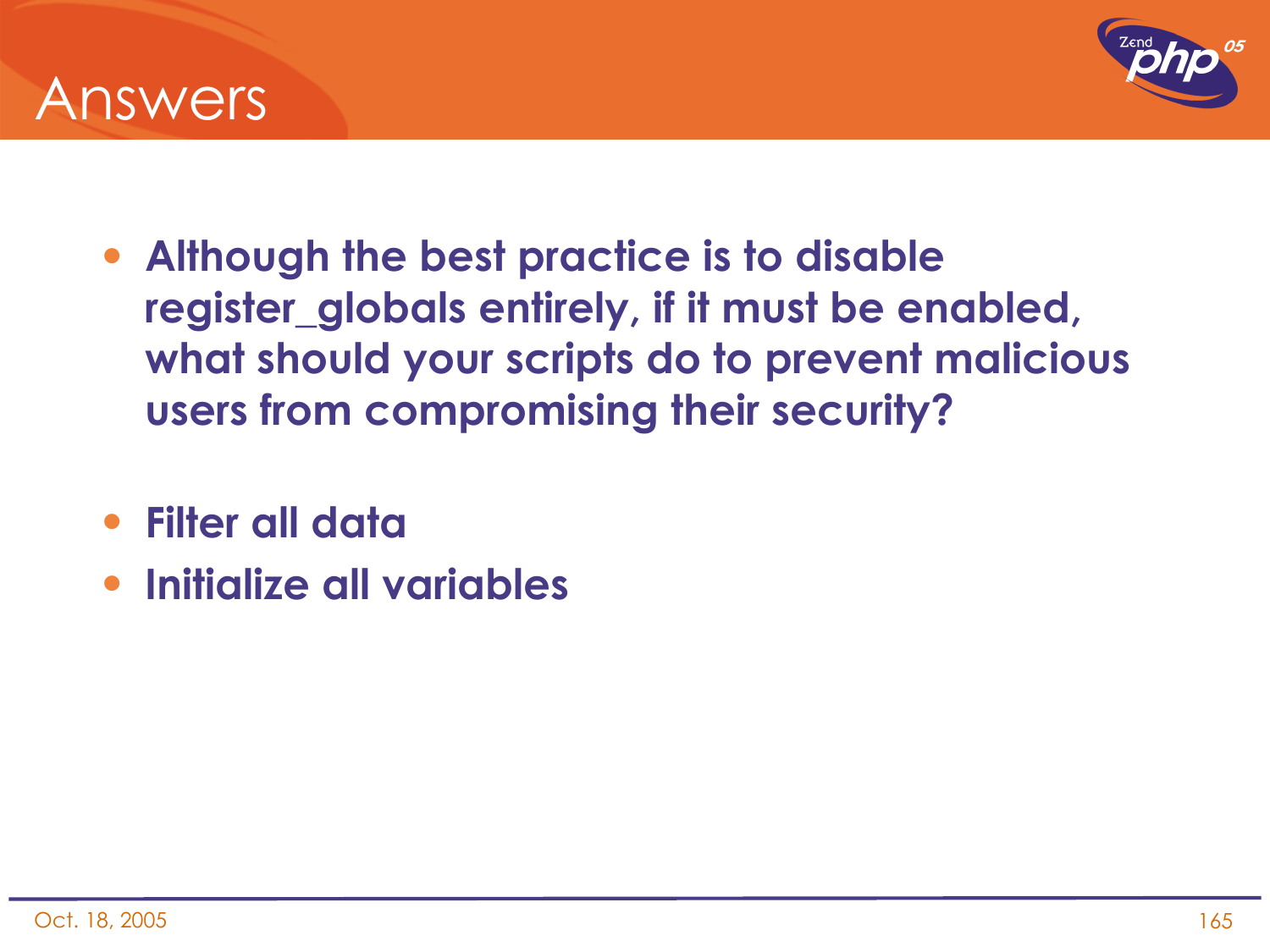# Answers

- **Although the best practice is to disable register_globals entirely, if it must be enabled, what should your scripts do to prevent malicious users from compromising their security?**

- **Filter all data**
- **Initialize all variables**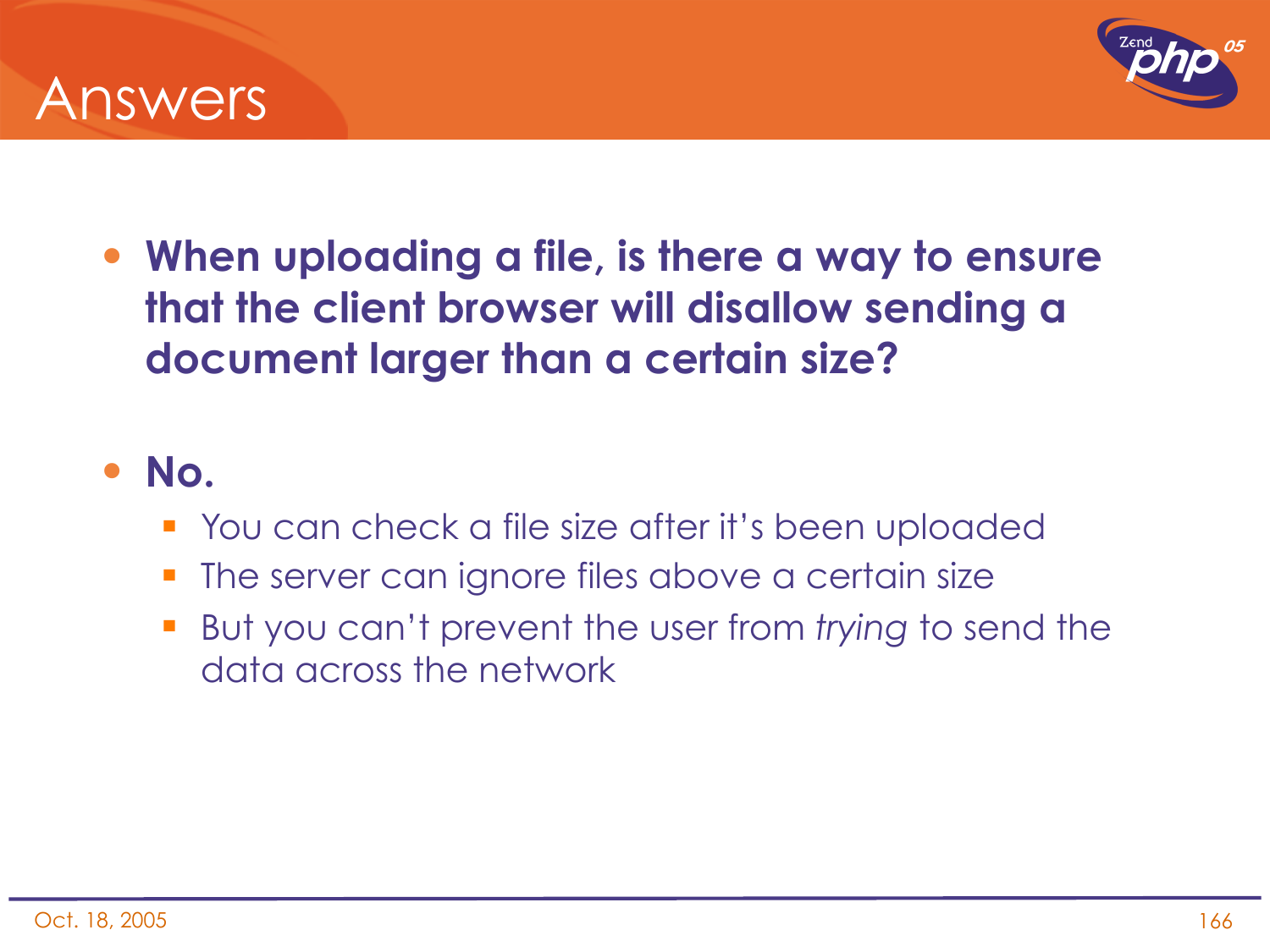# Answers

- **When uploading a file, is there a way to ensure that the client browser will disallow sending a document larger than a certain size?**
- **No.**
  - You can check a file size after it's been uploaded
  - The server can ignore files above a certain size
  - But you can't prevent the user from *trying* to send the data across the network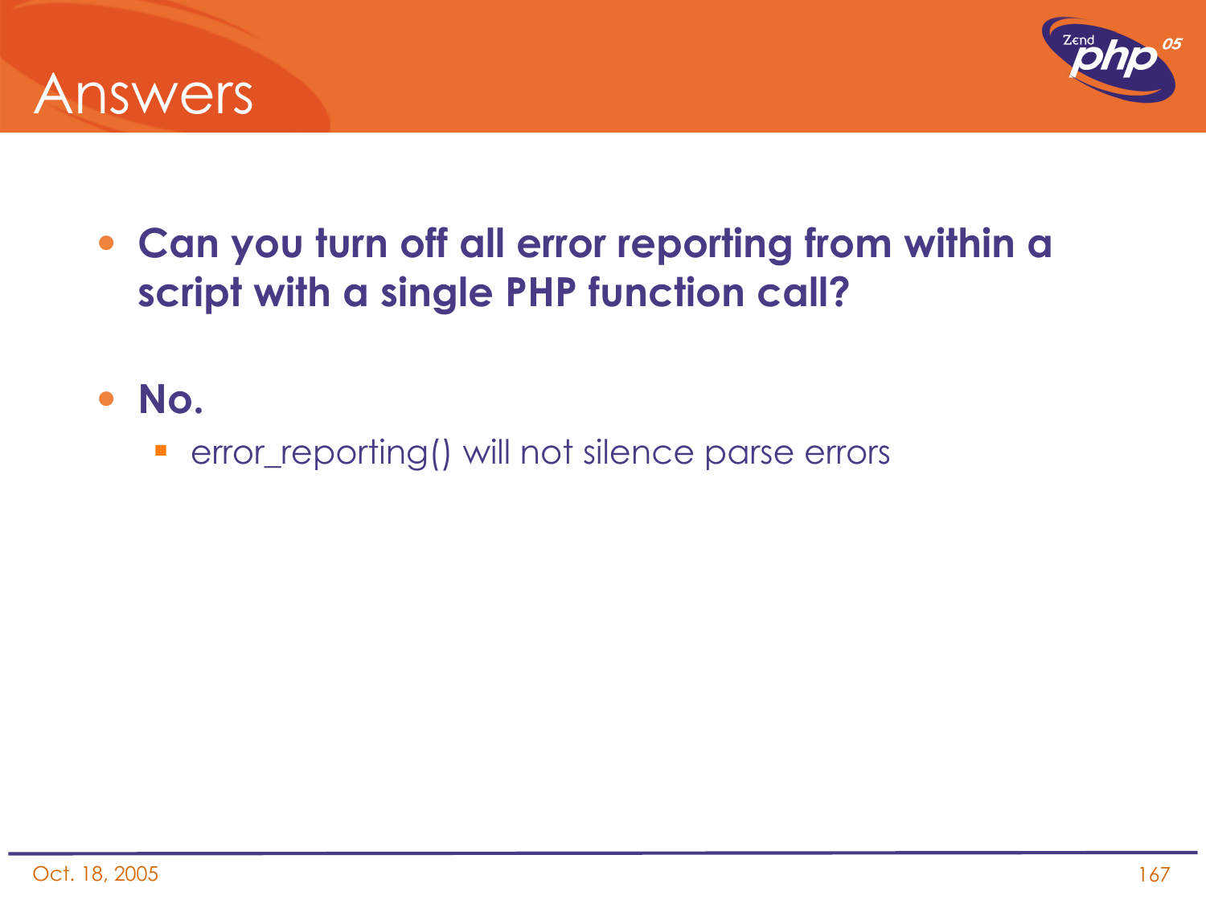# Answers

- **Can you turn off all error reporting from within a script with a single PHP function call?**

- **No.**
  - error_reporting() will not silence parse errors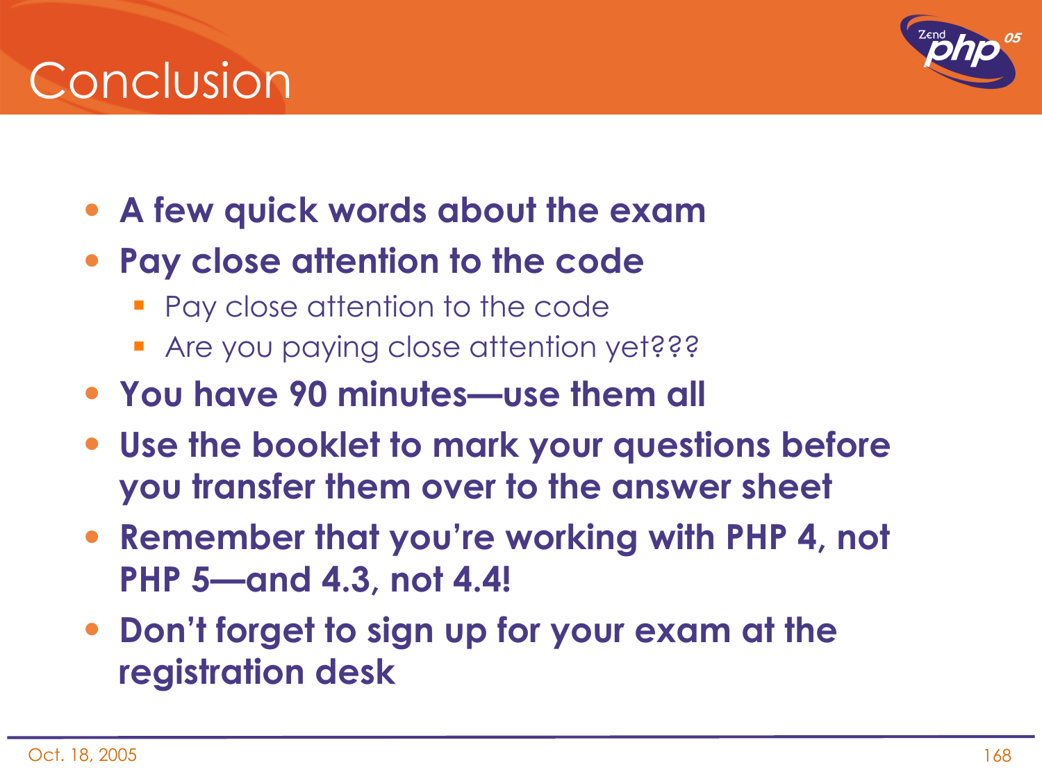# Conclusion

- **A few quick words about the exam**
- **Pay close attention to the code**
  - Pay close attention to the code
  - Are you paying close attention yet???
- **You have 90 minutes—use them all**
- **Use the booklet to mark your questions before you transfer them over to the answer sheet**
- **Remember that you're working with PHP 4, not PHP 5—and 4.3, not 4.4!**
- **Don't forget to sign up for your exam at the registration desk**